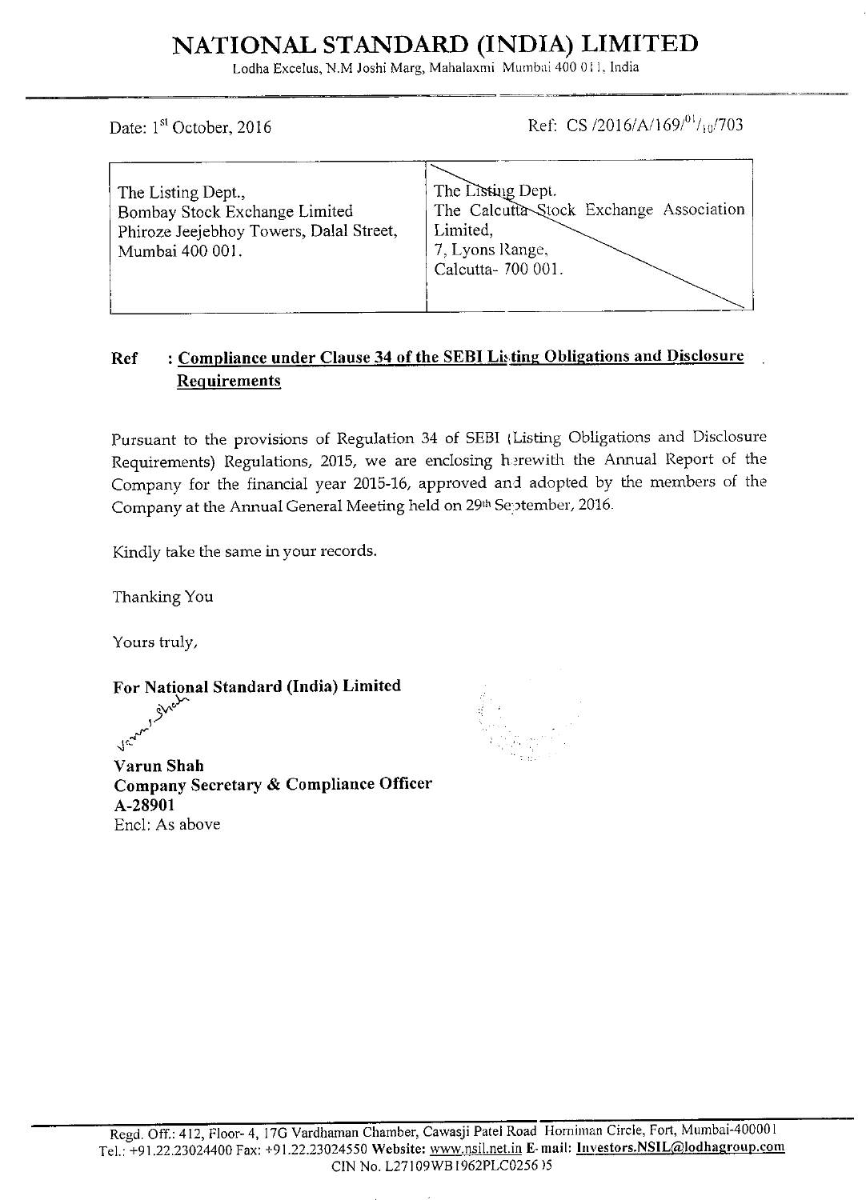# NATIONAL STANDARD (INDIA) LIMITED

Lodha Excelus, N.M Joshi Marg, Mahalaxmi Mumbai 400 011, India

Date: 1st October, 2016

Ref: CS /2016/A/169/01/10/703

| The Listing Dept., Bombay Stock Exchange Limited Phiroze Jeejebhoy Towers, Dalal Street, Mumbai 400 001. | The Listing Dept. The Calcutta Stock Exchange Association Limited, 7, Lyons Range, Calcutta- 700 001. |
|---|---|

**Ref : Compliance under Clause 34 of the SEBI Listing Obligations and Disclosure Requirements**

Pursuant to the provisions of Regulation 34 of SEBI (Listing Obligations and Disclosure Requirements) Regulations, 2015, we are enclosing herewith the Annual Report of the Company for the financial year 2015-16, approved and adopted by the members of the Company at the Annual General Meeting held on 29th September, 2016.

Kindly take the same in your records.

Thanking You

Yours truly,

**For National Standard (India) Limited**

**Varun Shah**
**Company Secretary & Compliance Officer**
**A-28901**
Encl: As above

Regd. Off.: 412, Floor- 4, 17G Vardhaman Chamber, Cawasji Patel Road Horniman Circle, Fort, Mumbai-400001
Tel.: +91.22.23024400 Fax: +91.22.23024550 **Website:** www.nsil.net.in **E-mail:** **Investors.NSIL@lodhagroup.com**
CIN No. L27109WB1962PLC025605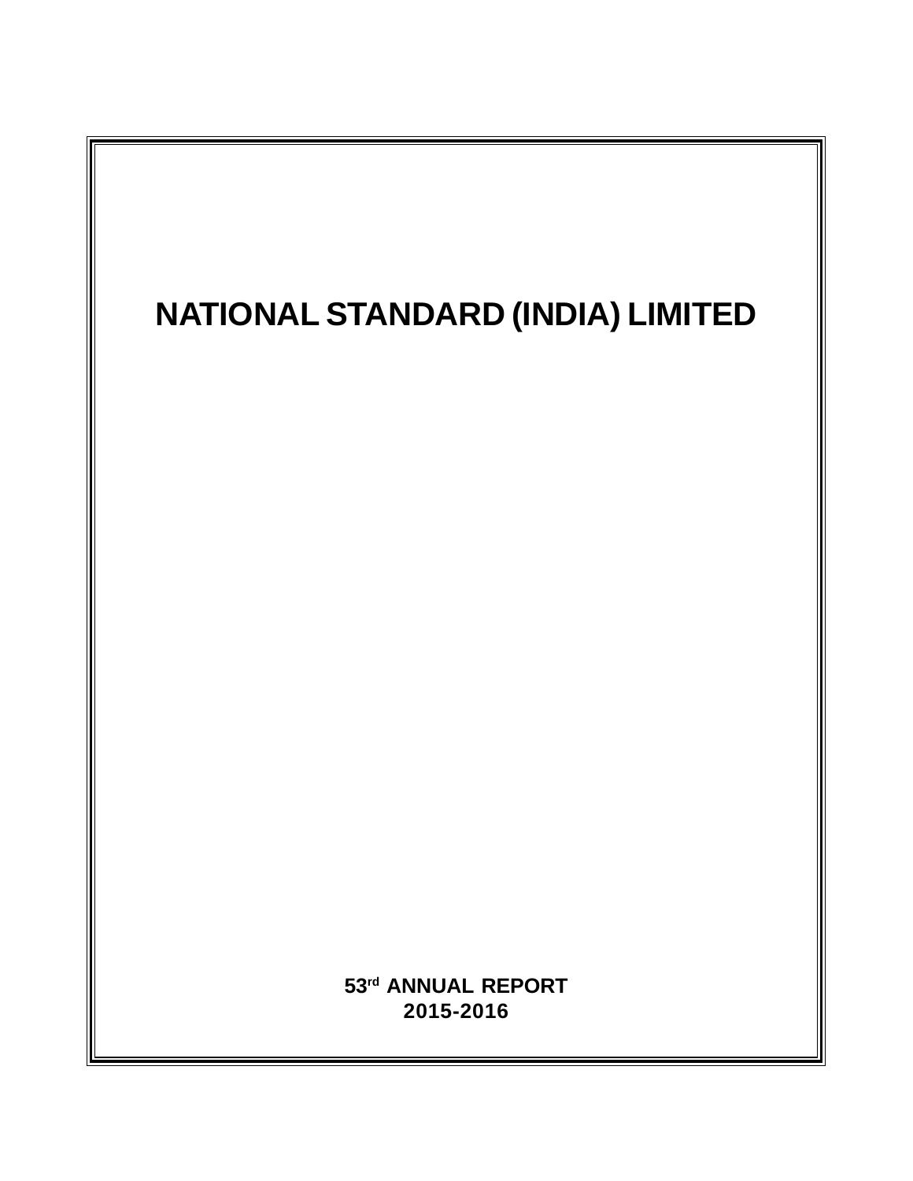# NATIONAL STANDARD (INDIA) LIMITED

**53rd ANNUAL REPORT**

**2015-2016**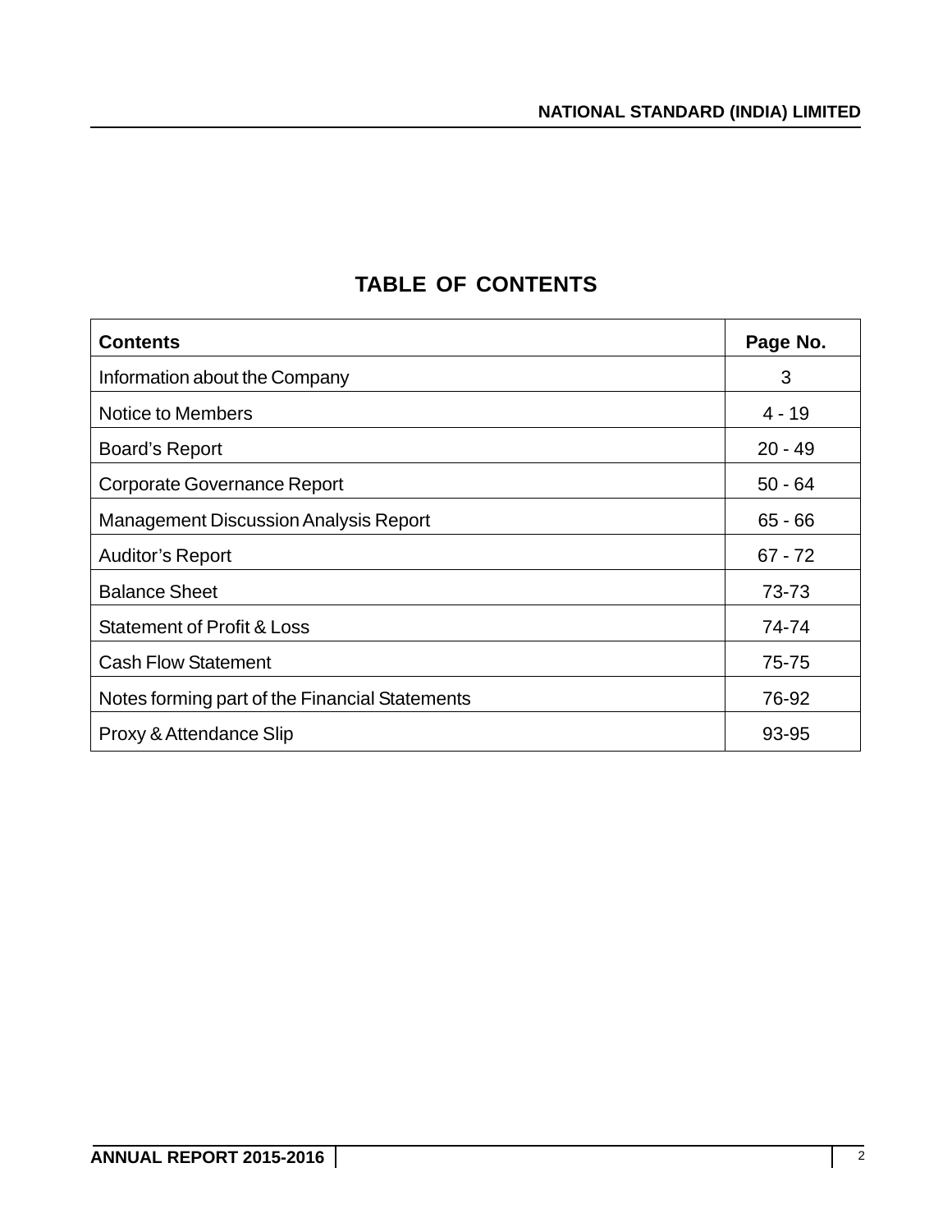# TABLE OF CONTENTS

| Contents | Page No. |
|---|---|
| Information about the Company | 3 |
| Notice to Members | 4 - 19 |
| Board's Report | 20 - 49 |
| Corporate Governance Report | 50 - 64 |
| Management Discussion Analysis Report | 65 - 66 |
| Auditor's Report | 67 - 72 |
| Balance Sheet | 73-73 |
| Statement of Profit & Loss | 74-74 |
| Cash Flow Statement | 75-75 |
| Notes forming part of the Financial Statements | 76-92 |
| Proxy & Attendance Slip | 93-95 |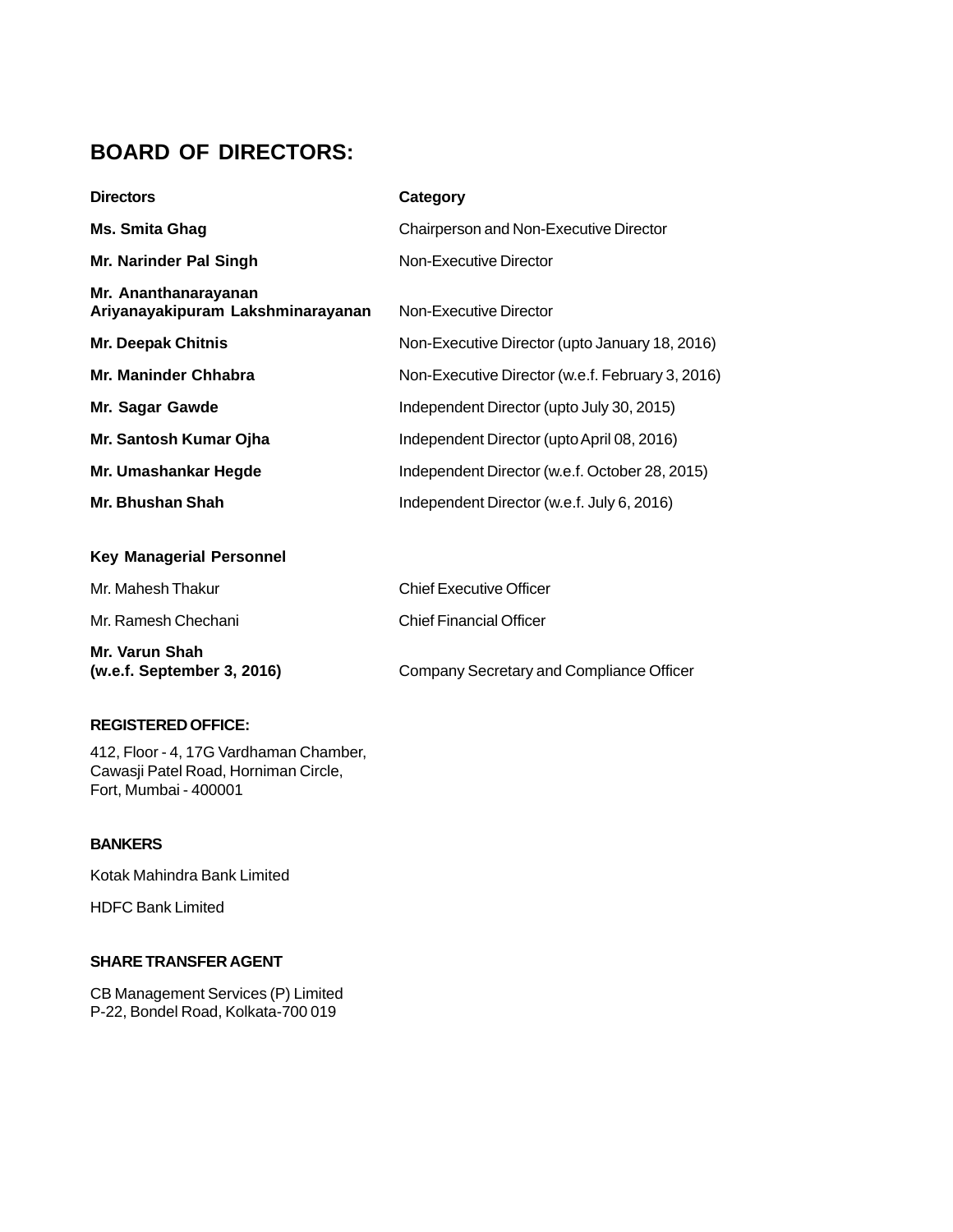## BOARD OF DIRECTORS:

| Directors | Category |
| --- | --- |
| **Ms. Smita Ghag** | Chairperson and Non-Executive Director |
| **Mr. Narinder Pal Singh** | Non-Executive Director |
| **Mr. Ananthanarayanan Ariyanayakipuram Lakshminarayanan** | Non-Executive Director |
| **Mr. Deepak Chitnis** | Non-Executive Director (upto January 18, 2016) |
| **Mr. Maninder Chhabra** | Non-Executive Director (w.e.f. February 3, 2016) |
| **Mr. Sagar Gawde** | Independent Director (upto July 30, 2015) |
| **Mr. Santosh Kumar Ojha** | Independent Director (upto April 08, 2016) |
| **Mr. Umashankar Hegde** | Independent Director (w.e.f. October 28, 2015) |
| **Mr. Bhushan Shah** | Independent Director (w.e.f. July 6, 2016) |

**Key Managerial Personnel**

| | |
| --- | --- |
| Mr. Mahesh Thakur | Chief Executive Officer |
| Mr. Ramesh Chechani | Chief Financial Officer |
| **Mr. Varun Shah (w.e.f. September 3, 2016)** | Company Secretary and Compliance Officer |

**REGISTERED OFFICE:**

412, Floor - 4, 17G Vardhaman Chamber,
Cawasji Patel Road, Horniman Circle,
Fort, Mumbai - 400001

**BANKERS**

Kotak Mahindra Bank Limited

HDFC Bank Limited

**SHARE TRANSFER AGENT**

CB Management Services (P) Limited
P-22, Bondel Road, Kolkata-700 019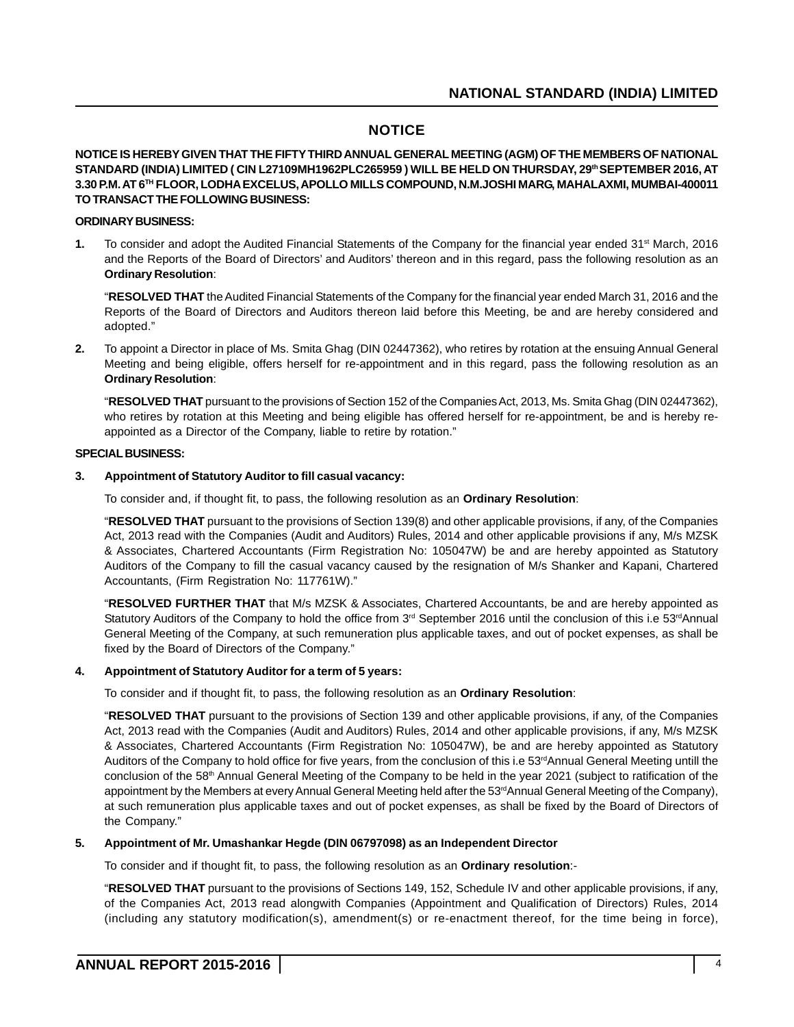# NOTICE

**NOTICE IS HEREBY GIVEN THAT THE FIFTY THIRD ANNUAL GENERAL MEETING (AGM) OF THE MEMBERS OF NATIONAL STANDARD (INDIA) LIMITED ( CIN L27109MH1962PLC265959 ) WILL BE HELD ON THURSDAY, 29th SEPTEMBER 2016, AT 3.30 P.M. AT 6TH FLOOR, LODHA EXCELUS, APOLLO MILLS COMPOUND, N.M.JOSHI MARG, MAHALAXMI, MUMBAI-400011 TO TRANSACT THE FOLLOWING BUSINESS:**

**ORDINARY BUSINESS:**

**1.** To consider and adopt the Audited Financial Statements of the Company for the financial year ended 31st March, 2016 and the Reports of the Board of Directors' and Auditors' thereon and in this regard, pass the following resolution as an **Ordinary Resolution**:

"**RESOLVED THAT** the Audited Financial Statements of the Company for the financial year ended March 31, 2016 and the Reports of the Board of Directors and Auditors thereon laid before this Meeting, be and are hereby considered and adopted."

**2.** To appoint a Director in place of Ms. Smita Ghag (DIN 02447362), who retires by rotation at the ensuing Annual General Meeting and being eligible, offers herself for re-appointment and in this regard, pass the following resolution as an **Ordinary Resolution**:

"**RESOLVED THAT** pursuant to the provisions of Section 152 of the Companies Act, 2013, Ms. Smita Ghag (DIN 02447362), who retires by rotation at this Meeting and being eligible has offered herself for re-appointment, be and is hereby re-appointed as a Director of the Company, liable to retire by rotation."

**SPECIAL BUSINESS:**

**3. Appointment of Statutory Auditor to fill casual vacancy:**

To consider and, if thought fit, to pass, the following resolution as an **Ordinary Resolution**:

"**RESOLVED THAT** pursuant to the provisions of Section 139(8) and other applicable provisions, if any, of the Companies Act, 2013 read with the Companies (Audit and Auditors) Rules, 2014 and other applicable provisions if any, M/s MZSK & Associates, Chartered Accountants (Firm Registration No: 105047W) be and are hereby appointed as Statutory Auditors of the Company to fill the casual vacancy caused by the resignation of M/s Shanker and Kapani, Chartered Accountants, (Firm Registration No: 117761W)."

"**RESOLVED FURTHER THAT** that M/s MZSK & Associates, Chartered Accountants, be and are hereby appointed as Statutory Auditors of the Company to hold the office from 3rd September 2016 until the conclusion of this i.e 53rd Annual General Meeting of the Company, at such remuneration plus applicable taxes, and out of pocket expenses, as shall be fixed by the Board of Directors of the Company."

**4. Appointment of Statutory Auditor for a term of 5 years:**

To consider and if thought fit, to pass, the following resolution as an **Ordinary Resolution**:

"**RESOLVED THAT** pursuant to the provisions of Section 139 and other applicable provisions, if any, of the Companies Act, 2013 read with the Companies (Audit and Auditors) Rules, 2014 and other applicable provisions, if any, M/s MZSK & Associates, Chartered Accountants (Firm Registration No: 105047W), be and are hereby appointed as Statutory Auditors of the Company to hold office for five years, from the conclusion of this i.e 53rd Annual General Meeting untill the conclusion of the 58th Annual General Meeting of the Company to be held in the year 2021 (subject to ratification of the appointment by the Members at every Annual General Meeting held after the 53rd Annual General Meeting of the Company), at such remuneration plus applicable taxes and out of pocket expenses, as shall be fixed by the Board of Directors of the Company."

**5. Appointment of Mr. Umashankar Hegde (DIN 06797098) as an Independent Director**

To consider and if thought fit, to pass, the following resolution as an **Ordinary resolution**:-

"**RESOLVED THAT** pursuant to the provisions of Sections 149, 152, Schedule IV and other applicable provisions, if any, of the Companies Act, 2013 read alongwith Companies (Appointment and Qualification of Directors) Rules, 2014 (including any statutory modification(s), amendment(s) or re-enactment thereof, for the time being in force),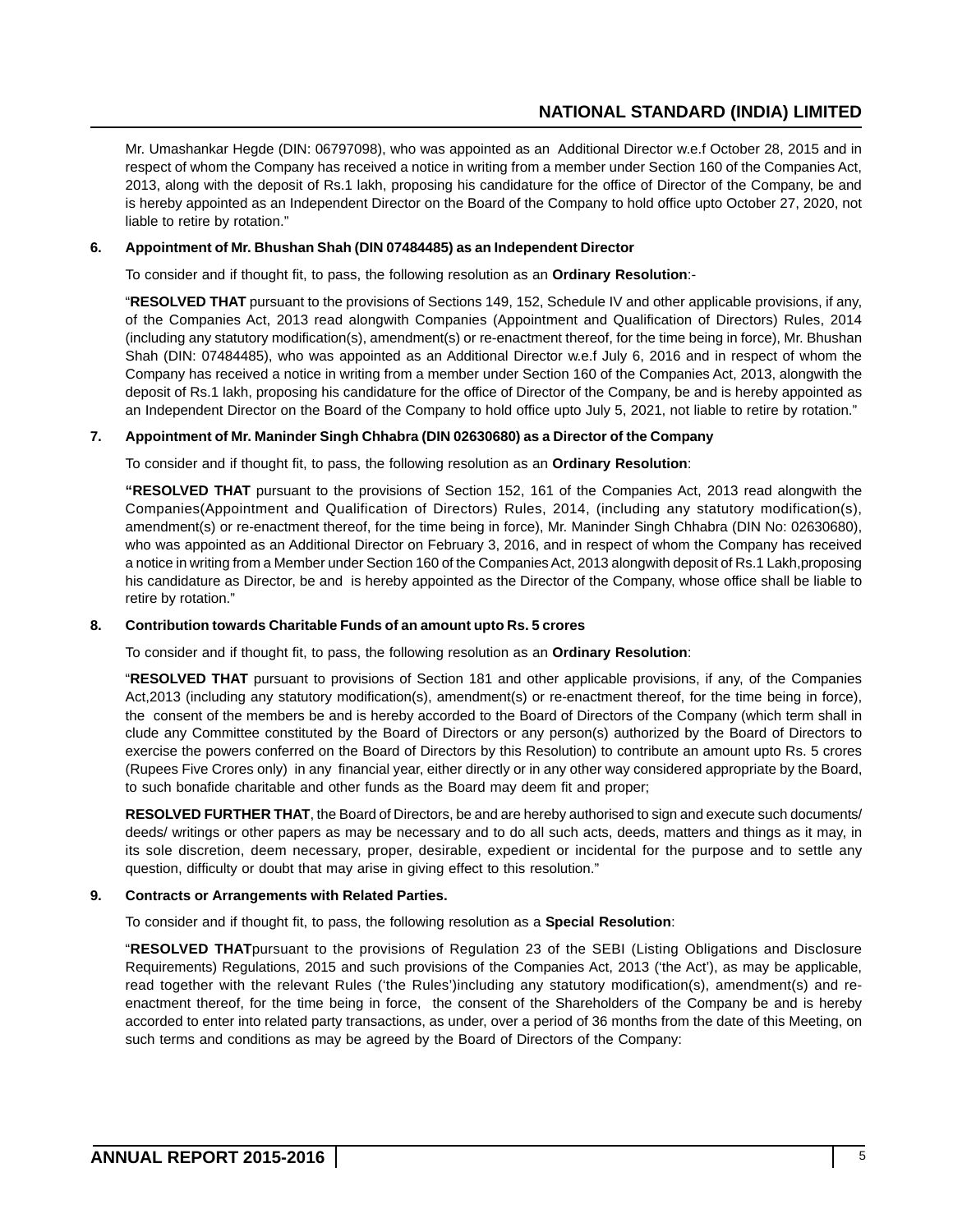Mr. Umashankar Hegde (DIN: 06797098), who was appointed as an Additional Director w.e.f October 28, 2015 and in respect of whom the Company has received a notice in writing from a member under Section 160 of the Companies Act, 2013, along with the deposit of Rs.1 lakh, proposing his candidature for the office of Director of the Company, be and is hereby appointed as an Independent Director on the Board of the Company to hold office upto October 27, 2020, not liable to retire by rotation."

**6. Appointment of Mr. Bhushan Shah (DIN 07484485) as an Independent Director**

To consider and if thought fit, to pass, the following resolution as an **Ordinary Resolution**:-

"**RESOLVED THAT** pursuant to the provisions of Sections 149, 152, Schedule IV and other applicable provisions, if any, of the Companies Act, 2013 read alongwith Companies (Appointment and Qualification of Directors) Rules, 2014 (including any statutory modification(s), amendment(s) or re-enactment thereof, for the time being in force), Mr. Bhushan Shah (DIN: 07484485), who was appointed as an Additional Director w.e.f July 6, 2016 and in respect of whom the Company has received a notice in writing from a member under Section 160 of the Companies Act, 2013, alongwith the deposit of Rs.1 lakh, proposing his candidature for the office of Director of the Company, be and is hereby appointed as an Independent Director on the Board of the Company to hold office upto July 5, 2021, not liable to retire by rotation."

**7. Appointment of Mr. Maninder Singh Chhabra (DIN 02630680) as a Director of the Company**

To consider and if thought fit, to pass, the following resolution as an **Ordinary Resolution**:

**"RESOLVED THAT** pursuant to the provisions of Section 152, 161 of the Companies Act, 2013 read alongwith the Companies(Appointment and Qualification of Directors) Rules, 2014, (including any statutory modification(s), amendment(s) or re-enactment thereof, for the time being in force), Mr. Maninder Singh Chhabra (DIN No: 02630680), who was appointed as an Additional Director on February 3, 2016, and in respect of whom the Company has received a notice in writing from a Member under Section 160 of the Companies Act, 2013 alongwith deposit of Rs.1 Lakh,proposing his candidature as Director, be and is hereby appointed as the Director of the Company, whose office shall be liable to retire by rotation."

**8. Contribution towards Charitable Funds of an amount upto Rs. 5 crores**

To consider and if thought fit, to pass, the following resolution as an **Ordinary Resolution**:

"**RESOLVED THAT** pursuant to provisions of Section 181 and other applicable provisions, if any, of the Companies Act,2013 (including any statutory modification(s), amendment(s) or re-enactment thereof, for the time being in force), the consent of the members be and is hereby accorded to the Board of Directors of the Company (which term shall in clude any Committee constituted by the Board of Directors or any person(s) authorized by the Board of Directors to exercise the powers conferred on the Board of Directors by this Resolution) to contribute an amount upto Rs. 5 crores (Rupees Five Crores only) in any financial year, either directly or in any other way considered appropriate by the Board, to such bonafide charitable and other funds as the Board may deem fit and proper;

**RESOLVED FURTHER THAT**, the Board of Directors, be and are hereby authorised to sign and execute such documents/ deeds/ writings or other papers as may be necessary and to do all such acts, deeds, matters and things as it may, in its sole discretion, deem necessary, proper, desirable, expedient or incidental for the purpose and to settle any question, difficulty or doubt that may arise in giving effect to this resolution."

**9. Contracts or Arrangements with Related Parties.**

To consider and if thought fit, to pass, the following resolution as a **Special Resolution**:

"**RESOLVED THAT**pursuant to the provisions of Regulation 23 of the SEBI (Listing Obligations and Disclosure Requirements) Regulations, 2015 and such provisions of the Companies Act, 2013 ('the Act'), as may be applicable, read together with the relevant Rules ('the Rules')including any statutory modification(s), amendment(s) and re-enactment thereof, for the time being in force, the consent of the Shareholders of the Company be and is hereby accorded to enter into related party transactions, as under, over a period of 36 months from the date of this Meeting, on such terms and conditions as may be agreed by the Board of Directors of the Company: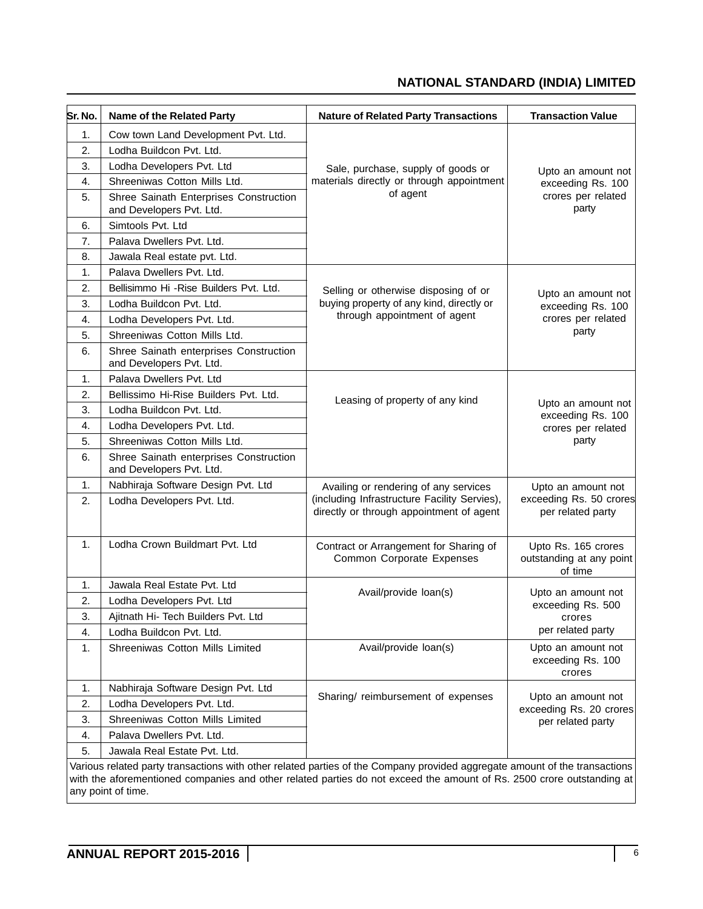| Sr. No. | Name of the Related Party | Nature of Related Party Transactions | Transaction Value |
|---|---|---|---|
| 1. | Cow town Land Development Pvt. Ltd. | Sale, purchase, supply of goods or materials directly or through appointment of agent | Upto an amount not exceeding Rs. 100 crores per related party |
| 2. | Lodha Buildcon Pvt. Ltd. | | |
| 3. | Lodha Developers Pvt. Ltd | | |
| 4. | Shreeniwas Cotton Mills Ltd. | | |
| 5. | Shree Sainath Enterprises Construction and Developers Pvt. Ltd. | | |
| 6. | Simtools Pvt. Ltd | | |
| 7. | Palava Dwellers Pvt. Ltd. | | |
| 8. | Jawala Real estate pvt. Ltd. | | |
| 1. | Palava Dwellers Pvt. Ltd. | Selling or otherwise disposing of or buying property of any kind, directly or through appointment of agent | Upto an amount not exceeding Rs. 100 crores per related party |
| 2. | Bellisimmo Hi -Rise Builders Pvt. Ltd. | | |
| 3. | Lodha Buildcon Pvt. Ltd. | | |
| 4. | Lodha Developers Pvt. Ltd. | | |
| 5. | Shreeniwas Cotton Mills Ltd. | | |
| 6. | Shree Sainath enterprises Construction and Developers Pvt. Ltd. | | |
| 1. | Palava Dwellers Pvt. Ltd | Leasing of property of any kind | Upto an amount not exceeding Rs. 100 crores per related party |
| 2. | Bellissimo Hi-Rise Builders Pvt. Ltd. | | |
| 3. | Lodha Buildcon Pvt. Ltd. | | |
| 4. | Lodha Developers Pvt. Ltd. | | |
| 5. | Shreeniwas Cotton Mills Ltd. | | |
| 6. | Shree Sainath enterprises Construction and Developers Pvt. Ltd. | | |
| 1. | Nabhiraja Software Design Pvt. Ltd | Availing or rendering of any services (including Infrastructure Facility Servies), directly or through appointment of agent | Upto an amount not exceeding Rs. 50 crores per related party |
| 2. | Lodha Developers Pvt. Ltd. | | |
| 1. | Lodha Crown Buildmart Pvt. Ltd | Contract or Arrangement for Sharing of Common Corporate Expenses | Upto Rs. 165 crores outstanding at any point of time |
| 1. | Jawala Real Estate Pvt. Ltd | Avail/provide loan(s) | Upto an amount not exceeding Rs. 500 crores per related party |
| 2. | Lodha Developers Pvt. Ltd | | |
| 3. | Ajitnath Hi- Tech Builders Pvt. Ltd | | |
| 4. | Lodha Buildcon Pvt. Ltd. | | |
| 1. | Shreeniwas Cotton Mills Limited | Avail/provide loan(s) | Upto an amount not exceeding Rs. 100 crores |
| 1. | Nabhiraja Software Design Pvt. Ltd | Sharing/ reimbursement of expenses | Upto an amount not exceeding Rs. 20 crores per related party |
| 2. | Lodha Developers Pvt. Ltd. | | |
| 3. | Shreeniwas Cotton Mills Limited | | |
| 4. | Palava Dwellers Pvt. Ltd. | | |
| 5. | Jawala Real Estate Pvt. Ltd. | | |

Various related party transactions with other related parties of the Company provided aggregate amount of the transactions with the aforementioned companies and other related parties do not exceed the amount of Rs. 2500 crore outstanding at any point of time.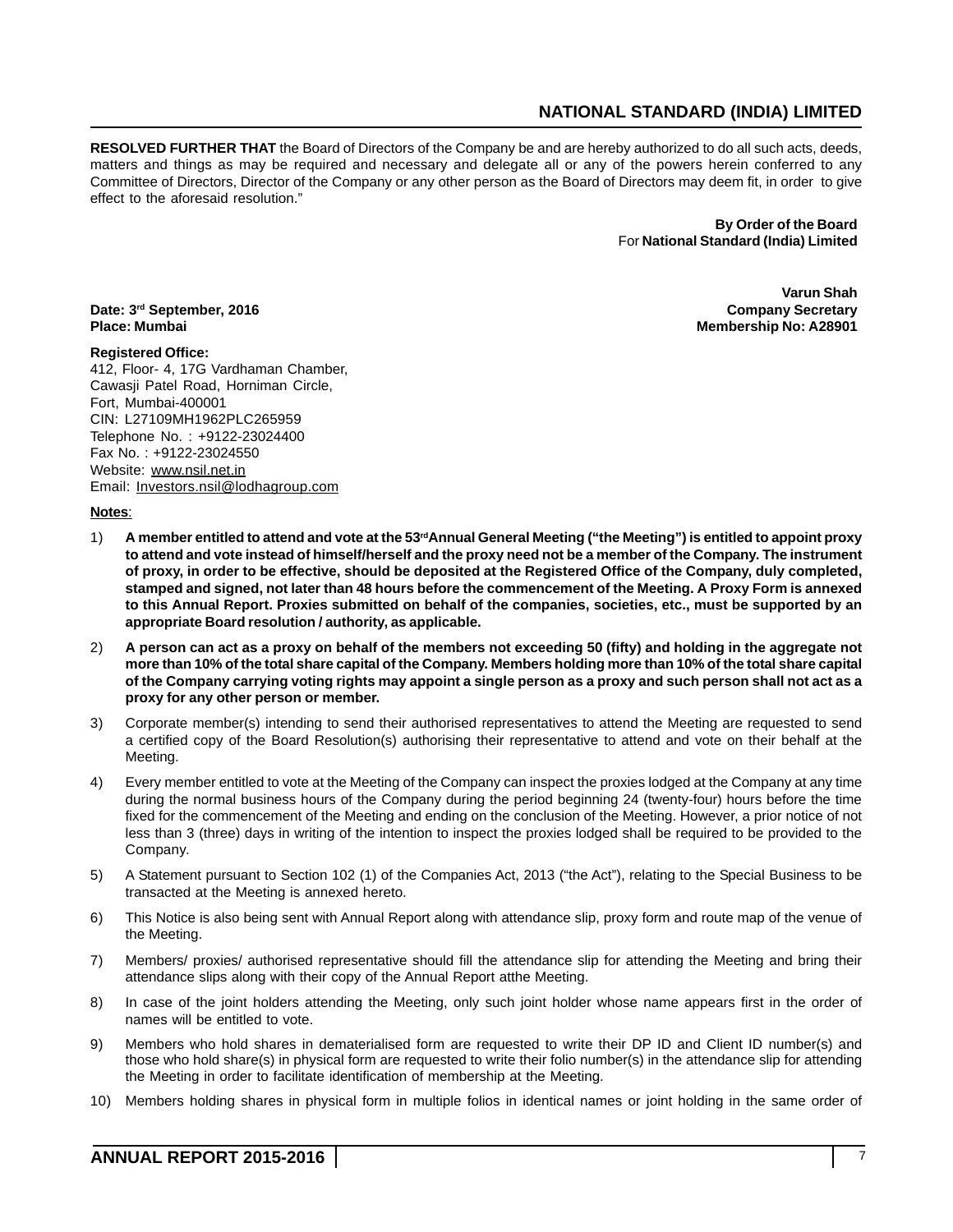**RESOLVED FURTHER THAT** the Board of Directors of the Company be and are hereby authorized to do all such acts, deeds, matters and things as may be required and necessary and delegate all or any of the powers herein conferred to any Committee of Directors, Director of the Company or any other person as the Board of Directors may deem fit, in order to give effect to the aforesaid resolution."

**By Order of the Board**
For **National Standard (India) Limited**

**Varun Shah**
**Company Secretary**
**Membership No: A28901**

**Date: 3rd September, 2016**
**Place: Mumbai**

**Registered Office:**
412, Floor- 4, 17G Vardhaman Chamber,
Cawasji Patel Road, Horniman Circle,
Fort, Mumbai-400001
CIN: L27109MH1962PLC265959
Telephone No. : +9122-23024400
Fax No. : +9122-23024550
Website: www.nsil.net.in
Email: Investors.nsil@lodhagroup.com

**Notes**:

1) **A member entitled to attend and vote at the 53rd Annual General Meeting ("the Meeting") is entitled to appoint proxy to attend and vote instead of himself/herself and the proxy need not be a member of the Company. The instrument of proxy, in order to be effective, should be deposited at the Registered Office of the Company, duly completed, stamped and signed, not later than 48 hours before the commencement of the Meeting. A Proxy Form is annexed to this Annual Report. Proxies submitted on behalf of the companies, societies, etc., must be supported by an appropriate Board resolution / authority, as applicable.**

2) **A person can act as a proxy on behalf of the members not exceeding 50 (fifty) and holding in the aggregate not more than 10% of the total share capital of the Company. Members holding more than 10% of the total share capital of the Company carrying voting rights may appoint a single person as a proxy and such person shall not act as a proxy for any other person or member.**

3) Corporate member(s) intending to send their authorised representatives to attend the Meeting are requested to send a certified copy of the Board Resolution(s) authorising their representative to attend and vote on their behalf at the Meeting.

4) Every member entitled to vote at the Meeting of the Company can inspect the proxies lodged at the Company at any time during the normal business hours of the Company during the period beginning 24 (twenty-four) hours before the time fixed for the commencement of the Meeting and ending on the conclusion of the Meeting. However, a prior notice of not less than 3 (three) days in writing of the intention to inspect the proxies lodged shall be required to be provided to the Company.

5) A Statement pursuant to Section 102 (1) of the Companies Act, 2013 ("the Act"), relating to the Special Business to be transacted at the Meeting is annexed hereto.

6) This Notice is also being sent with Annual Report along with attendance slip, proxy form and route map of the venue of the Meeting.

7) Members/ proxies/ authorised representative should fill the attendance slip for attending the Meeting and bring their attendance slips along with their copy of the Annual Report atthe Meeting.

8) In case of the joint holders attending the Meeting, only such joint holder whose name appears first in the order of names will be entitled to vote.

9) Members who hold shares in dematerialised form are requested to write their DP ID and Client ID number(s) and those who hold share(s) in physical form are requested to write their folio number(s) in the attendance slip for attending the Meeting in order to facilitate identification of membership at the Meeting.

10) Members holding shares in physical form in multiple folios in identical names or joint holding in the same order of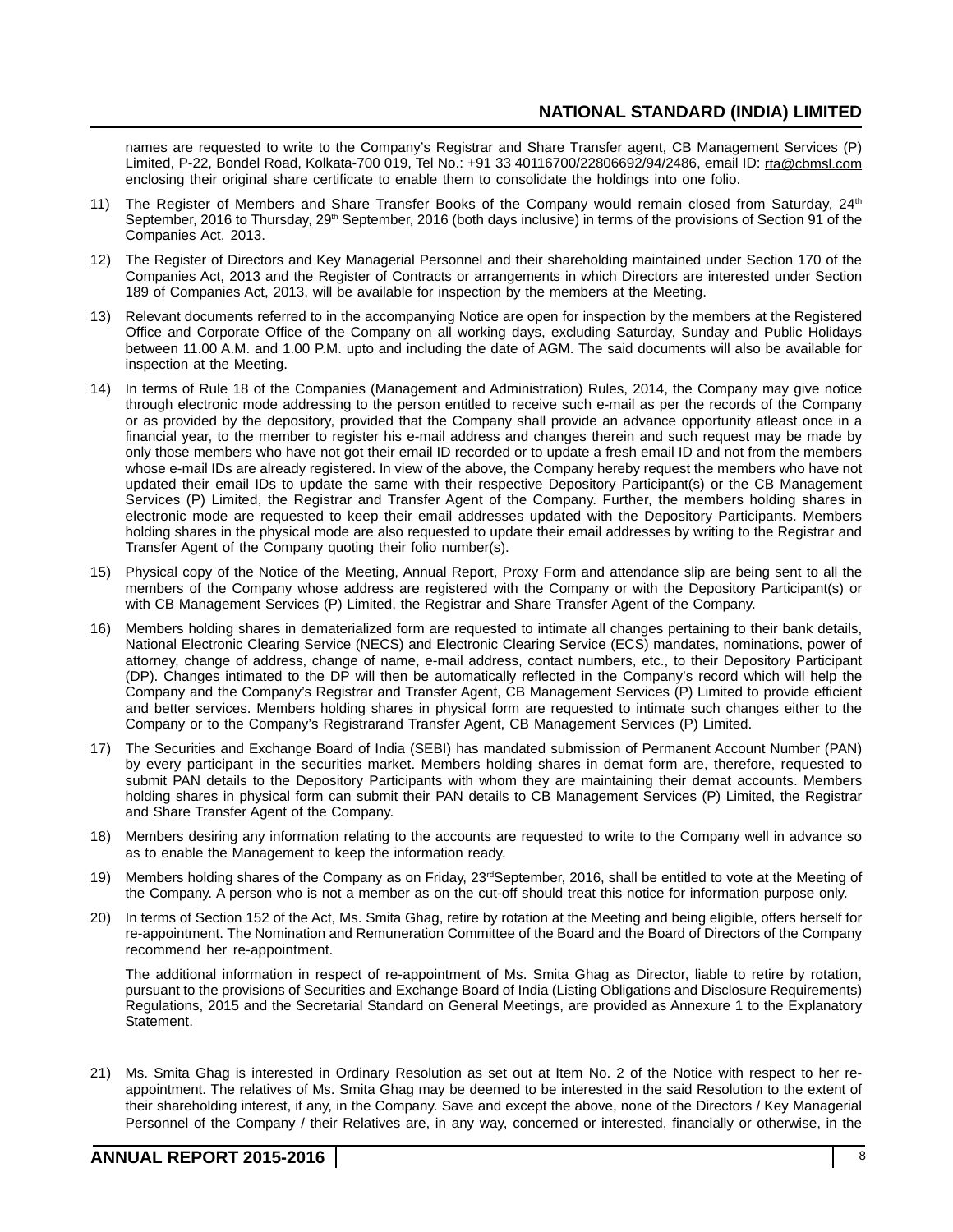names are requested to write to the Company's Registrar and Share Transfer agent, CB Management Services (P) Limited, P-22, Bondel Road, Kolkata-700 019, Tel No.: +91 33 40116700/22806692/94/2486, email ID: rta@cbmsl.com enclosing their original share certificate to enable them to consolidate the holdings into one folio.

11) The Register of Members and Share Transfer Books of the Company would remain closed from Saturday, 24th September, 2016 to Thursday, 29th September, 2016 (both days inclusive) in terms of the provisions of Section 91 of the Companies Act, 2013.

12) The Register of Directors and Key Managerial Personnel and their shareholding maintained under Section 170 of the Companies Act, 2013 and the Register of Contracts or arrangements in which Directors are interested under Section 189 of Companies Act, 2013, will be available for inspection by the members at the Meeting.

13) Relevant documents referred to in the accompanying Notice are open for inspection by the members at the Registered Office and Corporate Office of the Company on all working days, excluding Saturday, Sunday and Public Holidays between 11.00 A.M. and 1.00 P.M. upto and including the date of AGM. The said documents will also be available for inspection at the Meeting.

14) In terms of Rule 18 of the Companies (Management and Administration) Rules, 2014, the Company may give notice through electronic mode addressing to the person entitled to receive such e-mail as per the records of the Company or as provided by the depository, provided that the Company shall provide an advance opportunity atleast once in a financial year, to the member to register his e-mail address and changes therein and such request may be made by only those members who have not got their email ID recorded or to update a fresh email ID and not from the members whose e-mail IDs are already registered. In view of the above, the Company hereby request the members who have not updated their email IDs to update the same with their respective Depository Participant(s) or the CB Management Services (P) Limited, the Registrar and Transfer Agent of the Company. Further, the members holding shares in electronic mode are requested to keep their email addresses updated with the Depository Participants. Members holding shares in the physical mode are also requested to update their email addresses by writing to the Registrar and Transfer Agent of the Company quoting their folio number(s).

15) Physical copy of the Notice of the Meeting, Annual Report, Proxy Form and attendance slip are being sent to all the members of the Company whose address are registered with the Company or with the Depository Participant(s) or with CB Management Services (P) Limited, the Registrar and Share Transfer Agent of the Company.

16) Members holding shares in dematerialized form are requested to intimate all changes pertaining to their bank details, National Electronic Clearing Service (NECS) and Electronic Clearing Service (ECS) mandates, nominations, power of attorney, change of address, change of name, e-mail address, contact numbers, etc., to their Depository Participant (DP). Changes intimated to the DP will then be automatically reflected in the Company's record which will help the Company and the Company's Registrar and Transfer Agent, CB Management Services (P) Limited to provide efficient and better services. Members holding shares in physical form are requested to intimate such changes either to the Company or to the Company's Registrarand Transfer Agent, CB Management Services (P) Limited.

17) The Securities and Exchange Board of India (SEBI) has mandated submission of Permanent Account Number (PAN) by every participant in the securities market. Members holding shares in demat form are, therefore, requested to submit PAN details to the Depository Participants with whom they are maintaining their demat accounts. Members holding shares in physical form can submit their PAN details to CB Management Services (P) Limited, the Registrar and Share Transfer Agent of the Company.

18) Members desiring any information relating to the accounts are requested to write to the Company well in advance so as to enable the Management to keep the information ready.

19) Members holding shares of the Company as on Friday, 23rdSeptember, 2016, shall be entitled to vote at the Meeting of the Company. A person who is not a member as on the cut-off should treat this notice for information purpose only.

20) In terms of Section 152 of the Act, Ms. Smita Ghag, retire by rotation at the Meeting and being eligible, offers herself for re-appointment. The Nomination and Remuneration Committee of the Board and the Board of Directors of the Company recommend her re-appointment.

    The additional information in respect of re-appointment of Ms. Smita Ghag as Director, liable to retire by rotation, pursuant to the provisions of Securities and Exchange Board of India (Listing Obligations and Disclosure Requirements) Regulations, 2015 and the Secretarial Standard on General Meetings, are provided as Annexure 1 to the Explanatory Statement.

21) Ms. Smita Ghag is interested in Ordinary Resolution as set out at Item No. 2 of the Notice with respect to her re-appointment. The relatives of Ms. Smita Ghag may be deemed to be interested in the said Resolution to the extent of their shareholding interest, if any, in the Company. Save and except the above, none of the Directors / Key Managerial Personnel of the Company / their Relatives are, in any way, concerned or interested, financially or otherwise, in the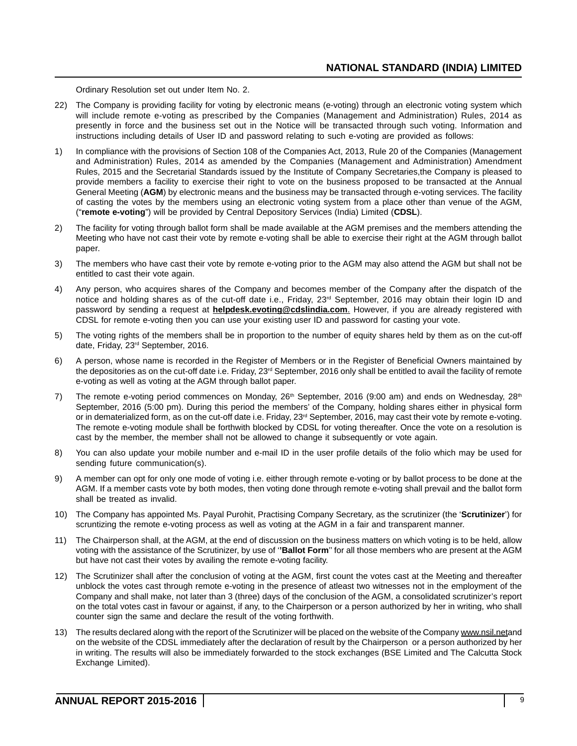Ordinary Resolution set out under Item No. 2.

22) The Company is providing facility for voting by electronic means (e-voting) through an electronic voting system which will include remote e-voting as prescribed by the Companies (Management and Administration) Rules, 2014 as presently in force and the business set out in the Notice will be transacted through such voting. Information and instructions including details of User ID and password relating to such e-voting are provided as follows:

1) In compliance with the provisions of Section 108 of the Companies Act, 2013, Rule 20 of the Companies (Management and Administration) Rules, 2014 as amended by the Companies (Management and Administration) Amendment Rules, 2015 and the Secretarial Standards issued by the Institute of Company Secretaries,the Company is pleased to provide members a facility to exercise their right to vote on the business proposed to be transacted at the Annual General Meeting (**AGM**) by electronic means and the business may be transacted through e-voting services. The facility of casting the votes by the members using an electronic voting system from a place other than venue of the AGM, ("**remote e-voting**") will be provided by Central Depository Services (India) Limited (**CDSL**).

2) The facility for voting through ballot form shall be made available at the AGM premises and the members attending the Meeting who have not cast their vote by remote e-voting shall be able to exercise their right at the AGM through ballot paper.

3) The members who have cast their vote by remote e-voting prior to the AGM may also attend the AGM but shall not be entitled to cast their vote again.

4) Any person, who acquires shares of the Company and becomes member of the Company after the dispatch of the notice and holding shares as of the cut-off date i.e., Friday, 23rd September, 2016 may obtain their login ID and password by sending a request at **helpdesk.evoting@cdslindia.com**. However, if you are already registered with CDSL for remote e-voting then you can use your existing user ID and password for casting your vote.

5) The voting rights of the members shall be in proportion to the number of equity shares held by them as on the cut-off date, Friday, 23rd September, 2016.

6) A person, whose name is recorded in the Register of Members or in the Register of Beneficial Owners maintained by the depositories as on the cut-off date i.e. Friday, 23rd September, 2016 only shall be entitled to avail the facility of remote e-voting as well as voting at the AGM through ballot paper.

7) The remote e-voting period commences on Monday, 26th September, 2016 (9:00 am) and ends on Wednesday, 28th September, 2016 (5:00 pm). During this period the members' of the Company, holding shares either in physical form or in dematerialized form, as on the cut-off date i.e. Friday, 23rd September, 2016, may cast their vote by remote e-voting. The remote e-voting module shall be forthwith blocked by CDSL for voting thereafter. Once the vote on a resolution is cast by the member, the member shall not be allowed to change it subsequently or vote again.

8) You can also update your mobile number and e-mail ID in the user profile details of the folio which may be used for sending future communication(s).

9) A member can opt for only one mode of voting i.e. either through remote e-voting or by ballot process to be done at the AGM. If a member casts vote by both modes, then voting done through remote e-voting shall prevail and the ballot form shall be treated as invalid.

10) The Company has appointed Ms. Payal Purohit, Practising Company Secretary, as the scrutinizer (the '**Scrutinizer**') for scruntizing the remote e-voting process as well as voting at the AGM in a fair and transparent manner.

11) The Chairperson shall, at the AGM, at the end of discussion on the business matters on which voting is to be held, allow voting with the assistance of the Scrutinizer, by use of "**Ballot Form**" for all those members who are present at the AGM but have not cast their votes by availing the remote e-voting facility.

12) The Scrutinizer shall after the conclusion of voting at the AGM, first count the votes cast at the Meeting and thereafter unblock the votes cast through remote e-voting in the presence of atleast two witnesses not in the employment of the Company and shall make, not later than 3 (three) days of the conclusion of the AGM, a consolidated scrutinizer's report on the total votes cast in favour or against, if any, to the Chairperson or a person authorized by her in writing, who shall counter sign the same and declare the result of the voting forthwith.

13) The results declared along with the report of the Scrutinizer will be placed on the website of the Company www.nsil.netand on the website of the CDSL immediately after the declaration of result by the Chairperson or a person authorized by her in writing. The results will also be immediately forwarded to the stock exchanges (BSE Limited and The Calcutta Stock Exchange Limited).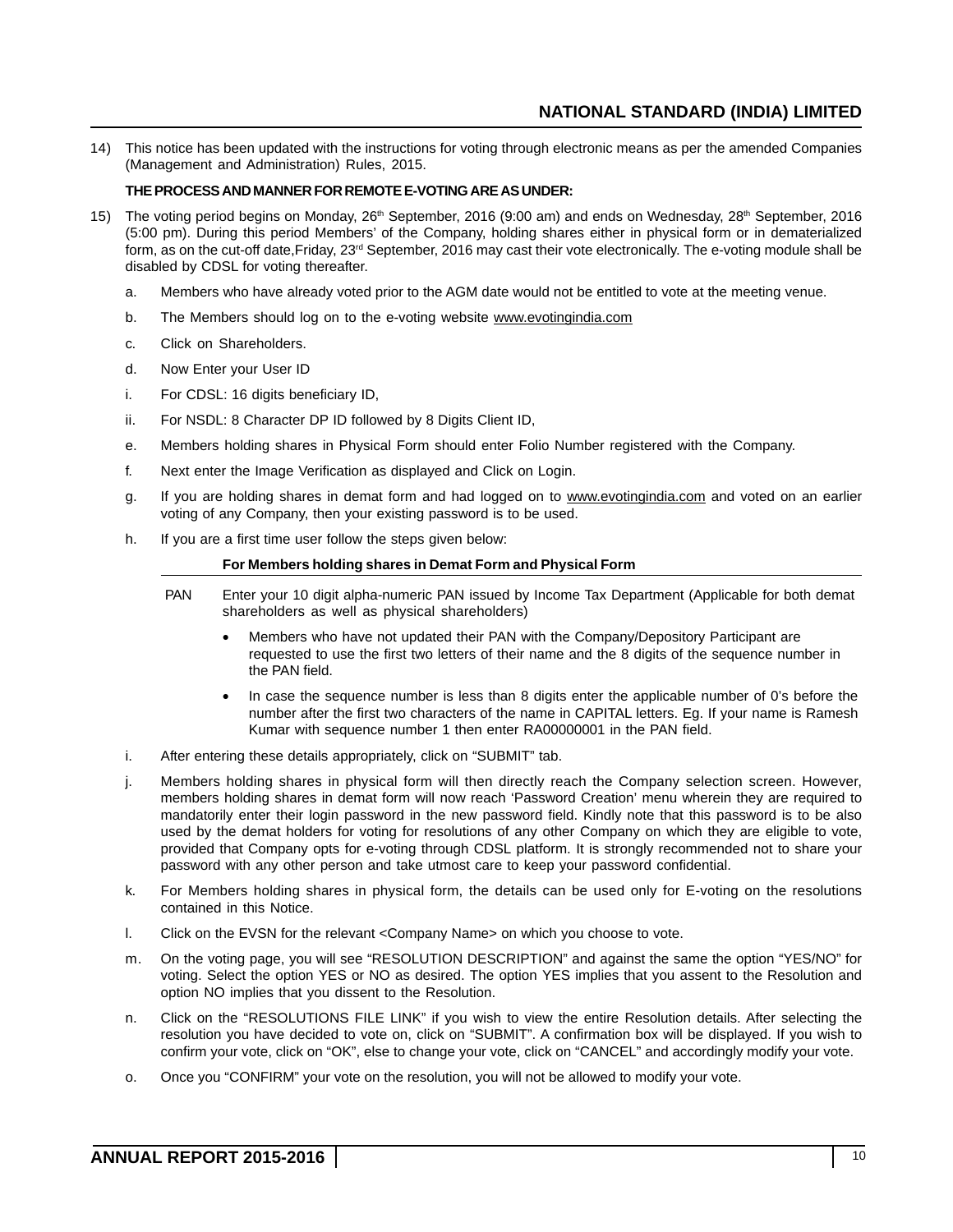14) This notice has been updated with the instructions for voting through electronic means as per the amended Companies (Management and Administration) Rules, 2015.

**THE PROCESS AND MANNER FOR REMOTE E-VOTING ARE AS UNDER:**

15) The voting period begins on Monday, 26th September, 2016 (9:00 am) and ends on Wednesday, 28th September, 2016 (5:00 pm). During this period Members' of the Company, holding shares either in physical form or in dematerialized form, as on the cut-off date,Friday, 23rd September, 2016 may cast their vote electronically. The e-voting module shall be disabled by CDSL for voting thereafter.

   a. Members who have already voted prior to the AGM date would not be entitled to vote at the meeting venue.

   b. The Members should log on to the e-voting website www.evotingindia.com

   c. Click on Shareholders.

   d. Now Enter your User ID

   i. For CDSL: 16 digits beneficiary ID,

   ii. For NSDL: 8 Character DP ID followed by 8 Digits Client ID,

   e. Members holding shares in Physical Form should enter Folio Number registered with the Company.

   f. Next enter the Image Verification as displayed and Click on Login.

   g. If you are holding shares in demat form and had logged on to www.evotingindia.com and voted on an earlier voting of any Company, then your existing password is to be used.

   h. If you are a first time user follow the steps given below:

| | For Members holding shares in Demat Form and Physical Form |
|---|---|
| PAN | Enter your 10 digit alpha-numeric PAN issued by Income Tax Department (Applicable for both demat shareholders as well as physical shareholders)<br>• Members who have not updated their PAN with the Company/Depository Participant are requested to use the first two letters of their name and the 8 digits of the sequence number in the PAN field.<br>• In case the sequence number is less than 8 digits enter the applicable number of 0's before the number after the first two characters of the name in CAPITAL letters. Eg. If your name is Ramesh Kumar with sequence number 1 then enter RA00000001 in the PAN field. |

   i. After entering these details appropriately, click on "SUBMIT" tab.

   j. Members holding shares in physical form will then directly reach the Company selection screen. However, members holding shares in demat form will now reach 'Password Creation' menu wherein they are required to mandatorily enter their login password in the new password field. Kindly note that this password is to be also used by the demat holders for voting for resolutions of any other Company on which they are eligible to vote, provided that Company opts for e-voting through CDSL platform. It is strongly recommended not to share your password with any other person and take utmost care to keep your password confidential.

   k. For Members holding shares in physical form, the details can be used only for E-voting on the resolutions contained in this Notice.

   l. Click on the EVSN for the relevant <Company Name> on which you choose to vote.

   m. On the voting page, you will see "RESOLUTION DESCRIPTION" and against the same the option "YES/NO" for voting. Select the option YES or NO as desired. The option YES implies that you assent to the Resolution and option NO implies that you dissent to the Resolution.

   n. Click on the "RESOLUTIONS FILE LINK" if you wish to view the entire Resolution details. After selecting the resolution you have decided to vote on, click on "SUBMIT". A confirmation box will be displayed. If you wish to confirm your vote, click on "OK", else to change your vote, click on "CANCEL" and accordingly modify your vote.

   o. Once you "CONFIRM" your vote on the resolution, you will not be allowed to modify your vote.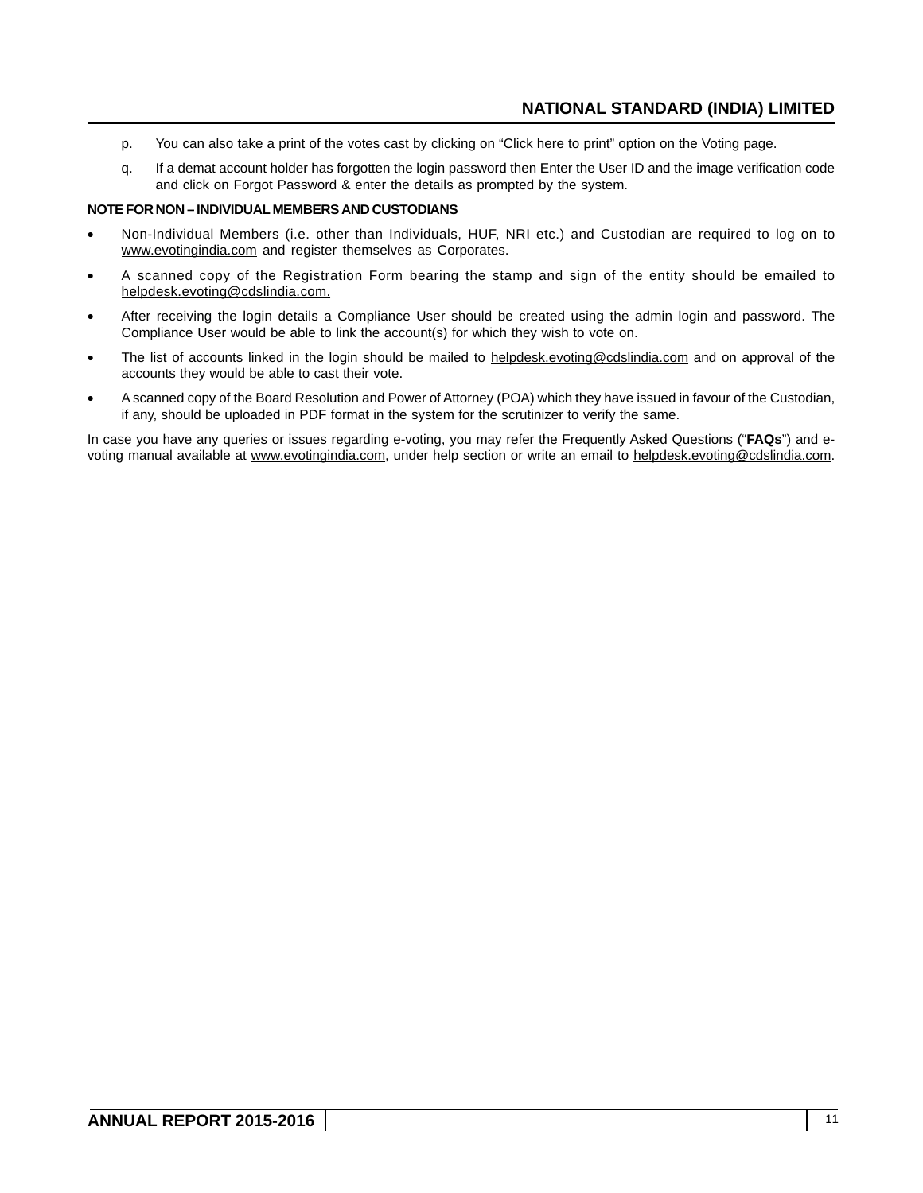p. You can also take a print of the votes cast by clicking on "Click here to print" option on the Voting page.

q. If a demat account holder has forgotten the login password then Enter the User ID and the image verification code and click on Forgot Password & enter the details as prompted by the system.

**NOTE FOR NON – INDIVIDUAL MEMBERS AND CUSTODIANS**

- Non-Individual Members (i.e. other than Individuals, HUF, NRI etc.) and Custodian are required to log on to www.evotingindia.com and register themselves as Corporates.
- A scanned copy of the Registration Form bearing the stamp and sign of the entity should be emailed to helpdesk.evoting@cdslindia.com.
- After receiving the login details a Compliance User should be created using the admin login and password. The Compliance User would be able to link the account(s) for which they wish to vote on.
- The list of accounts linked in the login should be mailed to helpdesk.evoting@cdslindia.com and on approval of the accounts they would be able to cast their vote.
- A scanned copy of the Board Resolution and Power of Attorney (POA) which they have issued in favour of the Custodian, if any, should be uploaded in PDF format in the system for the scrutinizer to verify the same.

In case you have any queries or issues regarding e-voting, you may refer the Frequently Asked Questions ("**FAQs**") and e-voting manual available at www.evotingindia.com, under help section or write an email to helpdesk.evoting@cdslindia.com.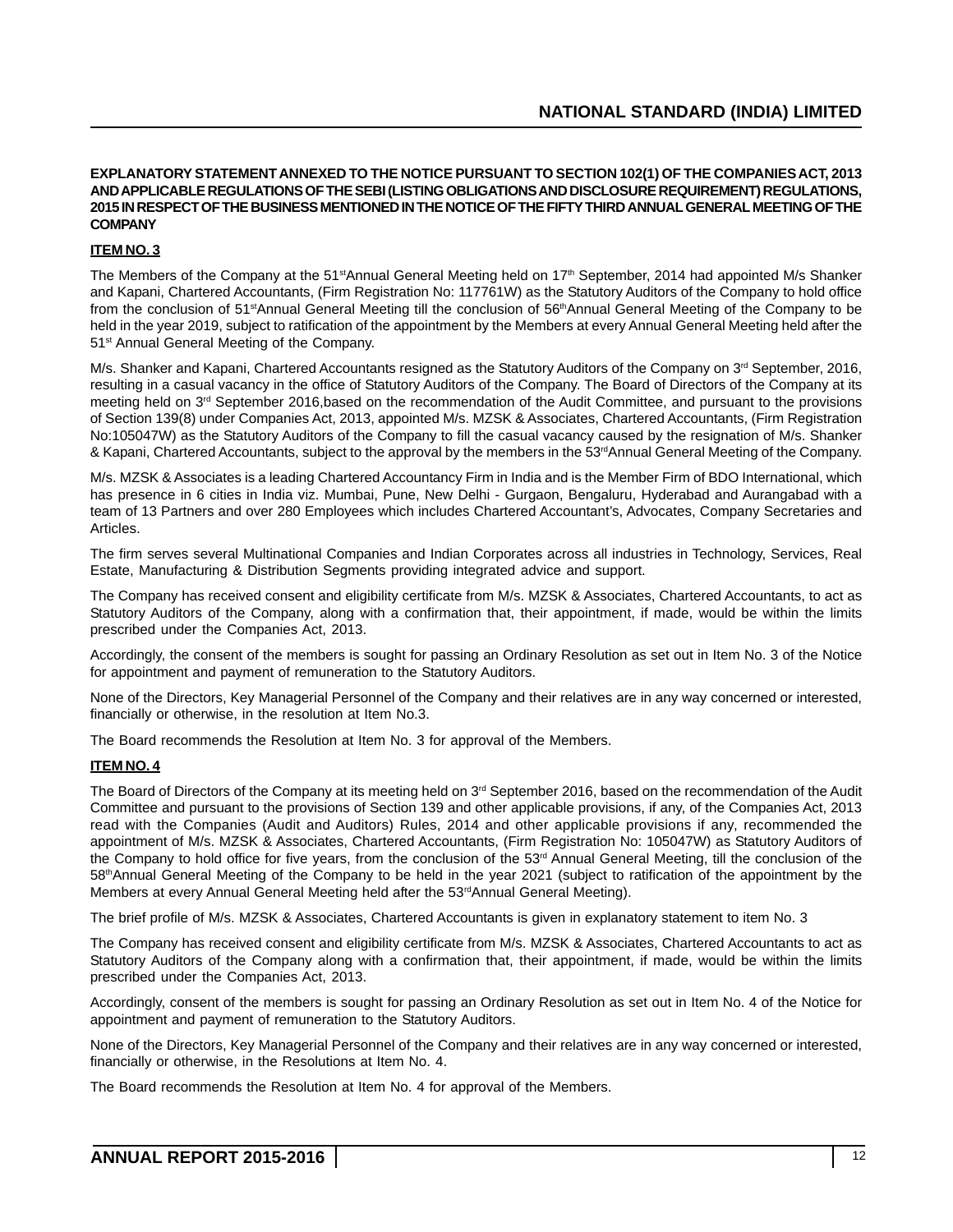**EXPLANATORY STATEMENT ANNEXED TO THE NOTICE PURSUANT TO SECTION 102(1) OF THE COMPANIES ACT, 2013 AND APPLICABLE REGULATIONS OF THE SEBI (LISTING OBLIGATIONS AND DISCLOSURE REQUIREMENT) REGULATIONS, 2015 IN RESPECT OF THE BUSINESS MENTIONED IN THE NOTICE OF THE FIFTY THIRD ANNUAL GENERAL MEETING OF THE COMPANY**

**ITEM NO. 3**

The Members of the Company at the 51st Annual General Meeting held on 17th September, 2014 had appointed M/s Shanker and Kapani, Chartered Accountants, (Firm Registration No: 117761W) as the Statutory Auditors of the Company to hold office from the conclusion of 51st Annual General Meeting till the conclusion of 56th Annual General Meeting of the Company to be held in the year 2019, subject to ratification of the appointment by the Members at every Annual General Meeting held after the 51st Annual General Meeting of the Company.

M/s. Shanker and Kapani, Chartered Accountants resigned as the Statutory Auditors of the Company on 3rd September, 2016, resulting in a casual vacancy in the office of Statutory Auditors of the Company. The Board of Directors of the Company at its meeting held on 3rd September 2016,based on the recommendation of the Audit Committee, and pursuant to the provisions of Section 139(8) under Companies Act, 2013, appointed M/s. MZSK & Associates, Chartered Accountants, (Firm Registration No:105047W) as the Statutory Auditors of the Company to fill the casual vacancy caused by the resignation of M/s. Shanker & Kapani, Chartered Accountants, subject to the approval by the members in the 53rd Annual General Meeting of the Company.

M/s. MZSK & Associates is a leading Chartered Accountancy Firm in India and is the Member Firm of BDO International, which has presence in 6 cities in India viz. Mumbai, Pune, New Delhi - Gurgaon, Bengaluru, Hyderabad and Aurangabad with a team of 13 Partners and over 280 Employees which includes Chartered Accountant's, Advocates, Company Secretaries and Articles.

The firm serves several Multinational Companies and Indian Corporates across all industries in Technology, Services, Real Estate, Manufacturing & Distribution Segments providing integrated advice and support.

The Company has received consent and eligibility certificate from M/s. MZSK & Associates, Chartered Accountants, to act as Statutory Auditors of the Company, along with a confirmation that, their appointment, if made, would be within the limits prescribed under the Companies Act, 2013.

Accordingly, the consent of the members is sought for passing an Ordinary Resolution as set out in Item No. 3 of the Notice for appointment and payment of remuneration to the Statutory Auditors.

None of the Directors, Key Managerial Personnel of the Company and their relatives are in any way concerned or interested, financially or otherwise, in the resolution at Item No.3.

The Board recommends the Resolution at Item No. 3 for approval of the Members.

**ITEM NO. 4**

The Board of Directors of the Company at its meeting held on 3rd September 2016, based on the recommendation of the Audit Committee and pursuant to the provisions of Section 139 and other applicable provisions, if any, of the Companies Act, 2013 read with the Companies (Audit and Auditors) Rules, 2014 and other applicable provisions if any, recommended the appointment of M/s. MZSK & Associates, Chartered Accountants, (Firm Registration No: 105047W) as Statutory Auditors of the Company to hold office for five years, from the conclusion of the 53rd Annual General Meeting, till the conclusion of the 58th Annual General Meeting of the Company to be held in the year 2021 (subject to ratification of the appointment by the Members at every Annual General Meeting held after the 53rd Annual General Meeting).

The brief profile of M/s. MZSK & Associates, Chartered Accountants is given in explanatory statement to item No. 3

The Company has received consent and eligibility certificate from M/s. MZSK & Associates, Chartered Accountants to act as Statutory Auditors of the Company along with a confirmation that, their appointment, if made, would be within the limits prescribed under the Companies Act, 2013.

Accordingly, consent of the members is sought for passing an Ordinary Resolution as set out in Item No. 4 of the Notice for appointment and payment of remuneration to the Statutory Auditors.

None of the Directors, Key Managerial Personnel of the Company and their relatives are in any way concerned or interested, financially or otherwise, in the Resolutions at Item No. 4.

The Board recommends the Resolution at Item No. 4 for approval of the Members.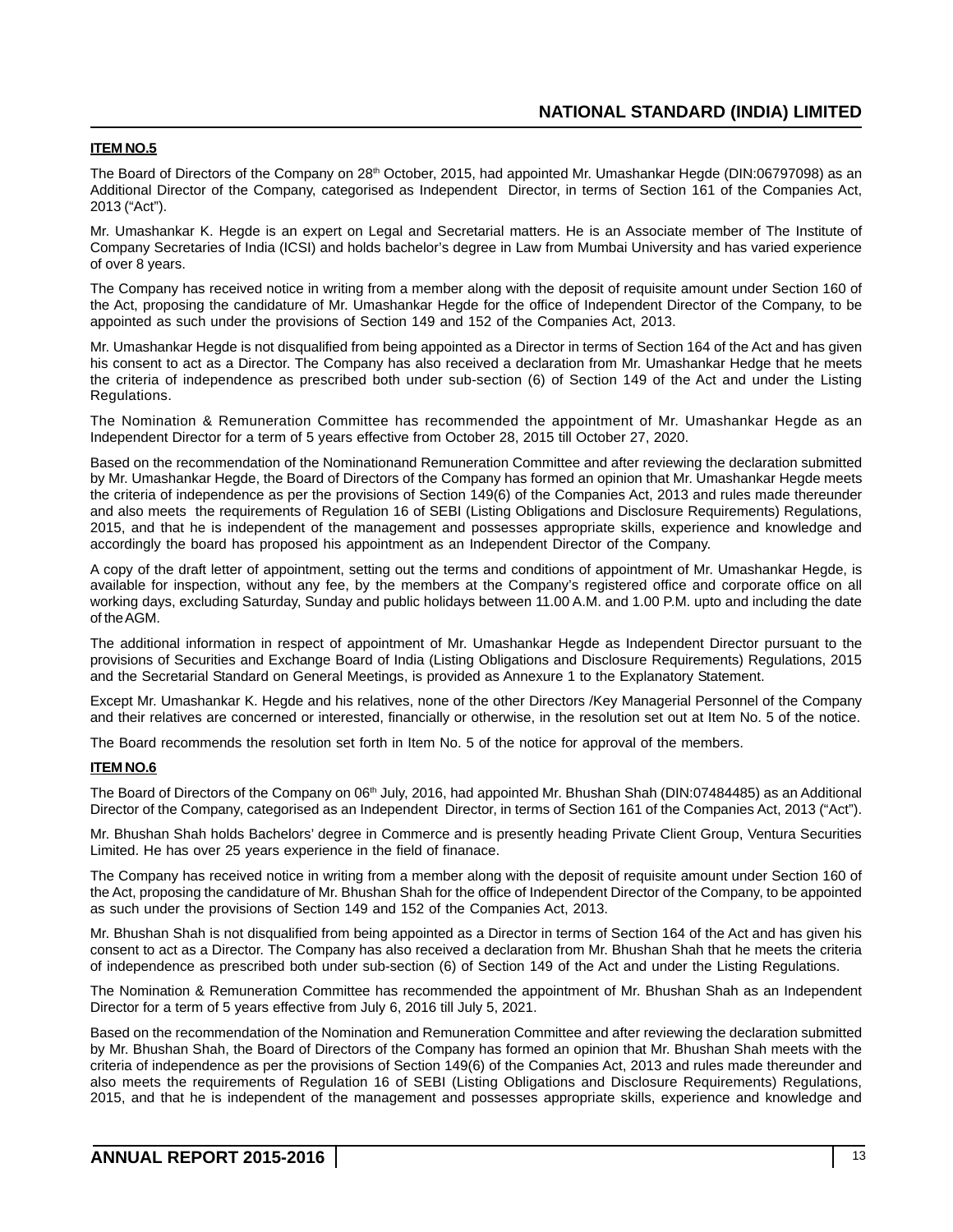**ITEM NO.5**

The Board of Directors of the Company on 28th October, 2015, had appointed Mr. Umashankar Hegde (DIN:06797098) as an Additional Director of the Company, categorised as Independent Director, in terms of Section 161 of the Companies Act, 2013 ("Act").

Mr. Umashankar K. Hegde is an expert on Legal and Secretarial matters. He is an Associate member of The Institute of Company Secretaries of India (ICSI) and holds bachelor's degree in Law from Mumbai University and has varied experience of over 8 years.

The Company has received notice in writing from a member along with the deposit of requisite amount under Section 160 of the Act, proposing the candidature of Mr. Umashankar Hegde for the office of Independent Director of the Company, to be appointed as such under the provisions of Section 149 and 152 of the Companies Act, 2013.

Mr. Umashankar Hegde is not disqualified from being appointed as a Director in terms of Section 164 of the Act and has given his consent to act as a Director. The Company has also received a declaration from Mr. Umashankar Hedge that he meets the criteria of independence as prescribed both under sub-section (6) of Section 149 of the Act and under the Listing Regulations.

The Nomination & Remuneration Committee has recommended the appointment of Mr. Umashankar Hegde as an Independent Director for a term of 5 years effective from October 28, 2015 till October 27, 2020.

Based on the recommendation of the Nominationand Remuneration Committee and after reviewing the declaration submitted by Mr. Umashankar Hegde, the Board of Directors of the Company has formed an opinion that Mr. Umashankar Hegde meets the criteria of independence as per the provisions of Section 149(6) of the Companies Act, 2013 and rules made thereunder and also meets the requirements of Regulation 16 of SEBI (Listing Obligations and Disclosure Requirements) Regulations, 2015, and that he is independent of the management and possesses appropriate skills, experience and knowledge and accordingly the board has proposed his appointment as an Independent Director of the Company.

A copy of the draft letter of appointment, setting out the terms and conditions of appointment of Mr. Umashankar Hegde, is available for inspection, without any fee, by the members at the Company's registered office and corporate office on all working days, excluding Saturday, Sunday and public holidays between 11.00 A.M. and 1.00 P.M. upto and including the date of the AGM.

The additional information in respect of appointment of Mr. Umashankar Hegde as Independent Director pursuant to the provisions of Securities and Exchange Board of India (Listing Obligations and Disclosure Requirements) Regulations, 2015 and the Secretarial Standard on General Meetings, is provided as Annexure 1 to the Explanatory Statement.

Except Mr. Umashankar K. Hegde and his relatives, none of the other Directors /Key Managerial Personnel of the Company and their relatives are concerned or interested, financially or otherwise, in the resolution set out at Item No. 5 of the notice.

The Board recommends the resolution set forth in Item No. 5 of the notice for approval of the members.

**ITEM NO.6**

The Board of Directors of the Company on 06th July, 2016, had appointed Mr. Bhushan Shah (DIN:07484485) as an Additional Director of the Company, categorised as an Independent Director, in terms of Section 161 of the Companies Act, 2013 ("Act").

Mr. Bhushan Shah holds Bachelors' degree in Commerce and is presently heading Private Client Group, Ventura Securities Limited. He has over 25 years experience in the field of finanace.

The Company has received notice in writing from a member along with the deposit of requisite amount under Section 160 of the Act, proposing the candidature of Mr. Bhushan Shah for the office of Independent Director of the Company, to be appointed as such under the provisions of Section 149 and 152 of the Companies Act, 2013.

Mr. Bhushan Shah is not disqualified from being appointed as a Director in terms of Section 164 of the Act and has given his consent to act as a Director. The Company has also received a declaration from Mr. Bhushan Shah that he meets the criteria of independence as prescribed both under sub-section (6) of Section 149 of the Act and under the Listing Regulations.

The Nomination & Remuneration Committee has recommended the appointment of Mr. Bhushan Shah as an Independent Director for a term of 5 years effective from July 6, 2016 till July 5, 2021.

Based on the recommendation of the Nomination and Remuneration Committee and after reviewing the declaration submitted by Mr. Bhushan Shah, the Board of Directors of the Company has formed an opinion that Mr. Bhushan Shah meets with the criteria of independence as per the provisions of Section 149(6) of the Companies Act, 2013 and rules made thereunder and also meets the requirements of Regulation 16 of SEBI (Listing Obligations and Disclosure Requirements) Regulations, 2015, and that he is independent of the management and possesses appropriate skills, experience and knowledge and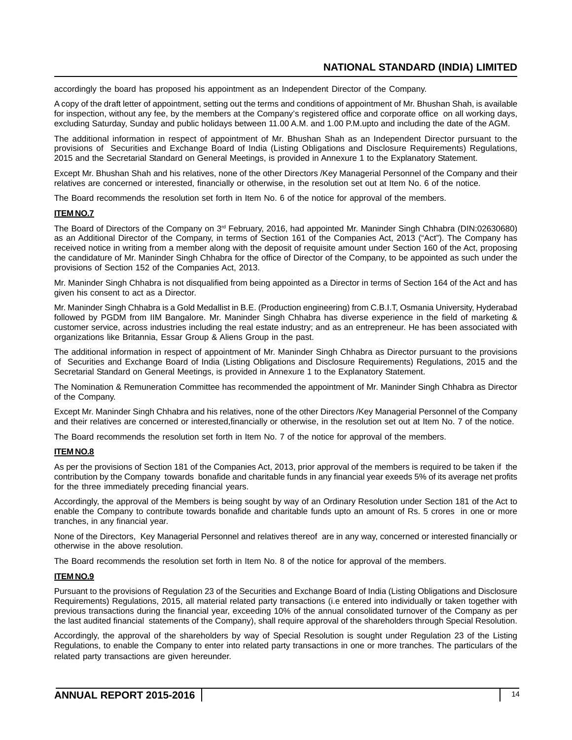accordingly the board has proposed his appointment as an Independent Director of the Company.

A copy of the draft letter of appointment, setting out the terms and conditions of appointment of Mr. Bhushan Shah, is available for inspection, without any fee, by the members at the Company's registered office and corporate office on all working days, excluding Saturday, Sunday and public holidays between 11.00 A.M. and 1.00 P.M.upto and including the date of the AGM.

The additional information in respect of appointment of Mr. Bhushan Shah as an Independent Director pursuant to the provisions of Securities and Exchange Board of India (Listing Obligations and Disclosure Requirements) Regulations, 2015 and the Secretarial Standard on General Meetings, is provided in Annexure 1 to the Explanatory Statement.

Except Mr. Bhushan Shah and his relatives, none of the other Directors /Key Managerial Personnel of the Company and their relatives are concerned or interested, financially or otherwise, in the resolution set out at Item No. 6 of the notice.

The Board recommends the resolution set forth in Item No. 6 of the notice for approval of the members.

**ITEM NO.7**

The Board of Directors of the Company on 3rd February, 2016, had appointed Mr. Maninder Singh Chhabra (DIN:02630680) as an Additional Director of the Company, in terms of Section 161 of the Companies Act, 2013 ("Act"). The Company has received notice in writing from a member along with the deposit of requisite amount under Section 160 of the Act, proposing the candidature of Mr. Maninder Singh Chhabra for the office of Director of the Company, to be appointed as such under the provisions of Section 152 of the Companies Act, 2013.

Mr. Maninder Singh Chhabra is not disqualified from being appointed as a Director in terms of Section 164 of the Act and has given his consent to act as a Director.

Mr. Maninder Singh Chhabra is a Gold Medallist in B.E. (Production engineering) from C.B.I.T, Osmania University, Hyderabad followed by PGDM from IIM Bangalore. Mr. Maninder Singh Chhabra has diverse experience in the field of marketing & customer service, across industries including the real estate industry; and as an entrepreneur. He has been associated with organizations like Britannia, Essar Group & Aliens Group in the past.

The additional information in respect of appointment of Mr. Maninder Singh Chhabra as Director pursuant to the provisions of Securities and Exchange Board of India (Listing Obligations and Disclosure Requirements) Regulations, 2015 and the Secretarial Standard on General Meetings, is provided in Annexure 1 to the Explanatory Statement.

The Nomination & Remuneration Committee has recommended the appointment of Mr. Maninder Singh Chhabra as Director of the Company.

Except Mr. Maninder Singh Chhabra and his relatives, none of the other Directors /Key Managerial Personnel of the Company and their relatives are concerned or interested,financially or otherwise, in the resolution set out at Item No. 7 of the notice.

The Board recommends the resolution set forth in Item No. 7 of the notice for approval of the members.

**ITEM NO.8**

As per the provisions of Section 181 of the Companies Act, 2013, prior approval of the members is required to be taken if the contribution by the Company towards bonafide and charitable funds in any financial year exeeds 5% of its average net profits for the three immediately preceding financial years.

Accordingly, the approval of the Members is being sought by way of an Ordinary Resolution under Section 181 of the Act to enable the Company to contribute towards bonafide and charitable funds upto an amount of Rs. 5 crores in one or more tranches, in any financial year.

None of the Directors, Key Managerial Personnel and relatives thereof are in any way, concerned or interested financially or otherwise in the above resolution.

The Board recommends the resolution set forth in Item No. 8 of the notice for approval of the members.

**ITEM NO.9**

Pursuant to the provisions of Regulation 23 of the Securities and Exchange Board of India (Listing Obligations and Disclosure Requirements) Regulations, 2015, all material related party transactions (i.e entered into individually or taken together with previous transactions during the financial year, exceeding 10% of the annual consolidated turnover of the Company as per the last audited financial statements of the Company), shall require approval of the shareholders through Special Resolution.

Accordingly, the approval of the shareholders by way of Special Resolution is sought under Regulation 23 of the Listing Regulations, to enable the Company to enter into related party transactions in one or more tranches. The particulars of the related party transactions are given hereunder.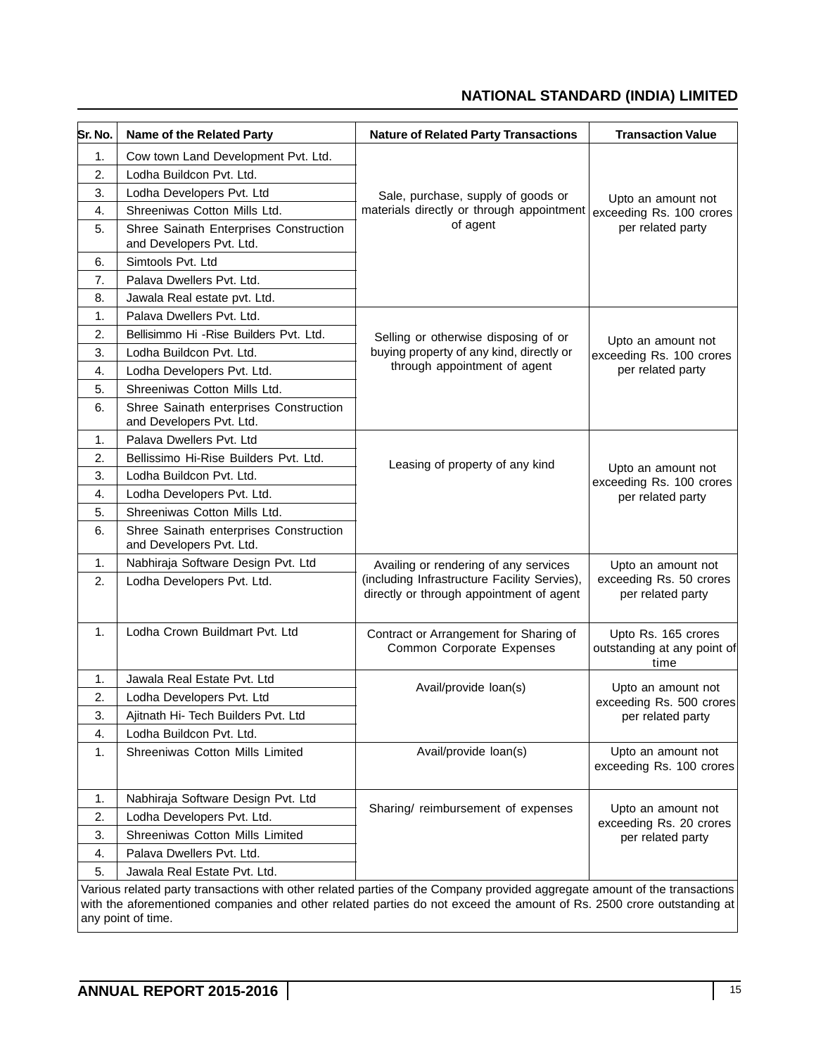| Sr. No. | Name of the Related Party | Nature of Related Party Transactions | Transaction Value |
|---|---|---|---|
| 1. | Cow town Land Development Pvt. Ltd. | Sale, purchase, supply of goods or materials directly or through appointment of agent | Upto an amount not exceeding Rs. 100 crores per related party |
| 2. | Lodha Buildcon Pvt. Ltd. | | |
| 3. | Lodha Developers Pvt. Ltd | | |
| 4. | Shreeniwas Cotton Mills Ltd. | | |
| 5. | Shree Sainath Enterprises Construction and Developers Pvt. Ltd. | | |
| 6. | Simtools Pvt. Ltd | | |
| 7. | Palava Dwellers Pvt. Ltd. | | |
| 8. | Jawala Real estate pvt. Ltd. | | |
| 1. | Palava Dwellers Pvt. Ltd. | Selling or otherwise disposing of or buying property of any kind, directly or through appointment of agent | Upto an amount not exceeding Rs. 100 crores per related party |
| 2. | Bellisimmo Hi -Rise Builders Pvt. Ltd. | | |
| 3. | Lodha Buildcon Pvt. Ltd. | | |
| 4. | Lodha Developers Pvt. Ltd. | | |
| 5. | Shreeniwas Cotton Mills Ltd. | | |
| 6. | Shree Sainath enterprises Construction and Developers Pvt. Ltd. | | |
| 1. | Palava Dwellers Pvt. Ltd | Leasing of property of any kind | Upto an amount not exceeding Rs. 100 crores per related party |
| 2. | Bellissimo Hi-Rise Builders Pvt. Ltd. | | |
| 3. | Lodha Buildcon Pvt. Ltd. | | |
| 4. | Lodha Developers Pvt. Ltd. | | |
| 5. | Shreeniwas Cotton Mills Ltd. | | |
| 6. | Shree Sainath enterprises Construction and Developers Pvt. Ltd. | | |
| 1. | Nabhiraja Software Design Pvt. Ltd | Availing or rendering of any services (including Infrastructure Facility Servies), directly or through appointment of agent | Upto an amount not exceeding Rs. 50 crores per related party |
| 2. | Lodha Developers Pvt. Ltd. | | |
| 1. | Lodha Crown Buildmart Pvt. Ltd | Contract or Arrangement for Sharing of Common Corporate Expenses | Upto Rs. 165 crores outstanding at any point of time |
| 1. | Jawala Real Estate Pvt. Ltd | Avail/provide loan(s) | Upto an amount not exceeding Rs. 500 crores per related party |
| 2. | Lodha Developers Pvt. Ltd | | |
| 3. | Ajitnath Hi- Tech Builders Pvt. Ltd | | |
| 4. | Lodha Buildcon Pvt. Ltd. | | |
| 1. | Shreeniwas Cotton Mills Limited | Avail/provide loan(s) | Upto an amount not exceeding Rs. 100 crores |
| 1. | Nabhiraja Software Design Pvt. Ltd | Sharing/ reimbursement of expenses | Upto an amount not exceeding Rs. 20 crores per related party |
| 2. | Lodha Developers Pvt. Ltd. | | |
| 3. | Shreeniwas Cotton Mills Limited | | |
| 4. | Palava Dwellers Pvt. Ltd. | | |
| 5. | Jawala Real Estate Pvt. Ltd. | | |

Various related party transactions with other related parties of the Company provided aggregate amount of the transactions with the aforementioned companies and other related parties do not exceed the amount of Rs. 2500 crore outstanding at any point of time.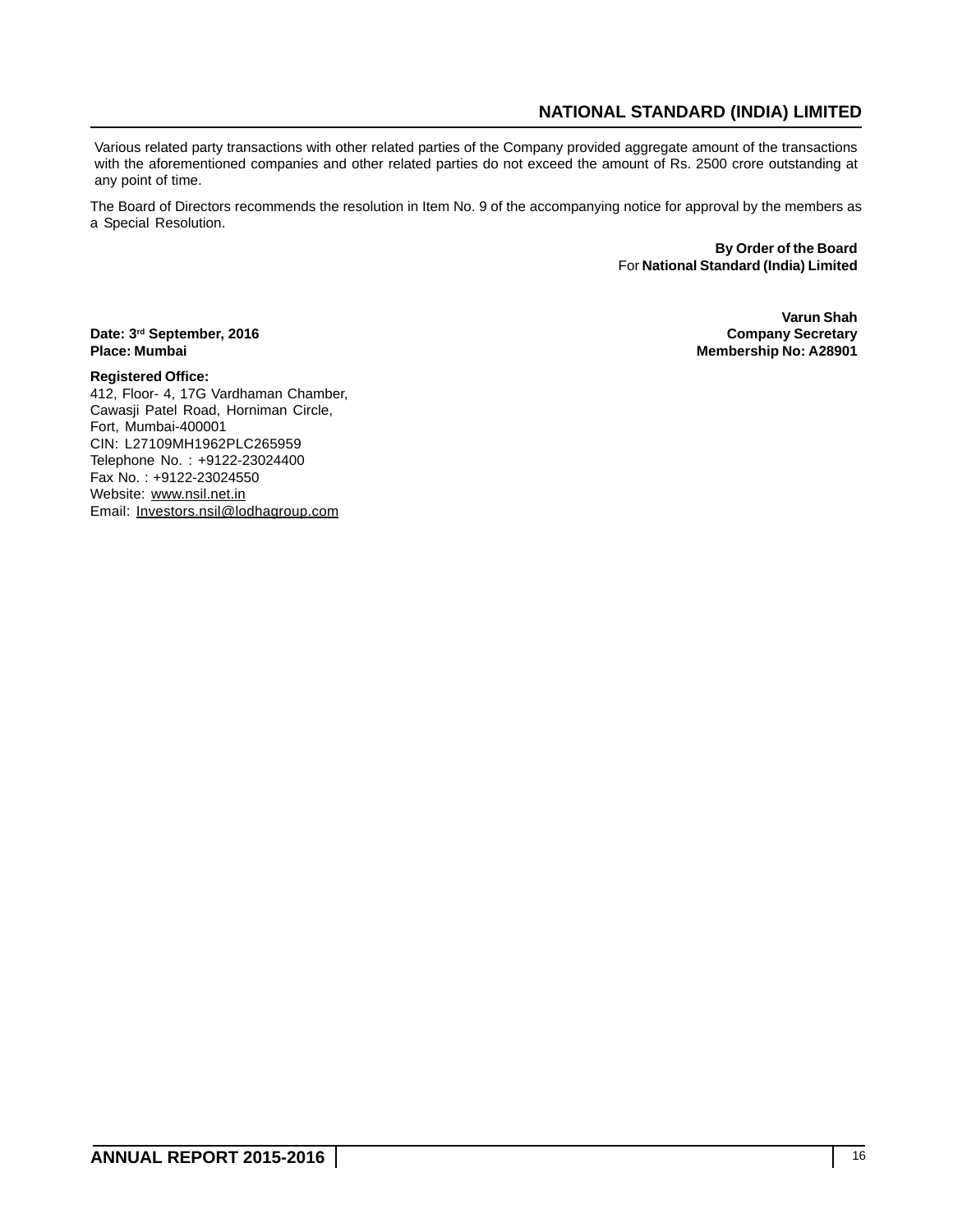Various related party transactions with other related parties of the Company provided aggregate amount of the transactions with the aforementioned companies and other related parties do not exceed the amount of Rs. 2500 crore outstanding at any point of time.

The Board of Directors recommends the resolution in Item No. 9 of the accompanying notice for approval by the members as a Special Resolution.

**By Order of the Board**
For **National Standard (India) Limited**

**Varun Shah**
**Company Secretary**
**Membership No: A28901**

**Date: 3rd September, 2016**
**Place: Mumbai**

**Registered Office:**
412, Floor- 4, 17G Vardhaman Chamber,
Cawasji Patel Road, Horniman Circle,
Fort, Mumbai-400001
CIN: L27109MH1962PLC265959
Telephone No. : +9122-23024400
Fax No. : +9122-23024550
Website: www.nsil.net.in
Email: Investors.nsil@lodhagroup.com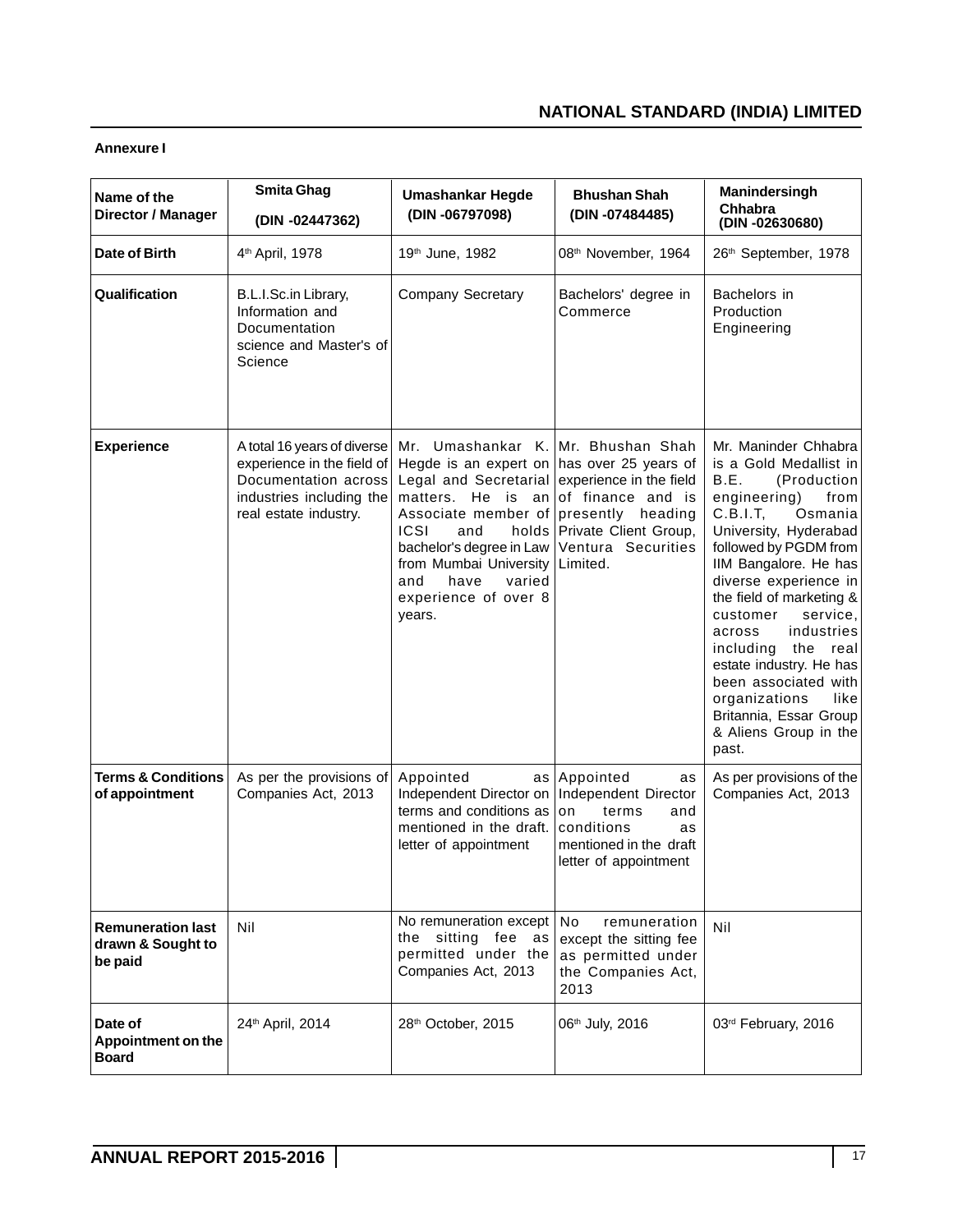**Annexure I**

| Name of the Director / Manager | Smita Ghag (DIN -02447362) | Umashankar Hegde (DIN -06797098) | Bhushan Shah (DIN -07484485) | Manindersingh Chhabra (DIN -02630680) |
|---|---|---|---|---|
| **Date of Birth** | 4th April, 1978 | 19th June, 1982 | 08th November, 1964 | 26th September, 1978 |
| **Qualification** | B.L.I.Sc.in Library, Information and Documentation science and Master's of Science | Company Secretary | Bachelors' degree in Commerce | Bachelors in Production Engineering |
| **Experience** | A total 16 years of diverse experience in the field of Documentation across industries including the real estate industry. | Mr. Umashankar K. Hegde is an expert on Legal and Secretarial matters. He is an Associate member of ICSI and holds bachelor's degree in Law from Mumbai University and have varied experience of over 8 years. | Mr. Bhushan Shah has over 25 years of experience in the field of finance and is presently heading Private Client Group, Ventura Securities Limited. | Mr. Maninder Chhabra is a Gold Medallist in B.E. (Production engineering) from C.B.I.T, Osmania University, Hyderabad followed by PGDM from IIM Bangalore. He has diverse experience in the field of marketing & customer service, across industries including the real estate industry. He has been associated with organizations like Britannia, Essar Group & Aliens Group in the past. |
| **Terms & Conditions of appointment** | As per the provisions of Companies Act, 2013 | Appointed as Independent Director on terms and conditions as mentioned in the draft. letter of appointment | Appointed as Independent Director on terms and conditions as mentioned in the draft letter of appointment | As per provisions of the Companies Act, 2013 |
| **Remuneration last drawn & Sought to be paid** | Nil | No remuneration except the sitting fee as permitted under the Companies Act, 2013 | No remuneration except the sitting fee as permitted under the Companies Act, 2013 | Nil |
| **Date of Appointment on the Board** | 24th April, 2014 | 28th October, 2015 | 06th July, 2016 | 03rd February, 2016 |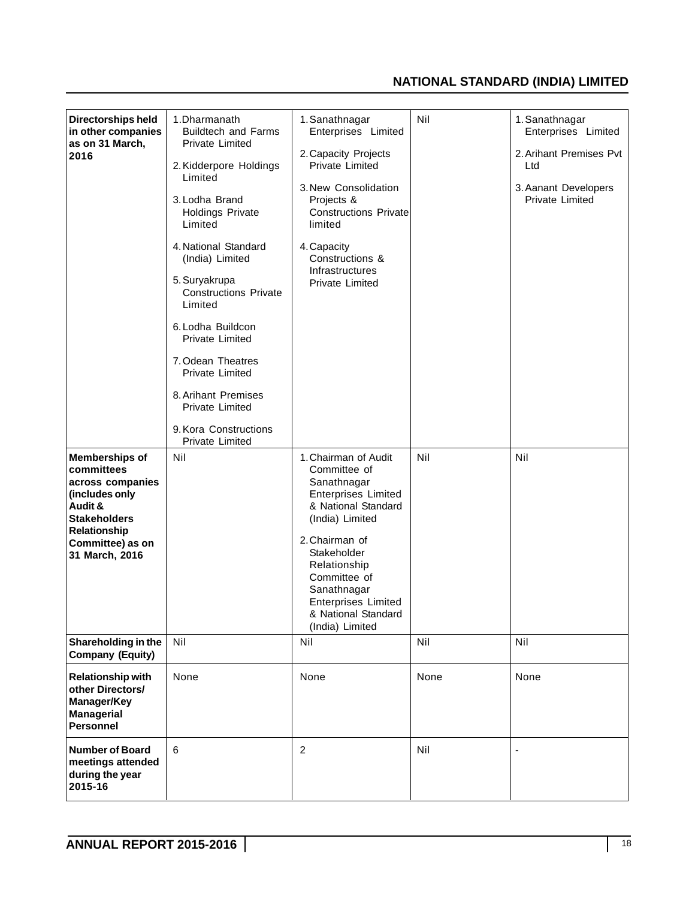| Directorships held in other companies as on 31 March, 2016 | 1. Dharmanath Buildtech and Farms Private Limited<br>2. Kidderpore Holdings Limited<br>3. Lodha Brand Holdings Private Limited<br>4. National Standard (India) Limited<br>5. Suryakrupa Constructions Private Limited<br>6. Lodha Buildcon Private Limited<br>7. Odean Theatres Private Limited<br>8. Arihant Premises Private Limited<br>9. Kora Constructions Private Limited | 1. Sanathnagar Enterprises Limited<br>2. Capacity Projects Private Limited<br>3. New Consolidation Projects & Constructions Private limited<br>4. Capacity Constructions & Infrastructures Private Limited | Nil | 1. Sanathnagar Enterprises Limited<br>2. Arihant Premises Pvt Ltd<br>3. Aanant Developers Private Limited |
|---|---|---|---|---|
| **Memberships of committees across companies (includes only Audit & Stakeholders Relationship Committee) as on 31 March, 2016** | Nil | 1. Chairman of Audit Committee of Sanathnagar Enterprises Limited & National Standard (India) Limited<br>2. Chairman of Stakeholder Relationship Committee of Sanathnagar Enterprises Limited & National Standard (India) Limited | Nil | Nil |
| **Shareholding in the Company (Equity)** | Nil | Nil | Nil | Nil |
| **Relationship with other Directors/ Manager/Key Managerial Personnel** | None | None | None | None |
| **Number of Board meetings attended during the year 2015-16** | 6 | 2 | Nil | - |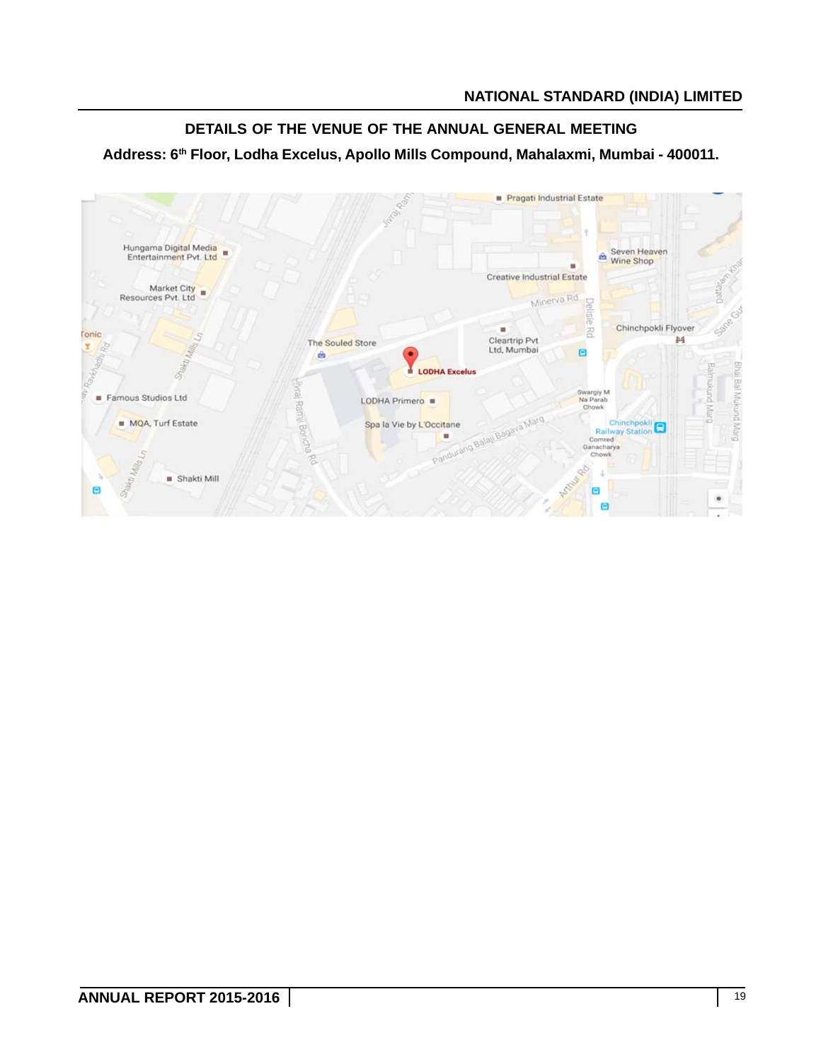## DETAILS OF THE VENUE OF THE ANNUAL GENERAL MEETING

**Address: 6th Floor, Lodha Excelus, Apollo Mills Compound, Mahalaxmi, Mumbai - 400011.**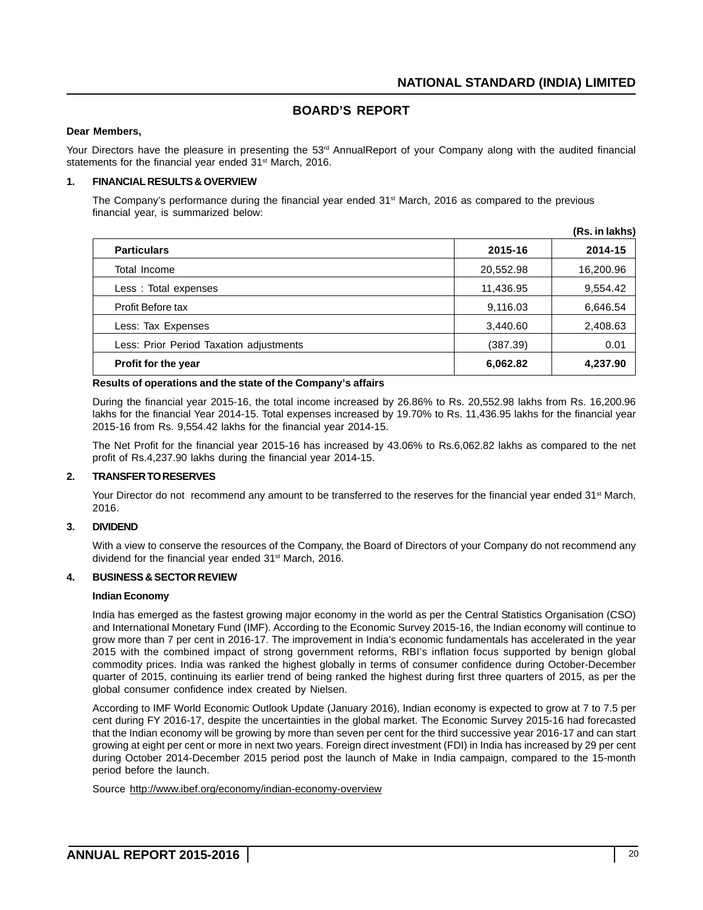# BOARD'S REPORT

**Dear Members,**

Your Directors have the pleasure in presenting the 53rd AnnualReport of your Company along with the audited financial statements for the financial year ended 31st March, 2016.

## 1. FINANCIAL RESULTS & OVERVIEW

The Company's performance during the financial year ended 31st March, 2016 as compared to the previous financial year, is summarized below:

**(Rs. in lakhs)**

| **Particulars** | **2015-16** | **2014-15** |
|---|---|---|
| Total Income | 20,552.98 | 16,200.96 |
| Less : Total expenses | 11,436.95 | 9,554.42 |
| Profit Before tax | 9,116.03 | 6,646.54 |
| Less: Tax Expenses | 3,440.60 | 2,408.63 |
| Less: Prior Period Taxation adjustments | (387.39) | 0.01 |
| **Profit for the year** | **6,062.82** | **4,237.90** |

**Results of operations and the state of the Company's affairs**

During the financial year 2015-16, the total income increased by 26.86% to Rs. 20,552.98 lakhs from Rs. 16,200.96 lakhs for the financial Year 2014-15. Total expenses increased by 19.70% to Rs. 11,436.95 lakhs for the financial year 2015-16 from Rs. 9,554.42 lakhs for the financial year 2014-15.

The Net Profit for the financial year 2015-16 has increased by 43.06% to Rs.6,062.82 lakhs as compared to the net profit of Rs.4,237.90 lakhs during the financial year 2014-15.

## 2. TRANSFER TO RESERVES

Your Director do not recommend any amount to be transferred to the reserves for the financial year ended 31st March, 2016.

## 3. DIVIDEND

With a view to conserve the resources of the Company, the Board of Directors of your Company do not recommend any dividend for the financial year ended 31st March, 2016.

## 4. BUSINESS & SECTOR REVIEW

**Indian Economy**

India has emerged as the fastest growing major economy in the world as per the Central Statistics Organisation (CSO) and International Monetary Fund (IMF). According to the Economic Survey 2015-16, the Indian economy will continue to grow more than 7 per cent in 2016-17. The improvement in India's economic fundamentals has accelerated in the year 2015 with the combined impact of strong government reforms, RBI's inflation focus supported by benign global commodity prices. India was ranked the highest globally in terms of consumer confidence during October-December quarter of 2015, continuing its earlier trend of being ranked the highest during first three quarters of 2015, as per the global consumer confidence index created by Nielsen.

According to IMF World Economic Outlook Update (January 2016), Indian economy is expected to grow at 7 to 7.5 per cent during FY 2016-17, despite the uncertainties in the global market. The Economic Survey 2015-16 had forecasted that the Indian economy will be growing by more than seven per cent for the third successive year 2016-17 and can start growing at eight per cent or more in next two years. Foreign direct investment (FDI) in India has increased by 29 per cent during October 2014-December 2015 period post the launch of Make in India campaign, compared to the 15-month period before the launch.

Source http://www.ibef.org/economy/indian-economy-overview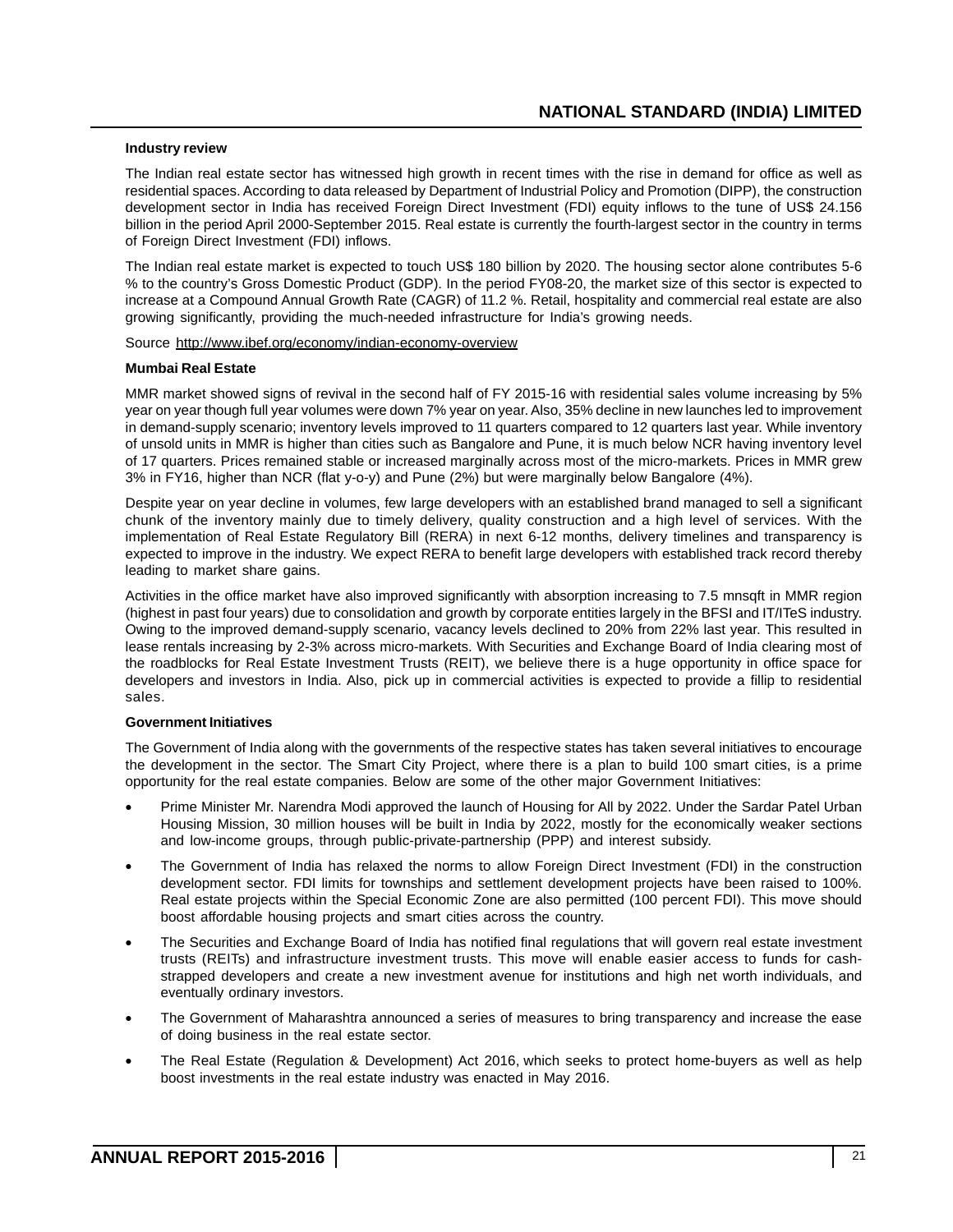**Industry review**

The Indian real estate sector has witnessed high growth in recent times with the rise in demand for office as well as residential spaces. According to data released by Department of Industrial Policy and Promotion (DIPP), the construction development sector in India has received Foreign Direct Investment (FDI) equity inflows to the tune of US$ 24.156 billion in the period April 2000-September 2015. Real estate is currently the fourth-largest sector in the country in terms of Foreign Direct Investment (FDI) inflows.

The Indian real estate market is expected to touch US$ 180 billion by 2020. The housing sector alone contributes 5-6 % to the country's Gross Domestic Product (GDP). In the period FY08-20, the market size of this sector is expected to increase at a Compound Annual Growth Rate (CAGR) of 11.2 %. Retail, hospitality and commercial real estate are also growing significantly, providing the much-needed infrastructure for India's growing needs.

Source http://www.ibef.org/economy/indian-economy-overview

**Mumbai Real Estate**

MMR market showed signs of revival in the second half of FY 2015-16 with residential sales volume increasing by 5% year on year though full year volumes were down 7% year on year. Also, 35% decline in new launches led to improvement in demand-supply scenario; inventory levels improved to 11 quarters compared to 12 quarters last year. While inventory of unsold units in MMR is higher than cities such as Bangalore and Pune, it is much below NCR having inventory level of 17 quarters. Prices remained stable or increased marginally across most of the micro-markets. Prices in MMR grew 3% in FY16, higher than NCR (flat y-o-y) and Pune (2%) but were marginally below Bangalore (4%).

Despite year on year decline in volumes, few large developers with an established brand managed to sell a significant chunk of the inventory mainly due to timely delivery, quality construction and a high level of services. With the implementation of Real Estate Regulatory Bill (RERA) in next 6-12 months, delivery timelines and transparency is expected to improve in the industry. We expect RERA to benefit large developers with established track record thereby leading to market share gains.

Activities in the office market have also improved significantly with absorption increasing to 7.5 mnsqft in MMR region (highest in past four years) due to consolidation and growth by corporate entities largely in the BFSI and IT/ITeS industry. Owing to the improved demand-supply scenario, vacancy levels declined to 20% from 22% last year. This resulted in lease rentals increasing by 2-3% across micro-markets. With Securities and Exchange Board of India clearing most of the roadblocks for Real Estate Investment Trusts (REIT), we believe there is a huge opportunity in office space for developers and investors in India. Also, pick up in commercial activities is expected to provide a fillip to residential sales.

**Government Initiatives**

The Government of India along with the governments of the respective states has taken several initiatives to encourage the development in the sector. The Smart City Project, where there is a plan to build 100 smart cities, is a prime opportunity for the real estate companies. Below are some of the other major Government Initiatives:

- Prime Minister Mr. Narendra Modi approved the launch of Housing for All by 2022. Under the Sardar Patel Urban Housing Mission, 30 million houses will be built in India by 2022, mostly for the economically weaker sections and low-income groups, through public-private-partnership (PPP) and interest subsidy.
- The Government of India has relaxed the norms to allow Foreign Direct Investment (FDI) in the construction development sector. FDI limits for townships and settlement development projects have been raised to 100%. Real estate projects within the Special Economic Zone are also permitted (100 percent FDI). This move should boost affordable housing projects and smart cities across the country.
- The Securities and Exchange Board of India has notified final regulations that will govern real estate investment trusts (REITs) and infrastructure investment trusts. This move will enable easier access to funds for cash-strapped developers and create a new investment avenue for institutions and high net worth individuals, and eventually ordinary investors.
- The Government of Maharashtra announced a series of measures to bring transparency and increase the ease of doing business in the real estate sector.
- The Real Estate (Regulation & Development) Act 2016, which seeks to protect home-buyers as well as help boost investments in the real estate industry was enacted in May 2016.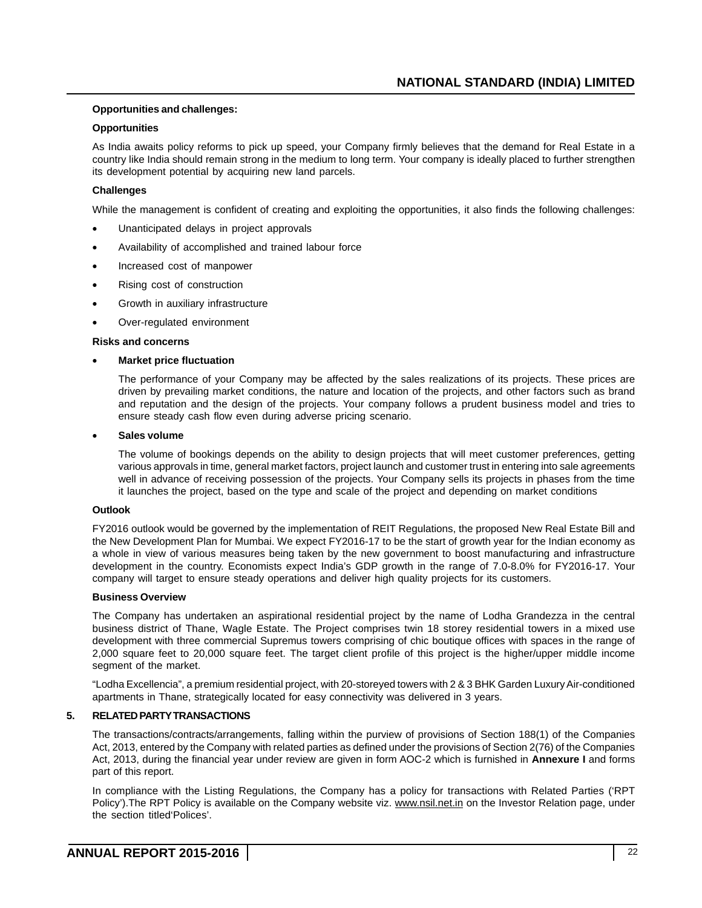**Opportunities and challenges:**

**Opportunities**

As India awaits policy reforms to pick up speed, your Company firmly believes that the demand for Real Estate in a country like India should remain strong in the medium to long term. Your company is ideally placed to further strengthen its development potential by acquiring new land parcels.

**Challenges**

While the management is confident of creating and exploiting the opportunities, it also finds the following challenges:

- Unanticipated delays in project approvals
- Availability of accomplished and trained labour force
- Increased cost of manpower
- Rising cost of construction
- Growth in auxiliary infrastructure
- Over-regulated environment

**Risks and concerns**

- **Market price fluctuation**

  The performance of your Company may be affected by the sales realizations of its projects. These prices are driven by prevailing market conditions, the nature and location of the projects, and other factors such as brand and reputation and the design of the projects. Your company follows a prudent business model and tries to ensure steady cash flow even during adverse pricing scenario.

- **Sales volume**

  The volume of bookings depends on the ability to design projects that will meet customer preferences, getting various approvals in time, general market factors, project launch and customer trust in entering into sale agreements well in advance of receiving possession of the projects. Your Company sells its projects in phases from the time it launches the project, based on the type and scale of the project and depending on market conditions

**Outlook**

FY2016 outlook would be governed by the implementation of REIT Regulations, the proposed New Real Estate Bill and the New Development Plan for Mumbai. We expect FY2016-17 to be the start of growth year for the Indian economy as a whole in view of various measures being taken by the new government to boost manufacturing and infrastructure development in the country. Economists expect India's GDP growth in the range of 7.0-8.0% for FY2016-17. Your company will target to ensure steady operations and deliver high quality projects for its customers.

**Business Overview**

The Company has undertaken an aspirational residential project by the name of Lodha Grandezza in the central business district of Thane, Wagle Estate. The Project comprises twin 18 storey residential towers in a mixed use development with three commercial Supremus towers comprising of chic boutique offices with spaces in the range of 2,000 square feet to 20,000 square feet. The target client profile of this project is the higher/upper middle income segment of the market.

"Lodha Excellencia", a premium residential project, with 20-storeyed towers with 2 & 3 BHK Garden Luxury Air-conditioned apartments in Thane, strategically located for easy connectivity was delivered in 3 years.

## 5. RELATED PARTY TRANSACTIONS

The transactions/contracts/arrangements, falling within the purview of provisions of Section 188(1) of the Companies Act, 2013, entered by the Company with related parties as defined under the provisions of Section 2(76) of the Companies Act, 2013, during the financial year under review are given in form AOC-2 which is furnished in **Annexure I** and forms part of this report.

In compliance with the Listing Regulations, the Company has a policy for transactions with Related Parties ('RPT Policy').The RPT Policy is available on the Company website viz. www.nsil.net.in on the Investor Relation page, under the section titled'Polices'.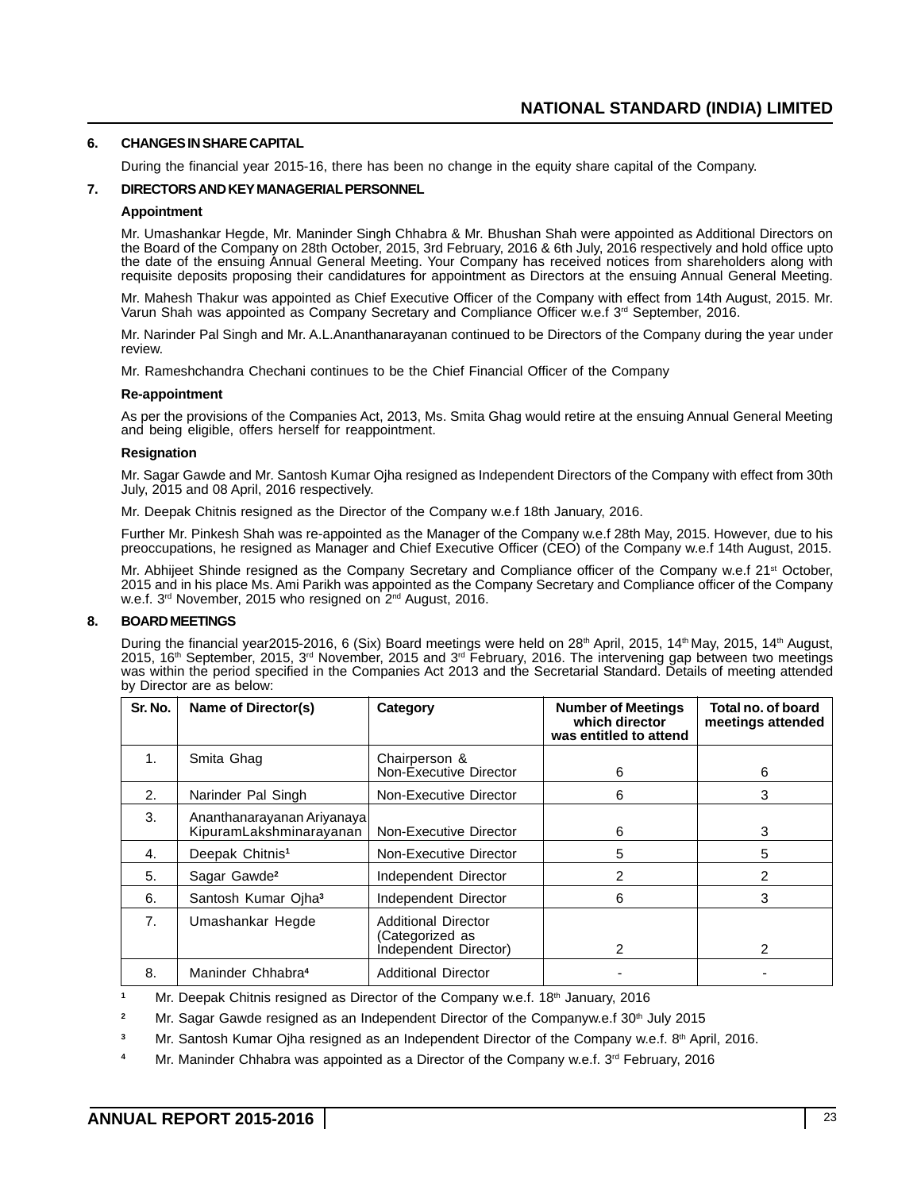## 6. CHANGES IN SHARE CAPITAL

During the financial year 2015-16, there has been no change in the equity share capital of the Company.

## 7. DIRECTORS AND KEY MANAGERIAL PERSONNEL

**Appointment**

Mr. Umashankar Hegde, Mr. Maninder Singh Chhabra & Mr. Bhushan Shah were appointed as Additional Directors on the Board of the Company on 28th October, 2015, 3rd February, 2016 & 6th July, 2016 respectively and hold office upto the date of the ensuing Annual General Meeting. Your Company has received notices from shareholders along with requisite deposits proposing their candidatures for appointment as Directors at the ensuing Annual General Meeting.

Mr. Mahesh Thakur was appointed as Chief Executive Officer of the Company with effect from 14th August, 2015. Mr. Varun Shah was appointed as Company Secretary and Compliance Officer w.e.f 3rd September, 2016.

Mr. Narinder Pal Singh and Mr. A.L.Ananthanarayanan continued to be Directors of the Company during the year under review.

Mr. Rameshchandra Chechani continues to be the Chief Financial Officer of the Company

**Re-appointment**

As per the provisions of the Companies Act, 2013, Ms. Smita Ghag would retire at the ensuing Annual General Meeting and being eligible, offers herself for reappointment.

**Resignation**

Mr. Sagar Gawde and Mr. Santosh Kumar Ojha resigned as Independent Directors of the Company with effect from 30th July, 2015 and 08 April, 2016 respectively.

Mr. Deepak Chitnis resigned as the Director of the Company w.e.f 18th January, 2016.

Further Mr. Pinkesh Shah was re-appointed as the Manager of the Company w.e.f 28th May, 2015. However, due to his preoccupations, he resigned as Manager and Chief Executive Officer (CEO) of the Company w.e.f 14th August, 2015.

Mr. Abhijeet Shinde resigned as the Company Secretary and Compliance officer of the Company w.e.f 21st October, 2015 and in his place Ms. Ami Parikh was appointed as the Company Secretary and Compliance officer of the Company w.e.f. 3rd November, 2015 who resigned on 2nd August, 2016.

## 8. BOARD MEETINGS

During the financial year2015-2016, 6 (Six) Board meetings were held on 28th April, 2015, 14th May, 2015, 14th August, 2015, 16th September, 2015, 3rd November, 2015 and 3rd February, 2016. The intervening gap between two meetings was within the period specified in the Companies Act 2013 and the Secretarial Standard. Details of meeting attended by Director are as below:

| Sr. No. | Name of Director(s) | Category | Number of Meetings which director was entitled to attend | Total no. of board meetings attended |
|---|---|---|---|---|
| 1. | Smita Ghag | Chairperson & Non-Executive Director | 6 | 6 |
| 2. | Narinder Pal Singh | Non-Executive Director | 6 | 3 |
| 3. | Ananthanarayanan Ariyanaya KipuramLakshminarayanan | Non-Executive Director | 6 | 3 |
| 4. | Deepak Chitnis[1] | Non-Executive Director | 5 | 5 |
| 5. | Sagar Gawde[2] | Independent Director | 2 | 2 |
| 6. | Santosh Kumar Ojha[3] | Independent Director | 6 | 3 |
| 7. | Umashankar Hegde | Additional Director (Categorized as Independent Director) | 2 | 2 |
| 8. | Maninder Chhabra[4] | Additional Director | - | - |

[1] Mr. Deepak Chitnis resigned as Director of the Company w.e.f. 18th January, 2016

[2] Mr. Sagar Gawde resigned as an Independent Director of the Companyw.e.f 30th July 2015

[3] Mr. Santosh Kumar Ojha resigned as an Independent Director of the Company w.e.f. 8th April, 2016.

[4] Mr. Maninder Chhabra was appointed as a Director of the Company w.e.f. 3rd February, 2016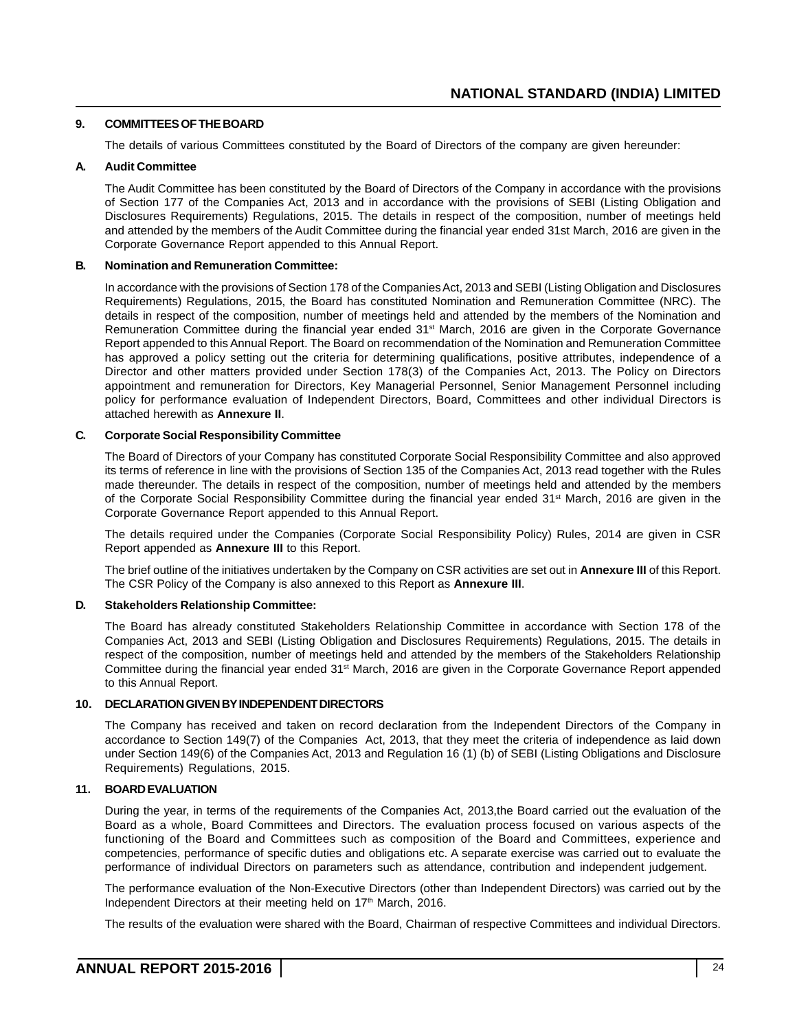## 9. COMMITTEES OF THE BOARD

The details of various Committees constituted by the Board of Directors of the company are given hereunder:

### A. Audit Committee

The Audit Committee has been constituted by the Board of Directors of the Company in accordance with the provisions of Section 177 of the Companies Act, 2013 and in accordance with the provisions of SEBI (Listing Obligation and Disclosures Requirements) Regulations, 2015. The details in respect of the composition, number of meetings held and attended by the members of the Audit Committee during the financial year ended 31st March, 2016 are given in the Corporate Governance Report appended to this Annual Report.

### B. Nomination and Remuneration Committee:

In accordance with the provisions of Section 178 of the Companies Act, 2013 and SEBI (Listing Obligation and Disclosures Requirements) Regulations, 2015, the Board has constituted Nomination and Remuneration Committee (NRC). The details in respect of the composition, number of meetings held and attended by the members of the Nomination and Remuneration Committee during the financial year ended 31st March, 2016 are given in the Corporate Governance Report appended to this Annual Report. The Board on recommendation of the Nomination and Remuneration Committee has approved a policy setting out the criteria for determining qualifications, positive attributes, independence of a Director and other matters provided under Section 178(3) of the Companies Act, 2013. The Policy on Directors appointment and remuneration for Directors, Key Managerial Personnel, Senior Management Personnel including policy for performance evaluation of Independent Directors, Board, Committees and other individual Directors is attached herewith as **Annexure II**.

### C. Corporate Social Responsibility Committee

The Board of Directors of your Company has constituted Corporate Social Responsibility Committee and also approved its terms of reference in line with the provisions of Section 135 of the Companies Act, 2013 read together with the Rules made thereunder. The details in respect of the composition, number of meetings held and attended by the members of the Corporate Social Responsibility Committee during the financial year ended 31st March, 2016 are given in the Corporate Governance Report appended to this Annual Report.

The details required under the Companies (Corporate Social Responsibility Policy) Rules, 2014 are given in CSR Report appended as **Annexure III** to this Report.

The brief outline of the initiatives undertaken by the Company on CSR activities are set out in **Annexure III** of this Report. The CSR Policy of the Company is also annexed to this Report as **Annexure III**.

### D. Stakeholders Relationship Committee:

The Board has already constituted Stakeholders Relationship Committee in accordance with Section 178 of the Companies Act, 2013 and SEBI (Listing Obligation and Disclosures Requirements) Regulations, 2015. The details in respect of the composition, number of meetings held and attended by the members of the Stakeholders Relationship Committee during the financial year ended 31st March, 2016 are given in the Corporate Governance Report appended to this Annual Report.

## 10. DECLARATION GIVEN BY INDEPENDENT DIRECTORS

The Company has received and taken on record declaration from the Independent Directors of the Company in accordance to Section 149(7) of the Companies Act, 2013, that they meet the criteria of independence as laid down under Section 149(6) of the Companies Act, 2013 and Regulation 16 (1) (b) of SEBI (Listing Obligations and Disclosure Requirements) Regulations, 2015.

## 11. BOARD EVALUATION

During the year, in terms of the requirements of the Companies Act, 2013,the Board carried out the evaluation of the Board as a whole, Board Committees and Directors. The evaluation process focused on various aspects of the functioning of the Board and Committees such as composition of the Board and Committees, experience and competencies, performance of specific duties and obligations etc. A separate exercise was carried out to evaluate the performance of individual Directors on parameters such as attendance, contribution and independent judgement.

The performance evaluation of the Non-Executive Directors (other than Independent Directors) was carried out by the Independent Directors at their meeting held on 17th March, 2016.

The results of the evaluation were shared with the Board, Chairman of respective Committees and individual Directors.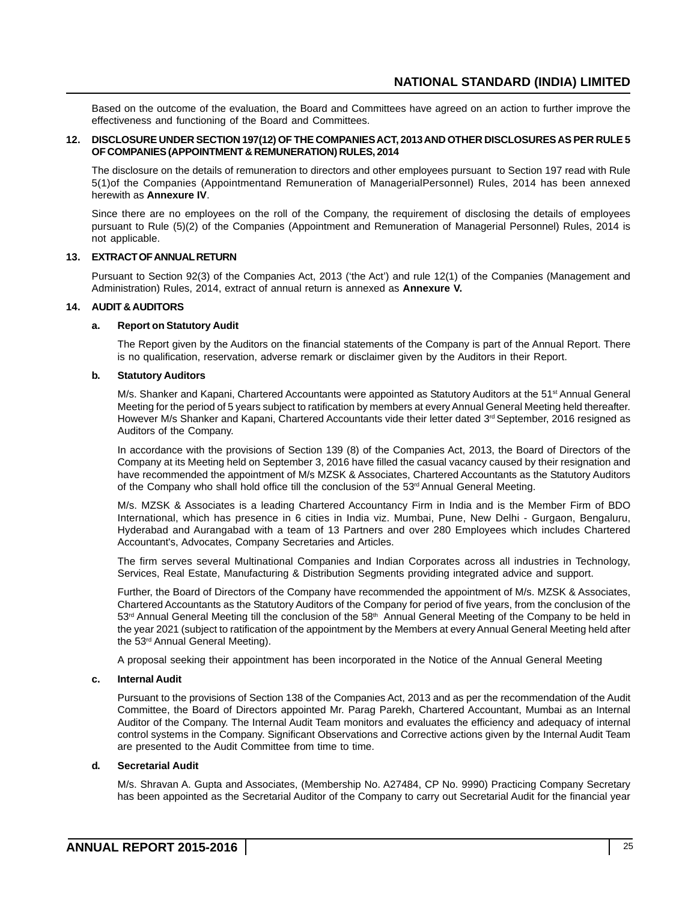Based on the outcome of the evaluation, the Board and Committees have agreed on an action to further improve the effectiveness and functioning of the Board and Committees.

## 12. DISCLOSURE UNDER SECTION 197(12) OF THE COMPANIES ACT, 2013 AND OTHER DISCLOSURES AS PER RULE 5 OF COMPANIES (APPOINTMENT & REMUNERATION) RULES, 2014

The disclosure on the details of remuneration to directors and other employees pursuant to Section 197 read with Rule 5(1)of the Companies (Appointmentand Remuneration of ManagerialPersonnel) Rules, 2014 has been annexed herewith as **Annexure IV**.

Since there are no employees on the roll of the Company, the requirement of disclosing the details of employees pursuant to Rule (5)(2) of the Companies (Appointment and Remuneration of Managerial Personnel) Rules, 2014 is not applicable.

## 13. EXTRACT OF ANNUAL RETURN

Pursuant to Section 92(3) of the Companies Act, 2013 ('the Act') and rule 12(1) of the Companies (Management and Administration) Rules, 2014, extract of annual return is annexed as **Annexure V.**

## 14. AUDIT & AUDITORS

### a. Report on Statutory Audit

The Report given by the Auditors on the financial statements of the Company is part of the Annual Report. There is no qualification, reservation, adverse remark or disclaimer given by the Auditors in their Report.

### b. Statutory Auditors

M/s. Shanker and Kapani, Chartered Accountants were appointed as Statutory Auditors at the 51st Annual General Meeting for the period of 5 years subject to ratification by members at every Annual General Meeting held thereafter. However M/s Shanker and Kapani, Chartered Accountants vide their letter dated 3rd September, 2016 resigned as Auditors of the Company.

In accordance with the provisions of Section 139 (8) of the Companies Act, 2013, the Board of Directors of the Company at its Meeting held on September 3, 2016 have filled the casual vacancy caused by their resignation and have recommended the appointment of M/s MZSK & Associates, Chartered Accountants as the Statutory Auditors of the Company who shall hold office till the conclusion of the 53rd Annual General Meeting.

M/s. MZSK & Associates is a leading Chartered Accountancy Firm in India and is the Member Firm of BDO International, which has presence in 6 cities in India viz. Mumbai, Pune, New Delhi - Gurgaon, Bengaluru, Hyderabad and Aurangabad with a team of 13 Partners and over 280 Employees which includes Chartered Accountant's, Advocates, Company Secretaries and Articles.

The firm serves several Multinational Companies and Indian Corporates across all industries in Technology, Services, Real Estate, Manufacturing & Distribution Segments providing integrated advice and support.

Further, the Board of Directors of the Company have recommended the appointment of M/s. MZSK & Associates, Chartered Accountants as the Statutory Auditors of the Company for period of five years, from the conclusion of the 53rd Annual General Meeting till the conclusion of the 58th Annual General Meeting of the Company to be held in the year 2021 (subject to ratification of the appointment by the Members at every Annual General Meeting held after the 53rd Annual General Meeting).

A proposal seeking their appointment has been incorporated in the Notice of the Annual General Meeting

### c. Internal Audit

Pursuant to the provisions of Section 138 of the Companies Act, 2013 and as per the recommendation of the Audit Committee, the Board of Directors appointed Mr. Parag Parekh, Chartered Accountant, Mumbai as an Internal Auditor of the Company. The Internal Audit Team monitors and evaluates the efficiency and adequacy of internal control systems in the Company. Significant Observations and Corrective actions given by the Internal Audit Team are presented to the Audit Committee from time to time.

### d. Secretarial Audit

M/s. Shravan A. Gupta and Associates, (Membership No. A27484, CP No. 9990) Practicing Company Secretary has been appointed as the Secretarial Auditor of the Company to carry out Secretarial Audit for the financial year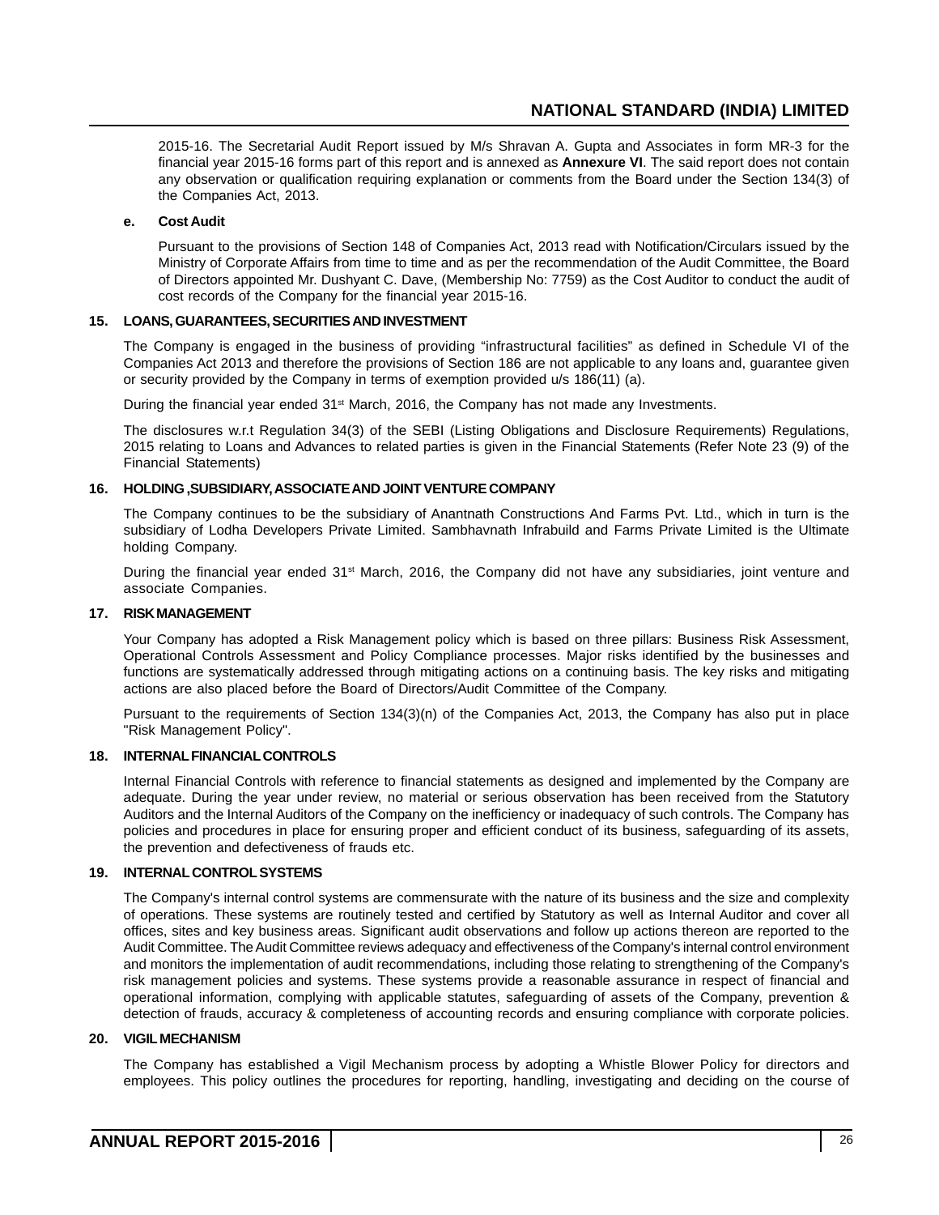2015-16. The Secretarial Audit Report issued by M/s Shravan A. Gupta and Associates in form MR-3 for the financial year 2015-16 forms part of this report and is annexed as **Annexure VI**. The said report does not contain any observation or qualification requiring explanation or comments from the Board under the Section 134(3) of the Companies Act, 2013.

**e. Cost Audit**

Pursuant to the provisions of Section 148 of Companies Act, 2013 read with Notification/Circulars issued by the Ministry of Corporate Affairs from time to time and as per the recommendation of the Audit Committee, the Board of Directors appointed Mr. Dushyant C. Dave, (Membership No: 7759) as the Cost Auditor to conduct the audit of cost records of the Company for the financial year 2015-16.

## 15. LOANS, GUARANTEES, SECURITIES AND INVESTMENT

The Company is engaged in the business of providing "infrastructural facilities" as defined in Schedule VI of the Companies Act 2013 and therefore the provisions of Section 186 are not applicable to any loans and, guarantee given or security provided by the Company in terms of exemption provided u/s 186(11) (a).

During the financial year ended 31st March, 2016, the Company has not made any Investments.

The disclosures w.r.t Regulation 34(3) of the SEBI (Listing Obligations and Disclosure Requirements) Regulations, 2015 relating to Loans and Advances to related parties is given in the Financial Statements (Refer Note 23 (9) of the Financial Statements)

## 16. HOLDING ,SUBSIDIARY, ASSOCIATE AND JOINT VENTURE COMPANY

The Company continues to be the subsidiary of Anantnath Constructions And Farms Pvt. Ltd., which in turn is the subsidiary of Lodha Developers Private Limited. Sambhavnath Infrabuild and Farms Private Limited is the Ultimate holding Company.

During the financial year ended 31st March, 2016, the Company did not have any subsidiaries, joint venture and associate Companies.

## 17. RISK MANAGEMENT

Your Company has adopted a Risk Management policy which is based on three pillars: Business Risk Assessment, Operational Controls Assessment and Policy Compliance processes. Major risks identified by the businesses and functions are systematically addressed through mitigating actions on a continuing basis. The key risks and mitigating actions are also placed before the Board of Directors/Audit Committee of the Company.

Pursuant to the requirements of Section 134(3)(n) of the Companies Act, 2013, the Company has also put in place "Risk Management Policy".

## 18. INTERNAL FINANCIAL CONTROLS

Internal Financial Controls with reference to financial statements as designed and implemented by the Company are adequate. During the year under review, no material or serious observation has been received from the Statutory Auditors and the Internal Auditors of the Company on the inefficiency or inadequacy of such controls. The Company has policies and procedures in place for ensuring proper and efficient conduct of its business, safeguarding of its assets, the prevention and defectiveness of frauds etc.

## 19. INTERNAL CONTROL SYSTEMS

The Company's internal control systems are commensurate with the nature of its business and the size and complexity of operations. These systems are routinely tested and certified by Statutory as well as Internal Auditor and cover all offices, sites and key business areas. Significant audit observations and follow up actions thereon are reported to the Audit Committee. The Audit Committee reviews adequacy and effectiveness of the Company's internal control environment and monitors the implementation of audit recommendations, including those relating to strengthening of the Company's risk management policies and systems. These systems provide a reasonable assurance in respect of financial and operational information, complying with applicable statutes, safeguarding of assets of the Company, prevention & detection of frauds, accuracy & completeness of accounting records and ensuring compliance with corporate policies.

## 20. VIGIL MECHANISM

The Company has established a Vigil Mechanism process by adopting a Whistle Blower Policy for directors and employees. This policy outlines the procedures for reporting, handling, investigating and deciding on the course of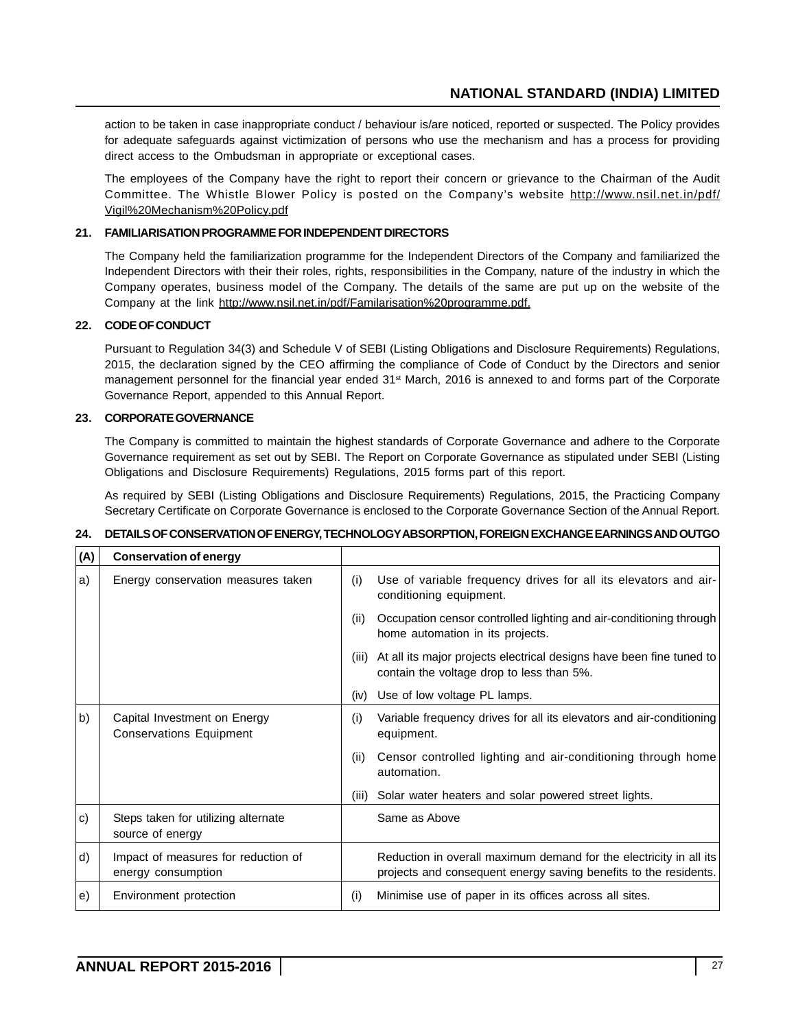action to be taken in case inappropriate conduct / behaviour is/are noticed, reported or suspected. The Policy provides for adequate safeguards against victimization of persons who use the mechanism and has a process for providing direct access to the Ombudsman in appropriate or exceptional cases.

The employees of the Company have the right to report their concern or grievance to the Chairman of the Audit Committee. The Whistle Blower Policy is posted on the Company's website http://www.nsil.net.in/pdf/Vigil%20Mechanism%20Policy.pdf

**21. FAMILIARISATION PROGRAMME FOR INDEPENDENT DIRECTORS**

The Company held the familiarization programme for the Independent Directors of the Company and familiarized the Independent Directors with their their roles, rights, responsibilities in the Company, nature of the industry in which the Company operates, business model of the Company. The details of the same are put up on the website of the Company at the link http://www.nsil.net.in/pdf/Familarisation%20programme.pdf.

**22. CODE OF CONDUCT**

Pursuant to Regulation 34(3) and Schedule V of SEBI (Listing Obligations and Disclosure Requirements) Regulations, 2015, the declaration signed by the CEO affirming the compliance of Code of Conduct by the Directors and senior management personnel for the financial year ended 31st March, 2016 is annexed to and forms part of the Corporate Governance Report, appended to this Annual Report.

**23. CORPORATE GOVERNANCE**

The Company is committed to maintain the highest standards of Corporate Governance and adhere to the Corporate Governance requirement as set out by SEBI. The Report on Corporate Governance as stipulated under SEBI (Listing Obligations and Disclosure Requirements) Regulations, 2015 forms part of this report.

As required by SEBI (Listing Obligations and Disclosure Requirements) Regulations, 2015, the Practicing Company Secretary Certificate on Corporate Governance is enclosed to the Corporate Governance Section of the Annual Report.

**24. DETAILS OF CONSERVATION OF ENERGY, TECHNOLOGY ABSORPTION, FOREIGN EXCHANGE EARNINGS AND OUTGO**

| (A) | Conservation of energy | |
|---|---|---|
| a) | Energy conservation measures taken | (i) Use of variable frequency drives for all its elevators and air-conditioning equipment. |
| | | (ii) Occupation censor controlled lighting and air-conditioning through home automation in its projects. |
| | | (iii) At all its major projects electrical designs have been fine tuned to contain the voltage drop to less than 5%. |
| | | (iv) Use of low voltage PL lamps. |
| b) | Capital Investment on Energy Conservations Equipment | (i) Variable frequency drives for all its elevators and air-conditioning equipment. |
| | | (ii) Censor controlled lighting and air-conditioning through home automation. |
| | | (iii) Solar water heaters and solar powered street lights. |
| c) | Steps taken for utilizing alternate source of energy | Same as Above |
| d) | Impact of measures for reduction of energy consumption | Reduction in overall maximum demand for the electricity in all its projects and consequent energy saving benefits to the residents. |
| e) | Environment protection | (i) Minimise use of paper in its offices across all sites. |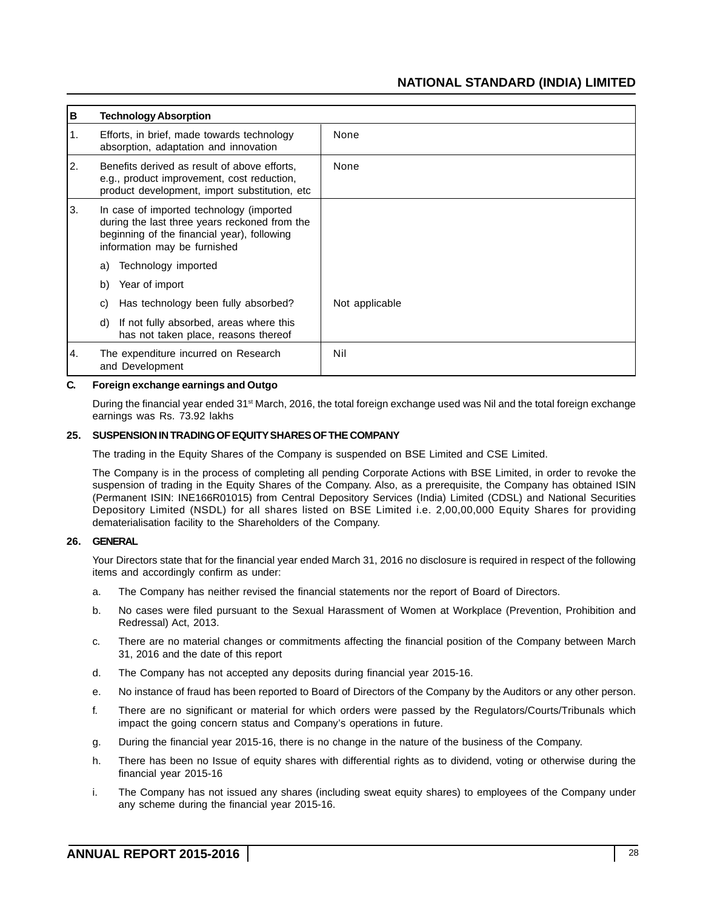| B | Technology Absorption | |
|---|---|---|
| 1. | Efforts, in brief, made towards technology absorption, adaptation and innovation | None |
| 2. | Benefits derived as result of above efforts, e.g., product improvement, cost reduction, product development, import substitution, etc | None |
| 3. | In case of imported technology (imported during the last three years reckoned from the beginning of the financial year), following information may be furnished<br>a) Technology imported<br>b) Year of import<br>c) Has technology been fully absorbed?<br>d) If not fully absorbed, areas where this has not taken place, reasons thereof | Not applicable |
| 4. | The expenditure incurred on Research and Development | Nil |

**C. Foreign exchange earnings and Outgo**

During the financial year ended 31st March, 2016, the total foreign exchange used was Nil and the total foreign exchange earnings was Rs. 73.92 lakhs

**25. SUSPENSION IN TRADING OF EQUITY SHARES OF THE COMPANY**

The trading in the Equity Shares of the Company is suspended on BSE Limited and CSE Limited.

The Company is in the process of completing all pending Corporate Actions with BSE Limited, in order to revoke the suspension of trading in the Equity Shares of the Company. Also, as a prerequisite, the Company has obtained ISIN (Permanent ISIN: INE166R01015) from Central Depository Services (India) Limited (CDSL) and National Securities Depository Limited (NSDL) for all shares listed on BSE Limited i.e. 2,00,00,000 Equity Shares for providing dematerialisation facility to the Shareholders of the Company.

**26. GENERAL**

Your Directors state that for the financial year ended March 31, 2016 no disclosure is required in respect of the following items and accordingly confirm as under:

a. The Company has neither revised the financial statements nor the report of Board of Directors.

b. No cases were filed pursuant to the Sexual Harassment of Women at Workplace (Prevention, Prohibition and Redressal) Act, 2013.

c. There are no material changes or commitments affecting the financial position of the Company between March 31, 2016 and the date of this report

d. The Company has not accepted any deposits during financial year 2015-16.

e. No instance of fraud has been reported to Board of Directors of the Company by the Auditors or any other person.

f. There are no significant or material for which orders were passed by the Regulators/Courts/Tribunals which impact the going concern status and Company's operations in future.

g. During the financial year 2015-16, there is no change in the nature of the business of the Company.

h. There has been no Issue of equity shares with differential rights as to dividend, voting or otherwise during the financial year 2015-16

i. The Company has not issued any shares (including sweat equity shares) to employees of the Company under any scheme during the financial year 2015-16.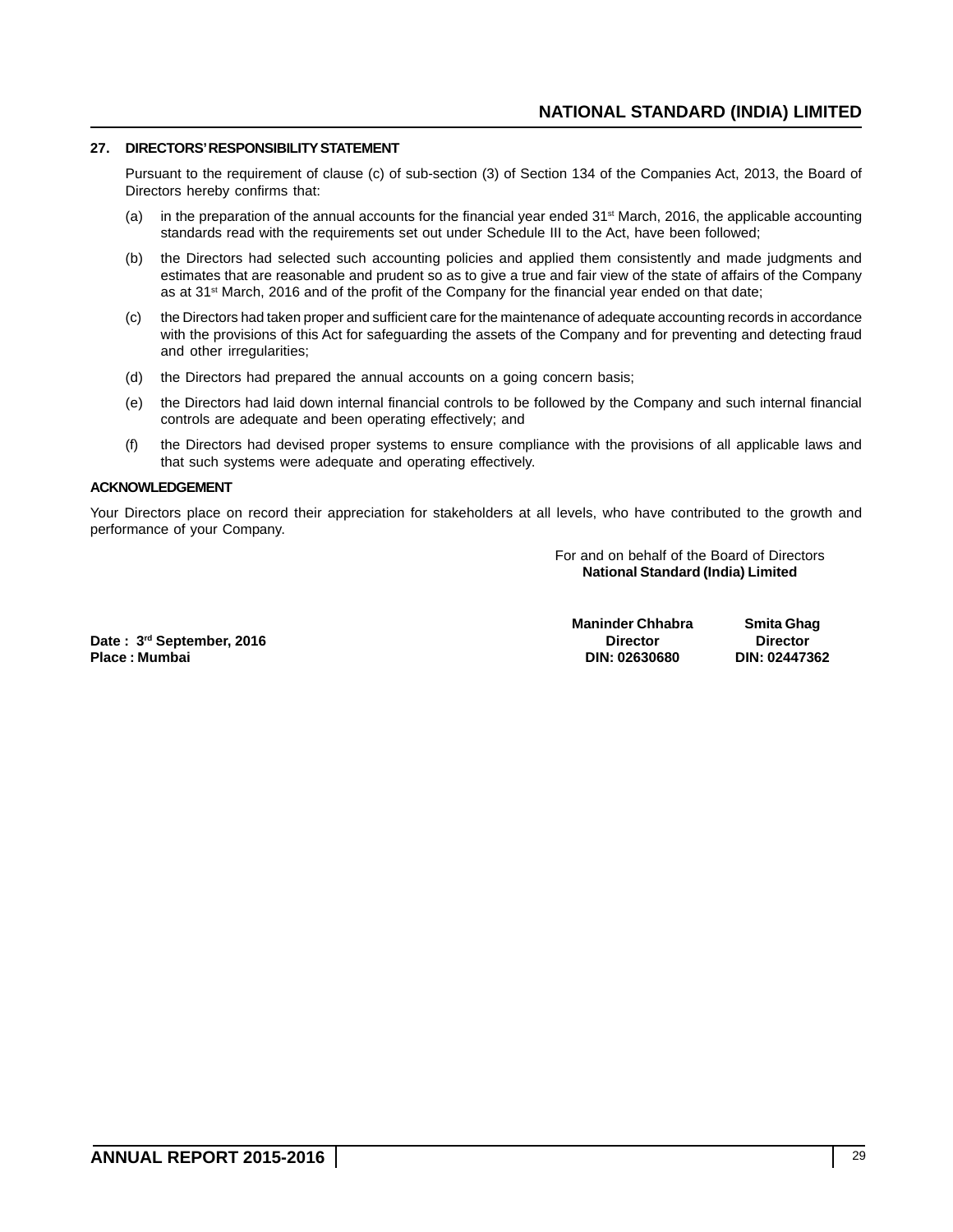## 27. DIRECTORS' RESPONSIBILITY STATEMENT

Pursuant to the requirement of clause (c) of sub-section (3) of Section 134 of the Companies Act, 2013, the Board of Directors hereby confirms that:

(a) in the preparation of the annual accounts for the financial year ended 31st March, 2016, the applicable accounting standards read with the requirements set out under Schedule III to the Act, have been followed;

(b) the Directors had selected such accounting policies and applied them consistently and made judgments and estimates that are reasonable and prudent so as to give a true and fair view of the state of affairs of the Company as at 31st March, 2016 and of the profit of the Company for the financial year ended on that date;

(c) the Directors had taken proper and sufficient care for the maintenance of adequate accounting records in accordance with the provisions of this Act for safeguarding the assets of the Company and for preventing and detecting fraud and other irregularities;

(d) the Directors had prepared the annual accounts on a going concern basis;

(e) the Directors had laid down internal financial controls to be followed by the Company and such internal financial controls are adequate and been operating effectively; and

(f) the Directors had devised proper systems to ensure compliance with the provisions of all applicable laws and that such systems were adequate and operating effectively.

## ACKNOWLEDGEMENT

Your Directors place on record their appreciation for stakeholders at all levels, who have contributed to the growth and performance of your Company.

For and on behalf of the Board of Directors
**National Standard (India) Limited**

| | **Maninder Chhabra** | **Smita Ghag** |
|---|---|---|
| **Date : 3rd September, 2016** | **Director** | **Director** |
| **Place : Mumbai** | **DIN: 02630680** | **DIN: 02447362** |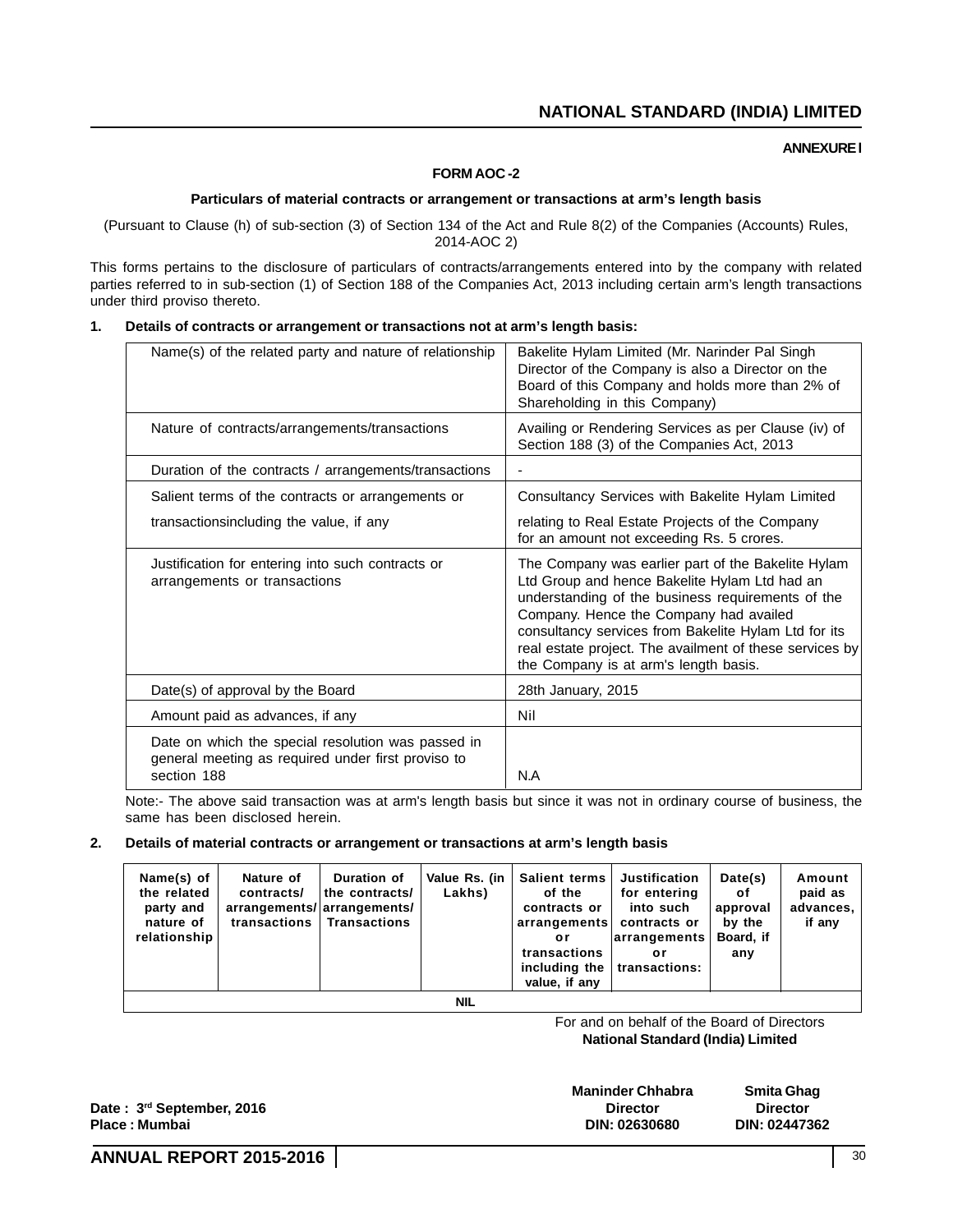**ANNEXURE I**

**FORM AOC -2**

**Particulars of material contracts or arrangement or transactions at arm's length basis**

(Pursuant to Clause (h) of sub-section (3) of Section 134 of the Act and Rule 8(2) of the Companies (Accounts) Rules, 2014-AOC 2)

This forms pertains to the disclosure of particulars of contracts/arrangements entered into by the company with related parties referred to in sub-section (1) of Section 188 of the Companies Act, 2013 including certain arm's length transactions under third proviso thereto.

**1. Details of contracts or arrangement or transactions not at arm's length basis:**

| | |
|---|---|
| Name(s) of the related party and nature of relationship | Bakelite Hylam Limited (Mr. Narinder Pal Singh Director of the Company is also a Director on the Board of this Company and holds more than 2% of Shareholding in this Company) |
| Nature of contracts/arrangements/transactions | Availing or Rendering Services as per Clause (iv) of Section 188 (3) of the Companies Act, 2013 |
| Duration of the contracts / arrangements/transactions | - |
| Salient terms of the contracts or arrangements or transactionsincluding the value, if any | Consultancy Services with Bakelite Hylam Limited relating to Real Estate Projects of the Company for an amount not exceeding Rs. 5 crores. |
| Justification for entering into such contracts or arrangements or transactions | The Company was earlier part of the Bakelite Hylam Ltd Group and hence Bakelite Hylam Ltd had an understanding of the business requirements of the Company. Hence the Company had availed consultancy services from Bakelite Hylam Ltd for its real estate project. The availment of these services by the Company is at arm's length basis. |
| Date(s) of approval by the Board | 28th January, 2015 |
| Amount paid as advances, if any | Nil |
| Date on which the special resolution was passed in general meeting as required under first proviso to section 188 | N.A |

Note:- The above said transaction was at arm's length basis but since it was not in ordinary course of business, the same has been disclosed herein.

**2. Details of material contracts or arrangement or transactions at arm's length basis**

| Name(s) of the related party and nature of relationship | Nature of contracts/ arrangements/ transactions | Duration of the contracts/ arrangements/ Transactions | Value Rs. (in Lakhs) | Salient terms of the contracts or arrangements or transactions including the value, if any | Justification for entering into such contracts or arrangements or transactions: | Date(s) of approval by the Board, if any | Amount paid as advances, if any |
|---|---|---|---|---|---|---|---|
| NIL | | | | | | | |

For and on behalf of the Board of Directors
**National Standard (India) Limited**

**Date : 3rd September, 2016**
**Place : Mumbai**

| **Maninder Chhabra** | **Smita Ghag** |
|---|---|
| **Director** | **Director** |
| **DIN: 02630680** | **DIN: 02447362** |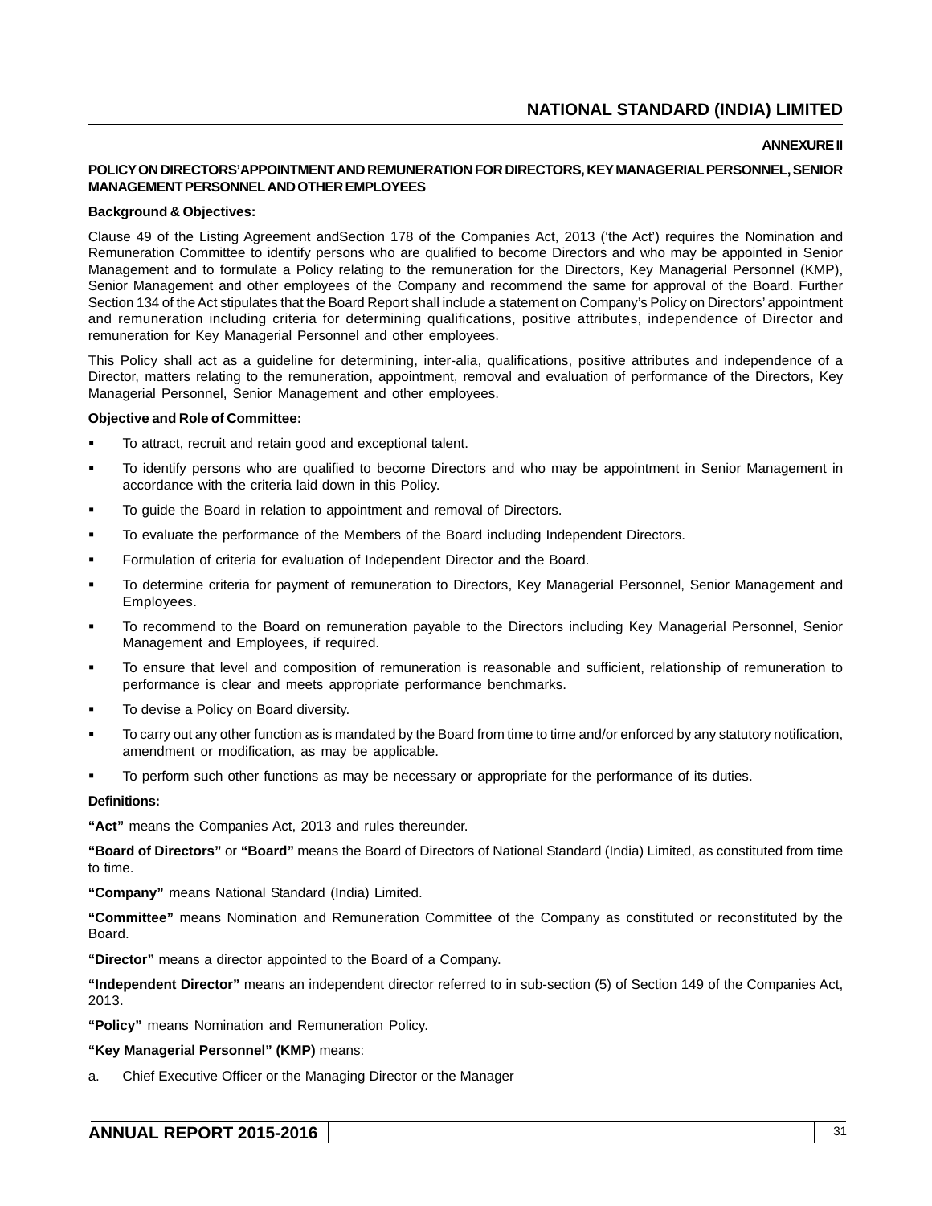**ANNEXURE II**

## POLICY ON DIRECTORS'APPOINTMENT AND REMUNERATION FOR DIRECTORS, KEY MANAGERIAL PERSONNEL, SENIOR MANAGEMENT PERSONNEL AND OTHER EMPLOYEES

**Background & Objectives:**

Clause 49 of the Listing Agreement andSection 178 of the Companies Act, 2013 ('the Act') requires the Nomination and Remuneration Committee to identify persons who are qualified to become Directors and who may be appointed in Senior Management and to formulate a Policy relating to the remuneration for the Directors, Key Managerial Personnel (KMP), Senior Management and other employees of the Company and recommend the same for approval of the Board. Further Section 134 of the Act stipulates that the Board Report shall include a statement on Company's Policy on Directors' appointment and remuneration including criteria for determining qualifications, positive attributes, independence of Director and remuneration for Key Managerial Personnel and other employees.

This Policy shall act as a guideline for determining, inter-alia, qualifications, positive attributes and independence of a Director, matters relating to the remuneration, appointment, removal and evaluation of performance of the Directors, Key Managerial Personnel, Senior Management and other employees.

**Objective and Role of Committee:**

- To attract, recruit and retain good and exceptional talent.
- To identify persons who are qualified to become Directors and who may be appointment in Senior Management in accordance with the criteria laid down in this Policy.
- To guide the Board in relation to appointment and removal of Directors.
- To evaluate the performance of the Members of the Board including Independent Directors.
- Formulation of criteria for evaluation of Independent Director and the Board.
- To determine criteria for payment of remuneration to Directors, Key Managerial Personnel, Senior Management and Employees.
- To recommend to the Board on remuneration payable to the Directors including Key Managerial Personnel, Senior Management and Employees, if required.
- To ensure that level and composition of remuneration is reasonable and sufficient, relationship of remuneration to performance is clear and meets appropriate performance benchmarks.
- To devise a Policy on Board diversity.
- To carry out any other function as is mandated by the Board from time to time and/or enforced by any statutory notification, amendment or modification, as may be applicable.
- To perform such other functions as may be necessary or appropriate for the performance of its duties.

**Definitions:**

**"Act"** means the Companies Act, 2013 and rules thereunder.

**"Board of Directors"** or **"Board"** means the Board of Directors of National Standard (India) Limited, as constituted from time to time.

**"Company"** means National Standard (India) Limited.

**"Committee"** means Nomination and Remuneration Committee of the Company as constituted or reconstituted by the Board.

**"Director"** means a director appointed to the Board of a Company.

**"Independent Director"** means an independent director referred to in sub-section (5) of Section 149 of the Companies Act, 2013.

**"Policy"** means Nomination and Remuneration Policy.

**"Key Managerial Personnel" (KMP)** means:

a. Chief Executive Officer or the Managing Director or the Manager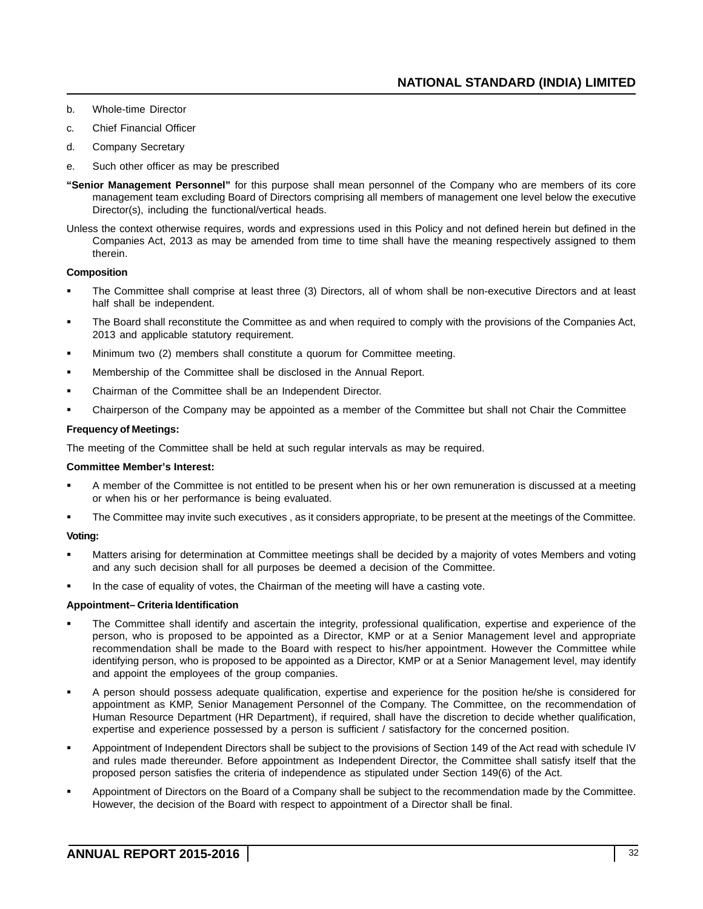b. Whole-time Director

c. Chief Financial Officer

d. Company Secretary

e. Such other officer as may be prescribed

**"Senior Management Personnel"** for this purpose shall mean personnel of the Company who are members of its core management team excluding Board of Directors comprising all members of management one level below the executive Director(s), including the functional/vertical heads.

Unless the context otherwise requires, words and expressions used in this Policy and not defined herein but defined in the Companies Act, 2013 as may be amended from time to time shall have the meaning respectively assigned to them therein.

**Composition**

- The Committee shall comprise at least three (3) Directors, all of whom shall be non-executive Directors and at least half shall be independent.
- The Board shall reconstitute the Committee as and when required to comply with the provisions of the Companies Act, 2013 and applicable statutory requirement.
- Minimum two (2) members shall constitute a quorum for Committee meeting.
- Membership of the Committee shall be disclosed in the Annual Report.
- Chairman of the Committee shall be an Independent Director.
- Chairperson of the Company may be appointed as a member of the Committee but shall not Chair the Committee

**Frequency of Meetings:**

The meeting of the Committee shall be held at such regular intervals as may be required.

**Committee Member's Interest:**

- A member of the Committee is not entitled to be present when his or her own remuneration is discussed at a meeting or when his or her performance is being evaluated.
- The Committee may invite such executives , as it considers appropriate, to be present at the meetings of the Committee.

**Voting:**

- Matters arising for determination at Committee meetings shall be decided by a majority of votes Members and voting and any such decision shall for all purposes be deemed a decision of the Committee.
- In the case of equality of votes, the Chairman of the meeting will have a casting vote.

**Appointment– Criteria Identification**

- The Committee shall identify and ascertain the integrity, professional qualification, expertise and experience of the person, who is proposed to be appointed as a Director, KMP or at a Senior Management level and appropriate recommendation shall be made to the Board with respect to his/her appointment. However the Committee while identifying person, who is proposed to be appointed as a Director, KMP or at a Senior Management level, may identify and appoint the employees of the group companies.
- A person should possess adequate qualification, expertise and experience for the position he/she is considered for appointment as KMP, Senior Management Personnel of the Company. The Committee, on the recommendation of Human Resource Department (HR Department), if required, shall have the discretion to decide whether qualification, expertise and experience possessed by a person is sufficient / satisfactory for the concerned position.
- Appointment of Independent Directors shall be subject to the provisions of Section 149 of the Act read with schedule IV and rules made thereunder. Before appointment as Independent Director, the Committee shall satisfy itself that the proposed person satisfies the criteria of independence as stipulated under Section 149(6) of the Act.
- Appointment of Directors on the Board of a Company shall be subject to the recommendation made by the Committee. However, the decision of the Board with respect to appointment of a Director shall be final.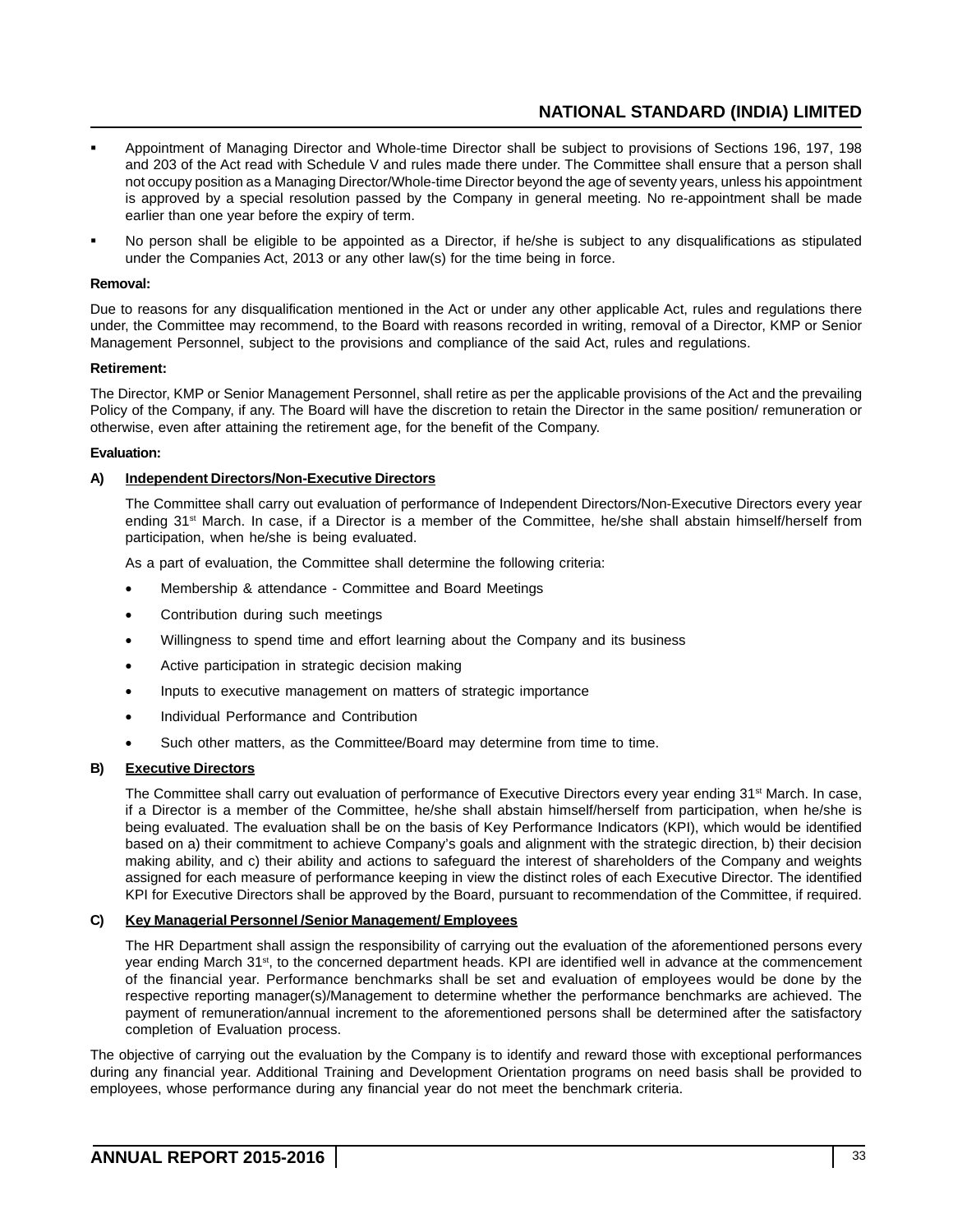- Appointment of Managing Director and Whole-time Director shall be subject to provisions of Sections 196, 197, 198 and 203 of the Act read with Schedule V and rules made there under. The Committee shall ensure that a person shall not occupy position as a Managing Director/Whole-time Director beyond the age of seventy years, unless his appointment is approved by a special resolution passed by the Company in general meeting. No re-appointment shall be made earlier than one year before the expiry of term.
- No person shall be eligible to be appointed as a Director, if he/she is subject to any disqualifications as stipulated under the Companies Act, 2013 or any other law(s) for the time being in force.

**Removal:**

Due to reasons for any disqualification mentioned in the Act or under any other applicable Act, rules and regulations there under, the Committee may recommend, to the Board with reasons recorded in writing, removal of a Director, KMP or Senior Management Personnel, subject to the provisions and compliance of the said Act, rules and regulations.

**Retirement:**

The Director, KMP or Senior Management Personnel, shall retire as per the applicable provisions of the Act and the prevailing Policy of the Company, if any. The Board will have the discretion to retain the Director in the same position/ remuneration or otherwise, even after attaining the retirement age, for the benefit of the Company.

**Evaluation:**

**A) Independent Directors/Non-Executive Directors**

The Committee shall carry out evaluation of performance of Independent Directors/Non-Executive Directors every year ending 31st March. In case, if a Director is a member of the Committee, he/she shall abstain himself/herself from participation, when he/she is being evaluated.

As a part of evaluation, the Committee shall determine the following criteria:

- Membership & attendance - Committee and Board Meetings
- Contribution during such meetings
- Willingness to spend time and effort learning about the Company and its business
- Active participation in strategic decision making
- Inputs to executive management on matters of strategic importance
- Individual Performance and Contribution
- Such other matters, as the Committee/Board may determine from time to time.

**B) Executive Directors**

The Committee shall carry out evaluation of performance of Executive Directors every year ending 31st March. In case, if a Director is a member of the Committee, he/she shall abstain himself/herself from participation, when he/she is being evaluated. The evaluation shall be on the basis of Key Performance Indicators (KPI), which would be identified based on a) their commitment to achieve Company's goals and alignment with the strategic direction, b) their decision making ability, and c) their ability and actions to safeguard the interest of shareholders of the Company and weights assigned for each measure of performance keeping in view the distinct roles of each Executive Director. The identified KPI for Executive Directors shall be approved by the Board, pursuant to recommendation of the Committee, if required.

**C) Key Managerial Personnel /Senior Management/ Employees**

The HR Department shall assign the responsibility of carrying out the evaluation of the aforementioned persons every year ending March 31st, to the concerned department heads. KPI are identified well in advance at the commencement of the financial year. Performance benchmarks shall be set and evaluation of employees would be done by the respective reporting manager(s)/Management to determine whether the performance benchmarks are achieved. The payment of remuneration/annual increment to the aforementioned persons shall be determined after the satisfactory completion of Evaluation process.

The objective of carrying out the evaluation by the Company is to identify and reward those with exceptional performances during any financial year. Additional Training and Development Orientation programs on need basis shall be provided to employees, whose performance during any financial year do not meet the benchmark criteria.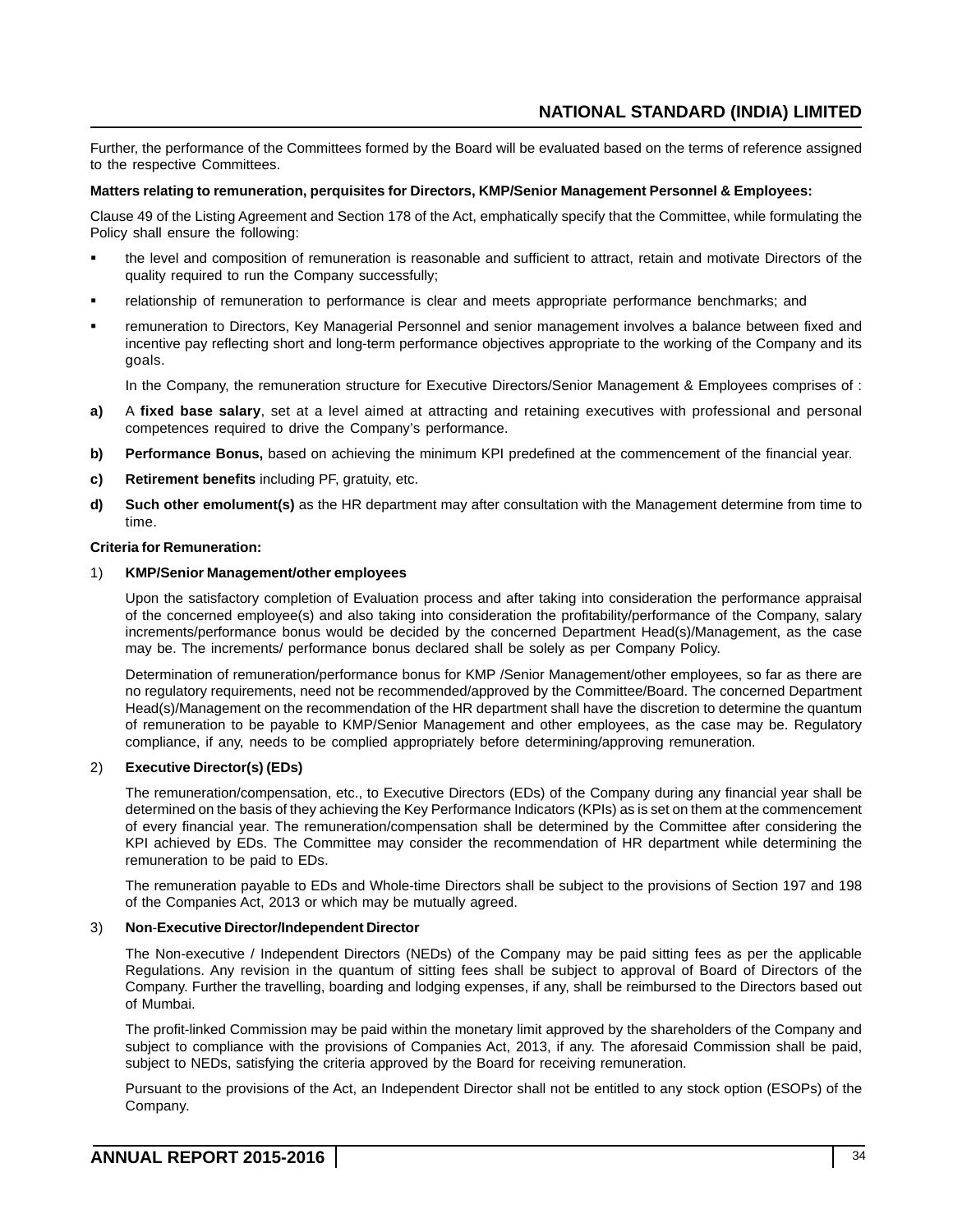Further, the performance of the Committees formed by the Board will be evaluated based on the terms of reference assigned to the respective Committees.

**Matters relating to remuneration, perquisites for Directors, KMP/Senior Management Personnel & Employees:**

Clause 49 of the Listing Agreement and Section 178 of the Act, emphatically specify that the Committee, while formulating the Policy shall ensure the following:

- the level and composition of remuneration is reasonable and sufficient to attract, retain and motivate Directors of the quality required to run the Company successfully;
- relationship of remuneration to performance is clear and meets appropriate performance benchmarks; and
- remuneration to Directors, Key Managerial Personnel and senior management involves a balance between fixed and incentive pay reflecting short and long-term performance objectives appropriate to the working of the Company and its goals.

In the Company, the remuneration structure for Executive Directors/Senior Management & Employees comprises of :

**a)** A **fixed base salary**, set at a level aimed at attracting and retaining executives with professional and personal competences required to drive the Company's performance.

**b)** **Performance Bonus,** based on achieving the minimum KPI predefined at the commencement of the financial year.

**c)** **Retirement benefits** including PF, gratuity, etc.

**d)** **Such other emolument(s)** as the HR department may after consultation with the Management determine from time to time.

**Criteria for Remuneration:**

1) **KMP/Senior Management/other employees**

Upon the satisfactory completion of Evaluation process and after taking into consideration the performance appraisal of the concerned employee(s) and also taking into consideration the profitability/performance of the Company, salary increments/performance bonus would be decided by the concerned Department Head(s)/Management, as the case may be. The increments/ performance bonus declared shall be solely as per Company Policy.

Determination of remuneration/performance bonus for KMP /Senior Management/other employees, so far as there are no regulatory requirements, need not be recommended/approved by the Committee/Board. The concerned Department Head(s)/Management on the recommendation of the HR department shall have the discretion to determine the quantum of remuneration to be payable to KMP/Senior Management and other employees, as the case may be. Regulatory compliance, if any, needs to be complied appropriately before determining/approving remuneration.

2) **Executive Director(s) (EDs)**

The remuneration/compensation, etc., to Executive Directors (EDs) of the Company during any financial year shall be determined on the basis of they achieving the Key Performance Indicators (KPIs) as is set on them at the commencement of every financial year. The remuneration/compensation shall be determined by the Committee after considering the KPI achieved by EDs. The Committee may consider the recommendation of HR department while determining the remuneration to be paid to EDs.

The remuneration payable to EDs and Whole-time Directors shall be subject to the provisions of Section 197 and 198 of the Companies Act, 2013 or which may be mutually agreed.

3) **Non-Executive Director/Independent Director**

The Non-executive / Independent Directors (NEDs) of the Company may be paid sitting fees as per the applicable Regulations. Any revision in the quantum of sitting fees shall be subject to approval of Board of Directors of the Company. Further the travelling, boarding and lodging expenses, if any, shall be reimbursed to the Directors based out of Mumbai.

The profit-linked Commission may be paid within the monetary limit approved by the shareholders of the Company and subject to compliance with the provisions of Companies Act, 2013, if any. The aforesaid Commission shall be paid, subject to NEDs, satisfying the criteria approved by the Board for receiving remuneration.

Pursuant to the provisions of the Act, an Independent Director shall not be entitled to any stock option (ESOPs) of the Company.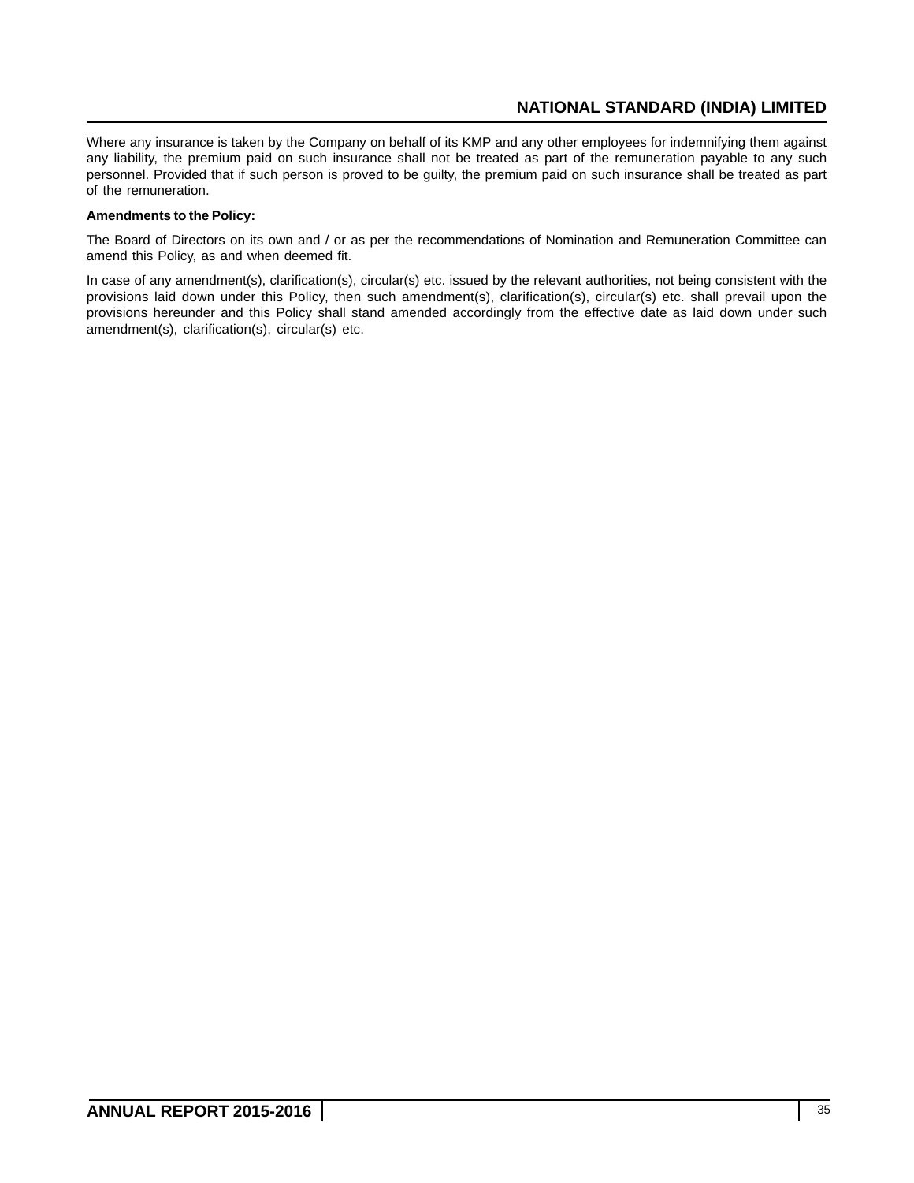Where any insurance is taken by the Company on behalf of its KMP and any other employees for indemnifying them against any liability, the premium paid on such insurance shall not be treated as part of the remuneration payable to any such personnel. Provided that if such person is proved to be guilty, the premium paid on such insurance shall be treated as part of the remuneration.

**Amendments to the Policy:**

The Board of Directors on its own and / or as per the recommendations of Nomination and Remuneration Committee can amend this Policy, as and when deemed fit.

In case of any amendment(s), clarification(s), circular(s) etc. issued by the relevant authorities, not being consistent with the provisions laid down under this Policy, then such amendment(s), clarification(s), circular(s) etc. shall prevail upon the provisions hereunder and this Policy shall stand amended accordingly from the effective date as laid down under such amendment(s), clarification(s), circular(s) etc.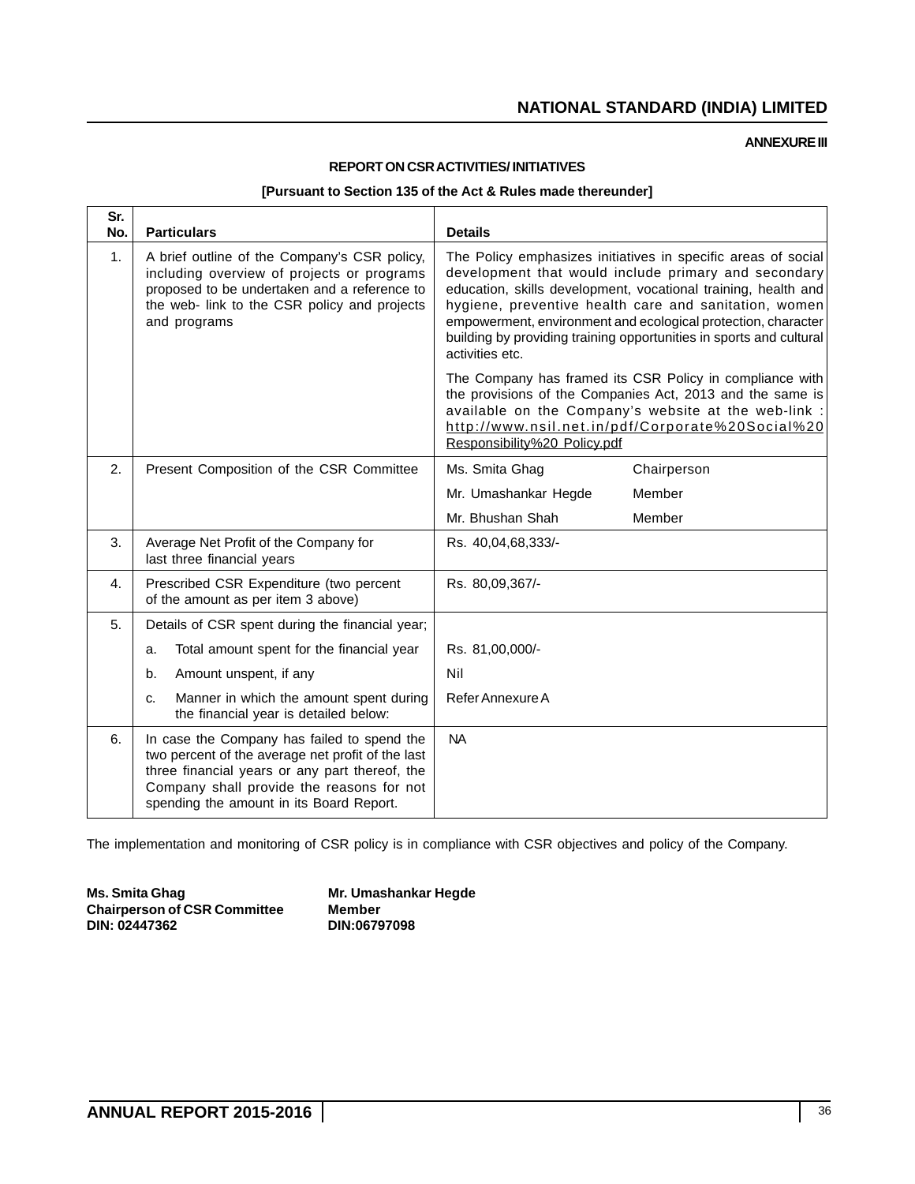**ANNEXURE III**

**REPORT ON CSR ACTIVITIES/ INITIATIVES**

**[Pursuant to Section 135 of the Act & Rules made thereunder]**

| Sr. No. | Particulars | Details | |
|---|---|---|---|
| 1. | A brief outline of the Company's CSR policy, including overview of projects or programs proposed to be undertaken and a reference to the web- link to the CSR policy and projects and programs | The Policy emphasizes initiatives in specific areas of social development that would include primary and secondary education, skills development, vocational training, health and hygiene, preventive health care and sanitation, women empowerment, environment and ecological protection, character building by providing training opportunities in sports and cultural activities etc.<br><br>The Company has framed its CSR Policy in compliance with the provisions of the Companies Act, 2013 and the same is available on the Company's website at the web-link : http://www.nsil.net.in/pdf/Corporate%20Social%20Responsibility%20_Policy.pdf | |
| 2. | Present Composition of the CSR Committee | Ms. Smita Ghag | Chairperson |
| | | Mr. Umashankar Hegde | Member |
| | | Mr. Bhushan Shah | Member |
| 3. | Average Net Profit of the Company for last three financial years | Rs. 40,04,68,333/- | |
| 4. | Prescribed CSR Expenditure (two percent of the amount as per item 3 above) | Rs. 80,09,367/- | |
| 5. | Details of CSR spent during the financial year; | | |
| | a. Total amount spent for the financial year | Rs. 81,00,000/- | |
| | b. Amount unspent, if any | Nil | |
| | c. Manner in which the amount spent during the financial year is detailed below: | Refer Annexure A | |
| 6. | In case the Company has failed to spend the two percent of the average net profit of the last three financial years or any part thereof, the Company shall provide the reasons for not spending the amount in its Board Report. | NA | |

The implementation and monitoring of CSR policy is in compliance with CSR objectives and policy of the Company.

**Ms. Smita Ghag**
**Chairperson of CSR Committee**
**DIN: 02447362**

**Mr. Umashankar Hegde**
**Member**
**DIN:06797098**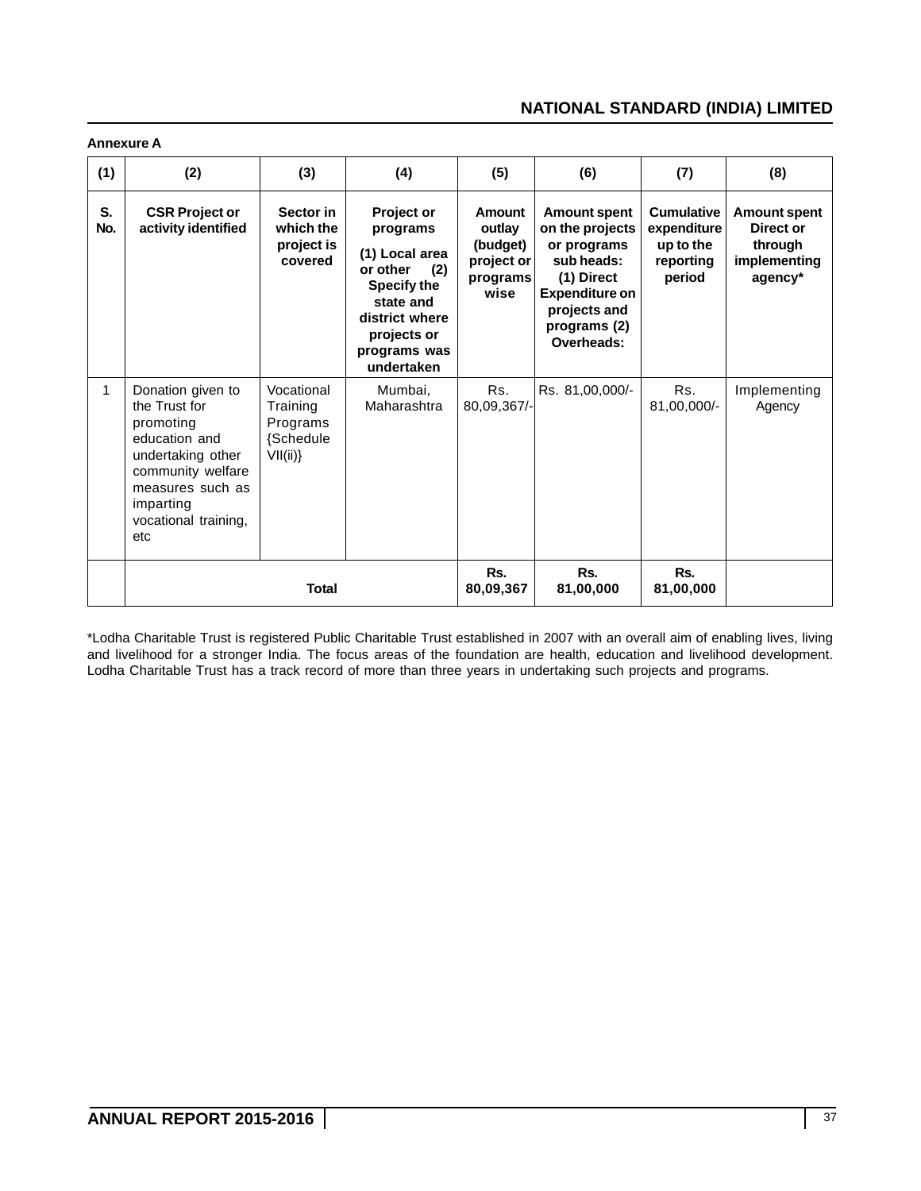**Annexure A**

| (1) | (2) | (3) | (4) | (5) | (6) | (7) | (8) |
|---|---|---|---|---|---|---|---|
| **S. No.** | **CSR Project or activity identified** | **Sector in which the project is covered** | **Project or programs (1) Local area or other (2) Specify the state and district where projects or programs was undertaken** | **Amount outlay (budget) project or programs wise** | **Amount spent on the projects or programs sub heads: (1) Direct Expenditure on projects and programs (2) Overheads:** | **Cumulative expenditure up to the reporting period** | **Amount spent Direct or through implementing agency*** |
| 1 | Donation given to the Trust for promoting education and undertaking other community welfare measures such as imparting vocational training, etc | Vocational Training Programs {Schedule VII(ii)} | Mumbai, Maharashtra | Rs. 80,09,367/- | Rs. 81,00,000/- | Rs. 81,00,000/- | Implementing Agency |
| | **Total** | | | **Rs. 80,09,367** | **Rs. 81,00,000** | **Rs. 81,00,000** | |

*Lodha Charitable Trust is registered Public Charitable Trust established in 2007 with an overall aim of enabling lives, living and livelihood for a stronger India. The focus areas of the foundation are health, education and livelihood development. Lodha Charitable Trust has a track record of more than three years in undertaking such projects and programs.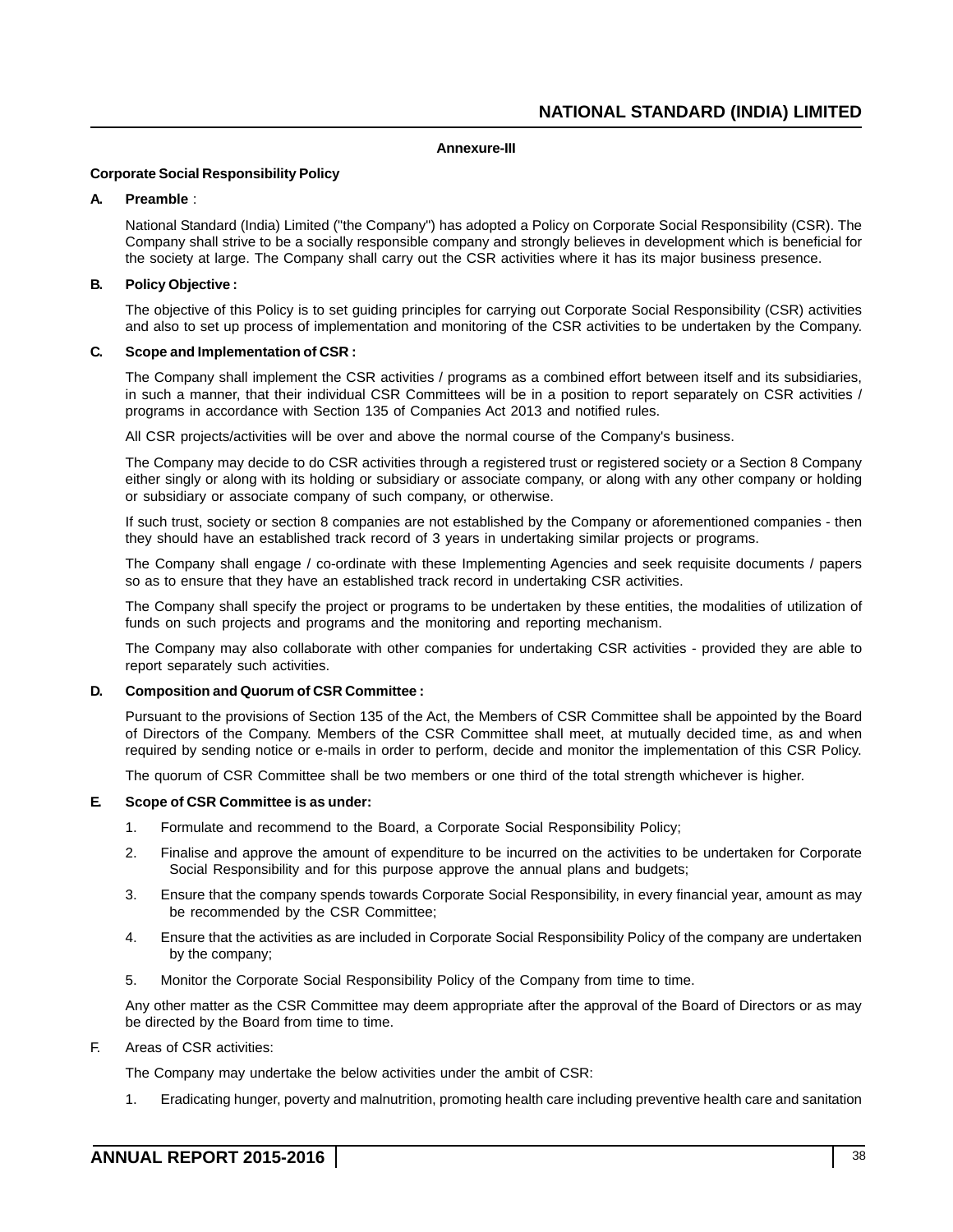## Annexure-III

### Corporate Social Responsibility Policy

**A. Preamble** :

National Standard (India) Limited ("the Company") has adopted a Policy on Corporate Social Responsibility (CSR). The Company shall strive to be a socially responsible company and strongly believes in development which is beneficial for the society at large. The Company shall carry out the CSR activities where it has its major business presence.

**B. Policy Objective :**

The objective of this Policy is to set guiding principles for carrying out Corporate Social Responsibility (CSR) activities and also to set up process of implementation and monitoring of the CSR activities to be undertaken by the Company.

**C. Scope and Implementation of CSR :**

The Company shall implement the CSR activities / programs as a combined effort between itself and its subsidiaries, in such a manner, that their individual CSR Committees will be in a position to report separately on CSR activities / programs in accordance with Section 135 of Companies Act 2013 and notified rules.

All CSR projects/activities will be over and above the normal course of the Company's business.

The Company may decide to do CSR activities through a registered trust or registered society or a Section 8 Company either singly or along with its holding or subsidiary or associate company, or along with any other company or holding or subsidiary or associate company of such company, or otherwise.

If such trust, society or section 8 companies are not established by the Company or aforementioned companies - then they should have an established track record of 3 years in undertaking similar projects or programs.

The Company shall engage / co-ordinate with these Implementing Agencies and seek requisite documents / papers so as to ensure that they have an established track record in undertaking CSR activities.

The Company shall specify the project or programs to be undertaken by these entities, the modalities of utilization of funds on such projects and programs and the monitoring and reporting mechanism.

The Company may also collaborate with other companies for undertaking CSR activities - provided they are able to report separately such activities.

**D. Composition and Quorum of CSR Committee :**

Pursuant to the provisions of Section 135 of the Act, the Members of CSR Committee shall be appointed by the Board of Directors of the Company. Members of the CSR Committee shall meet, at mutually decided time, as and when required by sending notice or e-mails in order to perform, decide and monitor the implementation of this CSR Policy.

The quorum of CSR Committee shall be two members or one third of the total strength whichever is higher.

**E. Scope of CSR Committee is as under:**

1. Formulate and recommend to the Board, a Corporate Social Responsibility Policy;
2. Finalise and approve the amount of expenditure to be incurred on the activities to be undertaken for Corporate Social Responsibility and for this purpose approve the annual plans and budgets;
3. Ensure that the company spends towards Corporate Social Responsibility, in every financial year, amount as may be recommended by the CSR Committee;
4. Ensure that the activities as are included in Corporate Social Responsibility Policy of the company are undertaken by the company;
5. Monitor the Corporate Social Responsibility Policy of the Company from time to time.

Any other matter as the CSR Committee may deem appropriate after the approval of the Board of Directors or as may be directed by the Board from time to time.

F. Areas of CSR activities:

The Company may undertake the below activities under the ambit of CSR:

1. Eradicating hunger, poverty and malnutrition, promoting health care including preventive health care and sanitation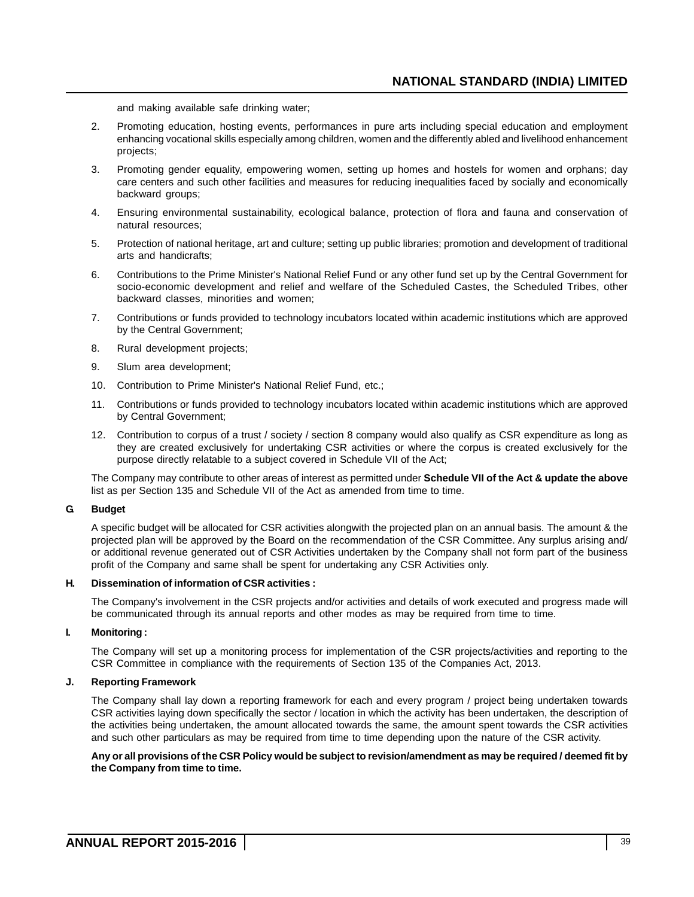and making available safe drinking water;

2. Promoting education, hosting events, performances in pure arts including special education and employment enhancing vocational skills especially among children, women and the differently abled and livelihood enhancement projects;

3. Promoting gender equality, empowering women, setting up homes and hostels for women and orphans; day care centers and such other facilities and measures for reducing inequalities faced by socially and economically backward groups;

4. Ensuring environmental sustainability, ecological balance, protection of flora and fauna and conservation of natural resources;

5. Protection of national heritage, art and culture; setting up public libraries; promotion and development of traditional arts and handicrafts;

6. Contributions to the Prime Minister's National Relief Fund or any other fund set up by the Central Government for socio-economic development and relief and welfare of the Scheduled Castes, the Scheduled Tribes, other backward classes, minorities and women;

7. Contributions or funds provided to technology incubators located within academic institutions which are approved by the Central Government;

8. Rural development projects;

9. Slum area development;

10. Contribution to Prime Minister's National Relief Fund, etc.;

11. Contributions or funds provided to technology incubators located within academic institutions which are approved by Central Government;

12. Contribution to corpus of a trust / society / section 8 company would also qualify as CSR expenditure as long as they are created exclusively for undertaking CSR activities or where the corpus is created exclusively for the purpose directly relatable to a subject covered in Schedule VII of the Act;

The Company may contribute to other areas of interest as permitted under **Schedule VII of the Act & update the above** list as per Section 135 and Schedule VII of the Act as amended from time to time.

**G. Budget**

A specific budget will be allocated for CSR activities alongwith the projected plan on an annual basis. The amount & the projected plan will be approved by the Board on the recommendation of the CSR Committee. Any surplus arising and/or additional revenue generated out of CSR Activities undertaken by the Company shall not form part of the business profit of the Company and same shall be spent for undertaking any CSR Activities only.

**H. Dissemination of information of CSR activities :**

The Company's involvement in the CSR projects and/or activities and details of work executed and progress made will be communicated through its annual reports and other modes as may be required from time to time.

**I. Monitoring :**

The Company will set up a monitoring process for implementation of the CSR projects/activities and reporting to the CSR Committee in compliance with the requirements of Section 135 of the Companies Act, 2013.

**J. Reporting Framework**

The Company shall lay down a reporting framework for each and every program / project being undertaken towards CSR activities laying down specifically the sector / location in which the activity has been undertaken, the description of the activities being undertaken, the amount allocated towards the same, the amount spent towards the CSR activities and such other particulars as may be required from time to time depending upon the nature of the CSR activity.

**Any or all provisions of the CSR Policy would be subject to revision/amendment as may be required / deemed fit by the Company from time to time.**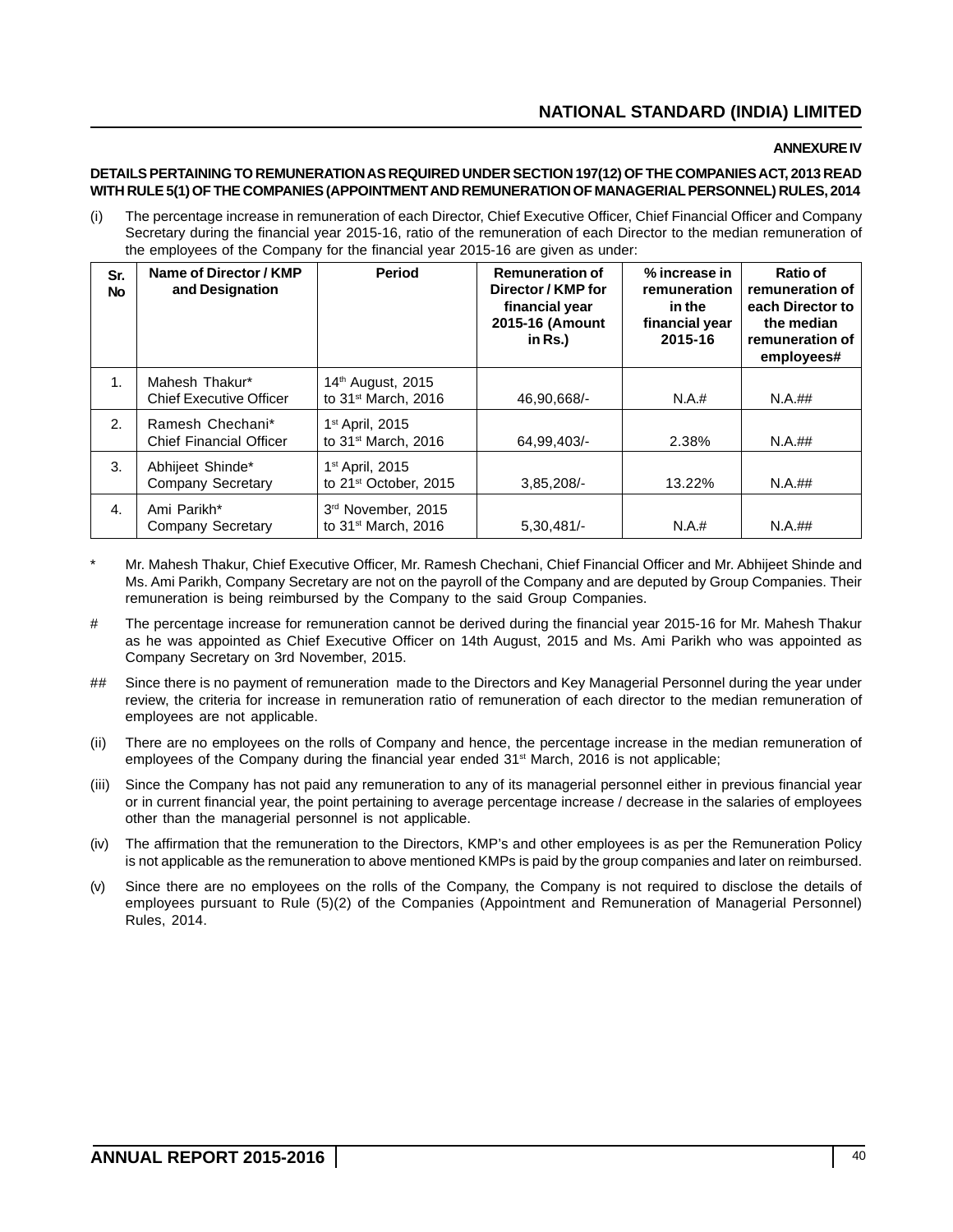**ANNEXURE IV**

**DETAILS PERTAINING TO REMUNERATION AS REQUIRED UNDER SECTION 197(12) OF THE COMPANIES ACT, 2013 READ WITH RULE 5(1) OF THE COMPANIES (APPOINTMENT AND REMUNERATION OF MANAGERIAL PERSONNEL) RULES, 2014**

(i) The percentage increase in remuneration of each Director, Chief Executive Officer, Chief Financial Officer and Company Secretary during the financial year 2015-16, ratio of the remuneration of each Director to the median remuneration of the employees of the Company for the financial year 2015-16 are given as under:

| Sr. No | Name of Director / KMP and Designation | Period | Remuneration of Director / KMP for financial year 2015-16 (Amount in Rs.) | % increase in remuneration in the financial year 2015-16 | Ratio of remuneration of each Director to the median remuneration of employees# |
|---|---|---|---|---|---|
| 1. | Mahesh Thakur* Chief Executive Officer | 14th August, 2015 to 31st March, 2016 | 46,90,668/- | N.A.# | N.A.## |
| 2. | Ramesh Chechani* Chief Financial Officer | 1st April, 2015 to 31st March, 2016 | 64,99,403/- | 2.38% | N.A.## |
| 3. | Abhijeet Shinde* Company Secretary | 1st April, 2015 to 21st October, 2015 | 3,85,208/- | 13.22% | N.A.## |
| 4. | Ami Parikh* Company Secretary | 3rd November, 2015 to 31st March, 2016 | 5,30,481/- | N.A.# | N.A.## |

\* Mr. Mahesh Thakur, Chief Executive Officer, Mr. Ramesh Chechani, Chief Financial Officer and Mr. Abhijeet Shinde and Ms. Ami Parikh, Company Secretary are not on the payroll of the Company and are deputed by Group Companies. Their remuneration is being reimbursed by the Company to the said Group Companies.

\# The percentage increase for remuneration cannot be derived during the financial year 2015-16 for Mr. Mahesh Thakur as he was appointed as Chief Executive Officer on 14th August, 2015 and Ms. Ami Parikh who was appointed as Company Secretary on 3rd November, 2015.

\## Since there is no payment of remuneration made to the Directors and Key Managerial Personnel during the year under review, the criteria for increase in remuneration ratio of remuneration of each director to the median remuneration of employees are not applicable.

(ii) There are no employees on the rolls of Company and hence, the percentage increase in the median remuneration of employees of the Company during the financial year ended 31st March, 2016 is not applicable;

(iii) Since the Company has not paid any remuneration to any of its managerial personnel either in previous financial year or in current financial year, the point pertaining to average percentage increase / decrease in the salaries of employees other than the managerial personnel is not applicable.

(iv) The affirmation that the remuneration to the Directors, KMP's and other employees is as per the Remuneration Policy is not applicable as the remuneration to above mentioned KMPs is paid by the group companies and later on reimbursed.

(v) Since there are no employees on the rolls of the Company, the Company is not required to disclose the details of employees pursuant to Rule (5)(2) of the Companies (Appointment and Remuneration of Managerial Personnel) Rules, 2014.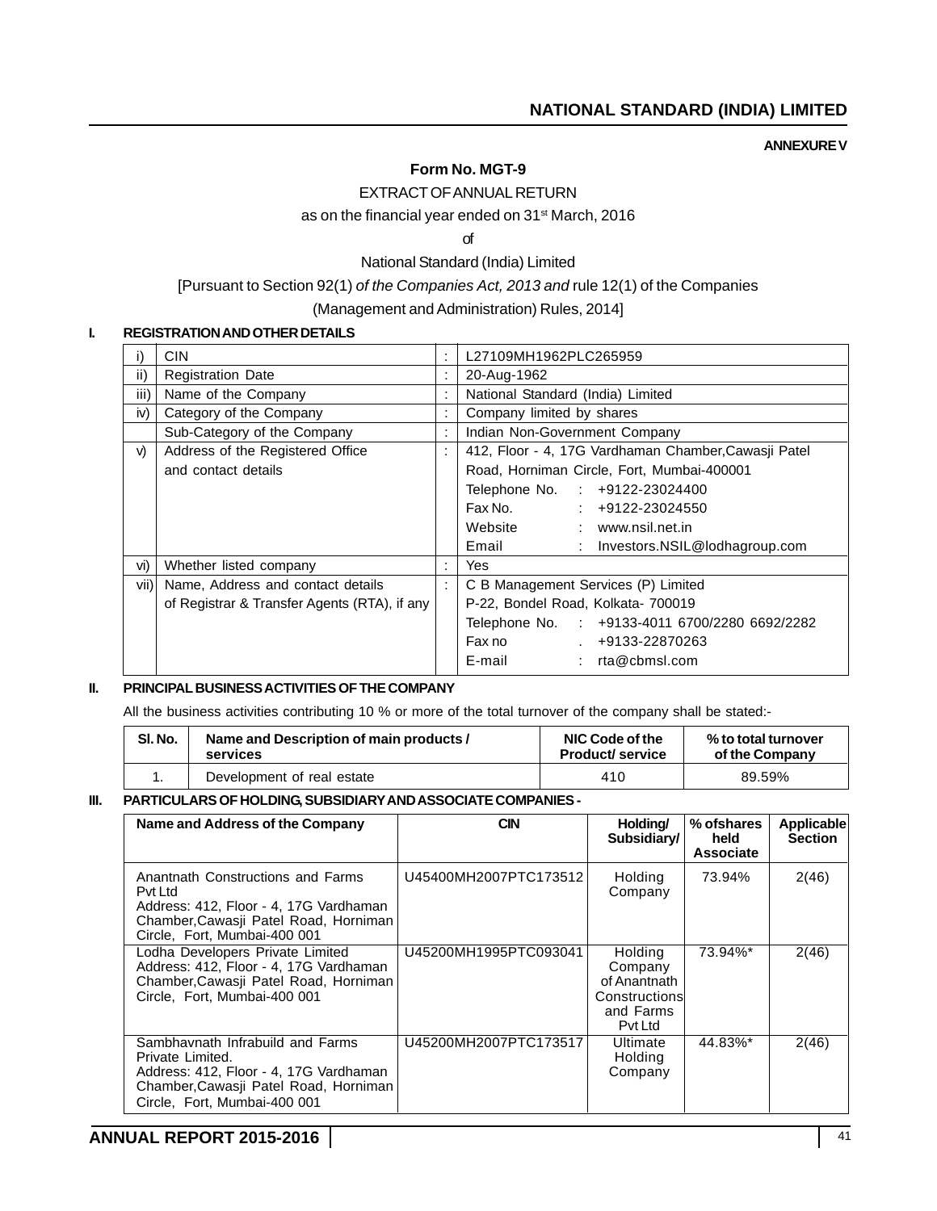**ANNEXURE V**

## Form No. MGT-9

EXTRACT OF ANNUAL RETURN

as on the financial year ended on 31st March, 2016

of

National Standard (India) Limited

[Pursuant to Section 92(1) *of the Companies Act, 2013 and* rule 12(1) of the Companies

(Management and Administration) Rules, 2014]

### I. REGISTRATION AND OTHER DETAILS

| | | | |
|---|---|---|---|
| i) | CIN | : | L27109MH1962PLC265959 |
| ii) | Registration Date | : | 20-Aug-1962 |
| iii) | Name of the Company | : | National Standard (India) Limited |
| iv) | Category of the Company | : | Company limited by shares |
| | Sub-Category of the Company | : | Indian Non-Government Company |
| v) | Address of the Registered Office and contact details | : | 412, Floor - 4, 17G Vardhaman Chamber,Cawasji Patel Road, Horniman Circle, Fort, Mumbai-400001<br>Telephone No. : +9122-23024400<br>Fax No. : +9122-23024550<br>Website : www.nsil.net.in<br>Email : Investors.NSIL@lodhagroup.com |
| vi) | Whether listed company | : | Yes |
| vii) | Name, Address and contact details of Registrar & Transfer Agents (RTA), if any | : | C B Management Services (P) Limited<br>P-22, Bondel Road, Kolkata- 700019<br>Telephone No. : +9133-4011 6700/2280 6692/2282<br>Fax no . +9133-22870263<br>E-mail : rta@cbmsl.com |

### II. PRINCIPAL BUSINESS ACTIVITIES OF THE COMPANY

All the business activities contributing 10 % or more of the total turnover of the company shall be stated:-

| Sl. No. | Name and Description of main products / services | NIC Code of the Product/ service | % to total turnover of the Company |
|---|---|---|---|
| 1. | Development of real estate | 410 | 89.59% |

### III. PARTICULARS OF HOLDING, SUBSIDIARY AND ASSOCIATE COMPANIES -

| Name and Address of the Company | CIN | Holding/ Subsidiary/ Associate | % of shares held | Applicable Section |
|---|---|---|---|---|
| Anantnath Constructions and Farms Pvt Ltd<br>Address: 412, Floor - 4, 17G Vardhaman Chamber,Cawasji Patel Road, Horniman Circle, Fort, Mumbai-400 001 | U45400MH2007PTC173512 | Holding Company | 73.94% | 2(46) |
| Lodha Developers Private Limited<br>Address: 412, Floor - 4, 17G Vardhaman Chamber,Cawasji Patel Road, Horniman Circle, Fort, Mumbai-400 001 | U45200MH1995PTC093041 | Holding Company of Anantnath Constructions and Farms Pvt Ltd | 73.94%* | 2(46) |
| Sambhavnath Infrabuild and Farms Private Limited.<br>Address: 412, Floor - 4, 17G Vardhaman Chamber,Cawasji Patel Road, Horniman Circle, Fort, Mumbai-400 001 | U45200MH2007PTC173517 | Ultimate Holding Company | 44.83%* | 2(46) |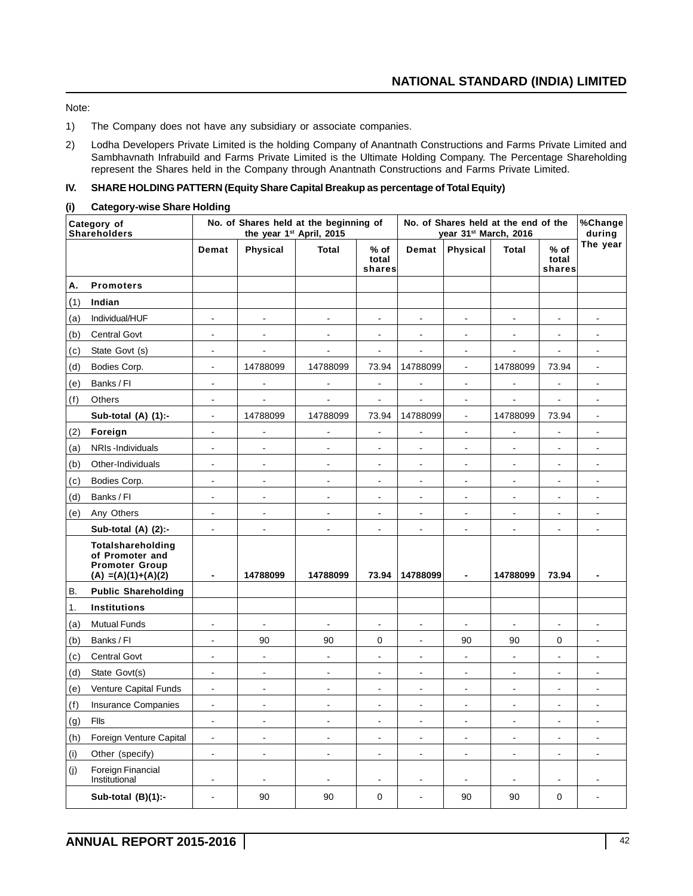Note:

1) The Company does not have any subsidiary or associate companies.

2) Lodha Developers Private Limited is the holding Company of Anantnath Constructions and Farms Private Limited and Sambhavnath Infrabuild and Farms Private Limited is the Ultimate Holding Company. The Percentage Shareholding represent the Shares held in the Company through Anantnath Constructions and Farms Private Limited.

## IV. SHARE HOLDING PATTERN (Equity Share Capital Breakup as percentage of Total Equity)

### (i) Category-wise Share Holding

| | Category of Shareholders | No. of Shares held at the beginning of the year 1st April, 2015 | | | | No. of Shares held at the end of the year 31st March, 2016 | | | | %Change during The year |
|---|---|---|---|---|---|---|---|---|---|---|
| | | Demat | Physical | Total | % of total shares | Demat | Physical | Total | % of total shares | |
| **A.** | **Promoters** | | | | | | | | | |
| (1) | **Indian** | | | | | | | | | |
| (a) | Individual/HUF | - | - | - | - | - | - | - | - | - |
| (b) | Central Govt | - | - | - | - | - | - | - | - | - |
| (c) | State Govt (s) | - | - | - | - | - | - | - | - | - |
| (d) | Bodies Corp. | - | 14788099 | 14788099 | 73.94 | 14788099 | - | 14788099 | 73.94 | - |
| (e) | Banks / FI | - | - | - | - | - | - | - | - | - |
| (f) | Others | - | - | - | - | - | - | - | - | - |
| | **Sub-total (A) (1):-** | - | 14788099 | 14788099 | 73.94 | 14788099 | - | 14788099 | 73.94 | - |
| (2) | **Foreign** | - | - | - | - | - | - | - | - | - |
| (a) | NRIs -Individuals | - | - | - | - | - | - | - | - | - |
| (b) | Other-Individuals | - | - | - | - | - | - | - | - | - |
| (c) | Bodies Corp. | - | - | - | - | - | - | - | - | - |
| (d) | Banks / FI | - | - | - | - | - | - | - | - | - |
| (e) | Any Others | - | - | - | - | - | - | - | - | - |
| | **Sub-total (A) (2):-** | - | - | - | - | - | - | - | - | - |
| | **Totalshareholding of Promoter and Promoter Group (A) =(A)(1)+(A)(2)** | **-** | **14788099** | **14788099** | **73.94** | **14788099** | **-** | **14788099** | **73.94** | **-** |
| B. | **Public Shareholding** | | | | | | | | | |
| 1. | **Institutions** | | | | | | | | | |
| (a) | Mutual Funds | - | - | - | - | - | - | - | - | - |
| (b) | Banks / FI | - | 90 | 90 | 0 | - | 90 | 90 | 0 | - |
| (c) | Central Govt | - | - | - | - | - | - | - | - | - |
| (d) | State Govt(s) | - | - | - | - | - | - | - | - | - |
| (e) | Venture Capital Funds | - | - | - | - | - | - | - | - | - |
| (f) | Insurance Companies | - | - | - | - | - | - | - | - | - |
| (g) | FIIs | - | - | - | - | - | - | - | - | - |
| (h) | Foreign Venture Capital | - | - | - | - | - | - | - | - | - |
| (i) | Other (specify) | - | - | - | - | - | - | - | - | - |
| (j) | Foreign Financial Institutional | - | - | - | - | - | - | - | - | - |
| | **Sub-total (B)(1):-** | - | 90 | 90 | 0 | - | 90 | 90 | 0 | - |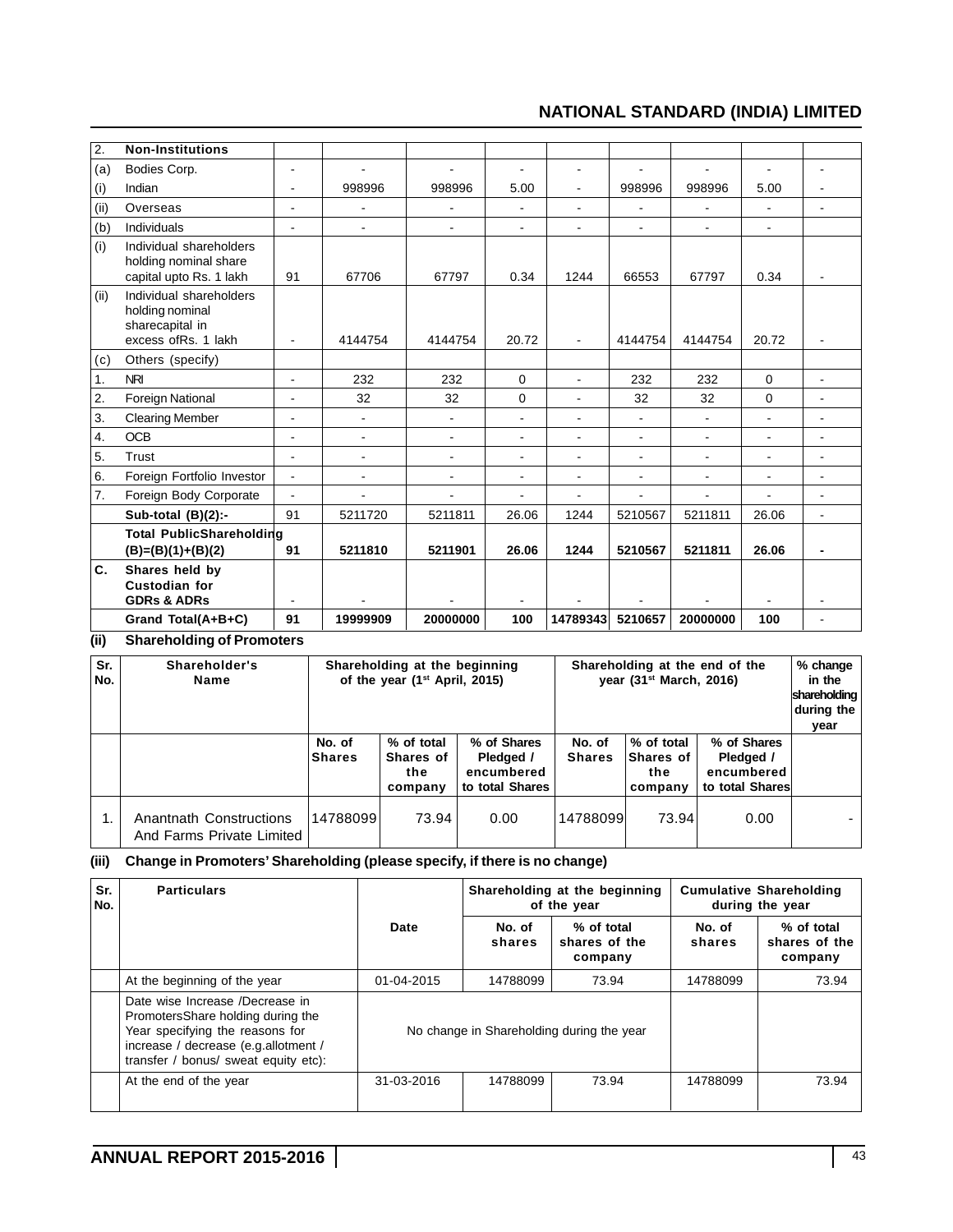| 2. | Non-Institutions | | | | | | | | | |
|---|---|---|---|---|---|---|---|---|---|---|
| (a) | Bodies Corp. | - | - | - | - | - | - | - | - | - |
| (i) | Indian | - | 998996 | 998996 | 5.00 | - | 998996 | 998996 | 5.00 | - |
| (ii) | Overseas | - | - | - | - | - | - | - | - | - |
| (b) | Individuals | - | - | - | - | - | - | - | - | |
| (i) | Individual shareholders holding nominal share capital upto Rs. 1 lakh | 91 | 67706 | 67797 | 0.34 | 1244 | 66553 | 67797 | 0.34 | - |
| (ii) | Individual shareholders holding nominal sharecapital in excess ofRs. 1 lakh | - | 4144754 | 4144754 | 20.72 | - | 4144754 | 4144754 | 20.72 | - |
| (c) | Others (specify) | | | | | | | | | |
| 1. | NRI | - | 232 | 232 | 0 | - | 232 | 232 | 0 | - |
| 2. | Foreign National | - | 32 | 32 | 0 | - | 32 | 32 | 0 | - |
| 3. | Clearing Member | - | - | - | - | - | - | - | - | - |
| 4. | OCB | - | - | - | - | - | - | - | - | - |
| 5. | Trust | - | - | - | - | - | - | - | - | - |
| 6. | Foreign Fortfolio Investor | - | - | - | - | - | - | - | - | - |
| 7. | Foreign Body Corporate | - | - | - | - | - | - | - | - | - |
| | **Sub-total (B)(2):-** | 91 | 5211720 | 5211811 | 26.06 | 1244 | 5210567 | 5211811 | 26.06 | - |
| | **Total PublicShareholding (B)=(B)(1)+(B)(2)** | **91** | **5211810** | **5211901** | **26.06** | **1244** | **5210567** | **5211811** | **26.06** | **-** |
| **C.** | **Shares held by Custodian for GDRs & ADRs** | - | - | - | - | - | - | - | - | - |
| | **Grand Total(A+B+C)** | **91** | **19999909** | **20000000** | **100** | **14789343** | **5210657** | **20000000** | **100** | - |

**(ii) Shareholding of Promoters**

| Sr. No. | Shareholder's Name | Shareholding at the beginning of the year (1st April, 2015) | | | Shareholding at the end of the year (31st March, 2016) | | | % change in the shareholding during the year |
|---|---|---|---|---|---|---|---|---|
| | | No. of Shares | % of total Shares of the company | % of Shares Pledged / encumbered to total Shares | No. of Shares | % of total Shares of the company | % of Shares Pledged / encumbered to total Shares | |
| 1. | Anantnath Constructions And Farms Private Limited | 14788099 | 73.94 | 0.00 | 14788099 | 73.94 | 0.00 | - |

**(iii) Change in Promoters' Shareholding (please specify, if there is no change)**

| Sr. No. | Particulars | Date | Shareholding at the beginning of the year | | Cumulative Shareholding during the year | |
|---|---|---|---|---|---|---|
| | | | No. of shares | % of total shares of the company | No. of shares | % of total shares of the company |
| | At the beginning of the year | 01-04-2015 | 14788099 | 73.94 | 14788099 | 73.94 |
| | Date wise Increase /Decrease in PromotersShare holding during the Year specifying the reasons for increase / decrease (e.g.allotment / transfer / bonus/ sweat equity etc): | No change in Shareholding during the year | | | | |
| | At the end of the year | 31-03-2016 | 14788099 | 73.94 | 14788099 | 73.94 |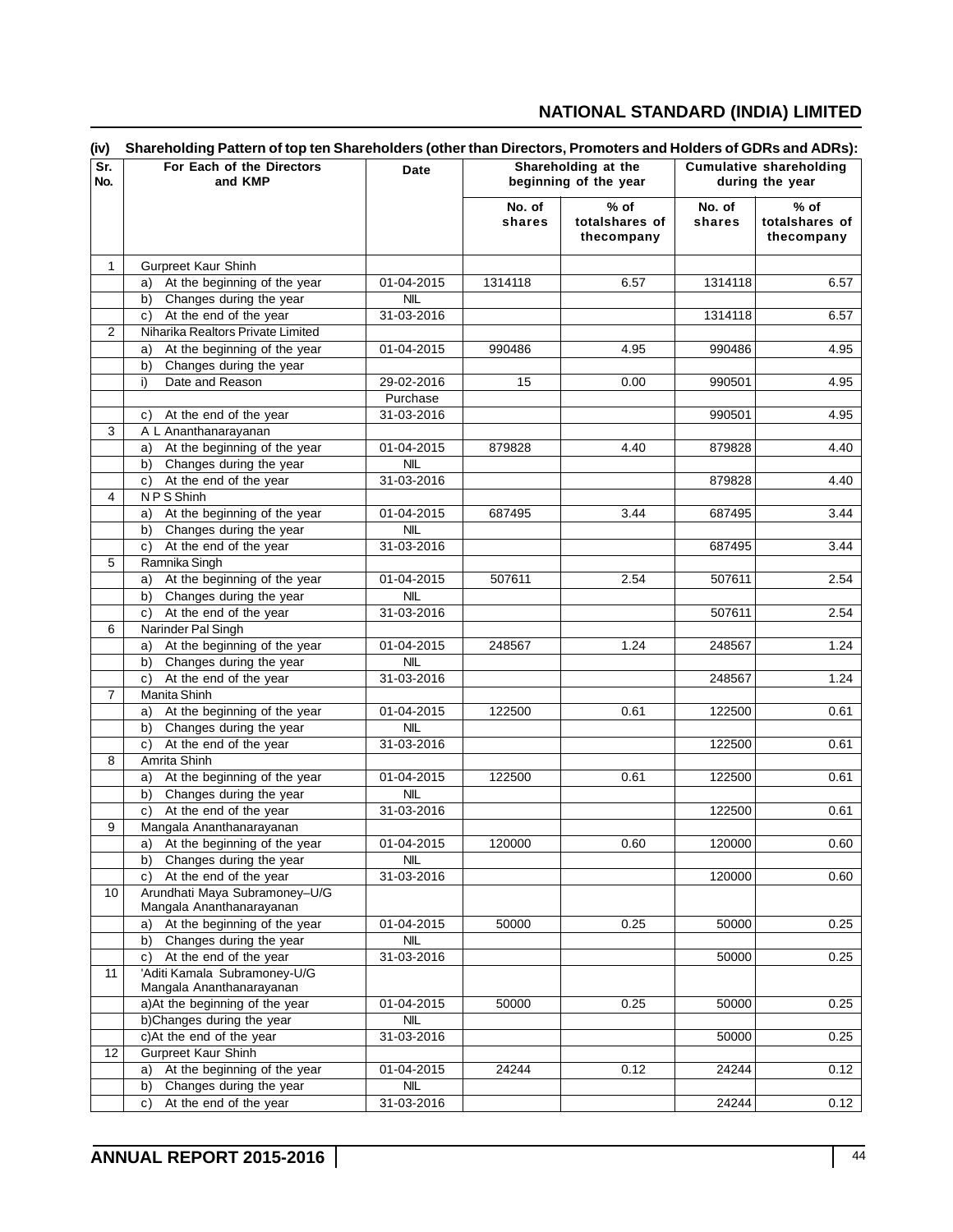**(iv) Shareholding Pattern of top ten Shareholders (other than Directors, Promoters and Holders of GDRs and ADRs):**

| Sr. No. | For Each of the Directors and KMP | Date | Shareholding at the beginning of the year | | Cumulative shareholding during the year | |
|---|---|---|---|---|---|---|
| | | | No. of shares | % of totalshares of thecompany | No. of shares | % of totalshares of thecompany |
| 1 | Gurpreet Kaur Shinh | | | | | |
| | a) At the beginning of the year | 01-04-2015 | 1314118 | 6.57 | 1314118 | 6.57 |
| | b) Changes during the year | NIL | | | | |
| | c) At the end of the year | 31-03-2016 | | | 1314118 | 6.57 |
| 2 | Niharika Realtors Private Limited | | | | | |
| | a) At the beginning of the year | 01-04-2015 | 990486 | 4.95 | 990486 | 4.95 |
| | b) Changes during the year | | | | | |
| | i) Date and Reason | 29-02-2016 | 15 | 0.00 | 990501 | 4.95 |
| | | Purchase | | | | |
| | c) At the end of the year | 31-03-2016 | | | 990501 | 4.95 |
| 3 | A L Ananthanarayanan | | | | | |
| | a) At the beginning of the year | 01-04-2015 | 879828 | 4.40 | 879828 | 4.40 |
| | b) Changes during the year | NIL | | | | |
| | c) At the end of the year | 31-03-2016 | | | 879828 | 4.40 |
| 4 | N P S Shinh | | | | | |
| | a) At the beginning of the year | 01-04-2015 | 687495 | 3.44 | 687495 | 3.44 |
| | b) Changes during the year | NIL | | | | |
| | c) At the end of the year | 31-03-2016 | | | 687495 | 3.44 |
| 5 | Ramnika Singh | | | | | |
| | a) At the beginning of the year | 01-04-2015 | 507611 | 2.54 | 507611 | 2.54 |
| | b) Changes during the year | NIL | | | | |
| | c) At the end of the year | 31-03-2016 | | | 507611 | 2.54 |
| 6 | Narinder Pal Singh | | | | | |
| | a) At the beginning of the year | 01-04-2015 | 248567 | 1.24 | 248567 | 1.24 |
| | b) Changes during the year | NIL | | | | |
| | c) At the end of the year | 31-03-2016 | | | 248567 | 1.24 |
| 7 | Manita Shinh | | | | | |
| | a) At the beginning of the year | 01-04-2015 | 122500 | 0.61 | 122500 | 0.61 |
| | b) Changes during the year | NIL | | | | |
| | c) At the end of the year | 31-03-2016 | | | 122500 | 0.61 |
| 8 | Amrita Shinh | | | | | |
| | a) At the beginning of the year | 01-04-2015 | 122500 | 0.61 | 122500 | 0.61 |
| | b) Changes during the year | NIL | | | | |
| | c) At the end of the year | 31-03-2016 | | | 122500 | 0.61 |
| 9 | Mangala Ananthanarayanan | | | | | |
| | a) At the beginning of the year | 01-04-2015 | 120000 | 0.60 | 120000 | 0.60 |
| | b) Changes during the year | NIL | | | | |
| | c) At the end of the year | 31-03-2016 | | | 120000 | 0.60 |
| 10 | Arundhati Maya Subramoney–U/G Mangala Ananthanarayanan | | | | | |
| | a) At the beginning of the year | 01-04-2015 | 50000 | 0.25 | 50000 | 0.25 |
| | b) Changes during the year | NIL | | | | |
| | c) At the end of the year | 31-03-2016 | | | 50000 | 0.25 |
| 11 | 'Aditi Kamala Subramoney-U/G Mangala Ananthanarayanan | | | | | |
| | a)At the beginning of the year | 01-04-2015 | 50000 | 0.25 | 50000 | 0.25 |
| | b)Changes during the year | NIL | | | | |
| | c)At the end of the year | 31-03-2016 | | | 50000 | 0.25 |
| 12 | Gurpreet Kaur Shinh | | | | | |
| | a) At the beginning of the year | 01-04-2015 | 24244 | 0.12 | 24244 | 0.12 |
| | b) Changes during the year | NIL | | | | |
| | c) At the end of the year | 31-03-2016 | | | 24244 | 0.12 |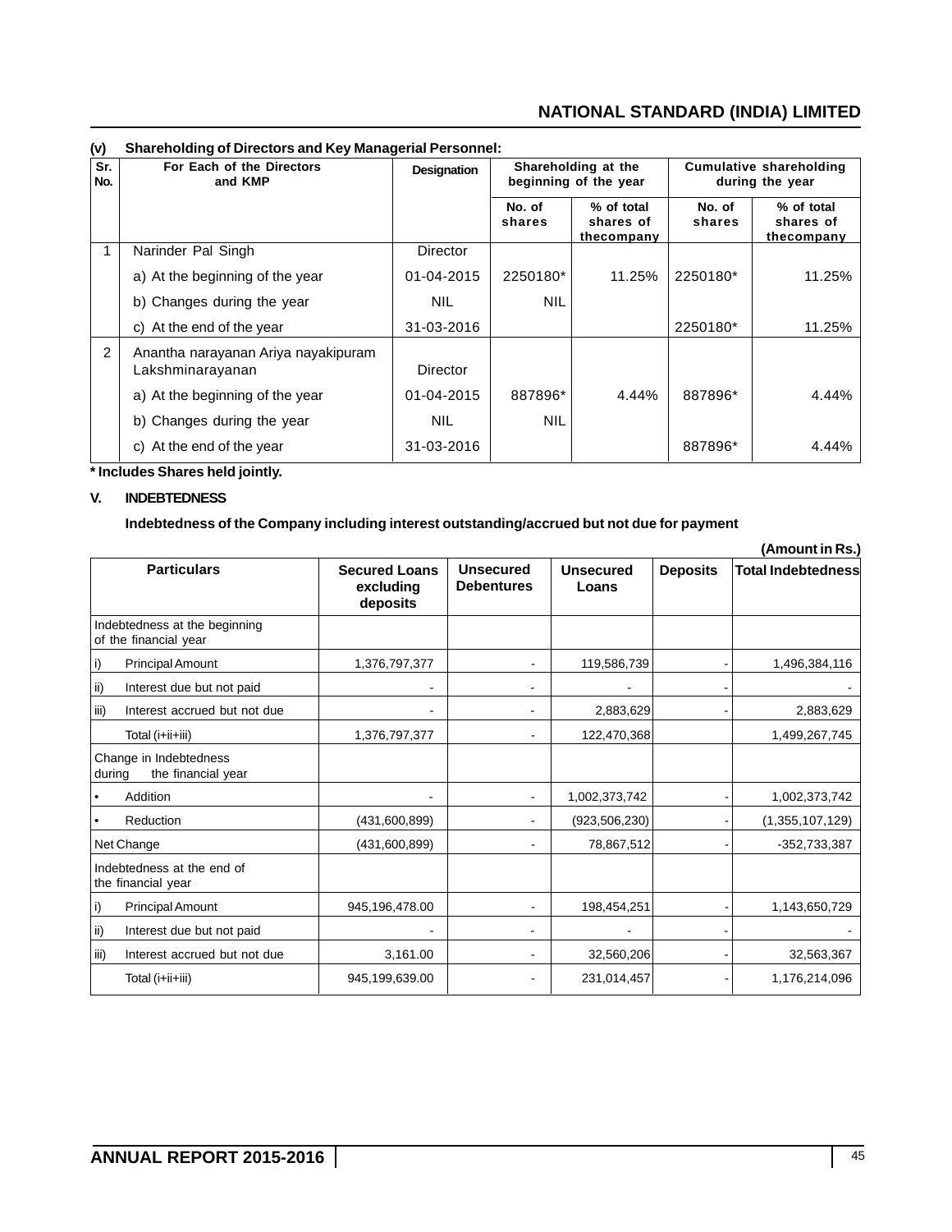**(v) Shareholding of Directors and Key Managerial Personnel:**

| Sr. No. | For Each of the Directors and KMP | Designation | Shareholding at the beginning of the year | | Cumulative shareholding during the year | |
|---|---|---|---|---|---|---|
| | | | No. of shares | % of total shares of thecompany | No. of shares | % of total shares of thecompany |
| 1 | Narinder Pal Singh | Director | | | | |
| | a) At the beginning of the year | 01-04-2015 | 2250180* | 11.25% | 2250180* | 11.25% |
| | b) Changes during the year | NIL | NIL | | | |
| | c) At the end of the year | 31-03-2016 | | | 2250180* | 11.25% |
| 2 | Anantha narayanan Ariya nayakipuram Lakshminarayanan | Director | | | | |
| | a) At the beginning of the year | 01-04-2015 | 887896* | 4.44% | 887896* | 4.44% |
| | b) Changes during the year | NIL | NIL | | | |
| | c) At the end of the year | 31-03-2016 | | | 887896* | 4.44% |

**\* Includes Shares held jointly.**

**V. INDEBTEDNESS**

**Indebtedness of the Company including interest outstanding/accrued but not due for payment**

**(Amount in Rs.)**

| Particulars | Secured Loans excluding deposits | Unsecured Debentures | Unsecured Loans | Deposits | Total Indebtedness |
|---|---|---|---|---|---|
| Indebtedness at the beginning of the financial year | | | | | |
| i) Principal Amount | 1,376,797,377 | - | 119,586,739 | - | 1,496,384,116 |
| ii) Interest due but not paid | - | - | - | - | - |
| iii) Interest accrued but not due | - | - | 2,883,629 | - | 2,883,629 |
| Total (i+ii+iii) | 1,376,797,377 | - | 122,470,368 | | 1,499,267,745 |
| Change in Indebtedness during the financial year | | | | | |
| • Addition | - | - | 1,002,373,742 | - | 1,002,373,742 |
| • Reduction | (431,600,899) | - | (923,506,230) | - | (1,355,107,129) |
| Net Change | (431,600,899) | - | 78,867,512 | - | -352,733,387 |
| Indebtedness at the end of the financial year | | | | | |
| i) Principal Amount | 945,196,478.00 | - | 198,454,251 | - | 1,143,650,729 |
| ii) Interest due but not paid | - | - | - | - | - |
| iii) Interest accrued but not due | 3,161.00 | - | 32,560,206 | - | 32,563,367 |
| Total (i+ii+iii) | 945,199,639.00 | - | 231,014,457 | - | 1,176,214,096 |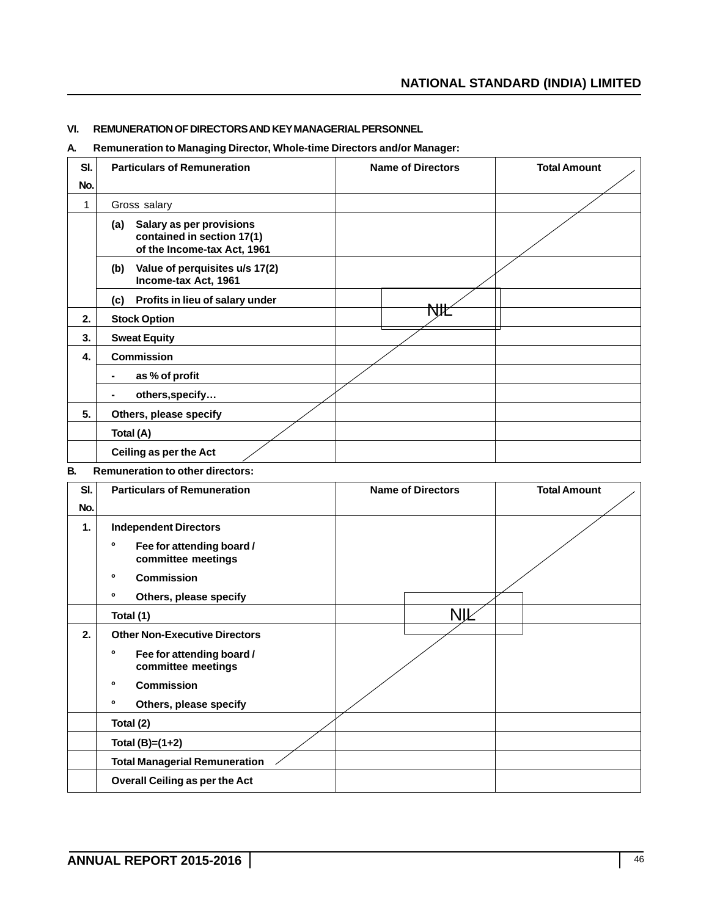## VI. REMUNERATION OF DIRECTORS AND KEY MANAGERIAL PERSONNEL

**A. Remuneration to Managing Director, Whole-time Directors and/or Manager:**

| Sl. No. | Particulars of Remuneration | Name of Directors | Total Amount |
|---|---|---|---|
| 1 | Gross salary | | |
| | (a) Salary as per provisions contained in section 17(1) of the Income-tax Act, 1961 | | |
| | (b) Value of perquisites u/s 17(2) Income-tax Act, 1961 | | |
| | (c) Profits in lieu of salary under | NIL | |
| 2. | Stock Option | | |
| 3. | Sweat Equity | | |
| 4. | Commission | | |
| | - as % of profit | | |
| | - others, specify… | | |
| 5. | Others, please specify | | |
| | Total (A) | | |
| | Ceiling as per the Act | | |

**B. Remuneration to other directors:**

| Sl. No. | Particulars of Remuneration | Name of Directors | Total Amount |
|---|---|---|---|
| 1. | Independent Directors | | |
| | º Fee for attending board / committee meetings | | |
| | º Commission | | |
| | º Others, please specify | | |
| | Total (1) | NIL | |
| 2. | Other Non-Executive Directors | | |
| | º Fee for attending board / committee meetings | | |
| | º Commission | | |
| | º Others, please specify | | |
| | Total (2) | | |
| | Total (B)=(1+2) | | |
| | Total Managerial Remuneration | | |
| | Overall Ceiling as per the Act | | |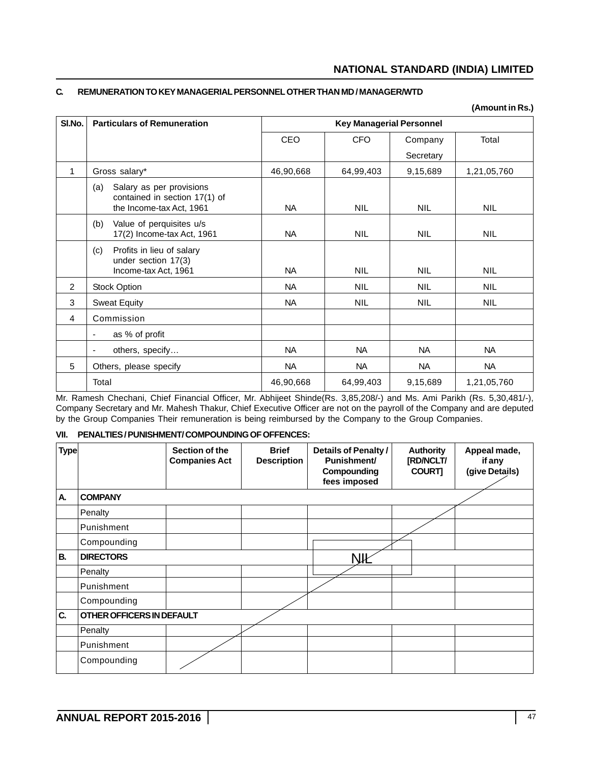### C. REMUNERATION TO KEY MANAGERIAL PERSONNEL OTHER THAN MD / MANAGER/WTD

**(Amount in Rs.)**

| Sl.No. | Particulars of Remuneration | Key Managerial Personnel | | | |
|---|---|---|---|---|---|
| | | CEO | CFO | Company Secretary | Total |
| 1 | Gross salary* | 46,90,668 | 64,99,403 | 9,15,689 | 1,21,05,760 |
| | (a) Salary as per provisions contained in section 17(1) of the Income-tax Act, 1961 | NA | NIL | NIL | NIL |
| | (b) Value of perquisites u/s 17(2) Income-tax Act, 1961 | NA | NIL | NIL | NIL |
| | (c) Profits in lieu of salary under section 17(3) Income-tax Act, 1961 | NA | NIL | NIL | NIL |
| 2 | Stock Option | NA | NIL | NIL | NIL |
| 3 | Sweat Equity | NA | NIL | NIL | NIL |
| 4 | Commission | | | | |
| | - as % of profit | | | | |
| | - others, specify… | NA | NA | NA | NA |
| 5 | Others, please specify | NA | NA | NA | NA |
| | Total | 46,90,668 | 64,99,403 | 9,15,689 | 1,21,05,760 |

Mr. Ramesh Chechani, Chief Financial Officer, Mr. Abhijeet Shinde(Rs. 3,85,208/-) and Ms. Ami Parikh (Rs. 5,30,481/-), Company Secretary and Mr. Mahesh Thakur, Chief Executive Officer are not on the payroll of the Company and are deputed by the Group Companies Their remuneration is being reimbursed by the Company to the Group Companies.

### VII. PENALTIES / PUNISHMENT/ COMPOUNDING OF OFFENCES:

| Type | | Section of the Companies Act | Brief Description | Details of Penalty / Punishment/ Compounding fees imposed | Authority [RD/NCLT/ COURT] | Appeal made, if any (give Details) |
|---|---|---|---|---|---|---|
| **A.** | **COMPANY** | | | | | |
| | Penalty | | | | | |
| | Punishment | | | | | |
| | Compounding | | | | | |
| **B.** | **DIRECTORS** | | | NIL | | |
| | Penalty | | | | | |
| | Punishment | | | | | |
| | Compounding | | | | | |
| **C.** | **OTHER OFFICERS IN DEFAULT** | | | | | |
| | Penalty | | | | | |
| | Punishment | | | | | |
| | Compounding | | | | | |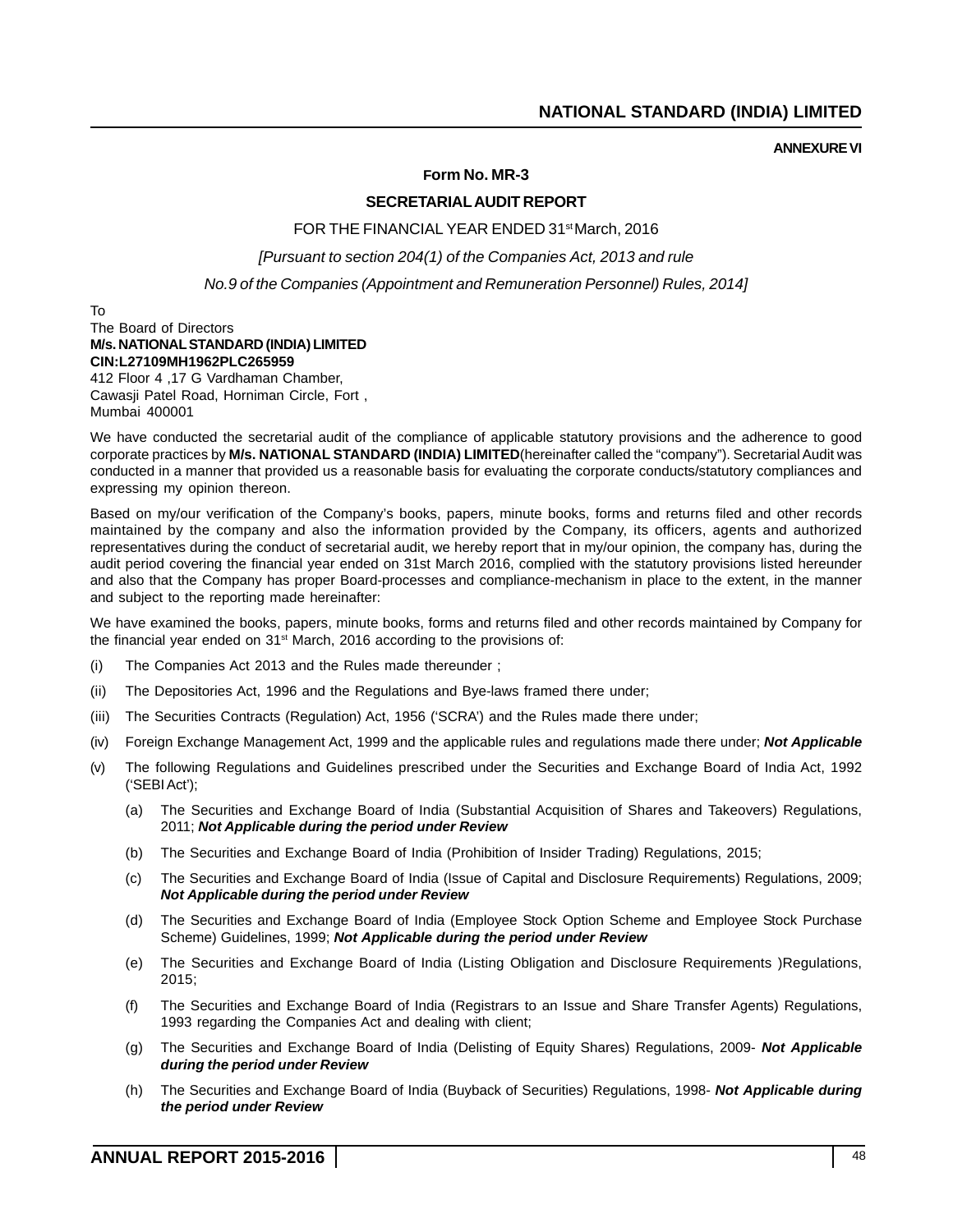**ANNEXURE VI**

**Form No. MR-3**

**SECRETARIAL AUDIT REPORT**

FOR THE FINANCIAL YEAR ENDED 31st March, 2016

*[Pursuant to section 204(1) of the Companies Act, 2013 and rule*

*No.9 of the Companies (Appointment and Remuneration Personnel) Rules, 2014]*

To
The Board of Directors
**M/s. NATIONAL STANDARD (INDIA) LIMITED**
**CIN:L27109MH1962PLC265959**
412 Floor 4 ,17 G Vardhaman Chamber,
Cawasji Patel Road, Horniman Circle, Fort ,
Mumbai 400001

We have conducted the secretarial audit of the compliance of applicable statutory provisions and the adherence to good corporate practices by **M/s. NATIONAL STANDARD (INDIA) LIMITED**(hereinafter called the "company"). Secretarial Audit was conducted in a manner that provided us a reasonable basis for evaluating the corporate conducts/statutory compliances and expressing my opinion thereon.

Based on my/our verification of the Company's books, papers, minute books, forms and returns filed and other records maintained by the company and also the information provided by the Company, its officers, agents and authorized representatives during the conduct of secretarial audit, we hereby report that in my/our opinion, the company has, during the audit period covering the financial year ended on 31st March 2016, complied with the statutory provisions listed hereunder and also that the Company has proper Board-processes and compliance-mechanism in place to the extent, in the manner and subject to the reporting made hereinafter:

We have examined the books, papers, minute books, forms and returns filed and other records maintained by Company for the financial year ended on 31st March, 2016 according to the provisions of:

(i) The Companies Act 2013 and the Rules made thereunder ;

(ii) The Depositories Act, 1996 and the Regulations and Bye-laws framed there under;

(iii) The Securities Contracts (Regulation) Act, 1956 ('SCRA') and the Rules made there under;

(iv) Foreign Exchange Management Act, 1999 and the applicable rules and regulations made there under; ***Not Applicable***

(v) The following Regulations and Guidelines prescribed under the Securities and Exchange Board of India Act, 1992 ('SEBI Act');

(a) The Securities and Exchange Board of India (Substantial Acquisition of Shares and Takeovers) Regulations, 2011; ***Not Applicable during the period under Review***

(b) The Securities and Exchange Board of India (Prohibition of Insider Trading) Regulations, 2015;

(c) The Securities and Exchange Board of India (Issue of Capital and Disclosure Requirements) Regulations, 2009; ***Not Applicable during the period under Review***

(d) The Securities and Exchange Board of India (Employee Stock Option Scheme and Employee Stock Purchase Scheme) Guidelines, 1999; ***Not Applicable during the period under Review***

(e) The Securities and Exchange Board of India (Listing Obligation and Disclosure Requirements )Regulations, 2015;

(f) The Securities and Exchange Board of India (Registrars to an Issue and Share Transfer Agents) Regulations, 1993 regarding the Companies Act and dealing with client;

(g) The Securities and Exchange Board of India (Delisting of Equity Shares) Regulations, 2009- ***Not Applicable during the period under Review***

(h) The Securities and Exchange Board of India (Buyback of Securities) Regulations, 1998- ***Not Applicable during the period under Review***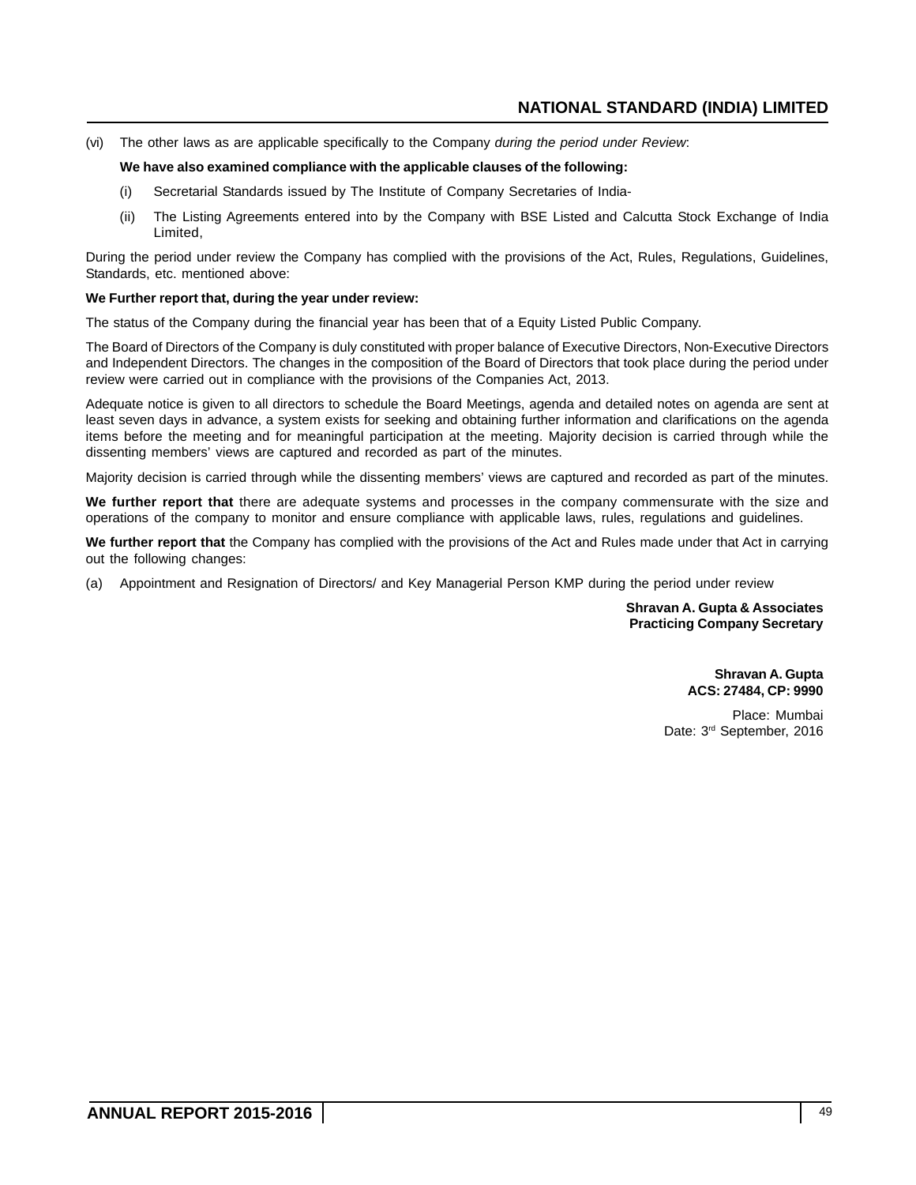(vi) The other laws as are applicable specifically to the Company *during the period under Review*:

**We have also examined compliance with the applicable clauses of the following:**

(i) Secretarial Standards issued by The Institute of Company Secretaries of India-

(ii) The Listing Agreements entered into by the Company with BSE Listed and Calcutta Stock Exchange of India Limited,

During the period under review the Company has complied with the provisions of the Act, Rules, Regulations, Guidelines, Standards, etc. mentioned above:

**We Further report that, during the year under review:**

The status of the Company during the financial year has been that of a Equity Listed Public Company.

The Board of Directors of the Company is duly constituted with proper balance of Executive Directors, Non-Executive Directors and Independent Directors. The changes in the composition of the Board of Directors that took place during the period under review were carried out in compliance with the provisions of the Companies Act, 2013.

Adequate notice is given to all directors to schedule the Board Meetings, agenda and detailed notes on agenda are sent at least seven days in advance, a system exists for seeking and obtaining further information and clarifications on the agenda items before the meeting and for meaningful participation at the meeting. Majority decision is carried through while the dissenting members' views are captured and recorded as part of the minutes.

Majority decision is carried through while the dissenting members' views are captured and recorded as part of the minutes.

**We further report that** there are adequate systems and processes in the company commensurate with the size and operations of the company to monitor and ensure compliance with applicable laws, rules, regulations and guidelines.

**We further report that** the Company has complied with the provisions of the Act and Rules made under that Act in carrying out the following changes:

(a) Appointment and Resignation of Directors/ and Key Managerial Person KMP during the period under review

**Shravan A. Gupta & Associates**
**Practicing Company Secretary**

**Shravan A. Gupta**
**ACS: 27484, CP: 9990**

Place: Mumbai
Date: 3rd September, 2016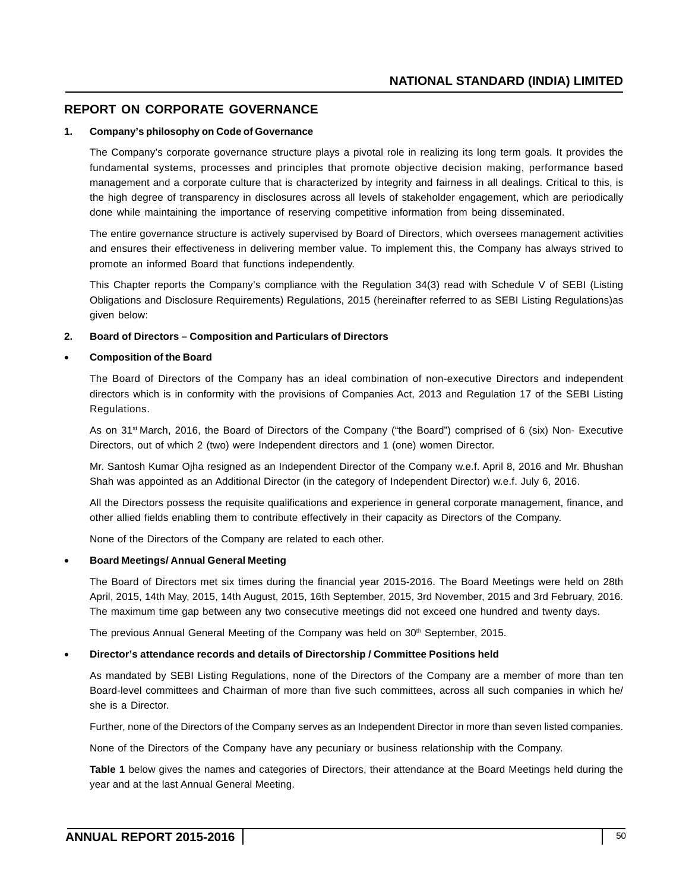## REPORT ON CORPORATE GOVERNANCE

**1. Company's philosophy on Code of Governance**

The Company's corporate governance structure plays a pivotal role in realizing its long term goals. It provides the fundamental systems, processes and principles that promote objective decision making, performance based management and a corporate culture that is characterized by integrity and fairness in all dealings. Critical to this, is the high degree of transparency in disclosures across all levels of stakeholder engagement, which are periodically done while maintaining the importance of reserving competitive information from being disseminated.

The entire governance structure is actively supervised by Board of Directors, which oversees management activities and ensures their effectiveness in delivering member value. To implement this, the Company has always strived to promote an informed Board that functions independently.

This Chapter reports the Company's compliance with the Regulation 34(3) read with Schedule V of SEBI (Listing Obligations and Disclosure Requirements) Regulations, 2015 (hereinafter referred to as SEBI Listing Regulations)as given below:

**2. Board of Directors – Composition and Particulars of Directors**

- **Composition of the Board**

The Board of Directors of the Company has an ideal combination of non-executive Directors and independent directors which is in conformity with the provisions of Companies Act, 2013 and Regulation 17 of the SEBI Listing Regulations.

As on 31st March, 2016, the Board of Directors of the Company ("the Board") comprised of 6 (six) Non- Executive Directors, out of which 2 (two) were Independent directors and 1 (one) women Director.

Mr. Santosh Kumar Ojha resigned as an Independent Director of the Company w.e.f. April 8, 2016 and Mr. Bhushan Shah was appointed as an Additional Director (in the category of Independent Director) w.e.f. July 6, 2016.

All the Directors possess the requisite qualifications and experience in general corporate management, finance, and other allied fields enabling them to contribute effectively in their capacity as Directors of the Company.

None of the Directors of the Company are related to each other.

- **Board Meetings/ Annual General Meeting**

The Board of Directors met six times during the financial year 2015-2016. The Board Meetings were held on 28th April, 2015, 14th May, 2015, 14th August, 2015, 16th September, 2015, 3rd November, 2015 and 3rd February, 2016. The maximum time gap between any two consecutive meetings did not exceed one hundred and twenty days.

The previous Annual General Meeting of the Company was held on 30th September, 2015.

- **Director's attendance records and details of Directorship / Committee Positions held**

As mandated by SEBI Listing Regulations, none of the Directors of the Company are a member of more than ten Board-level committees and Chairman of more than five such committees, across all such companies in which he/ she is a Director.

Further, none of the Directors of the Company serves as an Independent Director in more than seven listed companies.

None of the Directors of the Company have any pecuniary or business relationship with the Company.

**Table 1** below gives the names and categories of Directors, their attendance at the Board Meetings held during the year and at the last Annual General Meeting.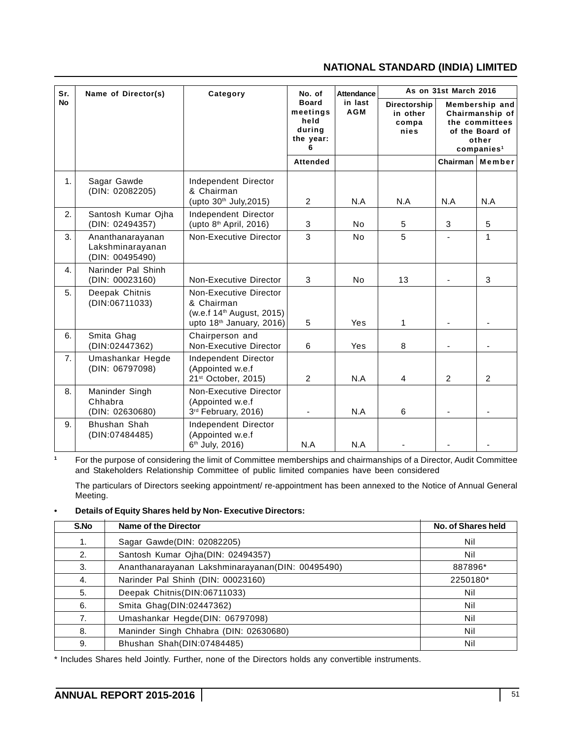| Sr. No | Name of Director(s) | Category | No. of Board meetings held during the year: 6 | Attendance in last AGM | As on 31st March 2016 | | |
|---|---|---|---|---|---|---|---|
| | | | | | Directorship in other companies | Membership and Chairmanship of the committees of the Board of other companies[1] | |
| | | | Attended | | | Chairman | Member |
| 1. | Sagar Gawde (DIN: 02082205) | Independent Director & Chairman (upto 30th July,2015) | 2 | N.A | N.A | N.A | N.A |
| 2. | Santosh Kumar Ojha (DIN: 02494357) | Independent Director (upto 8th April, 2016) | 3 | No | 5 | 3 | 5 |
| 3. | Ananthanarayanan Lakshminarayanan (DIN: 00495490) | Non-Executive Director | 3 | No | 5 | - | 1 |
| 4. | Narinder Pal Shinh (DIN: 00023160) | Non-Executive Director | 3 | No | 13 | - | 3 |
| 5. | Deepak Chitnis (DIN:06711033) | Non-Executive Director & Chairman (w.e.f 14th August, 2015) upto 18th January, 2016) | 5 | Yes | 1 | - | - |
| 6. | Smita Ghag (DIN:02447362) | Chairperson and Non-Executive Director | 6 | Yes | 8 | - | - |
| 7. | Umashankar Hegde (DIN: 06797098) | Independent Director (Appointed w.e.f 21st October, 2015) | 2 | N.A | 4 | 2 | 2 |
| 8. | Maninder Singh Chhabra (DIN: 02630680) | Non-Executive Director (Appointed w.e.f 3rd February, 2016) | - | N.A | 6 | - | - |
| 9. | Bhushan Shah (DIN:07484485) | Independent Director (Appointed w.e.f 6th July, 2016) | N.A | N.A | - | - | - |

[1] For the purpose of considering the limit of Committee memberships and chairmanships of a Director, Audit Committee and Stakeholders Relationship Committee of public limited companies have been considered

The particulars of Directors seeking appointment/ re-appointment has been annexed to the Notice of Annual General Meeting.

- **Details of Equity Shares held by Non- Executive Directors:**

| S.No | Name of the Director | No. of Shares held |
|---|---|---|
| 1. | Sagar Gawde(DIN: 02082205) | Nil |
| 2. | Santosh Kumar Ojha(DIN: 02494357) | Nil |
| 3. | Ananthanarayanan Lakshminarayanan(DIN: 00495490) | 887896* |
| 4. | Narinder Pal Shinh (DIN: 00023160) | 2250180* |
| 5. | Deepak Chitnis(DIN:06711033) | Nil |
| 6. | Smita Ghag(DIN:02447362) | Nil |
| 7. | Umashankar Hegde(DIN: 06797098) | Nil |
| 8. | Maninder Singh Chhabra (DIN: 02630680) | Nil |
| 9. | Bhushan Shah(DIN:07484485) | Nil |

* Includes Shares held Jointly. Further, none of the Directors holds any convertible instruments.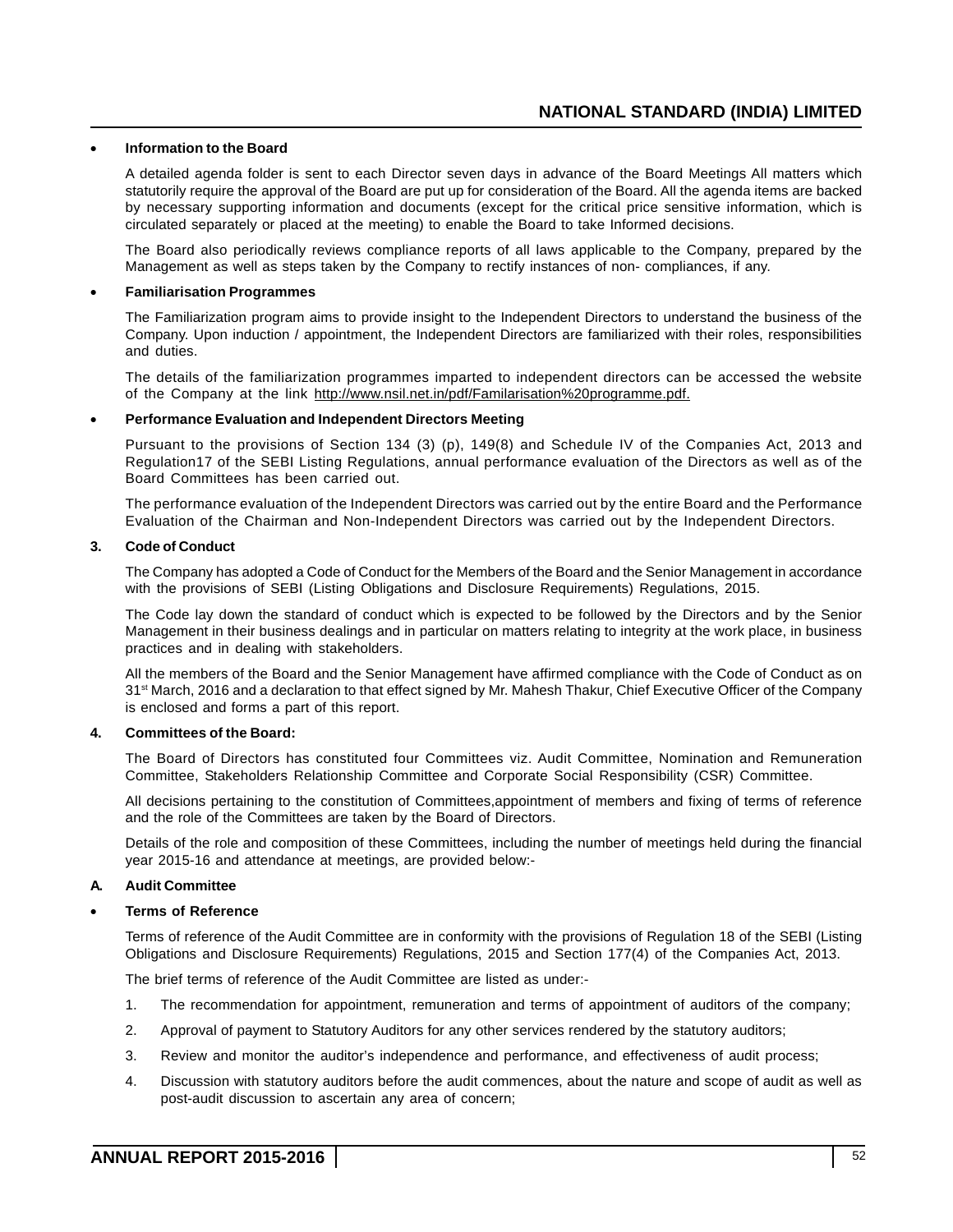- **Information to the Board**

  A detailed agenda folder is sent to each Director seven days in advance of the Board Meetings All matters which statutorily require the approval of the Board are put up for consideration of the Board. All the agenda items are backed by necessary supporting information and documents (except for the critical price sensitive information, which is circulated separately or placed at the meeting) to enable the Board to take Informed decisions.

  The Board also periodically reviews compliance reports of all laws applicable to the Company, prepared by the Management as well as steps taken by the Company to rectify instances of non- compliances, if any.

- **Familiarisation Programmes**

  The Familiarization program aims to provide insight to the Independent Directors to understand the business of the Company. Upon induction / appointment, the Independent Directors are familiarized with their roles, responsibilities and duties.

  The details of the familiarization programmes imparted to independent directors can be accessed the website of the Company at the link http://www.nsil.net.in/pdf/Familarisation%20programme.pdf.

- **Performance Evaluation and Independent Directors Meeting**

  Pursuant to the provisions of Section 134 (3) (p), 149(8) and Schedule IV of the Companies Act, 2013 and Regulation17 of the SEBI Listing Regulations, annual performance evaluation of the Directors as well as of the Board Committees has been carried out.

  The performance evaluation of the Independent Directors was carried out by the entire Board and the Performance Evaluation of the Chairman and Non-Independent Directors was carried out by the Independent Directors.

**3. Code of Conduct**

The Company has adopted a Code of Conduct for the Members of the Board and the Senior Management in accordance with the provisions of SEBI (Listing Obligations and Disclosure Requirements) Regulations, 2015.

The Code lay down the standard of conduct which is expected to be followed by the Directors and by the Senior Management in their business dealings and in particular on matters relating to integrity at the work place, in business practices and in dealing with stakeholders.

All the members of the Board and the Senior Management have affirmed compliance with the Code of Conduct as on 31st March, 2016 and a declaration to that effect signed by Mr. Mahesh Thakur, Chief Executive Officer of the Company is enclosed and forms a part of this report.

**4. Committees of the Board:**

The Board of Directors has constituted four Committees viz. Audit Committee, Nomination and Remuneration Committee, Stakeholders Relationship Committee and Corporate Social Responsibility (CSR) Committee.

All decisions pertaining to the constitution of Committees,appointment of members and fixing of terms of reference and the role of the Committees are taken by the Board of Directors.

Details of the role and composition of these Committees, including the number of meetings held during the financial year 2015-16 and attendance at meetings, are provided below:-

**A. Audit Committee**

- **Terms of Reference**

  Terms of reference of the Audit Committee are in conformity with the provisions of Regulation 18 of the SEBI (Listing Obligations and Disclosure Requirements) Regulations, 2015 and Section 177(4) of the Companies Act, 2013.

  The brief terms of reference of the Audit Committee are listed as under:-

  1. The recommendation for appointment, remuneration and terms of appointment of auditors of the company;
  2. Approval of payment to Statutory Auditors for any other services rendered by the statutory auditors;
  3. Review and monitor the auditor's independence and performance, and effectiveness of audit process;
  4. Discussion with statutory auditors before the audit commences, about the nature and scope of audit as well as post-audit discussion to ascertain any area of concern;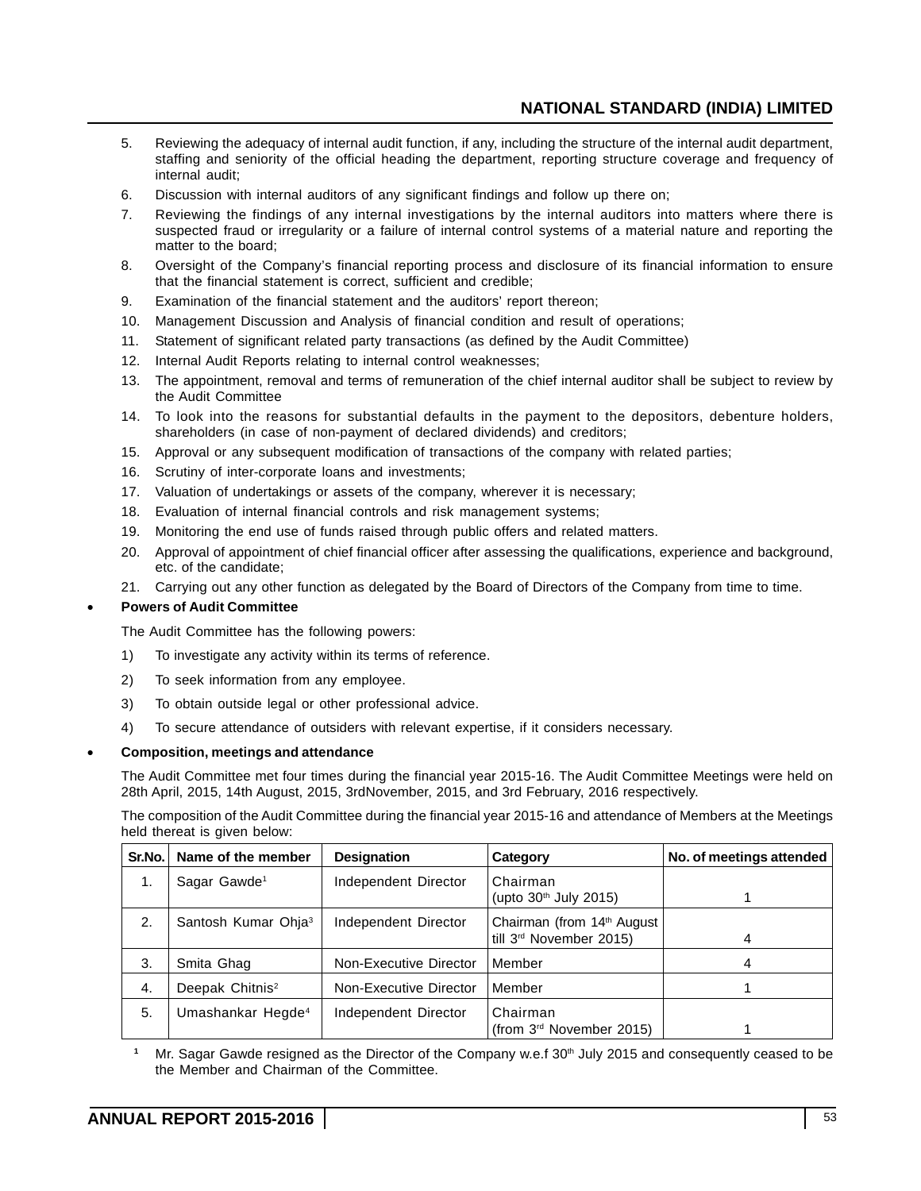5. Reviewing the adequacy of internal audit function, if any, including the structure of the internal audit department, staffing and seniority of the official heading the department, reporting structure coverage and frequency of internal audit;
6. Discussion with internal auditors of any significant findings and follow up there on;
7. Reviewing the findings of any internal investigations by the internal auditors into matters where there is suspected fraud or irregularity or a failure of internal control systems of a material nature and reporting the matter to the board;
8. Oversight of the Company's financial reporting process and disclosure of its financial information to ensure that the financial statement is correct, sufficient and credible;
9. Examination of the financial statement and the auditors' report thereon;
10. Management Discussion and Analysis of financial condition and result of operations;
11. Statement of significant related party transactions (as defined by the Audit Committee)
12. Internal Audit Reports relating to internal control weaknesses;
13. The appointment, removal and terms of remuneration of the chief internal auditor shall be subject to review by the Audit Committee
14. To look into the reasons for substantial defaults in the payment to the depositors, debenture holders, shareholders (in case of non-payment of declared dividends) and creditors;
15. Approval or any subsequent modification of transactions of the company with related parties;
16. Scrutiny of inter-corporate loans and investments;
17. Valuation of undertakings or assets of the company, wherever it is necessary;
18. Evaluation of internal financial controls and risk management systems;
19. Monitoring the end use of funds raised through public offers and related matters.
20. Approval of appointment of chief financial officer after assessing the qualifications, experience and background, etc. of the candidate;
21. Carrying out any other function as delegated by the Board of Directors of the Company from time to time.

- **Powers of Audit Committee**

  The Audit Committee has the following powers:

  1) To investigate any activity within its terms of reference.
  2) To seek information from any employee.
  3) To obtain outside legal or other professional advice.
  4) To secure attendance of outsiders with relevant expertise, if it considers necessary.

- **Composition, meetings and attendance**

  The Audit Committee met four times during the financial year 2015-16. The Audit Committee Meetings were held on 28th April, 2015, 14th August, 2015, 3rdNovember, 2015, and 3rd February, 2016 respectively.

  The composition of the Audit Committee during the financial year 2015-16 and attendance of Members at the Meetings held thereat is given below:

| Sr.No. | Name of the member | Designation | Category | No. of meetings attended |
|---|---|---|---|---|
| 1. | Sagar Gawde[1] | Independent Director | Chairman (upto 30th July 2015) | 1 |
| 2. | Santosh Kumar Ohja[3] | Independent Director | Chairman (from 14th August till 3rd November 2015) | 4 |
| 3. | Smita Ghag | Non-Executive Director | Member | 4 |
| 4. | Deepak Chitnis[2] | Non-Executive Director | Member | 1 |
| 5. | Umashankar Hegde[4] | Independent Director | Chairman (from 3rd November 2015) | 1 |

[1] Mr. Sagar Gawde resigned as the Director of the Company w.e.f 30th July 2015 and consequently ceased to be the Member and Chairman of the Committee.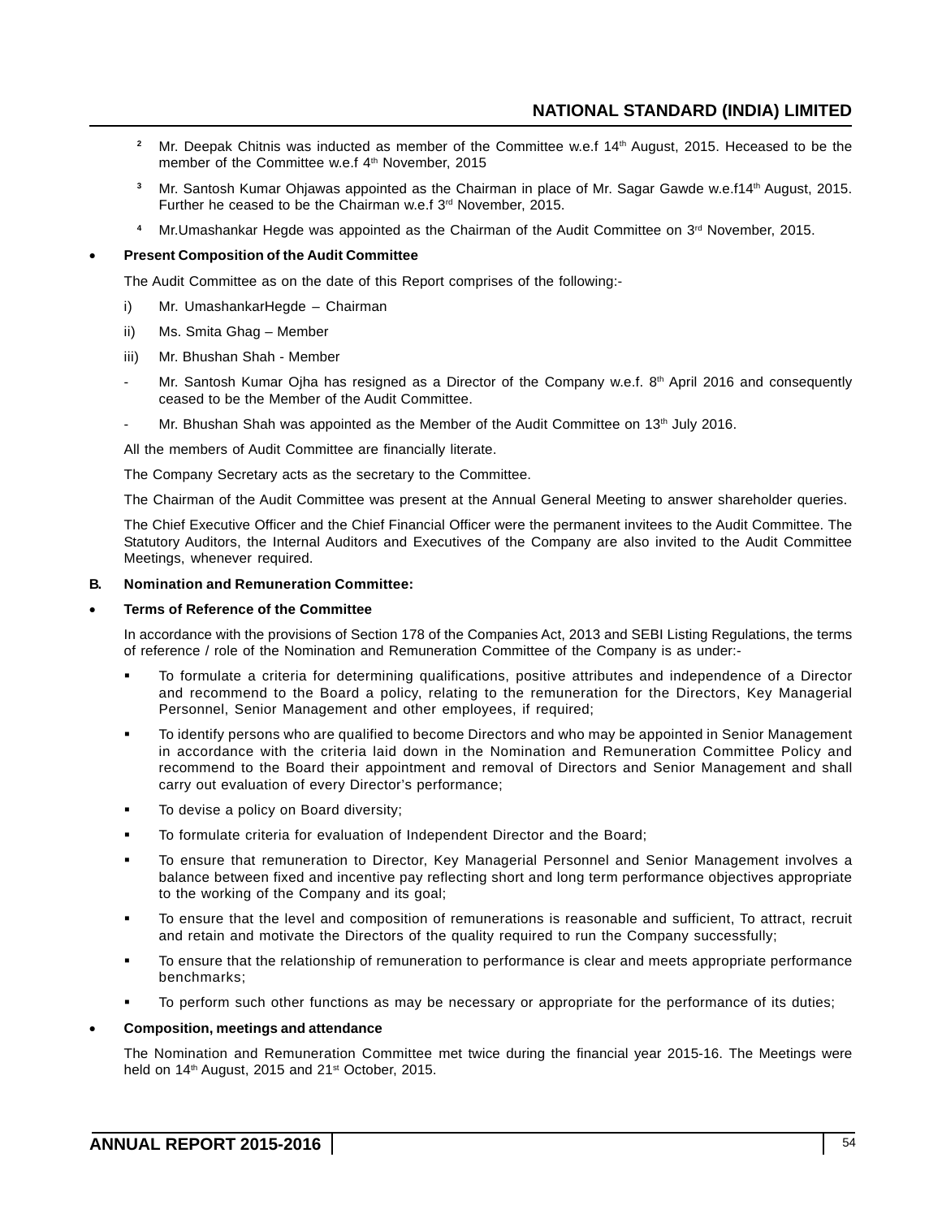[2] Mr. Deepak Chitnis was inducted as member of the Committee w.e.f 14th August, 2015. Heceased to be the member of the Committee w.e.f 4th November, 2015

[3] Mr. Santosh Kumar Ohjawas appointed as the Chairman in place of Mr. Sagar Gawde w.e.f14th August, 2015. Further he ceased to be the Chairman w.e.f 3rd November, 2015.

[4] Mr.Umashankar Hegde was appointed as the Chairman of the Audit Committee on 3rd November, 2015.

- **Present Composition of the Audit Committee**

The Audit Committee as on the date of this Report comprises of the following:-

i) Mr. UmashankarHegde – Chairman

ii) Ms. Smita Ghag – Member

iii) Mr. Bhushan Shah - Member

- Mr. Santosh Kumar Ojha has resigned as a Director of the Company w.e.f. 8th April 2016 and consequently ceased to be the Member of the Audit Committee.
- Mr. Bhushan Shah was appointed as the Member of the Audit Committee on 13th July 2016.

All the members of Audit Committee are financially literate.

The Company Secretary acts as the secretary to the Committee.

The Chairman of the Audit Committee was present at the Annual General Meeting to answer shareholder queries.

The Chief Executive Officer and the Chief Financial Officer were the permanent invitees to the Audit Committee. The Statutory Auditors, the Internal Auditors and Executives of the Company are also invited to the Audit Committee Meetings, whenever required.

**B. Nomination and Remuneration Committee:**

- **Terms of Reference of the Committee**

In accordance with the provisions of Section 178 of the Companies Act, 2013 and SEBI Listing Regulations, the terms of reference / role of the Nomination and Remuneration Committee of the Company is as under:-

- To formulate a criteria for determining qualifications, positive attributes and independence of a Director and recommend to the Board a policy, relating to the remuneration for the Directors, Key Managerial Personnel, Senior Management and other employees, if required;
- To identify persons who are qualified to become Directors and who may be appointed in Senior Management in accordance with the criteria laid down in the Nomination and Remuneration Committee Policy and recommend to the Board their appointment and removal of Directors and Senior Management and shall carry out evaluation of every Director's performance;
- To devise a policy on Board diversity;
- To formulate criteria for evaluation of Independent Director and the Board;
- To ensure that remuneration to Director, Key Managerial Personnel and Senior Management involves a balance between fixed and incentive pay reflecting short and long term performance objectives appropriate to the working of the Company and its goal;
- To ensure that the level and composition of remunerations is reasonable and sufficient, To attract, recruit and retain and motivate the Directors of the quality required to run the Company successfully;
- To ensure that the relationship of remuneration to performance is clear and meets appropriate performance benchmarks;
- To perform such other functions as may be necessary or appropriate for the performance of its duties;

- **Composition, meetings and attendance**

The Nomination and Remuneration Committee met twice during the financial year 2015-16. The Meetings were held on 14th August, 2015 and 21st October, 2015.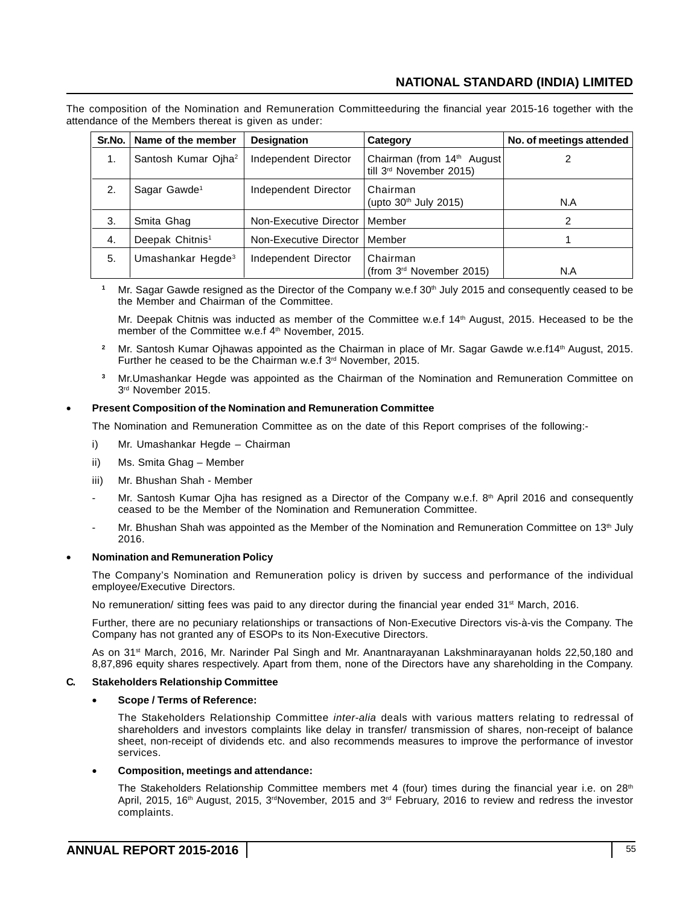The composition of the Nomination and Remuneration Committeeduring the financial year 2015-16 together with the attendance of the Members thereat is given as under:

| Sr.No. | Name of the member | Designation | Category | No. of meetings attended |
|---|---|---|---|---|
| 1. | Santosh Kumar Ojha[2] | Independent Director | Chairman (from 14th August till 3rd November 2015) | 2 |
| 2. | Sagar Gawde[1] | Independent Director | Chairman (upto 30th July 2015) | N.A |
| 3. | Smita Ghag | Non-Executive Director | Member | 2 |
| 4. | Deepak Chitnis[1] | Non-Executive Director | Member | 1 |
| 5. | Umashankar Hegde[3] | Independent Director | Chairman (from 3rd November 2015) | N.A |

[1] Mr. Sagar Gawde resigned as the Director of the Company w.e.f 30th July 2015 and consequently ceased to be the Member and Chairman of the Committee.

Mr. Deepak Chitnis was inducted as member of the Committee w.e.f 14th August, 2015. Heceased to be the member of the Committee w.e.f 4th November, 2015.

[2] Mr. Santosh Kumar Ojhawas appointed as the Chairman in place of Mr. Sagar Gawde w.e.f14th August, 2015. Further he ceased to be the Chairman w.e.f 3rd November, 2015.

[3] Mr.Umashankar Hegde was appointed as the Chairman of the Nomination and Remuneration Committee on 3rd November 2015.

- **Present Composition of the Nomination and Remuneration Committee**

  The Nomination and Remuneration Committee as on the date of this Report comprises of the following:-

  i) Mr. Umashankar Hegde – Chairman

  ii) Ms. Smita Ghag – Member

  iii) Mr. Bhushan Shah - Member

  - Mr. Santosh Kumar Ojha has resigned as a Director of the Company w.e.f. 8th April 2016 and consequently ceased to be the Member of the Nomination and Remuneration Committee.
  - Mr. Bhushan Shah was appointed as the Member of the Nomination and Remuneration Committee on 13th July 2016.

- **Nomination and Remuneration Policy**

  The Company's Nomination and Remuneration policy is driven by success and performance of the individual employee/Executive Directors.

  No remuneration/ sitting fees was paid to any director during the financial year ended 31st March, 2016.

  Further, there are no pecuniary relationships or transactions of Non-Executive Directors vis-à-vis the Company. The Company has not granted any of ESOPs to its Non-Executive Directors.

  As on 31st March, 2016, Mr. Narinder Pal Singh and Mr. Anantnarayanan Lakshminarayanan holds 22,50,180 and 8,87,896 equity shares respectively. Apart from them, none of the Directors have any shareholding in the Company.

**C. Stakeholders Relationship Committee**

- **Scope / Terms of Reference:**

  The Stakeholders Relationship Committee *inter-alia* deals with various matters relating to redressal of shareholders and investors complaints like delay in transfer/ transmission of shares, non-receipt of balance sheet, non-receipt of dividends etc. and also recommends measures to improve the performance of investor services.

- **Composition, meetings and attendance:**

  The Stakeholders Relationship Committee members met 4 (four) times during the financial year i.e. on 28th April, 2015, 16th August, 2015, 3rdNovember, 2015 and 3rd February, 2016 to review and redress the investor complaints.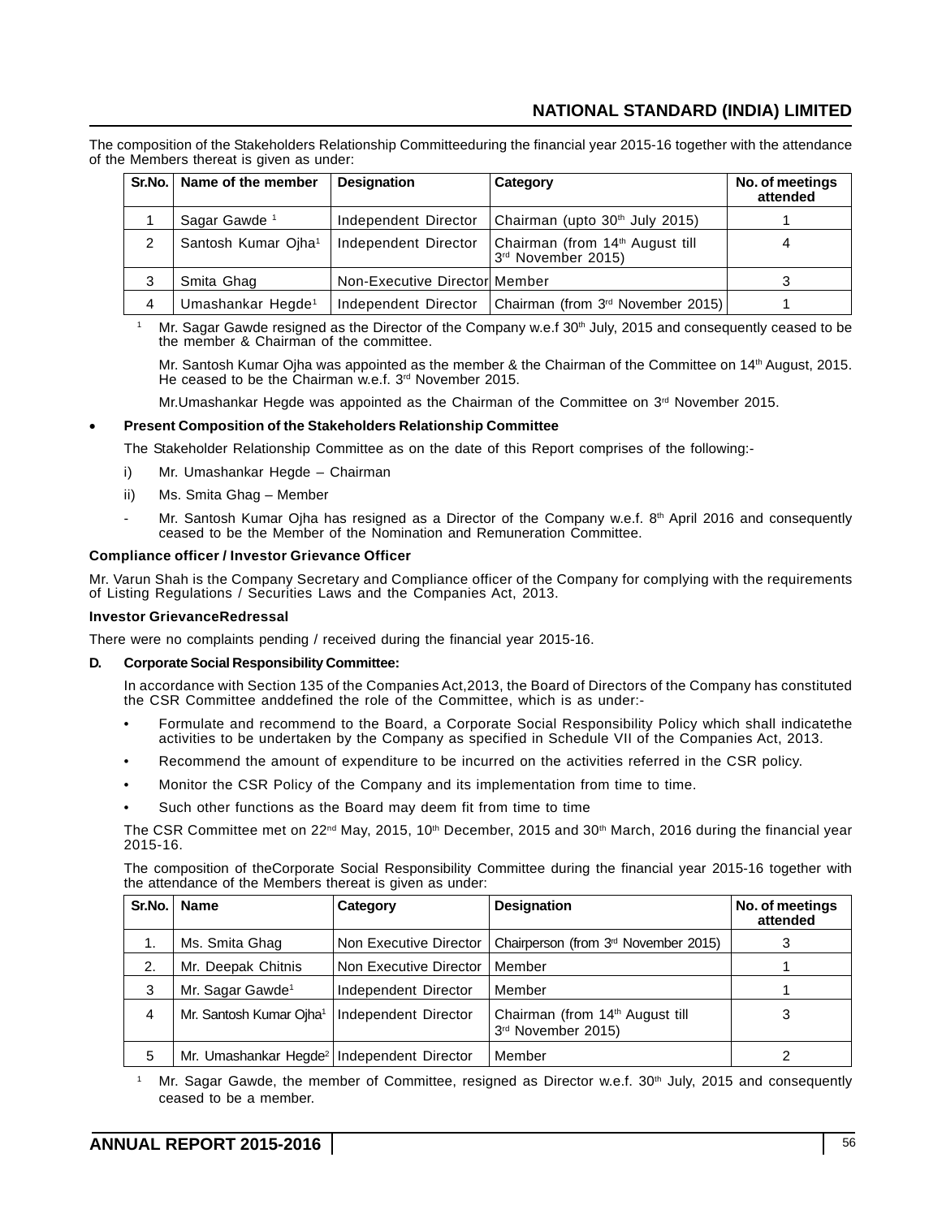The composition of the Stakeholders Relationship Committeeduring the financial year 2015-16 together with the attendance of the Members thereat is given as under:

| Sr.No. | Name of the member | Designation | Category | No. of meetings attended |
|---|---|---|---|---|
| 1 | Sagar Gawde [1] | Independent Director | Chairman (upto 30th July 2015) | 1 |
| 2 | Santosh Kumar Ojha[1] | Independent Director | Chairman (from 14th August till 3rd November 2015) | 4 |
| 3 | Smita Ghag | Non-Executive Director | Member | 3 |
| 4 | Umashankar Hegde[1] | Independent Director | Chairman (from 3rd November 2015) | 1 |

[1] Mr. Sagar Gawde resigned as the Director of the Company w.e.f 30th July, 2015 and consequently ceased to be the member & Chairman of the committee.

Mr. Santosh Kumar Ojha was appointed as the member & the Chairman of the Committee on 14th August, 2015. He ceased to be the Chairman w.e.f. 3rd November 2015.

Mr.Umashankar Hegde was appointed as the Chairman of the Committee on 3rd November 2015.

- **Present Composition of the Stakeholders Relationship Committee**

  The Stakeholder Relationship Committee as on the date of this Report comprises of the following:-

  i) Mr. Umashankar Hegde – Chairman

  ii) Ms. Smita Ghag – Member

  - Mr. Santosh Kumar Ojha has resigned as a Director of the Company w.e.f. 8th April 2016 and consequently ceased to be the Member of the Nomination and Remuneration Committee.

**Compliance officer / Investor Grievance Officer**

Mr. Varun Shah is the Company Secretary and Compliance officer of the Company for complying with the requirements of Listing Regulations / Securities Laws and the Companies Act, 2013.

**Investor GrievanceRedressal**

There were no complaints pending / received during the financial year 2015-16.

**D. Corporate Social Responsibility Committee:**

In accordance with Section 135 of the Companies Act,2013, the Board of Directors of the Company has constituted the CSR Committee anddefined the role of the Committee, which is as under:-

- Formulate and recommend to the Board, a Corporate Social Responsibility Policy which shall indicatethe activities to be undertaken by the Company as specified in Schedule VII of the Companies Act, 2013.
- Recommend the amount of expenditure to be incurred on the activities referred in the CSR policy.
- Monitor the CSR Policy of the Company and its implementation from time to time.
- Such other functions as the Board may deem fit from time to time

The CSR Committee met on 22nd May, 2015, 10th December, 2015 and 30th March, 2016 during the financial year 2015-16.

The composition of theCorporate Social Responsibility Committee during the financial year 2015-16 together with the attendance of the Members thereat is given as under:

| Sr.No. | Name | Category | Designation | No. of meetings attended |
|---|---|---|---|---|
| 1. | Ms. Smita Ghag | Non Executive Director | Chairperson (from 3rd November 2015) | 3 |
| 2. | Mr. Deepak Chitnis | Non Executive Director | Member | 1 |
| 3 | Mr. Sagar Gawde[1] | Independent Director | Member | 1 |
| 4 | Mr. Santosh Kumar Ojha[1] | Independent Director | Chairman (from 14th August till 3rd November 2015) | 3 |
| 5 | Mr. Umashankar Hegde[2] | Independent Director | Member | 2 |

[1] Mr. Sagar Gawde, the member of Committee, resigned as Director w.e.f. 30th July, 2015 and consequently ceased to be a member.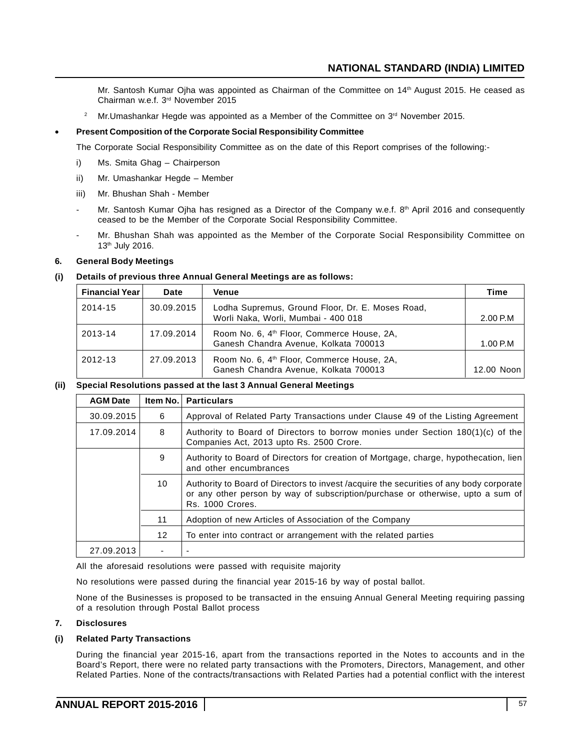Mr. Santosh Kumar Ojha was appointed as Chairman of the Committee on 14th August 2015. He ceased as Chairman w.e.f. 3rd November 2015

[2] Mr.Umashankar Hegde was appointed as a Member of the Committee on 3rd November 2015.

- **Present Composition of the Corporate Social Responsibility Committee**

  The Corporate Social Responsibility Committee as on the date of this Report comprises of the following:-

  i) Ms. Smita Ghag – Chairperson

  ii) Mr. Umashankar Hegde – Member

  iii) Mr. Bhushan Shah - Member

  - Mr. Santosh Kumar Ojha has resigned as a Director of the Company w.e.f. 8th April 2016 and consequently ceased to be the Member of the Corporate Social Responsibility Committee.

  - Mr. Bhushan Shah was appointed as the Member of the Corporate Social Responsibility Committee on 13th July 2016.

## 6. General Body Meetings

### (i) Details of previous three Annual General Meetings are as follows:

| Financial Year | Date | Venue | Time |
|---|---|---|---|
| 2014-15 | 30.09.2015 | Lodha Supremus, Ground Floor, Dr. E. Moses Road, Worli Naka, Worli, Mumbai - 400 018 | 2.00 P.M |
| 2013-14 | 17.09.2014 | Room No. 6, 4th Floor, Commerce House, 2A, Ganesh Chandra Avenue, Kolkata 700013 | 1.00 P.M |
| 2012-13 | 27.09.2013 | Room No. 6, 4th Floor, Commerce House, 2A, Ganesh Chandra Avenue, Kolkata 700013 | 12.00 Noon |

### (ii) Special Resolutions passed at the last 3 Annual General Meetings

| AGM Date | Item No. | Particulars |
|---|---|---|
| 30.09.2015 | 6 | Approval of Related Party Transactions under Clause 49 of the Listing Agreement |
| 17.09.2014 | 8 | Authority to Board of Directors to borrow monies under Section 180(1)(c) of the Companies Act, 2013 upto Rs. 2500 Crore. |
| | 9 | Authority to Board of Directors for creation of Mortgage, charge, hypothecation, lien and other encumbrances |
| | 10 | Authority to Board of Directors to invest /acquire the securities of any body corporate or any other person by way of subscription/purchase or otherwise, upto a sum of Rs. 1000 Crores. |
| | 11 | Adoption of new Articles of Association of the Company |
| | 12 | To enter into contract or arrangement with the related parties |
| 27.09.2013 | - | - |

All the aforesaid resolutions were passed with requisite majority

No resolutions were passed during the financial year 2015-16 by way of postal ballot.

None of the Businesses is proposed to be transacted in the ensuing Annual General Meeting requiring passing of a resolution through Postal Ballot process

## 7. Disclosures

### (i) Related Party Transactions

During the financial year 2015-16, apart from the transactions reported in the Notes to accounts and in the Board's Report, there were no related party transactions with the Promoters, Directors, Management, and other Related Parties. None of the contracts/transactions with Related Parties had a potential conflict with the interest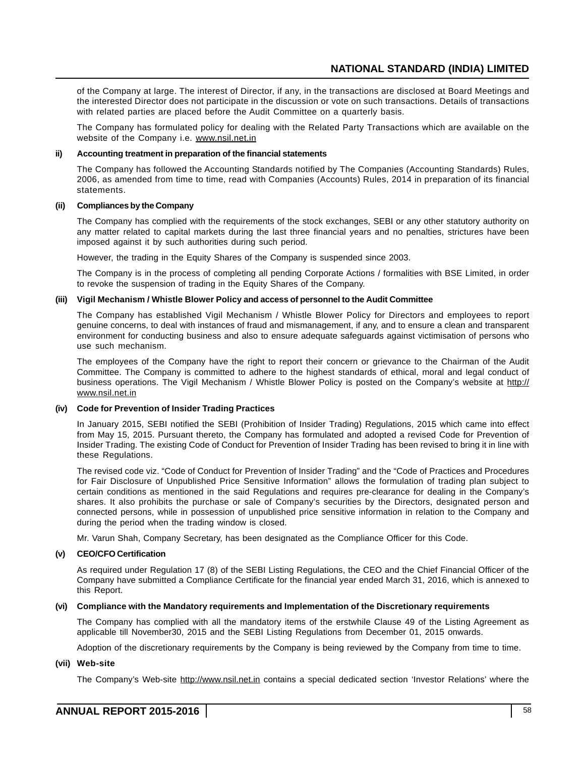of the Company at large. The interest of Director, if any, in the transactions are disclosed at Board Meetings and the interested Director does not participate in the discussion or vote on such transactions. Details of transactions with related parties are placed before the Audit Committee on a quarterly basis.

The Company has formulated policy for dealing with the Related Party Transactions which are available on the website of the Company i.e. www.nsil.net.in

**ii) Accounting treatment in preparation of the financial statements**

The Company has followed the Accounting Standards notified by The Companies (Accounting Standards) Rules, 2006, as amended from time to time, read with Companies (Accounts) Rules, 2014 in preparation of its financial statements.

**(ii) Compliances by the Company**

The Company has complied with the requirements of the stock exchanges, SEBI or any other statutory authority on any matter related to capital markets during the last three financial years and no penalties, strictures have been imposed against it by such authorities during such period.

However, the trading in the Equity Shares of the Company is suspended since 2003.

The Company is in the process of completing all pending Corporate Actions / formalities with BSE Limited, in order to revoke the suspension of trading in the Equity Shares of the Company.

**(iii) Vigil Mechanism / Whistle Blower Policy and access of personnel to the Audit Committee**

The Company has established Vigil Mechanism / Whistle Blower Policy for Directors and employees to report genuine concerns, to deal with instances of fraud and mismanagement, if any, and to ensure a clean and transparent environment for conducting business and also to ensure adequate safeguards against victimisation of persons who use such mechanism.

The employees of the Company have the right to report their concern or grievance to the Chairman of the Audit Committee. The Company is committed to adhere to the highest standards of ethical, moral and legal conduct of business operations. The Vigil Mechanism / Whistle Blower Policy is posted on the Company's website at http://www.nsil.net.in

**(iv) Code for Prevention of Insider Trading Practices**

In January 2015, SEBI notified the SEBI (Prohibition of Insider Trading) Regulations, 2015 which came into effect from May 15, 2015. Pursuant thereto, the Company has formulated and adopted a revised Code for Prevention of Insider Trading. The existing Code of Conduct for Prevention of Insider Trading has been revised to bring it in line with these Regulations.

The revised code viz. "Code of Conduct for Prevention of Insider Trading" and the "Code of Practices and Procedures for Fair Disclosure of Unpublished Price Sensitive Information" allows the formulation of trading plan subject to certain conditions as mentioned in the said Regulations and requires pre-clearance for dealing in the Company's shares. It also prohibits the purchase or sale of Company's securities by the Directors, designated person and connected persons, while in possession of unpublished price sensitive information in relation to the Company and during the period when the trading window is closed.

Mr. Varun Shah, Company Secretary, has been designated as the Compliance Officer for this Code.

**(v) CEO/CFO Certification**

As required under Regulation 17 (8) of the SEBI Listing Regulations, the CEO and the Chief Financial Officer of the Company have submitted a Compliance Certificate for the financial year ended March 31, 2016, which is annexed to this Report.

**(vi) Compliance with the Mandatory requirements and Implementation of the Discretionary requirements**

The Company has complied with all the mandatory items of the erstwhile Clause 49 of the Listing Agreement as applicable till November30, 2015 and the SEBI Listing Regulations from December 01, 2015 onwards.

Adoption of the discretionary requirements by the Company is being reviewed by the Company from time to time.

**(vii) Web-site**

The Company's Web-site http://www.nsil.net.in contains a special dedicated section 'Investor Relations' where the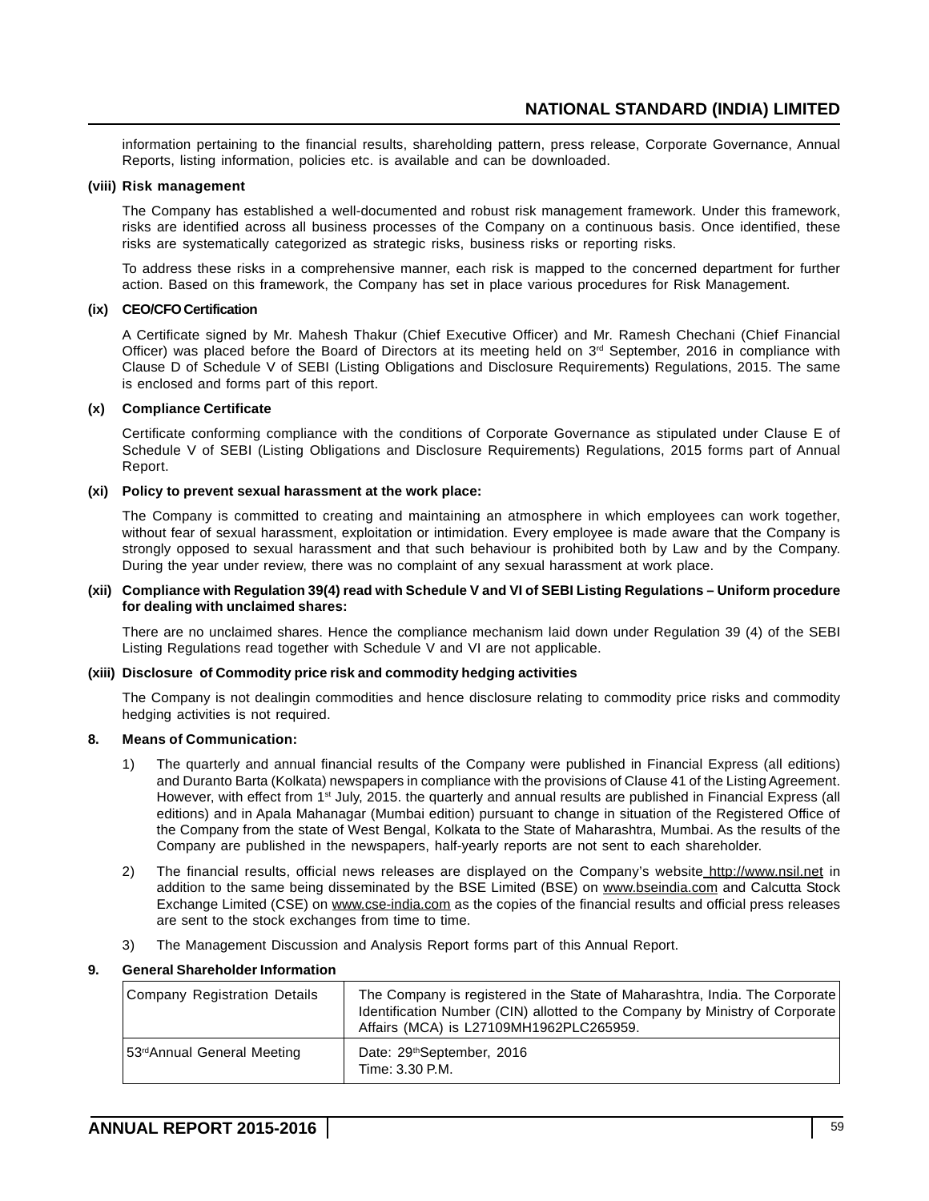information pertaining to the financial results, shareholding pattern, press release, Corporate Governance, Annual Reports, listing information, policies etc. is available and can be downloaded.

**(viii) Risk management**

The Company has established a well-documented and robust risk management framework. Under this framework, risks are identified across all business processes of the Company on a continuous basis. Once identified, these risks are systematically categorized as strategic risks, business risks or reporting risks.

To address these risks in a comprehensive manner, each risk is mapped to the concerned department for further action. Based on this framework, the Company has set in place various procedures for Risk Management.

**(ix) CEO/CFO Certification**

A Certificate signed by Mr. Mahesh Thakur (Chief Executive Officer) and Mr. Ramesh Chechani (Chief Financial Officer) was placed before the Board of Directors at its meeting held on 3rd September, 2016 in compliance with Clause D of Schedule V of SEBI (Listing Obligations and Disclosure Requirements) Regulations, 2015. The same is enclosed and forms part of this report.

**(x) Compliance Certificate**

Certificate conforming compliance with the conditions of Corporate Governance as stipulated under Clause E of Schedule V of SEBI (Listing Obligations and Disclosure Requirements) Regulations, 2015 forms part of Annual Report.

**(xi) Policy to prevent sexual harassment at the work place:**

The Company is committed to creating and maintaining an atmosphere in which employees can work together, without fear of sexual harassment, exploitation or intimidation. Every employee is made aware that the Company is strongly opposed to sexual harassment and that such behaviour is prohibited both by Law and by the Company. During the year under review, there was no complaint of any sexual harassment at work place.

**(xii) Compliance with Regulation 39(4) read with Schedule V and VI of SEBI Listing Regulations – Uniform procedure for dealing with unclaimed shares:**

There are no unclaimed shares. Hence the compliance mechanism laid down under Regulation 39 (4) of the SEBI Listing Regulations read together with Schedule V and VI are not applicable.

**(xiii) Disclosure of Commodity price risk and commodity hedging activities**

The Company is not dealingin commodities and hence disclosure relating to commodity price risks and commodity hedging activities is not required.

**8. Means of Communication:**

1) The quarterly and annual financial results of the Company were published in Financial Express (all editions) and Duranto Barta (Kolkata) newspapers in compliance with the provisions of Clause 41 of the Listing Agreement. However, with effect from 1st July, 2015. the quarterly and annual results are published in Financial Express (all editions) and in Apala Mahanagar (Mumbai edition) pursuant to change in situation of the Registered Office of the Company from the state of West Bengal, Kolkata to the State of Maharashtra, Mumbai. As the results of the Company are published in the newspapers, half-yearly reports are not sent to each shareholder.

2) The financial results, official news releases are displayed on the Company's website http://www.nsil.net in addition to the same being disseminated by the BSE Limited (BSE) on www.bseindia.com and Calcutta Stock Exchange Limited (CSE) on www.cse-india.com as the copies of the financial results and official press releases are sent to the stock exchanges from time to time.

3) The Management Discussion and Analysis Report forms part of this Annual Report.

**9. General Shareholder Information**

| | |
|---|---|
| Company Registration Details | The Company is registered in the State of Maharashtra, India. The Corporate Identification Number (CIN) allotted to the Company by Ministry of Corporate Affairs (MCA) is L27109MH1962PLC265959. |
| 53rd Annual General Meeting | Date: 29th September, 2016<br>Time: 3.30 P.M. |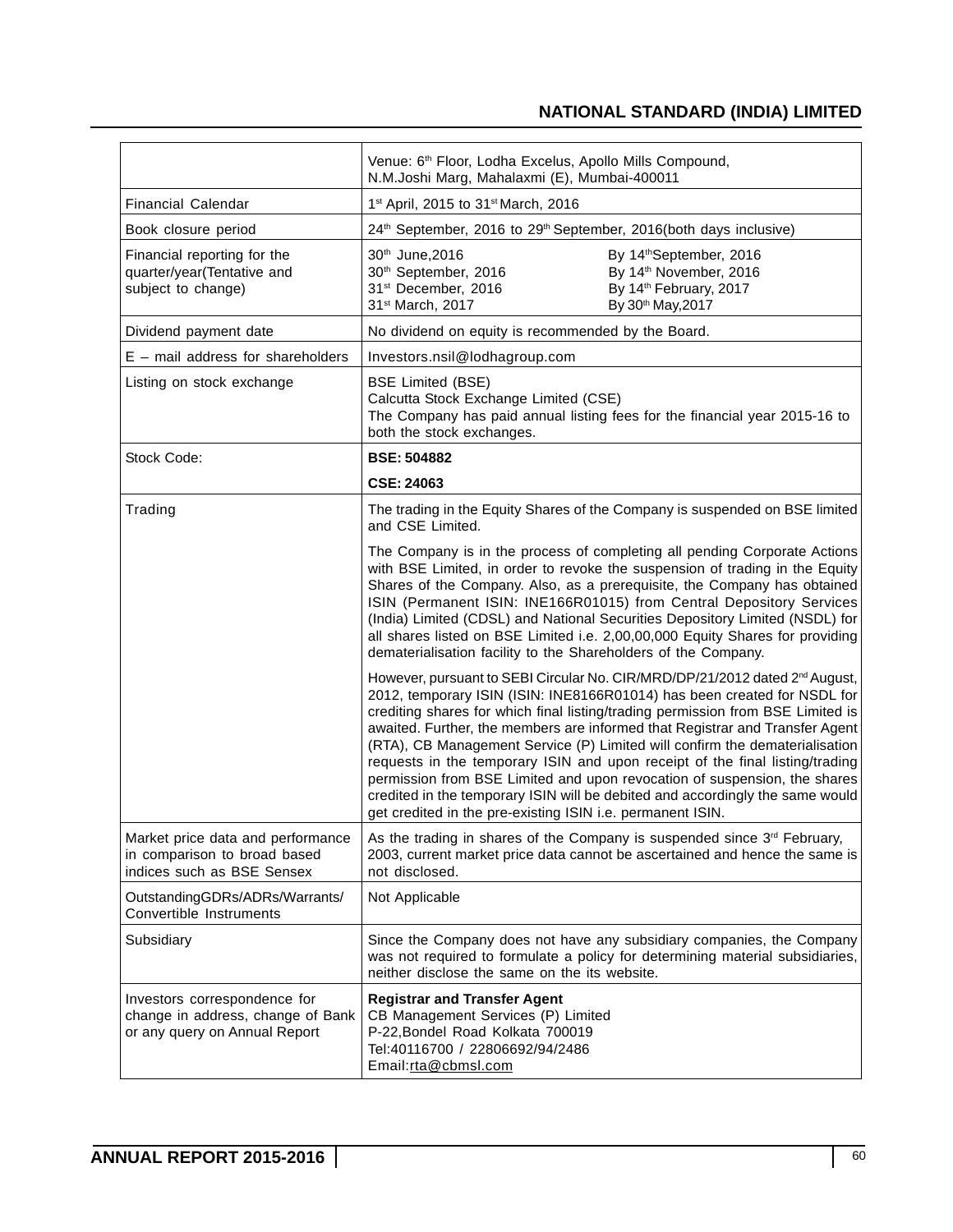| | |
|---|---|
| | Venue: 6th Floor, Lodha Excelus, Apollo Mills Compound, N.M.Joshi Marg, Mahalaxmi (E), Mumbai-400011 |
| Financial Calendar | 1st April, 2015 to 31st March, 2016 |
| Book closure period | 24th September, 2016 to 29th September, 2016(both days inclusive) |
| Financial reporting for the quarter/year(Tentative and subject to change) | 30th June,2016 — By 14th September, 2016<br>30th September, 2016 — By 14th November, 2016<br>31st December, 2016 — By 14th February, 2017<br>31st March, 2017 — By 30th May,2017 |
| Dividend payment date | No dividend on equity is recommended by the Board. |
| E – mail address for shareholders | Investors.nsil@lodhagroup.com |
| Listing on stock exchange | BSE Limited (BSE)<br>Calcutta Stock Exchange Limited (CSE)<br>The Company has paid annual listing fees for the financial year 2015-16 to both the stock exchanges. |
| Stock Code: | **BSE: 504882**<br>**CSE: 24063** |
| Trading | The trading in the Equity Shares of the Company is suspended on BSE limited and CSE Limited.<br><br>The Company is in the process of completing all pending Corporate Actions with BSE Limited, in order to revoke the suspension of trading in the Equity Shares of the Company. Also, as a prerequisite, the Company has obtained ISIN (Permanent ISIN: INE166R01015) from Central Depository Services (India) Limited (CDSL) and National Securities Depository Limited (NSDL) for all shares listed on BSE Limited i.e. 2,00,00,000 Equity Shares for providing dematerialisation facility to the Shareholders of the Company.<br><br>However, pursuant to SEBI Circular No. CIR/MRD/DP/21/2012 dated 2nd August, 2012, temporary ISIN (ISIN: INE8166R01014) has been created for NSDL for crediting shares for which final listing/trading permission from BSE Limited is awaited. Further, the members are informed that Registrar and Transfer Agent (RTA), CB Management Service (P) Limited will confirm the dematerialisation requests in the temporary ISIN and upon receipt of the final listing/trading permission from BSE Limited and upon revocation of suspension, the shares credited in the temporary ISIN will be debited and accordingly the same would get credited in the pre-existing ISIN i.e. permanent ISIN. |
| Market price data and performance in comparison to broad based indices such as BSE Sensex | As the trading in shares of the Company is suspended since 3rd February, 2003, current market price data cannot be ascertained and hence the same is not disclosed. |
| OutstandingGDRs/ADRs/Warrants/ Convertible Instruments | Not Applicable |
| Subsidiary | Since the Company does not have any subsidiary companies, the Company was not required to formulate a policy for determining material subsidiaries, neither disclose the same on the its website. |
| Investors correspondence for change in address, change of Bank or any query on Annual Report | **Registrar and Transfer Agent**<br>CB Management Services (P) Limited<br>P-22,Bondel Road Kolkata 700019<br>Tel:40116700 / 22806692/94/2486<br>Email:rta@cbmsl.com |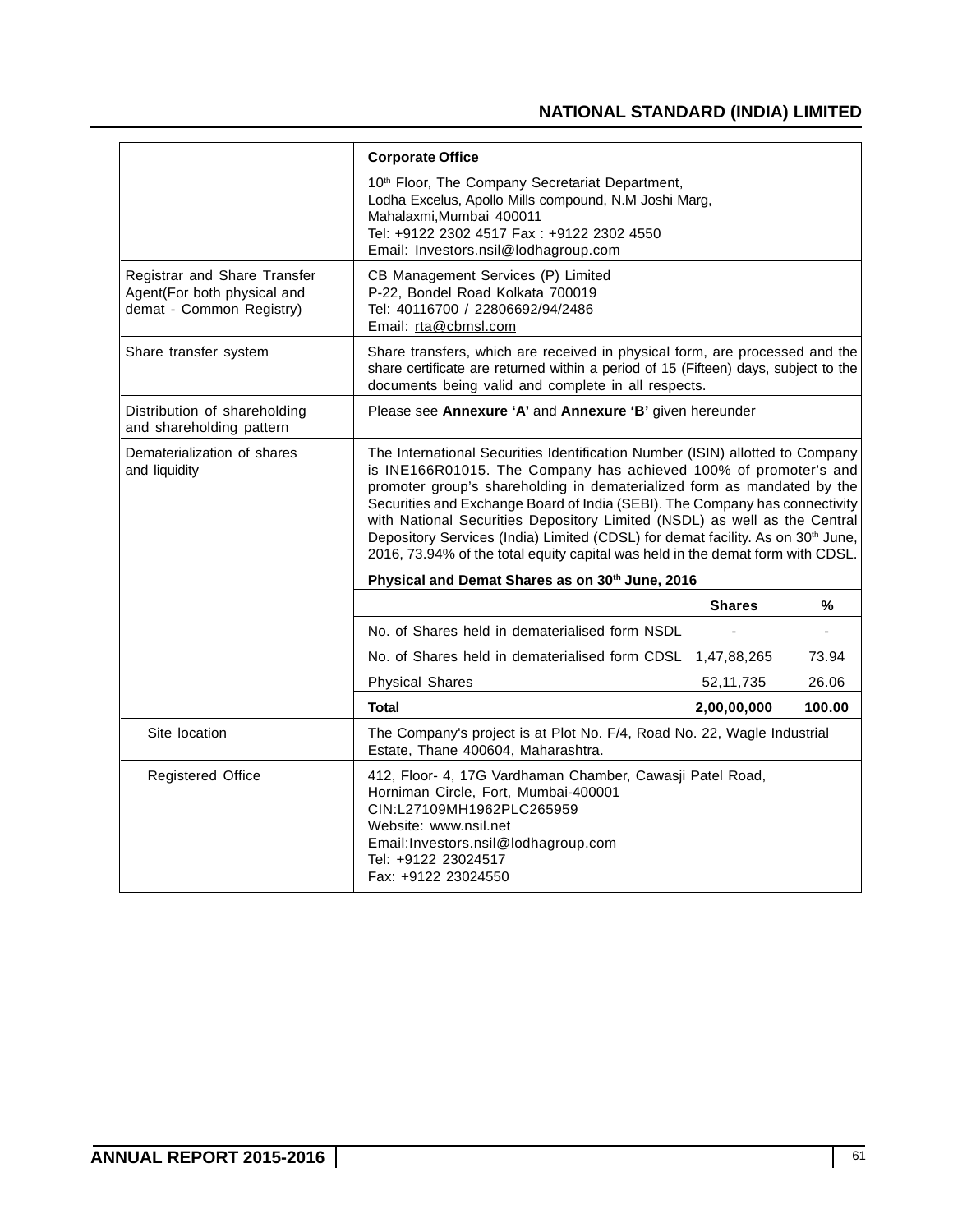| | |
|---|---|
| | **Corporate Office**<br>10th Floor, The Company Secretariat Department,<br>Lodha Excelus, Apollo Mills compound, N.M Joshi Marg,<br>Mahalaxmi,Mumbai 400011<br>Tel: +9122 2302 4517 Fax : +9122 2302 4550<br>Email: Investors.nsil@lodhagroup.com |
| Registrar and Share Transfer Agent(For both physical and demat - Common Registry) | CB Management Services (P) Limited<br>P-22, Bondel Road Kolkata 700019<br>Tel: 40116700 / 22806692/94/2486<br>Email: rta@cbmsl.com |
| Share transfer system | Share transfers, which are received in physical form, are processed and the share certificate are returned within a period of 15 (Fifteen) days, subject to the documents being valid and complete in all respects. |
| Distribution of shareholding and shareholding pattern | Please see **Annexure 'A'** and **Annexure 'B'** given hereunder |
| Dematerialization of shares and liquidity | The International Securities Identification Number (ISIN) allotted to Company is INE166R01015. The Company has achieved 100% of promoter's and promoter group's shareholding in dematerialized form as mandated by the Securities and Exchange Board of India (SEBI). The Company has connectivity with National Securities Depository Limited (NSDL) as well as the Central Depository Services (India) Limited (CDSL) for demat facility. As on 30th June, 2016, 73.94% of the total equity capital was held in the demat form with CDSL. |

**Physical and Demat Shares as on 30th June, 2016**

| | Shares | % |
|---|---|---|
| No. of Shares held in dematerialised form NSDL | - | - |
| No. of Shares held in dematerialised form CDSL | 1,47,88,265 | 73.94 |
| Physical Shares | 52,11,735 | 26.06 |
| **Total** | **2,00,00,000** | **100.00** |

| | |
|---|---|
| Site location | The Company's project is at Plot No. F/4, Road No. 22, Wagle Industrial Estate, Thane 400604, Maharashtra. |
| Registered Office | 412, Floor- 4, 17G Vardhaman Chamber, Cawasji Patel Road,<br>Horniman Circle, Fort, Mumbai-400001<br>CIN:L27109MH1962PLC265959<br>Website: www.nsil.net<br>Email:Investors.nsil@lodhagroup.com<br>Tel: +9122 23024517<br>Fax: +9122 23024550 |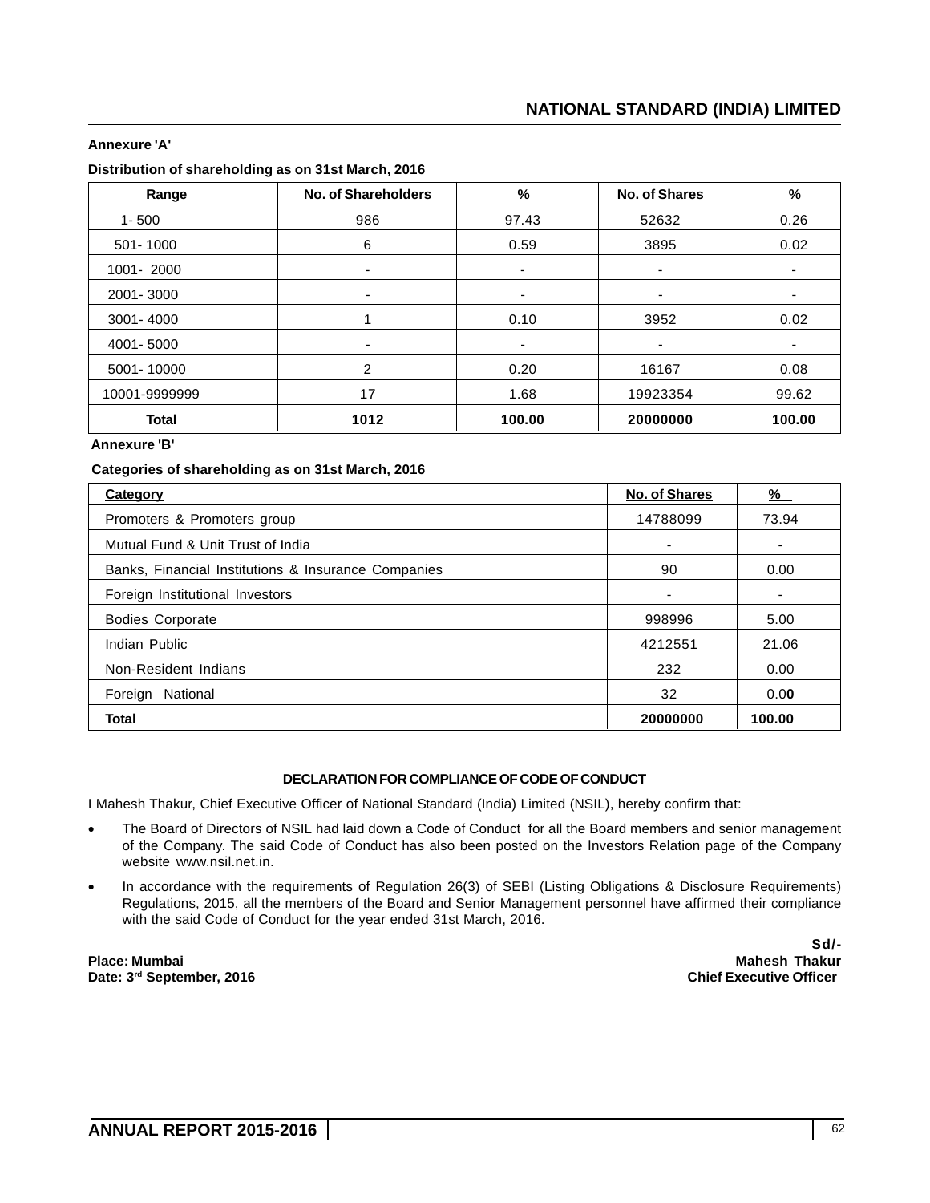## Annexure 'A'

**Distribution of shareholding as on 31st March, 2016**

| Range | No. of Shareholders | % | No. of Shares | % |
|---|---|---|---|---|
| 1- 500 | 986 | 97.43 | 52632 | 0.26 |
| 501- 1000 | 6 | 0.59 | 3895 | 0.02 |
| 1001- 2000 | - | - | - | - |
| 2001- 3000 | - | - | - | - |
| 3001- 4000 | 1 | 0.10 | 3952 | 0.02 |
| 4001- 5000 | - | - | - | - |
| 5001- 10000 | 2 | 0.20 | 16167 | 0.08 |
| 10001-9999999 | 17 | 1.68 | 19923354 | 99.62 |
| **Total** | **1012** | **100.00** | **20000000** | **100.00** |

## Annexure 'B'

**Categories of shareholding as on 31st March, 2016**

| Category | No. of Shares | % |
|---|---|---|
| Promoters & Promoters group | 14788099 | 73.94 |
| Mutual Fund & Unit Trust of India | - | - |
| Banks, Financial Institutions & Insurance Companies | 90 | 0.00 |
| Foreign Institutional Investors | - | - |
| Bodies Corporate | 998996 | 5.00 |
| Indian Public | 4212551 | 21.06 |
| Non-Resident Indians | 232 | 0.00 |
| Foreign National | 32 | 0.00 |
| **Total** | **20000000** | **100.00** |

### DECLARATION FOR COMPLIANCE OF CODE OF CONDUCT

I Mahesh Thakur, Chief Executive Officer of National Standard (India) Limited (NSIL), hereby confirm that:

- The Board of Directors of NSIL had laid down a Code of Conduct for all the Board members and senior management of the Company. The said Code of Conduct has also been posted on the Investors Relation page of the Company website www.nsil.net.in.
- In accordance with the requirements of Regulation 26(3) of SEBI (Listing Obligations & Disclosure Requirements) Regulations, 2015, all the members of the Board and Senior Management personnel have affirmed their compliance with the said Code of Conduct for the year ended 31st March, 2016.

Sd/-

**Place: Mumbai** — **Mahesh Thakur**

**Date: 3rd September, 2016** — **Chief Executive Officer**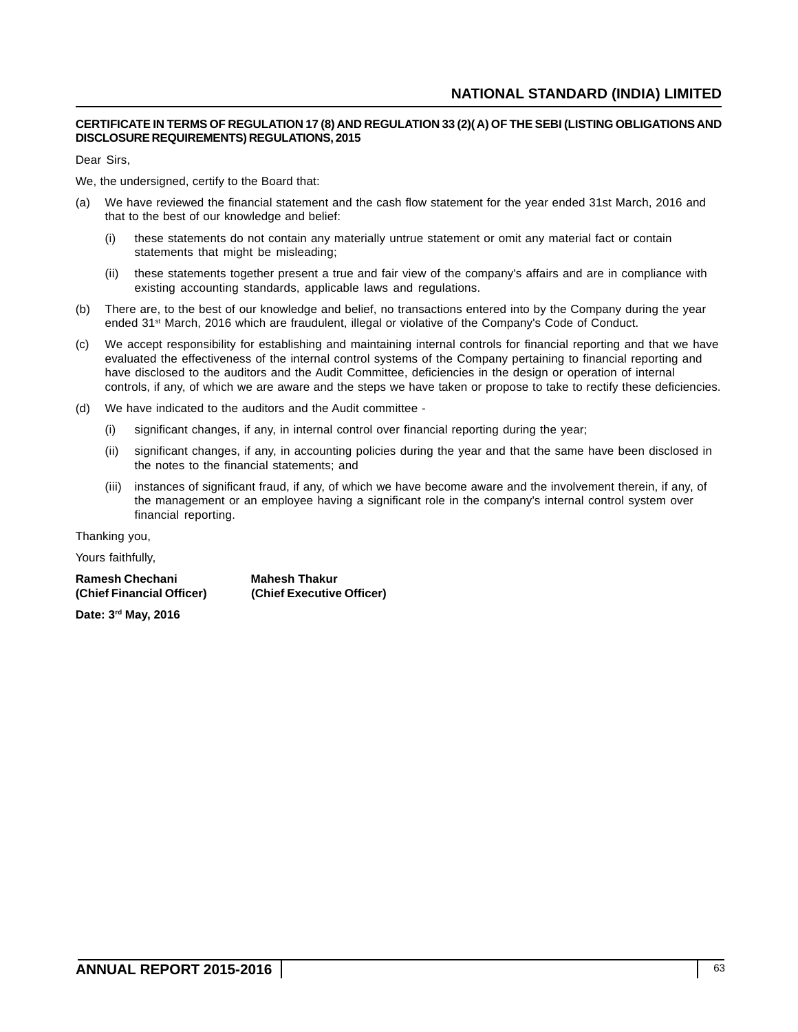## CERTIFICATE IN TERMS OF REGULATION 17 (8) AND REGULATION 33 (2)( A) OF THE SEBI (LISTING OBLIGATIONS AND DISCLOSURE REQUIREMENTS) REGULATIONS, 2015

Dear Sirs,

We, the undersigned, certify to the Board that:

(a) We have reviewed the financial statement and the cash flow statement for the year ended 31st March, 2016 and that to the best of our knowledge and belief:

   (i) these statements do not contain any materially untrue statement or omit any material fact or contain statements that might be misleading;

   (ii) these statements together present a true and fair view of the company's affairs and are in compliance with existing accounting standards, applicable laws and regulations.

(b) There are, to the best of our knowledge and belief, no transactions entered into by the Company during the year ended 31st March, 2016 which are fraudulent, illegal or violative of the Company's Code of Conduct.

(c) We accept responsibility for establishing and maintaining internal controls for financial reporting and that we have evaluated the effectiveness of the internal control systems of the Company pertaining to financial reporting and have disclosed to the auditors and the Audit Committee, deficiencies in the design or operation of internal controls, if any, of which we are aware and the steps we have taken or propose to take to rectify these deficiencies.

(d) We have indicated to the auditors and the Audit committee -

   (i) significant changes, if any, in internal control over financial reporting during the year;

   (ii) significant changes, if any, in accounting policies during the year and that the same have been disclosed in the notes to the financial statements; and

   (iii) instances of significant fraud, if any, of which we have become aware and the involvement therein, if any, of the management or an employee having a significant role in the company's internal control system over financial reporting.

Thanking you,

Yours faithfully,

**Ramesh Chechani**
**(Chief Financial Officer)**

**Mahesh Thakur**
**(Chief Executive Officer)**

**Date: 3rd May, 2016**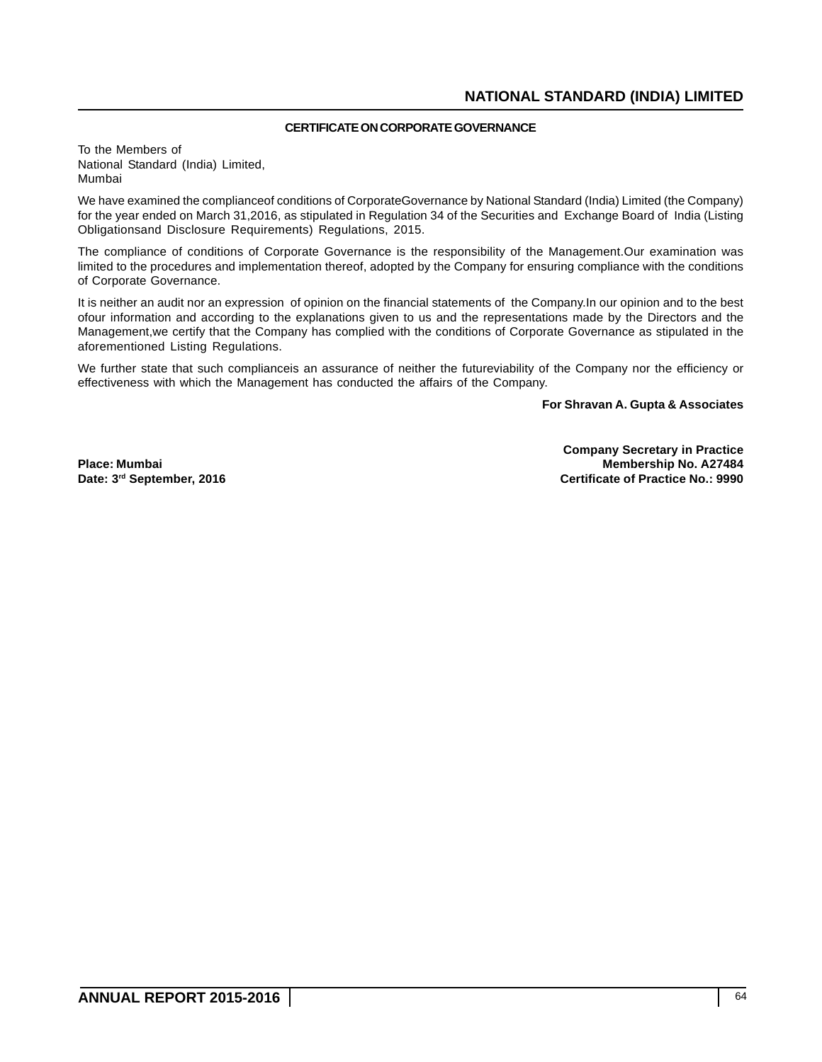## CERTIFICATE ON CORPORATE GOVERNANCE

To the Members of
National Standard (India) Limited,
Mumbai

We have examined the complianceof conditions of CorporateGovernance by National Standard (India) Limited (the Company) for the year ended on March 31,2016, as stipulated in Regulation 34 of the Securities and Exchange Board of India (Listing Obligationsand Disclosure Requirements) Regulations, 2015.

The compliance of conditions of Corporate Governance is the responsibility of the Management.Our examination was limited to the procedures and implementation thereof, adopted by the Company for ensuring compliance with the conditions of Corporate Governance.

It is neither an audit nor an expression of opinion on the financial statements of the Company.In our opinion and to the best ofour information and according to the explanations given to us and the representations made by the Directors and the Management,we certify that the Company has complied with the conditions of Corporate Governance as stipulated in the aforementioned Listing Regulations.

We further state that such complianceis an assurance of neither the futureviability of the Company nor the efficiency or effectiveness with which the Management has conducted the affairs of the Company.

**For Shravan A. Gupta & Associates**

**Company Secretary in Practice**
**Membership No. A27484**
**Certificate of Practice No.: 9990**

**Place: Mumbai**
**Date: 3rd September, 2016**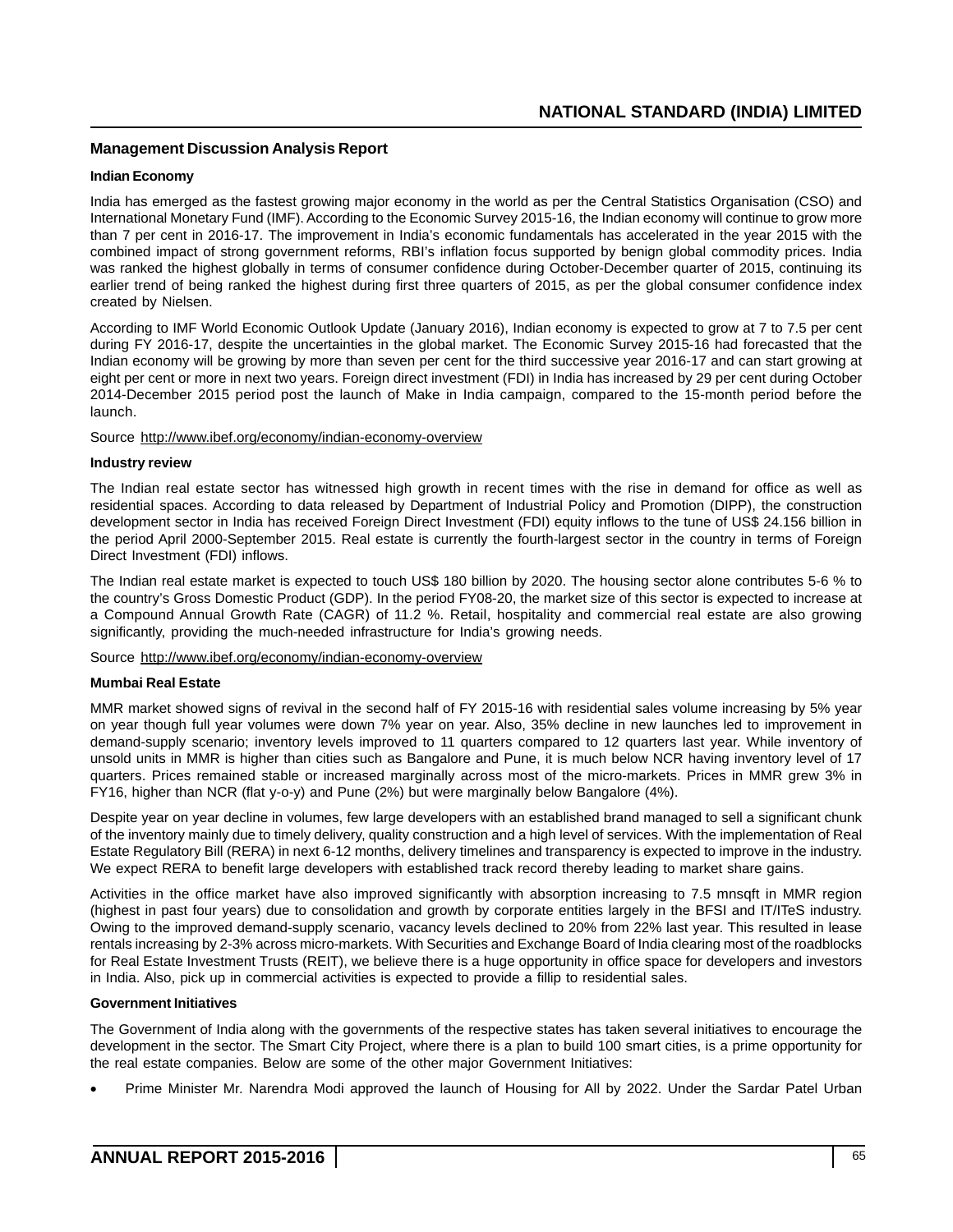## Management Discussion Analysis Report

### Indian Economy

India has emerged as the fastest growing major economy in the world as per the Central Statistics Organisation (CSO) and International Monetary Fund (IMF). According to the Economic Survey 2015-16, the Indian economy will continue to grow more than 7 per cent in 2016-17. The improvement in India's economic fundamentals has accelerated in the year 2015 with the combined impact of strong government reforms, RBI's inflation focus supported by benign global commodity prices. India was ranked the highest globally in terms of consumer confidence during October-December quarter of 2015, continuing its earlier trend of being ranked the highest during first three quarters of 2015, as per the global consumer confidence index created by Nielsen.

According to IMF World Economic Outlook Update (January 2016), Indian economy is expected to grow at 7 to 7.5 per cent during FY 2016-17, despite the uncertainties in the global market. The Economic Survey 2015-16 had forecasted that the Indian economy will be growing by more than seven per cent for the third successive year 2016-17 and can start growing at eight per cent or more in next two years. Foreign direct investment (FDI) in India has increased by 29 per cent during October 2014-December 2015 period post the launch of Make in India campaign, compared to the 15-month period before the launch.

Source http://www.ibef.org/economy/indian-economy-overview

### Industry review

The Indian real estate sector has witnessed high growth in recent times with the rise in demand for office as well as residential spaces. According to data released by Department of Industrial Policy and Promotion (DIPP), the construction development sector in India has received Foreign Direct Investment (FDI) equity inflows to the tune of US$ 24.156 billion in the period April 2000-September 2015. Real estate is currently the fourth-largest sector in the country in terms of Foreign Direct Investment (FDI) inflows.

The Indian real estate market is expected to touch US$ 180 billion by 2020. The housing sector alone contributes 5-6 % to the country's Gross Domestic Product (GDP). In the period FY08-20, the market size of this sector is expected to increase at a Compound Annual Growth Rate (CAGR) of 11.2 %. Retail, hospitality and commercial real estate are also growing significantly, providing the much-needed infrastructure for India's growing needs.

Source http://www.ibef.org/economy/indian-economy-overview

### Mumbai Real Estate

MMR market showed signs of revival in the second half of FY 2015-16 with residential sales volume increasing by 5% year on year though full year volumes were down 7% year on year. Also, 35% decline in new launches led to improvement in demand-supply scenario; inventory levels improved to 11 quarters compared to 12 quarters last year. While inventory of unsold units in MMR is higher than cities such as Bangalore and Pune, it is much below NCR having inventory level of 17 quarters. Prices remained stable or increased marginally across most of the micro-markets. Prices in MMR grew 3% in FY16, higher than NCR (flat y-o-y) and Pune (2%) but were marginally below Bangalore (4%).

Despite year on year decline in volumes, few large developers with an established brand managed to sell a significant chunk of the inventory mainly due to timely delivery, quality construction and a high level of services. With the implementation of Real Estate Regulatory Bill (RERA) in next 6-12 months, delivery timelines and transparency is expected to improve in the industry. We expect RERA to benefit large developers with established track record thereby leading to market share gains.

Activities in the office market have also improved significantly with absorption increasing to 7.5 mnsqft in MMR region (highest in past four years) due to consolidation and growth by corporate entities largely in the BFSI and IT/ITeS industry. Owing to the improved demand-supply scenario, vacancy levels declined to 20% from 22% last year. This resulted in lease rentals increasing by 2-3% across micro-markets. With Securities and Exchange Board of India clearing most of the roadblocks for Real Estate Investment Trusts (REIT), we believe there is a huge opportunity in office space for developers and investors in India. Also, pick up in commercial activities is expected to provide a fillip to residential sales.

### Government Initiatives

The Government of India along with the governments of the respective states has taken several initiatives to encourage the development in the sector. The Smart City Project, where there is a plan to build 100 smart cities, is a prime opportunity for the real estate companies. Below are some of the other major Government Initiatives:

- Prime Minister Mr. Narendra Modi approved the launch of Housing for All by 2022. Under the Sardar Patel Urban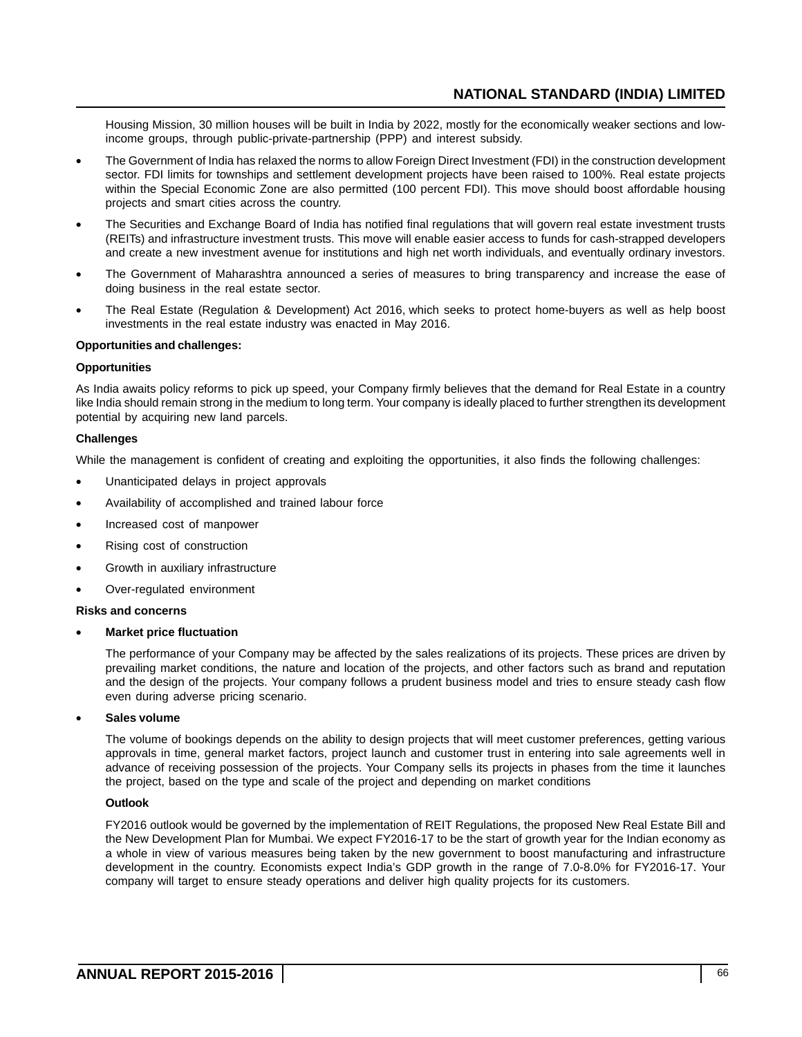Housing Mission, 30 million houses will be built in India by 2022, mostly for the economically weaker sections and low-income groups, through public-private-partnership (PPP) and interest subsidy.

- The Government of India has relaxed the norms to allow Foreign Direct Investment (FDI) in the construction development sector. FDI limits for townships and settlement development projects have been raised to 100%. Real estate projects within the Special Economic Zone are also permitted (100 percent FDI). This move should boost affordable housing projects and smart cities across the country.
- The Securities and Exchange Board of India has notified final regulations that will govern real estate investment trusts (REITs) and infrastructure investment trusts. This move will enable easier access to funds for cash-strapped developers and create a new investment avenue for institutions and high net worth individuals, and eventually ordinary investors.
- The Government of Maharashtra announced a series of measures to bring transparency and increase the ease of doing business in the real estate sector.
- The Real Estate (Regulation & Development) Act 2016, which seeks to protect home-buyers as well as help boost investments in the real estate industry was enacted in May 2016.

**Opportunities and challenges:**

**Opportunities**

As India awaits policy reforms to pick up speed, your Company firmly believes that the demand for Real Estate in a country like India should remain strong in the medium to long term. Your company is ideally placed to further strengthen its development potential by acquiring new land parcels.

**Challenges**

While the management is confident of creating and exploiting the opportunities, it also finds the following challenges:

- Unanticipated delays in project approvals
- Availability of accomplished and trained labour force
- Increased cost of manpower
- Rising cost of construction
- Growth in auxiliary infrastructure
- Over-regulated environment

**Risks and concerns**

- **Market price fluctuation**

  The performance of your Company may be affected by the sales realizations of its projects. These prices are driven by prevailing market conditions, the nature and location of the projects, and other factors such as brand and reputation and the design of the projects. Your company follows a prudent business model and tries to ensure steady cash flow even during adverse pricing scenario.

- **Sales volume**

  The volume of bookings depends on the ability to design projects that will meet customer preferences, getting various approvals in time, general market factors, project launch and customer trust in entering into sale agreements well in advance of receiving possession of the projects. Your Company sells its projects in phases from the time it launches the project, based on the type and scale of the project and depending on market conditions

  **Outlook**

  FY2016 outlook would be governed by the implementation of REIT Regulations, the proposed New Real Estate Bill and the New Development Plan for Mumbai. We expect FY2016-17 to be the start of growth year for the Indian economy as a whole in view of various measures being taken by the new government to boost manufacturing and infrastructure development in the country. Economists expect India's GDP growth in the range of 7.0-8.0% for FY2016-17. Your company will target to ensure steady operations and deliver high quality projects for its customers.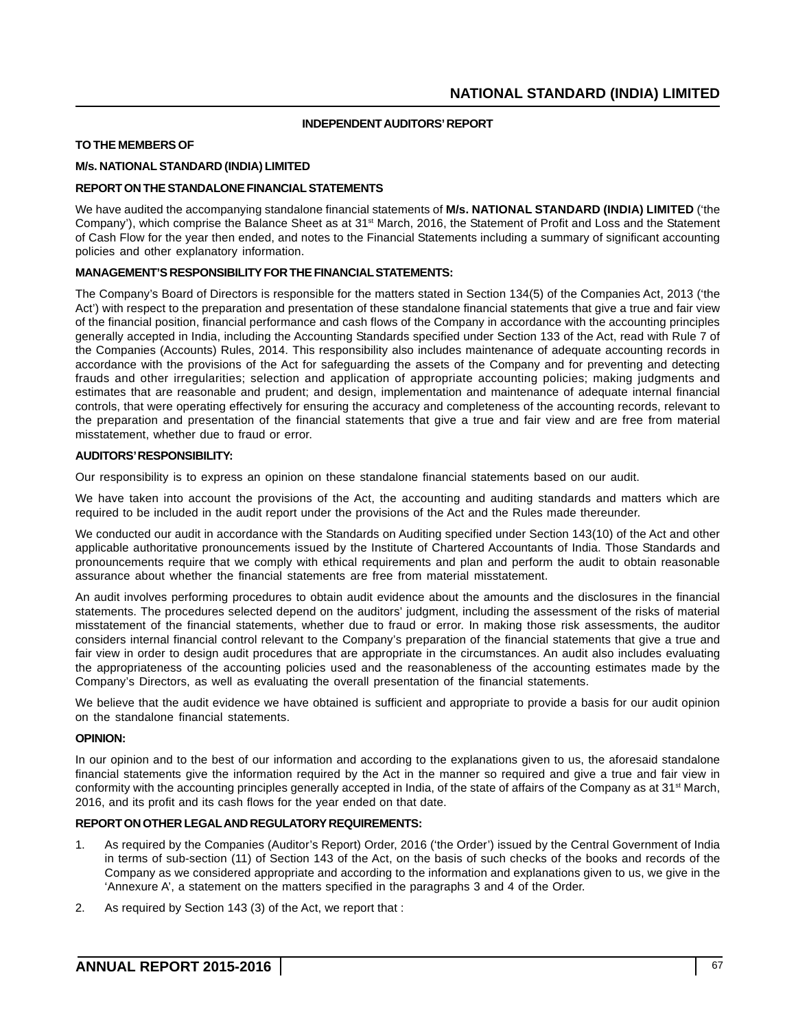## INDEPENDENT AUDITORS' REPORT

**TO THE MEMBERS OF**

**M/s. NATIONAL STANDARD (INDIA) LIMITED**

**REPORT ON THE STANDALONE FINANCIAL STATEMENTS**

We have audited the accompanying standalone financial statements of **M/s. NATIONAL STANDARD (INDIA) LIMITED** ('the Company'), which comprise the Balance Sheet as at 31st March, 2016, the Statement of Profit and Loss and the Statement of Cash Flow for the year then ended, and notes to the Financial Statements including a summary of significant accounting policies and other explanatory information.

**MANAGEMENT'S RESPONSIBILITY FOR THE FINANCIAL STATEMENTS:**

The Company's Board of Directors is responsible for the matters stated in Section 134(5) of the Companies Act, 2013 ('the Act') with respect to the preparation and presentation of these standalone financial statements that give a true and fair view of the financial position, financial performance and cash flows of the Company in accordance with the accounting principles generally accepted in India, including the Accounting Standards specified under Section 133 of the Act, read with Rule 7 of the Companies (Accounts) Rules, 2014. This responsibility also includes maintenance of adequate accounting records in accordance with the provisions of the Act for safeguarding the assets of the Company and for preventing and detecting frauds and other irregularities; selection and application of appropriate accounting policies; making judgments and estimates that are reasonable and prudent; and design, implementation and maintenance of adequate internal financial controls, that were operating effectively for ensuring the accuracy and completeness of the accounting records, relevant to the preparation and presentation of the financial statements that give a true and fair view and are free from material misstatement, whether due to fraud or error.

**AUDITORS' RESPONSIBILITY:**

Our responsibility is to express an opinion on these standalone financial statements based on our audit.

We have taken into account the provisions of the Act, the accounting and auditing standards and matters which are required to be included in the audit report under the provisions of the Act and the Rules made thereunder.

We conducted our audit in accordance with the Standards on Auditing specified under Section 143(10) of the Act and other applicable authoritative pronouncements issued by the Institute of Chartered Accountants of India. Those Standards and pronouncements require that we comply with ethical requirements and plan and perform the audit to obtain reasonable assurance about whether the financial statements are free from material misstatement.

An audit involves performing procedures to obtain audit evidence about the amounts and the disclosures in the financial statements. The procedures selected depend on the auditors' judgment, including the assessment of the risks of material misstatement of the financial statements, whether due to fraud or error. In making those risk assessments, the auditor considers internal financial control relevant to the Company's preparation of the financial statements that give a true and fair view in order to design audit procedures that are appropriate in the circumstances. An audit also includes evaluating the appropriateness of the accounting policies used and the reasonableness of the accounting estimates made by the Company's Directors, as well as evaluating the overall presentation of the financial statements.

We believe that the audit evidence we have obtained is sufficient and appropriate to provide a basis for our audit opinion on the standalone financial statements.

**OPINION:**

In our opinion and to the best of our information and according to the explanations given to us, the aforesaid standalone financial statements give the information required by the Act in the manner so required and give a true and fair view in conformity with the accounting principles generally accepted in India, of the state of affairs of the Company as at 31st March, 2016, and its profit and its cash flows for the year ended on that date.

**REPORT ON OTHER LEGAL AND REGULATORY REQUIREMENTS:**

1. As required by the Companies (Auditor's Report) Order, 2016 ('the Order') issued by the Central Government of India in terms of sub-section (11) of Section 143 of the Act, on the basis of such checks of the books and records of the Company as we considered appropriate and according to the information and explanations given to us, we give in the 'Annexure A', a statement on the matters specified in the paragraphs 3 and 4 of the Order.

2. As required by Section 143 (3) of the Act, we report that :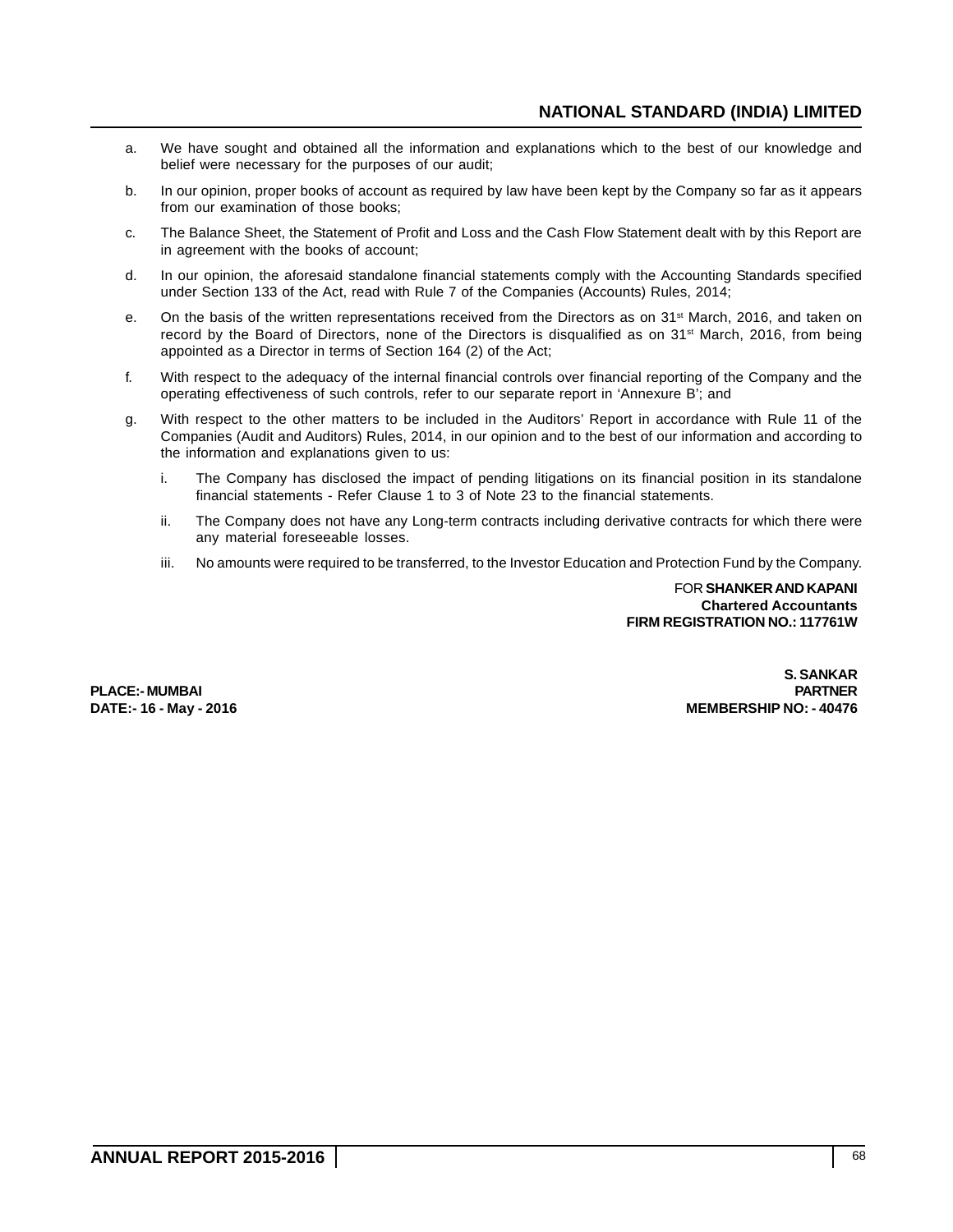a. We have sought and obtained all the information and explanations which to the best of our knowledge and belief were necessary for the purposes of our audit;

b. In our opinion, proper books of account as required by law have been kept by the Company so far as it appears from our examination of those books;

c. The Balance Sheet, the Statement of Profit and Loss and the Cash Flow Statement dealt with by this Report are in agreement with the books of account;

d. In our opinion, the aforesaid standalone financial statements comply with the Accounting Standards specified under Section 133 of the Act, read with Rule 7 of the Companies (Accounts) Rules, 2014;

e. On the basis of the written representations received from the Directors as on 31st March, 2016, and taken on record by the Board of Directors, none of the Directors is disqualified as on 31st March, 2016, from being appointed as a Director in terms of Section 164 (2) of the Act;

f. With respect to the adequacy of the internal financial controls over financial reporting of the Company and the operating effectiveness of such controls, refer to our separate report in 'Annexure B'; and

g. With respect to the other matters to be included in the Auditors' Report in accordance with Rule 11 of the Companies (Audit and Auditors) Rules, 2014, in our opinion and to the best of our information and according to the information and explanations given to us:

   i. The Company has disclosed the impact of pending litigations on its financial position in its standalone financial statements - Refer Clause 1 to 3 of Note 23 to the financial statements.

   ii. The Company does not have any Long-term contracts including derivative contracts for which there were any material foreseeable losses.

   iii. No amounts were required to be transferred, to the Investor Education and Protection Fund by the Company.

FOR **SHANKER AND KAPANI**
**Chartered Accountants**
**FIRM REGISTRATION NO.: 117761W**

**S. SANKAR**
**PARTNER**
**MEMBERSHIP NO: - 40476**

**PLACE:- MUMBAI**
**DATE:- 16 - May - 2016**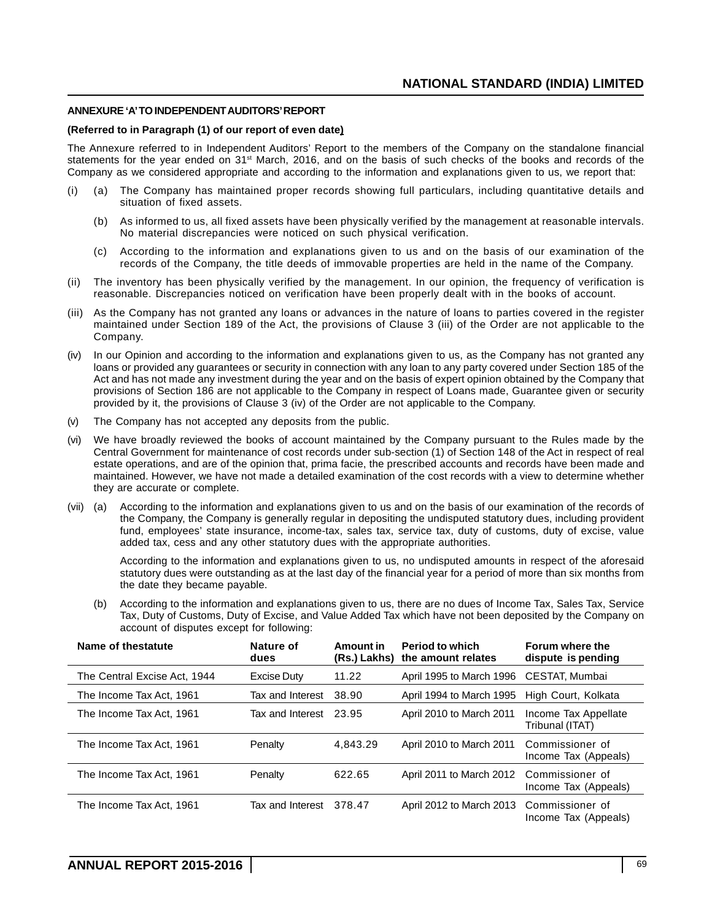## ANNEXURE 'A' TO INDEPENDENT AUDITORS' REPORT

**(Referred to in Paragraph (1) of our report of even date)**

The Annexure referred to in Independent Auditors' Report to the members of the Company on the standalone financial statements for the year ended on 31st March, 2016, and on the basis of such checks of the books and records of the Company as we considered appropriate and according to the information and explanations given to us, we report that:

(i) (a) The Company has maintained proper records showing full particulars, including quantitative details and situation of fixed assets.

(b) As informed to us, all fixed assets have been physically verified by the management at reasonable intervals. No material discrepancies were noticed on such physical verification.

(c) According to the information and explanations given to us and on the basis of our examination of the records of the Company, the title deeds of immovable properties are held in the name of the Company.

(ii) The inventory has been physically verified by the management. In our opinion, the frequency of verification is reasonable. Discrepancies noticed on verification have been properly dealt with in the books of account.

(iii) As the Company has not granted any loans or advances in the nature of loans to parties covered in the register maintained under Section 189 of the Act, the provisions of Clause 3 (iii) of the Order are not applicable to the Company.

(iv) In our Opinion and according to the information and explanations given to us, as the Company has not granted any loans or provided any guarantees or security in connection with any loan to any party covered under Section 185 of the Act and has not made any investment during the year and on the basis of expert opinion obtained by the Company that provisions of Section 186 are not applicable to the Company in respect of Loans made, Guarantee given or security provided by it, the provisions of Clause 3 (iv) of the Order are not applicable to the Company.

(v) The Company has not accepted any deposits from the public.

(vi) We have broadly reviewed the books of account maintained by the Company pursuant to the Rules made by the Central Government for maintenance of cost records under sub-section (1) of Section 148 of the Act in respect of real estate operations, and are of the opinion that, prima facie, the prescribed accounts and records have been made and maintained. However, we have not made a detailed examination of the cost records with a view to determine whether they are accurate or complete.

(vii) (a) According to the information and explanations given to us and on the basis of our examination of the records of the Company, the Company is generally regular in depositing the undisputed statutory dues, including provident fund, employees' state insurance, income-tax, sales tax, service tax, duty of customs, duty of excise, value added tax, cess and any other statutory dues with the appropriate authorities.

According to the information and explanations given to us, no undisputed amounts in respect of the aforesaid statutory dues were outstanding as at the last day of the financial year for a period of more than six months from the date they became payable.

(b) According to the information and explanations given to us, there are no dues of Income Tax, Sales Tax, Service Tax, Duty of Customs, Duty of Excise, and Value Added Tax which have not been deposited by the Company on account of disputes except for following:

| Name of thestatute | Nature of dues | Amount in (Rs.) Lakhs) | Period to which the amount relates | Forum where the dispute is pending |
|---|---|---|---|---|
| The Central Excise Act, 1944 | Excise Duty | 11.22 | April 1995 to March 1996 | CESTAT, Mumbai |
| The Income Tax Act, 1961 | Tax and Interest | 38.90 | April 1994 to March 1995 | High Court, Kolkata |
| The Income Tax Act, 1961 | Tax and Interest | 23.95 | April 2010 to March 2011 | Income Tax Appellate Tribunal (ITAT) |
| The Income Tax Act, 1961 | Penalty | 4,843.29 | April 2010 to March 2011 | Commissioner of Income Tax (Appeals) |
| The Income Tax Act, 1961 | Penalty | 622.65 | April 2011 to March 2012 | Commissioner of Income Tax (Appeals) |
| The Income Tax Act, 1961 | Tax and Interest | 378.47 | April 2012 to March 2013 | Commissioner of Income Tax (Appeals) |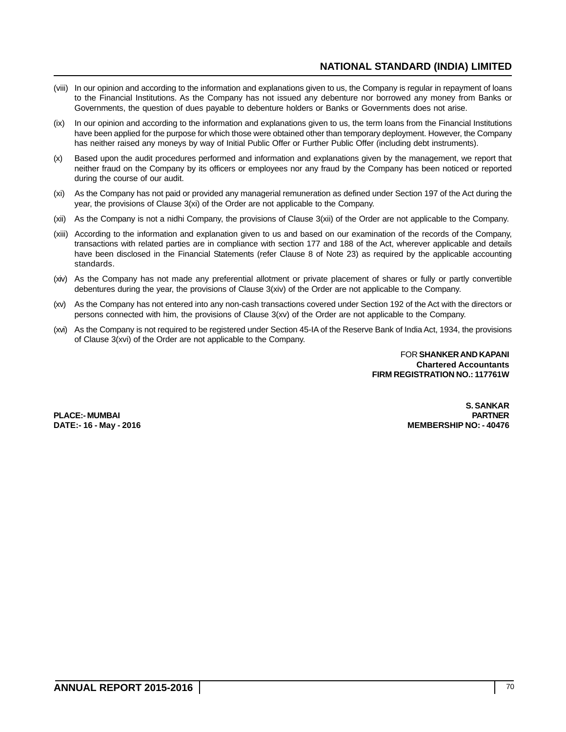(viii) In our opinion and according to the information and explanations given to us, the Company is regular in repayment of loans to the Financial Institutions. As the Company has not issued any debenture nor borrowed any money from Banks or Governments, the question of dues payable to debenture holders or Banks or Governments does not arise.

(ix) In our opinion and according to the information and explanations given to us, the term loans from the Financial Institutions have been applied for the purpose for which those were obtained other than temporary deployment. However, the Company has neither raised any moneys by way of Initial Public Offer or Further Public Offer (including debt instruments).

(x) Based upon the audit procedures performed and information and explanations given by the management, we report that neither fraud on the Company by its officers or employees nor any fraud by the Company has been noticed or reported during the course of our audit.

(xi) As the Company has not paid or provided any managerial remuneration as defined under Section 197 of the Act during the year, the provisions of Clause 3(xi) of the Order are not applicable to the Company.

(xii) As the Company is not a nidhi Company, the provisions of Clause 3(xii) of the Order are not applicable to the Company.

(xiii) According to the information and explanation given to us and based on our examination of the records of the Company, transactions with related parties are in compliance with section 177 and 188 of the Act, wherever applicable and details have been disclosed in the Financial Statements (refer Clause 8 of Note 23) as required by the applicable accounting standards.

(xiv) As the Company has not made any preferential allotment or private placement of shares or fully or partly convertible debentures during the year, the provisions of Clause 3(xiv) of the Order are not applicable to the Company.

(xv) As the Company has not entered into any non-cash transactions covered under Section 192 of the Act with the directors or persons connected with him, the provisions of Clause 3(xv) of the Order are not applicable to the Company.

(xvi) As the Company is not required to be registered under Section 45-IA of the Reserve Bank of India Act, 1934, the provisions of Clause 3(xvi) of the Order are not applicable to the Company.

FOR **SHANKER AND KAPANI**
**Chartered Accountants**
**FIRM REGISTRATION NO.: 117761W**

**S. SANKAR**
**PARTNER**
**MEMBERSHIP NO: - 40476**

**PLACE:- MUMBAI**
**DATE:- 16 - May - 2016**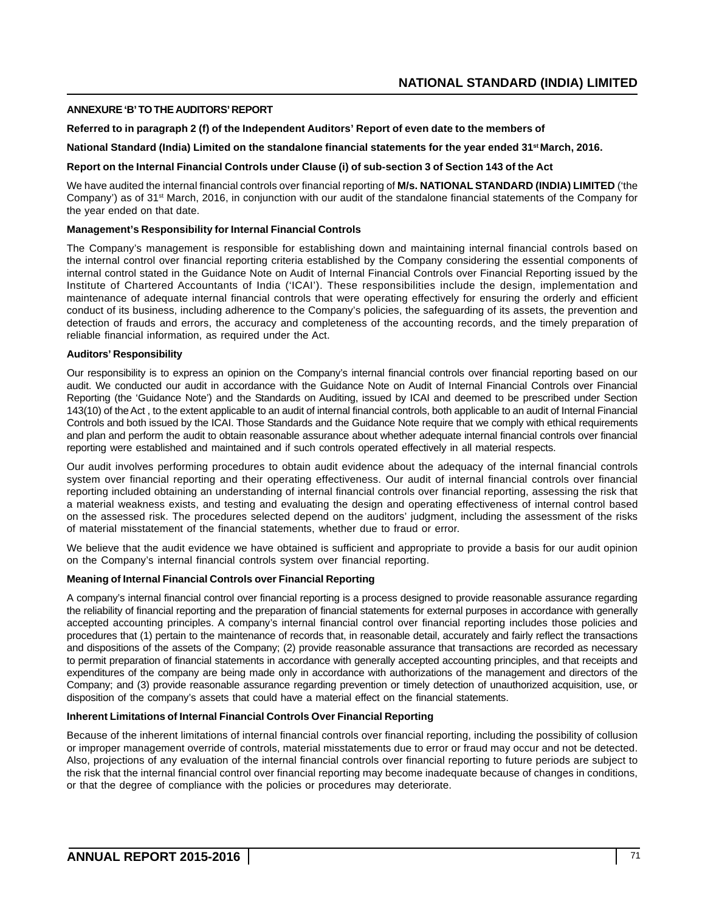## ANNEXURE 'B' TO THE AUDITORS' REPORT

**Referred to in paragraph 2 (f) of the Independent Auditors' Report of even date to the members of**

**National Standard (India) Limited on the standalone financial statements for the year ended 31st March, 2016.**

**Report on the Internal Financial Controls under Clause (i) of sub-section 3 of Section 143 of the Act**

We have audited the internal financial controls over financial reporting of **M/s. NATIONAL STANDARD (INDIA) LIMITED** ('the Company') as of 31st March, 2016, in conjunction with our audit of the standalone financial statements of the Company for the year ended on that date.

**Management's Responsibility for Internal Financial Controls**

The Company's management is responsible for establishing down and maintaining internal financial controls based on the internal control over financial reporting criteria established by the Company considering the essential components of internal control stated in the Guidance Note on Audit of Internal Financial Controls over Financial Reporting issued by the Institute of Chartered Accountants of India ('ICAI'). These responsibilities include the design, implementation and maintenance of adequate internal financial controls that were operating effectively for ensuring the orderly and efficient conduct of its business, including adherence to the Company's policies, the safeguarding of its assets, the prevention and detection of frauds and errors, the accuracy and completeness of the accounting records, and the timely preparation of reliable financial information, as required under the Act.

**Auditors' Responsibility**

Our responsibility is to express an opinion on the Company's internal financial controls over financial reporting based on our audit. We conducted our audit in accordance with the Guidance Note on Audit of Internal Financial Controls over Financial Reporting (the 'Guidance Note') and the Standards on Auditing, issued by ICAI and deemed to be prescribed under Section 143(10) of the Act , to the extent applicable to an audit of internal financial controls, both applicable to an audit of Internal Financial Controls and both issued by the ICAI. Those Standards and the Guidance Note require that we comply with ethical requirements and plan and perform the audit to obtain reasonable assurance about whether adequate internal financial controls over financial reporting were established and maintained and if such controls operated effectively in all material respects.

Our audit involves performing procedures to obtain audit evidence about the adequacy of the internal financial controls system over financial reporting and their operating effectiveness. Our audit of internal financial controls over financial reporting included obtaining an understanding of internal financial controls over financial reporting, assessing the risk that a material weakness exists, and testing and evaluating the design and operating effectiveness of internal control based on the assessed risk. The procedures selected depend on the auditors' judgment, including the assessment of the risks of material misstatement of the financial statements, whether due to fraud or error.

We believe that the audit evidence we have obtained is sufficient and appropriate to provide a basis for our audit opinion on the Company's internal financial controls system over financial reporting.

**Meaning of Internal Financial Controls over Financial Reporting**

A company's internal financial control over financial reporting is a process designed to provide reasonable assurance regarding the reliability of financial reporting and the preparation of financial statements for external purposes in accordance with generally accepted accounting principles. A company's internal financial control over financial reporting includes those policies and procedures that (1) pertain to the maintenance of records that, in reasonable detail, accurately and fairly reflect the transactions and dispositions of the assets of the Company; (2) provide reasonable assurance that transactions are recorded as necessary to permit preparation of financial statements in accordance with generally accepted accounting principles, and that receipts and expenditures of the company are being made only in accordance with authorizations of the management and directors of the Company; and (3) provide reasonable assurance regarding prevention or timely detection of unauthorized acquisition, use, or disposition of the company's assets that could have a material effect on the financial statements.

**Inherent Limitations of Internal Financial Controls Over Financial Reporting**

Because of the inherent limitations of internal financial controls over financial reporting, including the possibility of collusion or improper management override of controls, material misstatements due to error or fraud may occur and not be detected. Also, projections of any evaluation of the internal financial controls over financial reporting to future periods are subject to the risk that the internal financial control over financial reporting may become inadequate because of changes in conditions, or that the degree of compliance with the policies or procedures may deteriorate.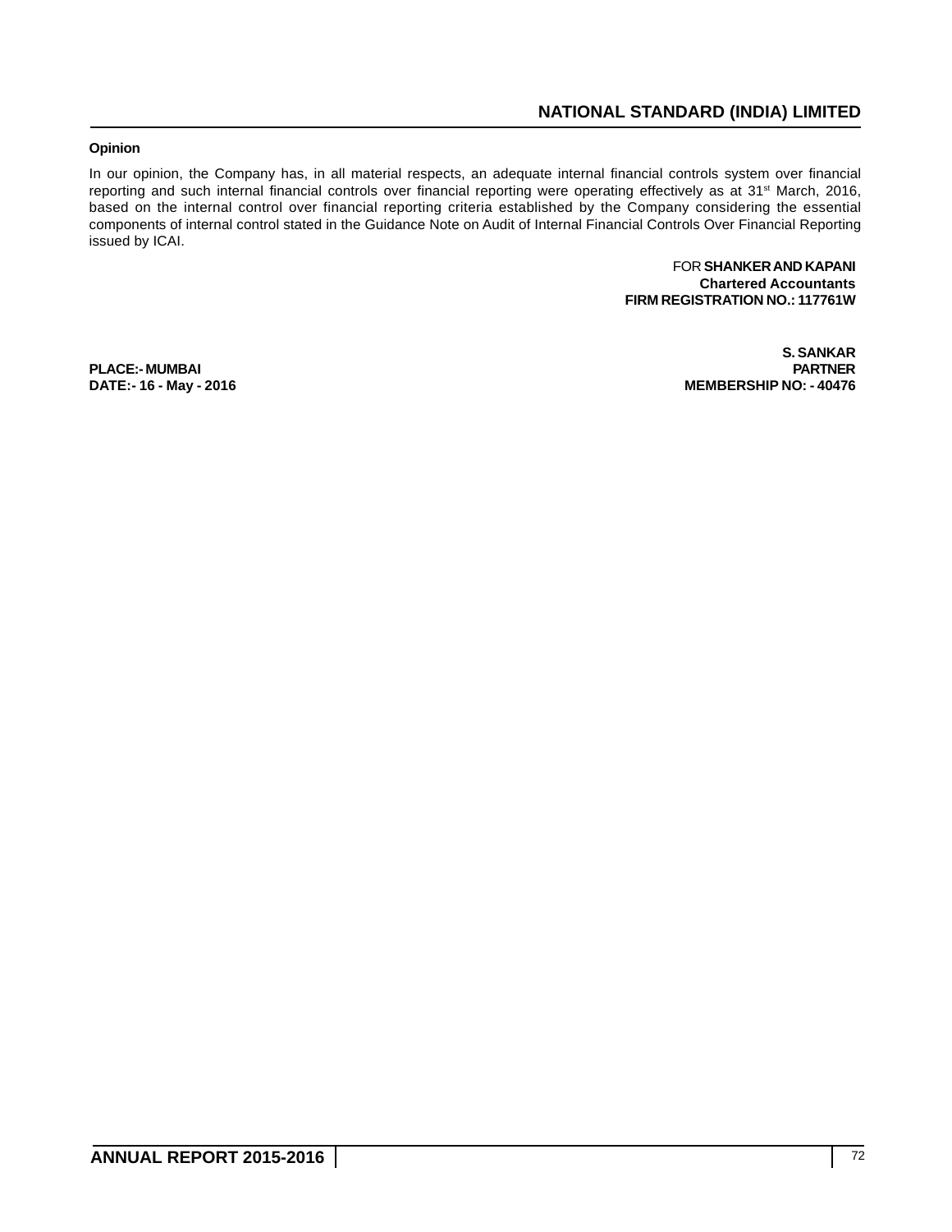**Opinion**

In our opinion, the Company has, in all material respects, an adequate internal financial controls system over financial reporting and such internal financial controls over financial reporting were operating effectively as at 31st March, 2016, based on the internal control over financial reporting criteria established by the Company considering the essential components of internal control stated in the Guidance Note on Audit of Internal Financial Controls Over Financial Reporting issued by ICAI.

FOR **SHANKER AND KAPANI**
**Chartered Accountants**
**FIRM REGISTRATION NO.: 117761W**

**S. SANKAR**
**PARTNER**
**MEMBERSHIP NO: - 40476**

**PLACE:- MUMBAI**
**DATE:- 16 - May - 2016**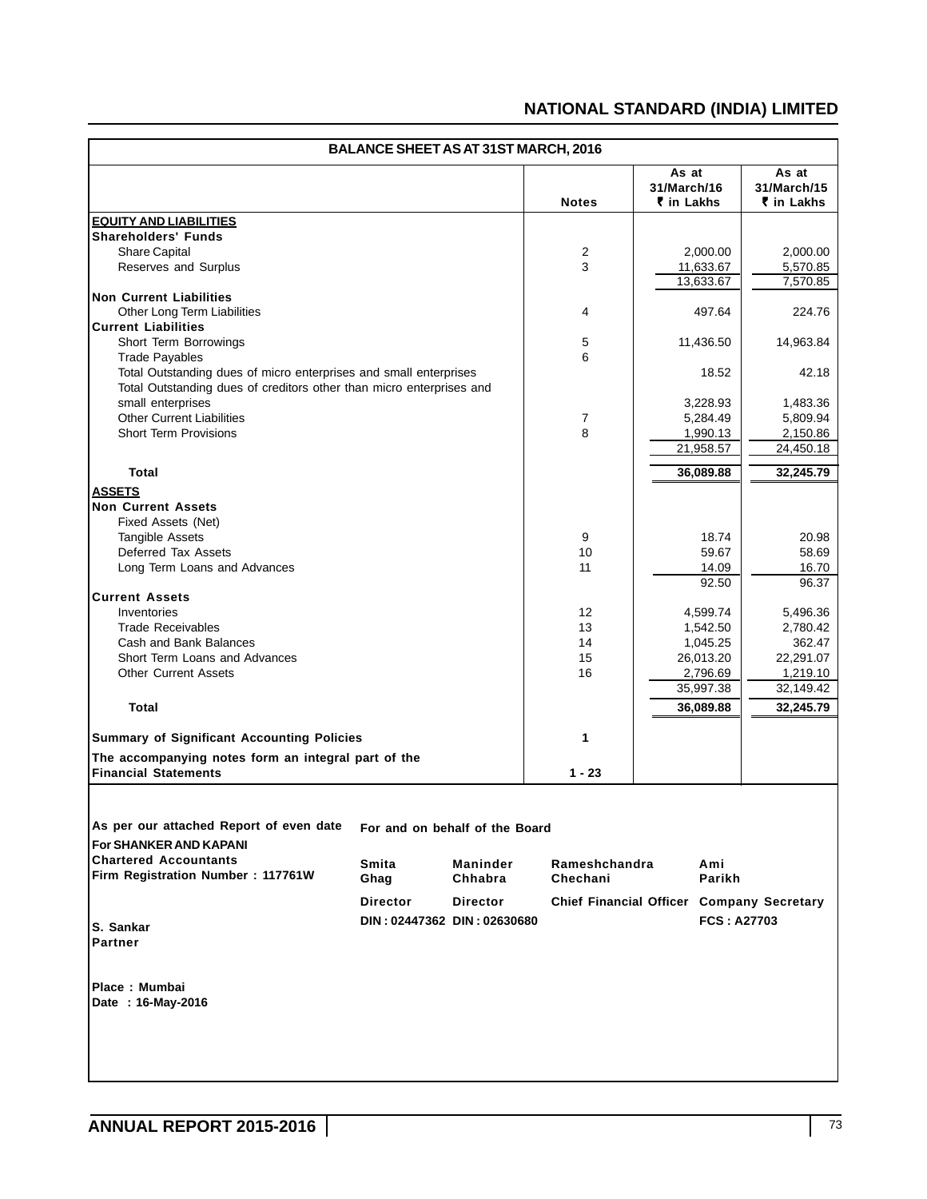## NATIONAL STANDARD (INDIA) LIMITED

### BALANCE SHEET AS AT 31ST MARCH, 2016

| | Notes | As at 31/March/16 ₹ in Lakhs | As at 31/March/15 ₹ in Lakhs |
|---|---|---|---|
| **EQUITY AND LIABILITIES** | | | |
| **Shareholders' Funds** | | | |
| Share Capital | 2 | 2,000.00 | 2,000.00 |
| Reserves and Surplus | 3 | 11,633.67 | 5,570.85 |
| | | 13,633.67 | 7,570.85 |
| **Non Current Liabilities** | | | |
| Other Long Term Liabilities | 4 | 497.64 | 224.76 |
| **Current Liabilities** | | | |
| Short Term Borrowings | 5 | 11,436.50 | 14,963.84 |
| Trade Payables | 6 | | |
| Total Outstanding dues of micro enterprises and small enterprises | | 18.52 | 42.18 |
| Total Outstanding dues of creditors other than micro enterprises and small enterprises | | 3,228.93 | 1,483.36 |
| Other Current Liabilities | 7 | 5,284.49 | 5,809.94 |
| Short Term Provisions | 8 | 1,990.13 | 2,150.86 |
| | | 21,958.57 | 24,450.18 |
| **Total** | | **36,089.88** | **32,245.79** |
| **ASSETS** | | | |
| **Non Current Assets** | | | |
| Fixed Assets (Net) | | | |
| Tangible Assets | 9 | 18.74 | 20.98 |
| Deferred Tax Assets | 10 | 59.67 | 58.69 |
| Long Term Loans and Advances | 11 | 14.09 | 16.70 |
| | | 92.50 | 96.37 |
| **Current Assets** | | | |
| Inventories | 12 | 4,599.74 | 5,496.36 |
| Trade Receivables | 13 | 1,542.50 | 2,780.42 |
| Cash and Bank Balances | 14 | 1,045.25 | 362.47 |
| Short Term Loans and Advances | 15 | 26,013.20 | 22,291.07 |
| Other Current Assets | 16 | 2,796.69 | 1,219.10 |
| | | 35,997.38 | 32,149.42 |
| **Total** | | **36,089.88** | **32,245.79** |
| **Summary of Significant Accounting Policies** | **1** | | |
| **The accompanying notes form an integral part of the Financial Statements** | **1 - 23** | | |

**As per our attached Report of even date**
**For SHANKER AND KAPANI**
**Chartered Accountants**
**Firm Registration Number : 117761W**

**S. Sankar**
**Partner**

**Place : Mumbai**
**Date : 16-May-2016**

**For and on behalf of the Board**

| Smita Ghag | Maninder Chhabra | Rameshchandra Chechani | Ami Parikh |
|---|---|---|---|
| Director | Director | Chief Financial Officer | Company Secretary |
| DIN : 02447362 | DIN : 02630680 | | FCS : A27703 |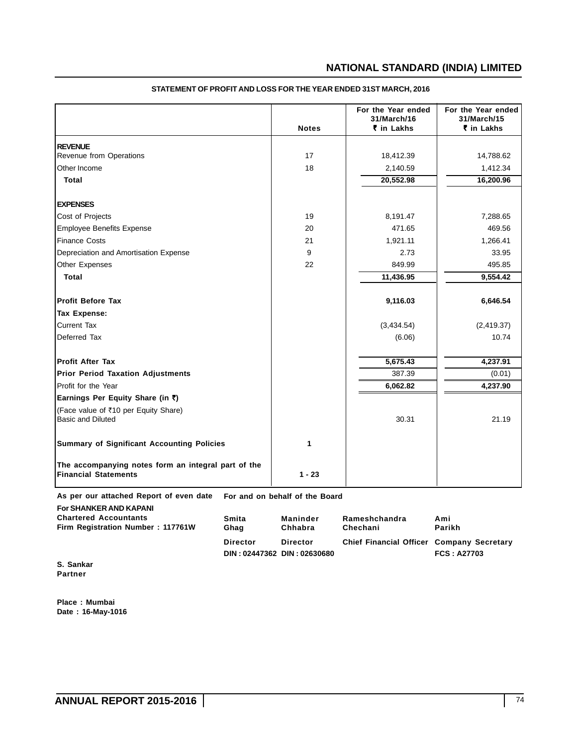# NATIONAL STANDARD (INDIA) LIMITED

## STATEMENT OF PROFIT AND LOSS FOR THE YEAR ENDED 31ST MARCH, 2016

| | Notes | For the Year ended 31/March/16 ₹ in Lakhs | For the Year ended 31/March/15 ₹ in Lakhs |
|---|---|---|---|
| **REVENUE** | | | |
| Revenue from Operations | 17 | 18,412.39 | 14,788.62 |
| Other Income | 18 | 2,140.59 | 1,412.34 |
| **Total** | | **20,552.98** | **16,200.96** |
| **EXPENSES** | | | |
| Cost of Projects | 19 | 8,191.47 | 7,288.65 |
| Employee Benefits Expense | 20 | 471.65 | 469.56 |
| Finance Costs | 21 | 1,921.11 | 1,266.41 |
| Depreciation and Amortisation Expense | 9 | 2.73 | 33.95 |
| Other Expenses | 22 | 849.99 | 495.85 |
| **Total** | | **11,436.95** | **9,554.42** |
| **Profit Before Tax** | | **9,116.03** | **6,646.54** |
| **Tax Expense:** | | | |
| Current Tax | | (3,434.54) | (2,419.37) |
| Deferred Tax | | (6.06) | 10.74 |
| **Profit After Tax** | | **5,675.43** | **4,237.91** |
| **Prior Period Taxation Adjustments** | | 387.39 | (0.01) |
| Profit for the Year | | **6,062.82** | **4,237.90** |
| **Earnings Per Equity Share (in ₹)** | | | |
| (Face value of ₹10 per Equity Share) Basic and Diluted | | 30.31 | 21.19 |
| **Summary of Significant Accounting Policies** | **1** | | |
| **The accompanying notes form an integral part of the Financial Statements** | **1 - 23** | | |

**As per our attached Report of even date**

**For SHANKER AND KAPANI**
**Chartered Accountants**
**Firm Registration Number : 117761W**

**S. Sankar**
**Partner**

**For and on behalf of the Board**

| Smita Ghag | Maninder Chhabra | Rameshchandra Chechani | Ami Parikh |
|---|---|---|---|
| Director | Director | Chief Financial Officer | Company Secretary |
| DIN : 02447362 | DIN : 02630680 | | FCS : A27703 |

**Place : Mumbai**
**Date : 16-May-1016**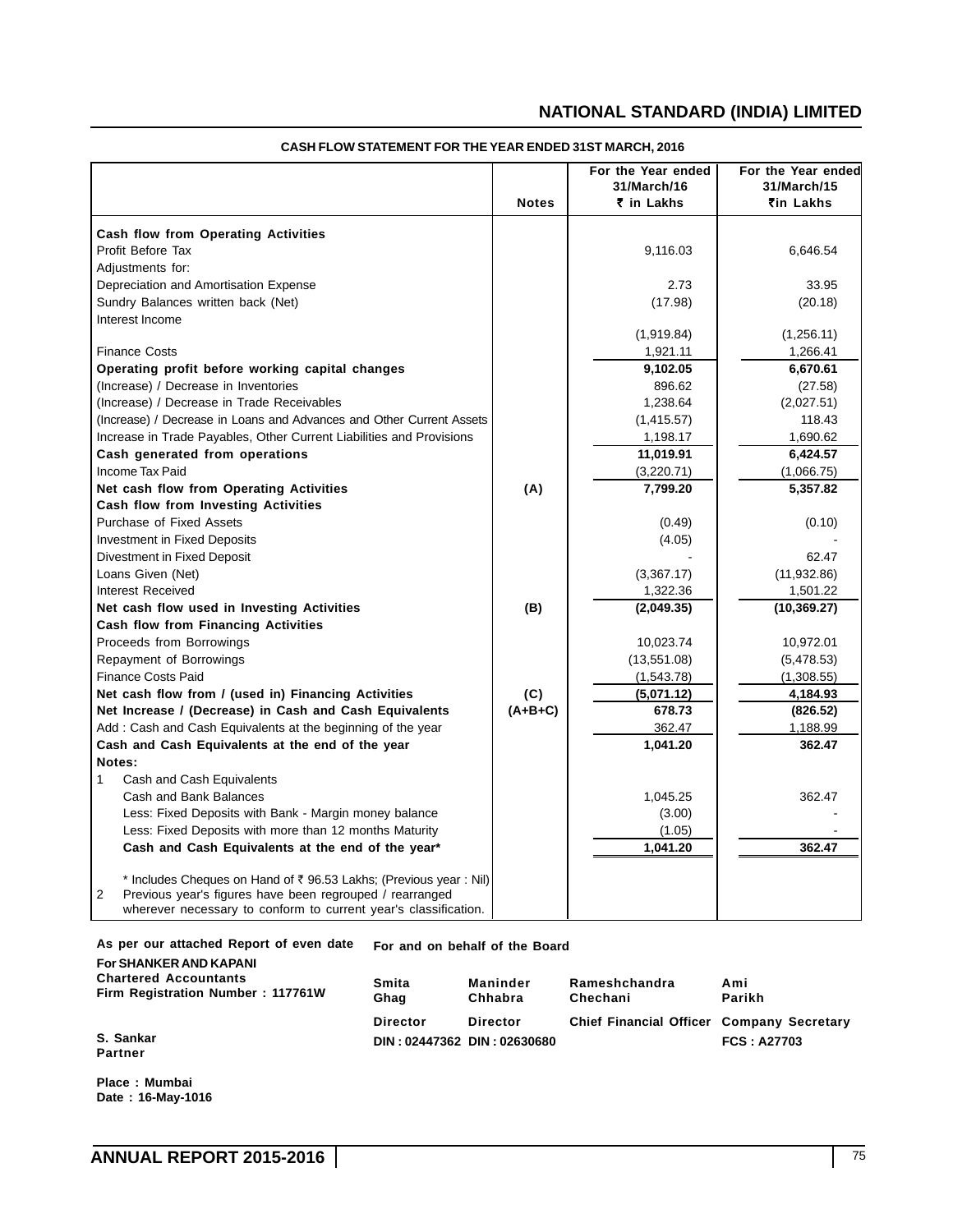## NATIONAL STANDARD (INDIA) LIMITED

### CASH FLOW STATEMENT FOR THE YEAR ENDED 31ST MARCH, 2016

| | Notes | For the Year ended 31/March/16 ₹ in Lakhs | For the Year ended 31/March/15 ₹in Lakhs |
|---|---|---|---|
| **Cash flow from Operating Activities** | | | |
| Profit Before Tax | | 9,116.03 | 6,646.54 |
| Adjustments for: | | | |
| Depreciation and Amortisation Expense | | 2.73 | 33.95 |
| Sundry Balances written back (Net) | | (17.98) | (20.18) |
| Interest Income | | (1,919.84) | (1,256.11) |
| Finance Costs | | 1,921.11 | 1,266.41 |
| **Operating profit before working capital changes** | | **9,102.05** | **6,670.61** |
| (Increase) / Decrease in Inventories | | 896.62 | (27.58) |
| (Increase) / Decrease in Trade Receivables | | 1,238.64 | (2,027.51) |
| (Increase) / Decrease in Loans and Advances and Other Current Assets | | (1,415.57) | 118.43 |
| Increase in Trade Payables, Other Current Liabilities and Provisions | | 1,198.17 | 1,690.62 |
| **Cash generated from operations** | | **11,019.91** | **6,424.57** |
| Income Tax Paid | | (3,220.71) | (1,066.75) |
| **Net cash flow from Operating Activities** | **(A)** | **7,799.20** | **5,357.82** |
| **Cash flow from Investing Activities** | | | |
| Purchase of Fixed Assets | | (0.49) | (0.10) |
| Investment in Fixed Deposits | | (4.05) | - |
| Divestment in Fixed Deposit | | - | 62.47 |
| Loans Given (Net) | | (3,367.17) | (11,932.86) |
| Interest Received | | 1,322.36 | 1,501.22 |
| **Net cash flow used in Investing Activities** | **(B)** | **(2,049.35)** | **(10,369.27)** |
| **Cash flow from Financing Activities** | | | |
| Proceeds from Borrowings | | 10,023.74 | 10,972.01 |
| Repayment of Borrowings | | (13,551.08) | (5,478.53) |
| Finance Costs Paid | | (1,543.78) | (1,308.55) |
| **Net cash flow from / (used in) Financing Activities** | **(C)** | **(5,071.12)** | **4,184.93** |
| **Net Increase / (Decrease) in Cash and Cash Equivalents** | **(A+B+C)** | **678.73** | **(826.52)** |
| Add : Cash and Cash Equivalents at the beginning of the year | | 362.47 | 1,188.99 |
| **Cash and Cash Equivalents at the end of the year** | | **1,041.20** | **362.47** |
| **Notes:** | | | |
| 1 Cash and Cash Equivalents | | | |
| Cash and Bank Balances | | 1,045.25 | 362.47 |
| Less: Fixed Deposits with Bank - Margin money balance | | (3.00) | - |
| Less: Fixed Deposits with more than 12 months Maturity | | (1.05) | - |
| **Cash and Cash Equivalents at the end of the year*** | | **1,041.20** | **362.47** |
| * Includes Cheques on Hand of ₹ 96.53 Lakhs; (Previous year : Nil) | | | |
| 2 Previous year's figures have been regrouped / rearranged wherever necessary to conform to current year's classification. | | | |

**As per our attached Report of even date**
**For SHANKER AND KAPANI**
**Chartered Accountants**
**Firm Registration Number : 117761W**

**S. Sankar**
**Partner**

**Place : Mumbai**
**Date : 16-May-1016**

**For and on behalf of the Board**

| Smita Ghag | Maninder Chhabra | Rameshchandra Chechani | Ami Parikh |
|---|---|---|---|
| Director | Director | Chief Financial Officer | Company Secretary |
| DIN : 02447362 | DIN : 02630680 | | FCS : A27703 |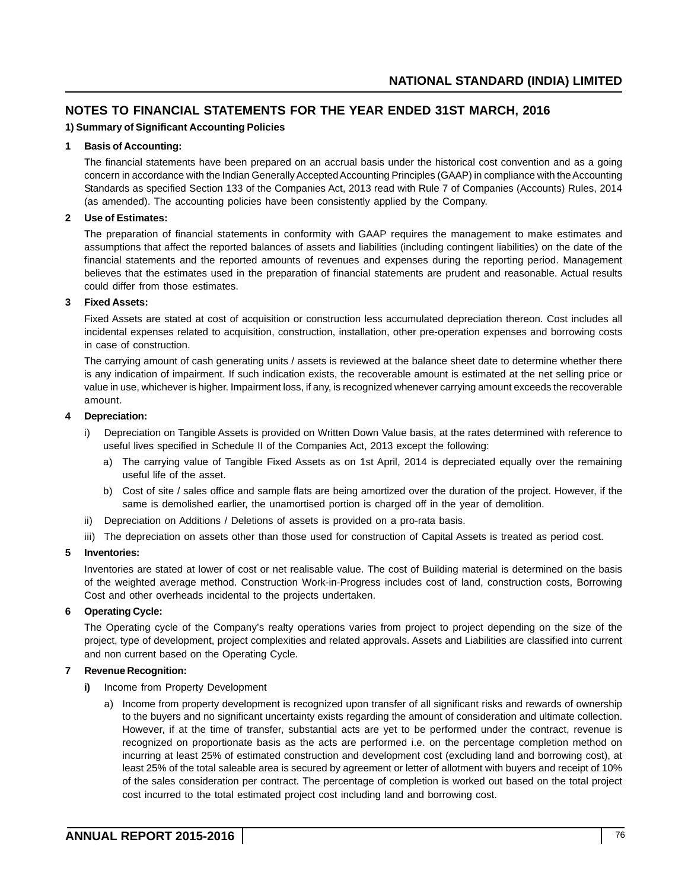## NOTES TO FINANCIAL STATEMENTS FOR THE YEAR ENDED 31ST MARCH, 2016

### 1) Summary of Significant Accounting Policies

**1 Basis of Accounting:**

The financial statements have been prepared on an accrual basis under the historical cost convention and as a going concern in accordance with the Indian Generally Accepted Accounting Principles (GAAP) in compliance with the Accounting Standards as specified Section 133 of the Companies Act, 2013 read with Rule 7 of Companies (Accounts) Rules, 2014 (as amended). The accounting policies have been consistently applied by the Company.

**2 Use of Estimates:**

The preparation of financial statements in conformity with GAAP requires the management to make estimates and assumptions that affect the reported balances of assets and liabilities (including contingent liabilities) on the date of the financial statements and the reported amounts of revenues and expenses during the reporting period. Management believes that the estimates used in the preparation of financial statements are prudent and reasonable. Actual results could differ from those estimates.

**3 Fixed Assets:**

Fixed Assets are stated at cost of acquisition or construction less accumulated depreciation thereon. Cost includes all incidental expenses related to acquisition, construction, installation, other pre-operation expenses and borrowing costs in case of construction.

The carrying amount of cash generating units / assets is reviewed at the balance sheet date to determine whether there is any indication of impairment. If such indication exists, the recoverable amount is estimated at the net selling price or value in use, whichever is higher. Impairment loss, if any, is recognized whenever carrying amount exceeds the recoverable amount.

**4 Depreciation:**

i) Depreciation on Tangible Assets is provided on Written Down Value basis, at the rates determined with reference to useful lives specified in Schedule II of the Companies Act, 2013 except the following:

a) The carrying value of Tangible Fixed Assets as on 1st April, 2014 is depreciated equally over the remaining useful life of the asset.

b) Cost of site / sales office and sample flats are being amortized over the duration of the project. However, if the same is demolished earlier, the unamortised portion is charged off in the year of demolition.

ii) Depreciation on Additions / Deletions of assets is provided on a pro-rata basis.

iii) The depreciation on assets other than those used for construction of Capital Assets is treated as period cost.

**5 Inventories:**

Inventories are stated at lower of cost or net realisable value. The cost of Building material is determined on the basis of the weighted average method. Construction Work-in-Progress includes cost of land, construction costs, Borrowing Cost and other overheads incidental to the projects undertaken.

**6 Operating Cycle:**

The Operating cycle of the Company's realty operations varies from project to project depending on the size of the project, type of development, project complexities and related approvals. Assets and Liabilities are classified into current and non current based on the Operating Cycle.

**7 Revenue Recognition:**

**i)** Income from Property Development

a) Income from property development is recognized upon transfer of all significant risks and rewards of ownership to the buyers and no significant uncertainty exists regarding the amount of consideration and ultimate collection. However, if at the time of transfer, substantial acts are yet to be performed under the contract, revenue is recognized on proportionate basis as the acts are performed i.e. on the percentage completion method on incurring at least 25% of estimated construction and development cost (excluding land and borrowing cost), at least 25% of the total saleable area is secured by agreement or letter of allotment with buyers and receipt of 10% of the sales consideration per contract. The percentage of completion is worked out based on the total project cost incurred to the total estimated project cost including land and borrowing cost.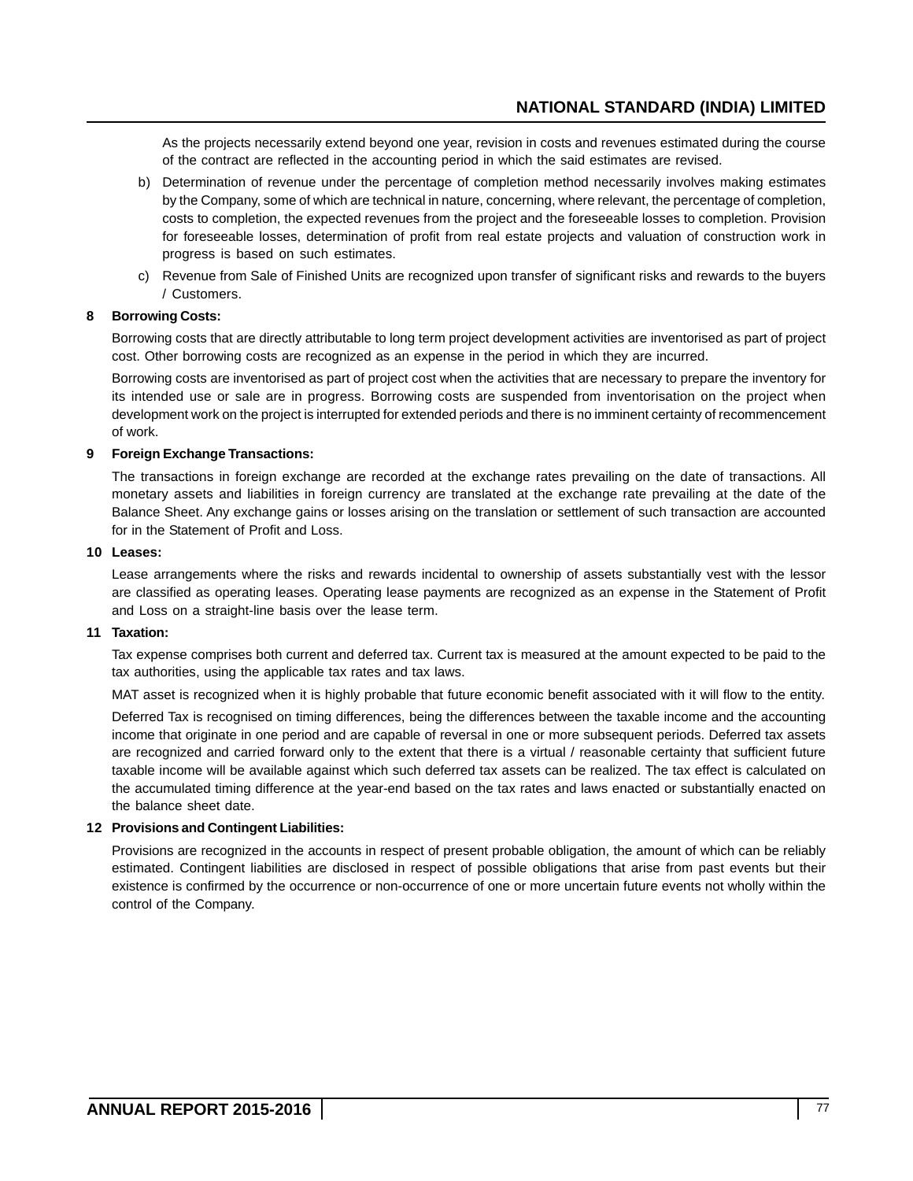As the projects necessarily extend beyond one year, revision in costs and revenues estimated during the course of the contract are reflected in the accounting period in which the said estimates are revised.

b) Determination of revenue under the percentage of completion method necessarily involves making estimates by the Company, some of which are technical in nature, concerning, where relevant, the percentage of completion, costs to completion, the expected revenues from the project and the foreseeable losses to completion. Provision for foreseeable losses, determination of profit from real estate projects and valuation of construction work in progress is based on such estimates.

c) Revenue from Sale of Finished Units are recognized upon transfer of significant risks and rewards to the buyers / Customers.

**8 Borrowing Costs:**

Borrowing costs that are directly attributable to long term project development activities are inventorised as part of project cost. Other borrowing costs are recognized as an expense in the period in which they are incurred.

Borrowing costs are inventorised as part of project cost when the activities that are necessary to prepare the inventory for its intended use or sale are in progress. Borrowing costs are suspended from inventorisation on the project when development work on the project is interrupted for extended periods and there is no imminent certainty of recommencement of work.

**9 Foreign Exchange Transactions:**

The transactions in foreign exchange are recorded at the exchange rates prevailing on the date of transactions. All monetary assets and liabilities in foreign currency are translated at the exchange rate prevailing at the date of the Balance Sheet. Any exchange gains or losses arising on the translation or settlement of such transaction are accounted for in the Statement of Profit and Loss.

**10 Leases:**

Lease arrangements where the risks and rewards incidental to ownership of assets substantially vest with the lessor are classified as operating leases. Operating lease payments are recognized as an expense in the Statement of Profit and Loss on a straight-line basis over the lease term.

**11 Taxation:**

Tax expense comprises both current and deferred tax. Current tax is measured at the amount expected to be paid to the tax authorities, using the applicable tax rates and tax laws.

MAT asset is recognized when it is highly probable that future economic benefit associated with it will flow to the entity.

Deferred Tax is recognised on timing differences, being the differences between the taxable income and the accounting income that originate in one period and are capable of reversal in one or more subsequent periods. Deferred tax assets are recognized and carried forward only to the extent that there is a virtual / reasonable certainty that sufficient future taxable income will be available against which such deferred tax assets can be realized. The tax effect is calculated on the accumulated timing difference at the year-end based on the tax rates and laws enacted or substantially enacted on the balance sheet date.

**12 Provisions and Contingent Liabilities:**

Provisions are recognized in the accounts in respect of present probable obligation, the amount of which can be reliably estimated. Contingent liabilities are disclosed in respect of possible obligations that arise from past events but their existence is confirmed by the occurrence or non-occurrence of one or more uncertain future events not wholly within the control of the Company.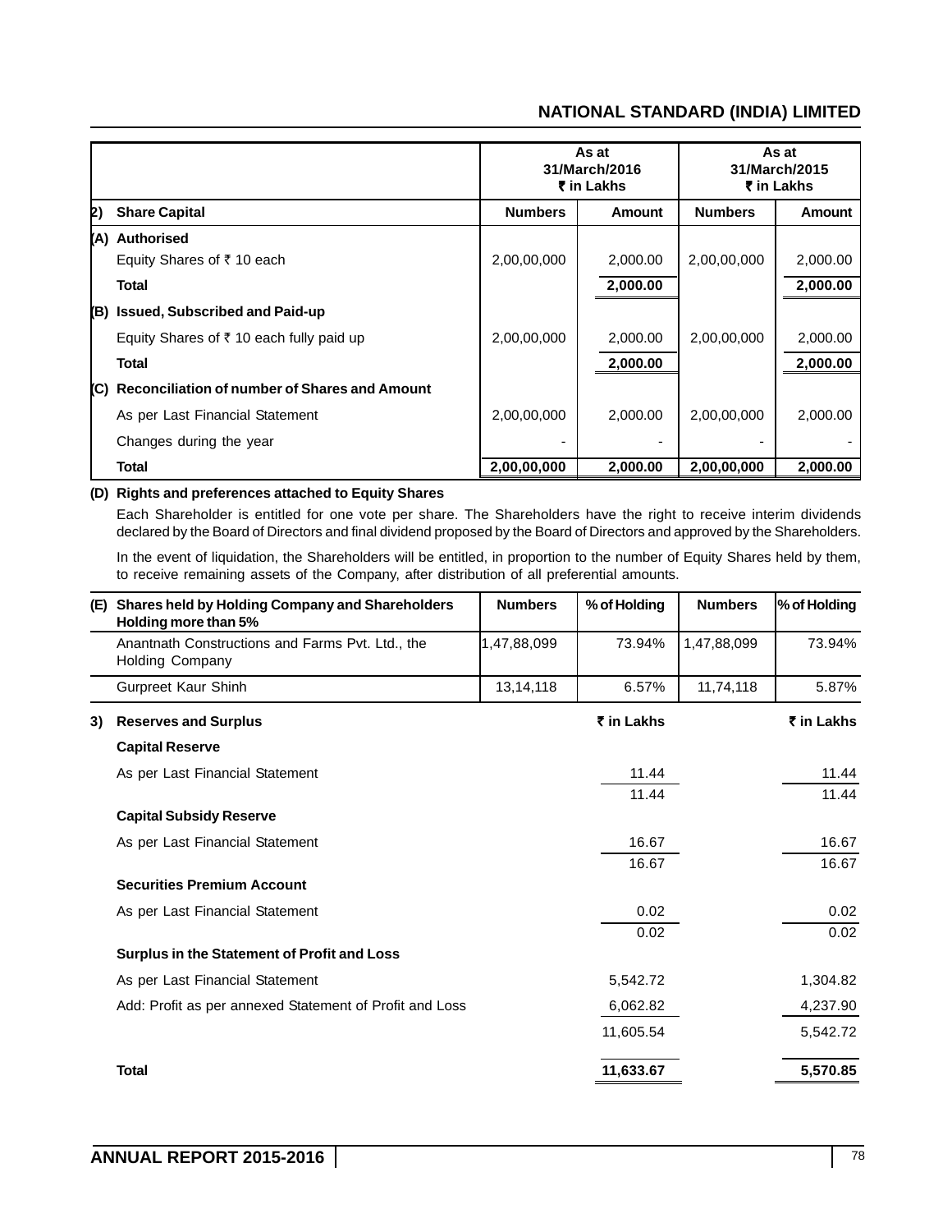| | | As at 31/March/2016 ₹ in Lakhs | | As at 31/March/2015 ₹ in Lakhs | |
|---|---|---|---|---|---|
| **2)** | **Share Capital** | **Numbers** | **Amount** | **Numbers** | **Amount** |
| **(A)** | **Authorised** | | | | |
| | Equity Shares of ₹ 10 each | 2,00,00,000 | 2,000.00 | 2,00,00,000 | 2,000.00 |
| | **Total** | | **2,000.00** | | **2,000.00** |
| **(B)** | **Issued, Subscribed and Paid-up** | | | | |
| | Equity Shares of ₹ 10 each fully paid up | 2,00,00,000 | 2,000.00 | 2,00,00,000 | 2,000.00 |
| | **Total** | | **2,000.00** | | **2,000.00** |
| **(C)** | **Reconciliation of number of Shares and Amount** | | | | |
| | As per Last Financial Statement | 2,00,00,000 | 2,000.00 | 2,00,00,000 | 2,000.00 |
| | Changes during the year | - | - | - | - |
| | **Total** | **2,00,00,000** | **2,000.00** | **2,00,00,000** | **2,000.00** |

**(D) Rights and preferences attached to Equity Shares**

Each Shareholder is entitled for one vote per share. The Shareholders have the right to receive interim dividends declared by the Board of Directors and final dividend proposed by the Board of Directors and approved by the Shareholders.

In the event of liquidation, the Shareholders will be entitled, in proportion to the number of Equity Shares held by them, to receive remaining assets of the Company, after distribution of all preferential amounts.

| **(E)** | **Shares held by Holding Company and Shareholders Holding more than 5%** | **Numbers** | **% of Holding** | **Numbers** | **% of Holding** |
|---|---|---|---|---|---|
| | Anantnath Constructions and Farms Pvt. Ltd., the Holding Company | 1,47,88,099 | 73.94% | 1,47,88,099 | 73.94% |
| | Gurpreet Kaur Shinh | 13,14,118 | 6.57% | 11,74,118 | 5.87% |

| **3)** | **Reserves and Surplus** | **₹ in Lakhs** | **₹ in Lakhs** |
|---|---|---|---|
| | **Capital Reserve** | | |
| | As per Last Financial Statement | 11.44 | 11.44 |
| | | 11.44 | 11.44 |
| | **Capital Subsidy Reserve** | | |
| | As per Last Financial Statement | 16.67 | 16.67 |
| | | 16.67 | 16.67 |
| | **Securities Premium Account** | | |
| | As per Last Financial Statement | 0.02 | 0.02 |
| | | 0.02 | 0.02 |
| | **Surplus in the Statement of Profit and Loss** | | |
| | As per Last Financial Statement | 5,542.72 | 1,304.82 |
| | Add: Profit as per annexed Statement of Profit and Loss | 6,062.82 | 4,237.90 |
| | | 11,605.54 | 5,542.72 |
| | **Total** | **11,633.67** | **5,570.85** |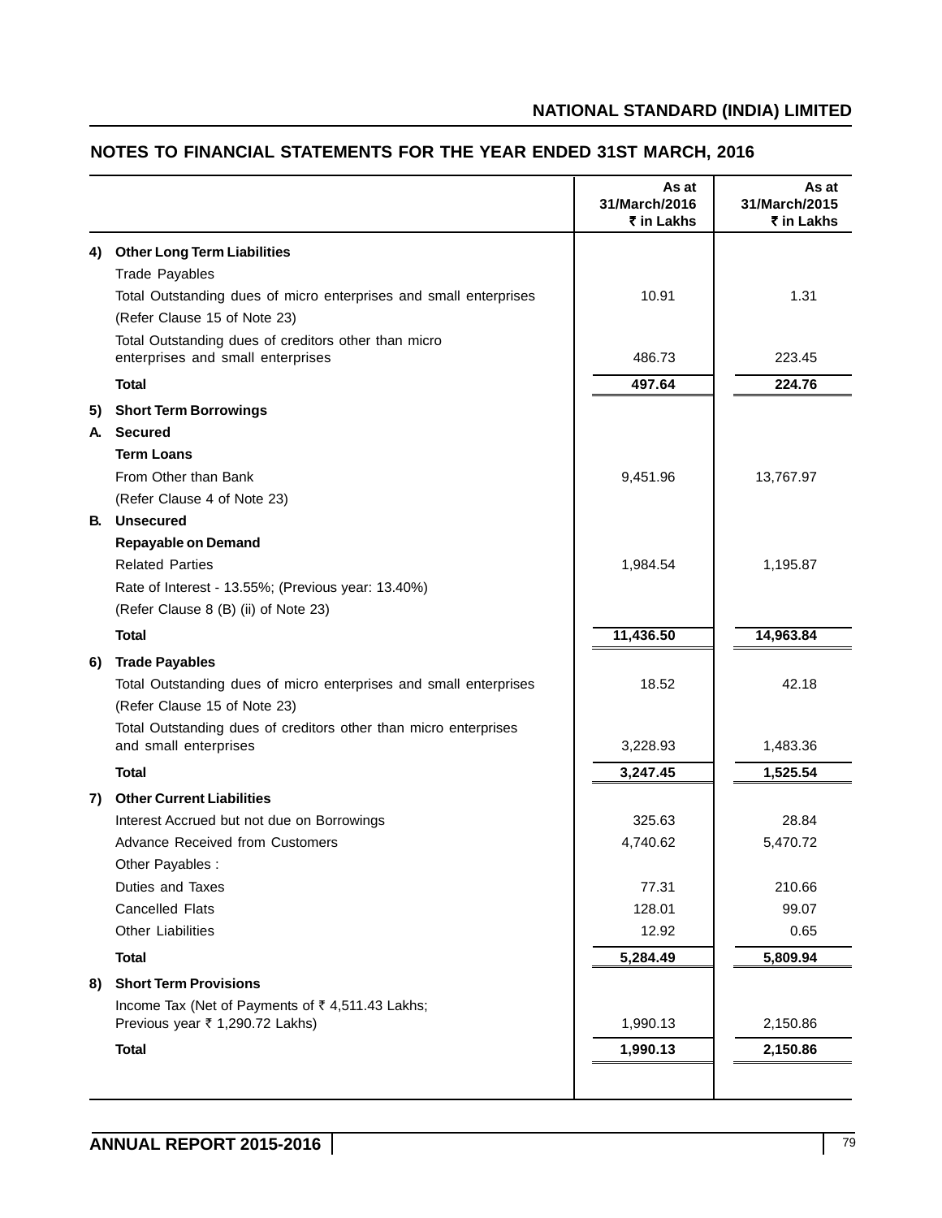## NOTES TO FINANCIAL STATEMENTS FOR THE YEAR ENDED 31ST MARCH, 2016

| | | As at 31/March/2016 ₹ in Lakhs | As at 31/March/2015 ₹ in Lakhs |
|---|---|---|---|
| **4)** | **Other Long Term Liabilities** | | |
| | Trade Payables | | |
| | Total Outstanding dues of micro enterprises and small enterprises | 10.91 | 1.31 |
| | (Refer Clause 15 of Note 23) | | |
| | Total Outstanding dues of creditors other than micro enterprises and small enterprises | 486.73 | 223.45 |
| | **Total** | **497.64** | **224.76** |
| **5)** | **Short Term Borrowings** | | |
| **A.** | **Secured** | | |
| | **Term Loans** | | |
| | From Other than Bank | 9,451.96 | 13,767.97 |
| | (Refer Clause 4 of Note 23) | | |
| **B.** | **Unsecured** | | |
| | **Repayable on Demand** | | |
| | Related Parties | 1,984.54 | 1,195.87 |
| | Rate of Interest - 13.55%; (Previous year: 13.40%) | | |
| | (Refer Clause 8 (B) (ii) of Note 23) | | |
| | **Total** | **11,436.50** | **14,963.84** |
| **6)** | **Trade Payables** | | |
| | Total Outstanding dues of micro enterprises and small enterprises | 18.52 | 42.18 |
| | (Refer Clause 15 of Note 23) | | |
| | Total Outstanding dues of creditors other than micro enterprises and small enterprises | 3,228.93 | 1,483.36 |
| | **Total** | **3,247.45** | **1,525.54** |
| **7)** | **Other Current Liabilities** | | |
| | Interest Accrued but not due on Borrowings | 325.63 | 28.84 |
| | Advance Received from Customers | 4,740.62 | 5,470.72 |
| | Other Payables : | | |
| | Duties and Taxes | 77.31 | 210.66 |
| | Cancelled Flats | 128.01 | 99.07 |
| | Other Liabilities | 12.92 | 0.65 |
| | **Total** | **5,284.49** | **5,809.94** |
| **8)** | **Short Term Provisions** | | |
| | Income Tax (Net of Payments of ₹ 4,511.43 Lakhs; Previous year ₹ 1,290.72 Lakhs) | 1,990.13 | 2,150.86 |
| | **Total** | **1,990.13** | **2,150.86** |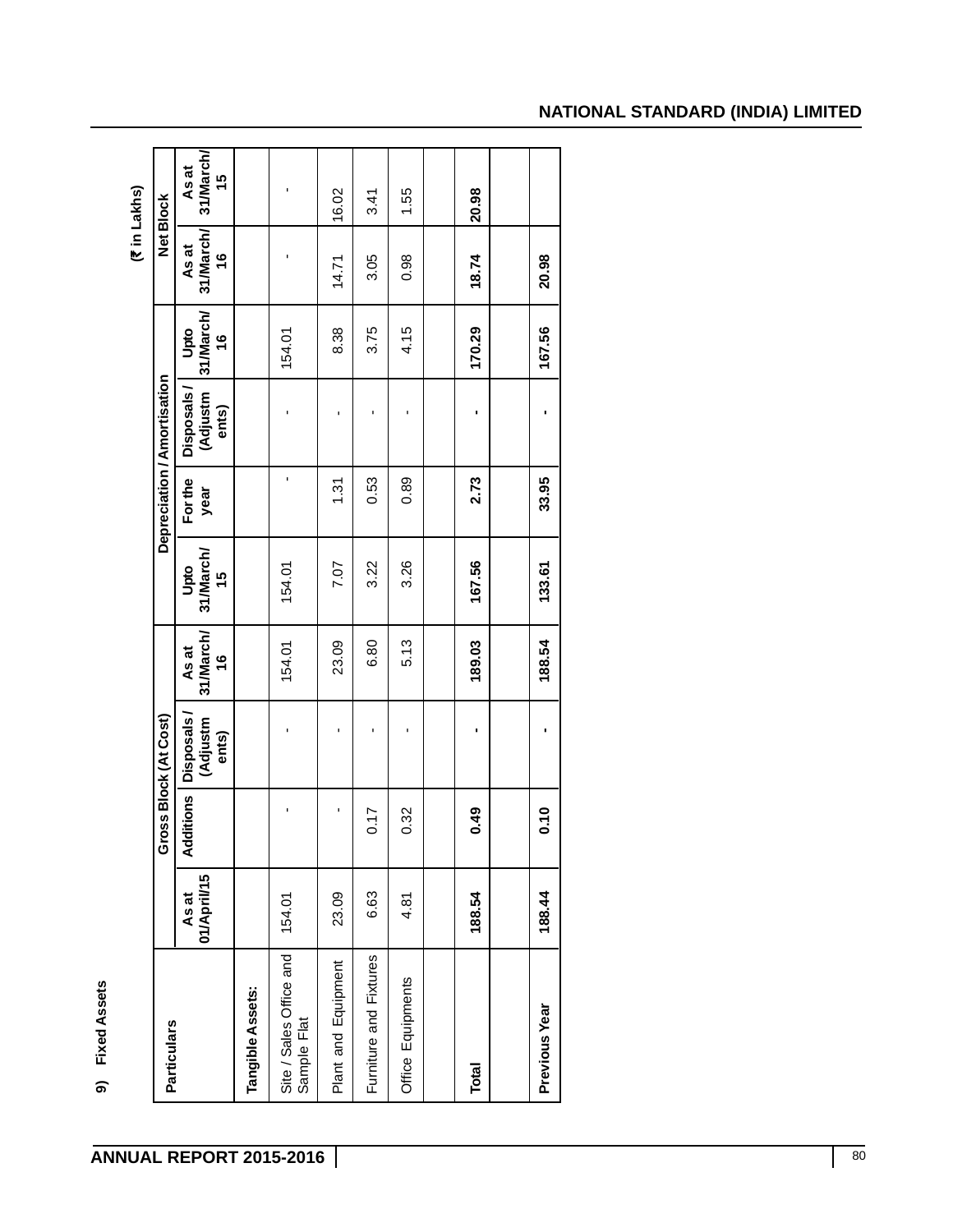9) Fixed Assets

(₹ in Lakhs)

| Particulars | Gross Block (At Cost) | | | | Depreciation / Amortisation | | | | Net Block | |
|---|---|---|---|---|---|---|---|---|---|---|
| | As at 01/April/15 | Additions | Disposals / (Adjustments) | As at 31/March/16 | Upto 31/March/15 | For the year | Disposals / (Adjustments) | Upto 31/March/16 | As at 31/March/16 | As at 31/March/15 |
| **Tangible Assets:** | | | | | | | | | | |
| Site / Sales Office and Sample Flat | 154.01 | - | - | 154.01 | 154.01 | - | - | 154.01 | - | - |
| Plant and Equipment | 23.09 | - | - | 23.09 | 7.07 | 1.31 | - | 8.38 | 14.71 | 16.02 |
| Furniture and Fixtures | 6.63 | 0.17 | - | 6.80 | 3.22 | 0.53 | - | 3.75 | 3.05 | 3.41 |
| Office Equipments | 4.81 | 0.32 | - | 5.13 | 3.26 | 0.89 | - | 4.15 | 0.98 | 1.55 |
| | | | | | | | | | | |
| **Total** | **188.54** | **0.49** | **-** | **189.03** | **167.56** | **2.73** | **-** | **170.29** | **18.74** | **20.98** |
| | | | | | | | | | | |
| **Previous Year** | **188.44** | **0.10** | **-** | **188.54** | **133.61** | **33.95** | **-** | **167.56** | **20.98** | |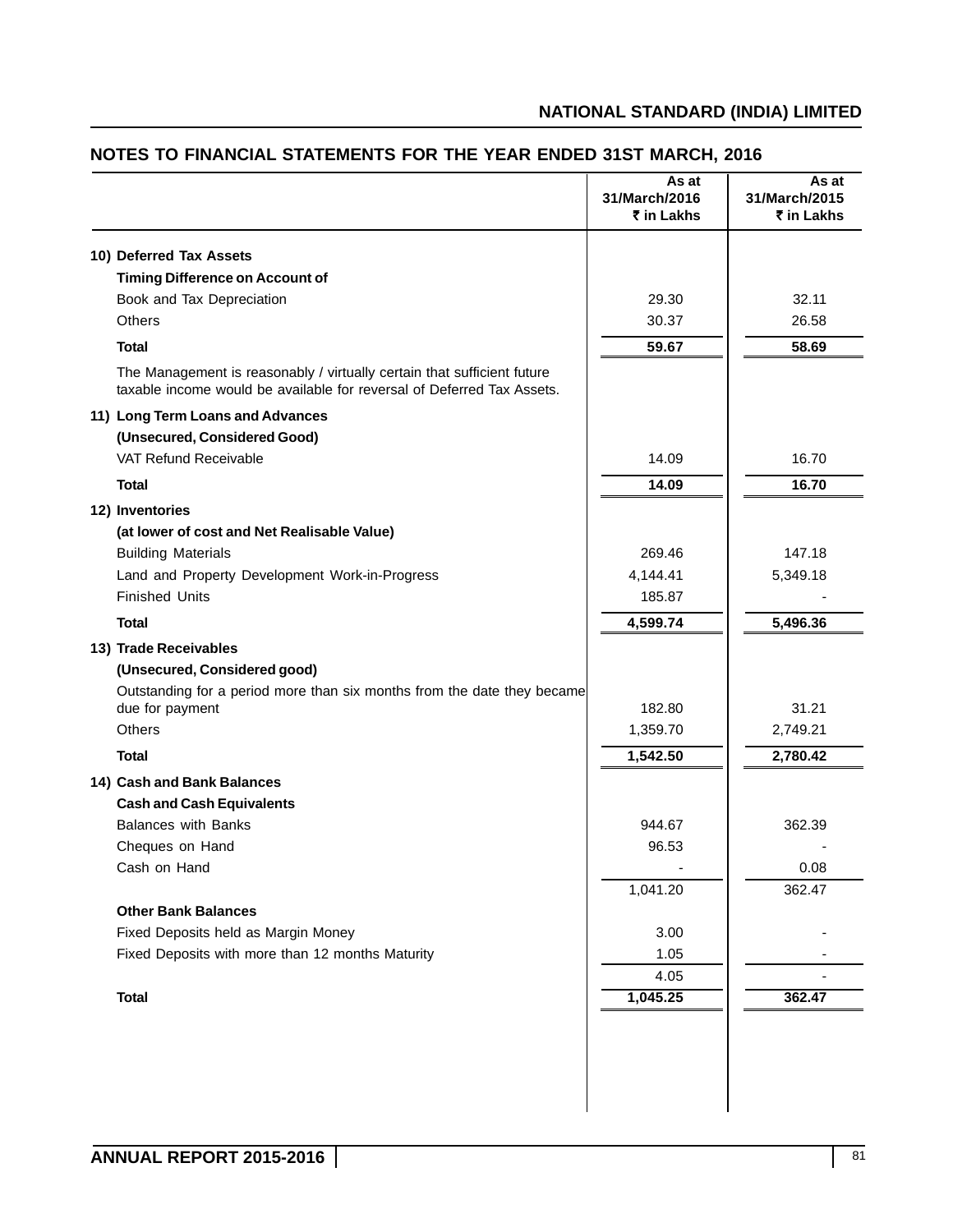## NOTES TO FINANCIAL STATEMENTS FOR THE YEAR ENDED 31ST MARCH, 2016

| | As at 31/March/2016 ₹ in Lakhs | As at 31/March/2015 ₹ in Lakhs |
|---|---|---|
| **10) Deferred Tax Assets** | | |
| **Timing Difference on Account of** | | |
| Book and Tax Depreciation | 29.30 | 32.11 |
| Others | 30.37 | 26.58 |
| **Total** | **59.67** | **58.69** |
| The Management is reasonably / virtually certain that sufficient future taxable income would be available for reversal of Deferred Tax Assets. | | |
| **11) Long Term Loans and Advances** | | |
| **(Unsecured, Considered Good)** | | |
| VAT Refund Receivable | 14.09 | 16.70 |
| **Total** | **14.09** | **16.70** |
| **12) Inventories** | | |
| **(at lower of cost and Net Realisable Value)** | | |
| Building Materials | 269.46 | 147.18 |
| Land and Property Development Work-in-Progress | 4,144.41 | 5,349.18 |
| Finished Units | 185.87 | - |
| **Total** | **4,599.74** | **5,496.36** |
| **13) Trade Receivables** | | |
| **(Unsecured, Considered good)** | | |
| Outstanding for a period more than six months from the date they became due for payment | 182.80 | 31.21 |
| Others | 1,359.70 | 2,749.21 |
| **Total** | **1,542.50** | **2,780.42** |
| **14) Cash and Bank Balances** | | |
| **Cash and Cash Equivalents** | | |
| Balances with Banks | 944.67 | 362.39 |
| Cheques on Hand | 96.53 | - |
| Cash on Hand | - | 0.08 |
| | 1,041.20 | 362.47 |
| **Other Bank Balances** | | |
| Fixed Deposits held as Margin Money | 3.00 | - |
| Fixed Deposits with more than 12 months Maturity | 1.05 | - |
| | 4.05 | - |
| **Total** | **1,045.25** | **362.47** |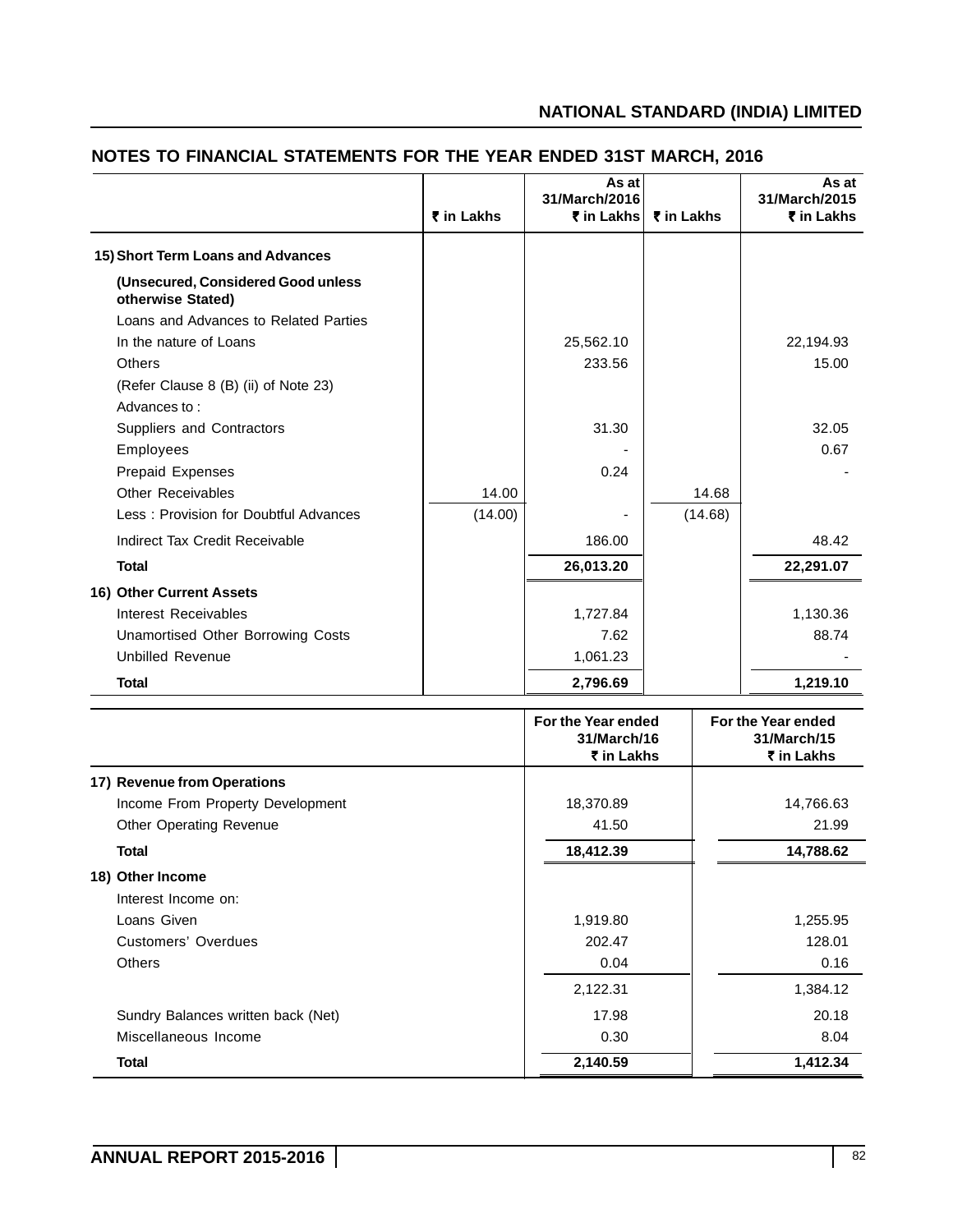## NOTES TO FINANCIAL STATEMENTS FOR THE YEAR ENDED 31ST MARCH, 2016

| | ₹ in Lakhs | As at 31/March/2016 ₹ in Lakhs | ₹ in Lakhs | As at 31/March/2015 ₹ in Lakhs |
|---|---|---|---|---|
| **15) Short Term Loans and Advances** | | | | |
| **(Unsecured, Considered Good unless otherwise Stated)** | | | | |
| Loans and Advances to Related Parties | | | | |
| In the nature of Loans | | 25,562.10 | | 22,194.93 |
| Others | | 233.56 | | 15.00 |
| (Refer Clause 8 (B) (ii) of Note 23) | | | | |
| Advances to : | | | | |
| Suppliers and Contractors | | 31.30 | | 32.05 |
| Employees | | - | | 0.67 |
| Prepaid Expenses | | 0.24 | | - |
| Other Receivables | 14.00 | | 14.68 | |
| Less : Provision for Doubtful Advances | (14.00) | - | (14.68) | |
| Indirect Tax Credit Receivable | | 186.00 | | 48.42 |
| **Total** | | **26,013.20** | | **22,291.07** |
| **16) Other Current Assets** | | | | |
| Interest Receivables | | 1,727.84 | | 1,130.36 |
| Unamortised Other Borrowing Costs | | 7.62 | | 88.74 |
| Unbilled Revenue | | 1,061.23 | | - |
| **Total** | | **2,796.69** | | **1,219.10** |

| | For the Year ended 31/March/16 ₹ in Lakhs | For the Year ended 31/March/15 ₹ in Lakhs |
|---|---|---|
| **17) Revenue from Operations** | | |
| Income From Property Development | 18,370.89 | 14,766.63 |
| Other Operating Revenue | 41.50 | 21.99 |
| **Total** | **18,412.39** | **14,788.62** |
| **18) Other Income** | | |
| Interest Income on: | | |
| Loans Given | 1,919.80 | 1,255.95 |
| Customers' Overdues | 202.47 | 128.01 |
| Others | 0.04 | 0.16 |
| | 2,122.31 | 1,384.12 |
| Sundry Balances written back (Net) | 17.98 | 20.18 |
| Miscellaneous Income | 0.30 | 8.04 |
| **Total** | **2,140.59** | **1,412.34** |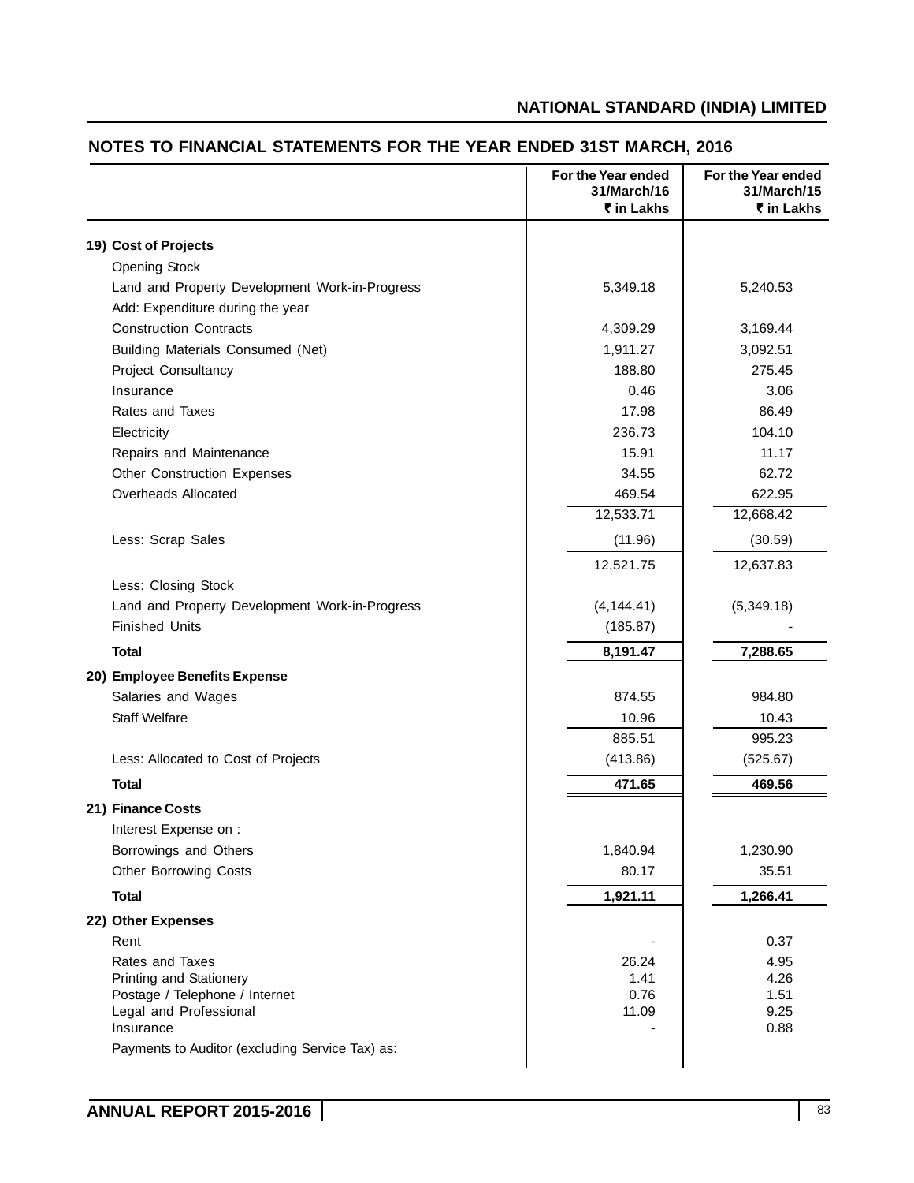## NOTES TO FINANCIAL STATEMENTS FOR THE YEAR ENDED 31ST MARCH, 2016

| | For the Year ended 31/March/16 ₹ in Lakhs | For the Year ended 31/March/15 ₹ in Lakhs |
|---|---|---|
| **19) Cost of Projects** | | |
| Opening Stock | | |
| Land and Property Development Work-in-Progress | 5,349.18 | 5,240.53 |
| Add: Expenditure during the year | | |
| Construction Contracts | 4,309.29 | 3,169.44 |
| Building Materials Consumed (Net) | 1,911.27 | 3,092.51 |
| Project Consultancy | 188.80 | 275.45 |
| Insurance | 0.46 | 3.06 |
| Rates and Taxes | 17.98 | 86.49 |
| Electricity | 236.73 | 104.10 |
| Repairs and Maintenance | 15.91 | 11.17 |
| Other Construction Expenses | 34.55 | 62.72 |
| Overheads Allocated | 469.54 | 622.95 |
| | 12,533.71 | 12,668.42 |
| Less: Scrap Sales | (11.96) | (30.59) |
| | 12,521.75 | 12,637.83 |
| Less: Closing Stock | | |
| Land and Property Development Work-in-Progress | (4,144.41) | (5,349.18) |
| Finished Units | (185.87) | - |
| **Total** | **8,191.47** | **7,288.65** |
| **20) Employee Benefits Expense** | | |
| Salaries and Wages | 874.55 | 984.80 |
| Staff Welfare | 10.96 | 10.43 |
| | 885.51 | 995.23 |
| Less: Allocated to Cost of Projects | (413.86) | (525.67) |
| **Total** | **471.65** | **469.56** |
| **21) Finance Costs** | | |
| Interest Expense on : | | |
| Borrowings and Others | 1,840.94 | 1,230.90 |
| Other Borrowing Costs | 80.17 | 35.51 |
| **Total** | **1,921.11** | **1,266.41** |
| **22) Other Expenses** | | |
| Rent | - | 0.37 |
| Rates and Taxes | 26.24 | 4.95 |
| Printing and Stationery | 1.41 | 4.26 |
| Postage / Telephone / Internet | 0.76 | 1.51 |
| Legal and Professional | 11.09 | 9.25 |
| Insurance | - | 0.88 |
| Payments to Auditor (excluding Service Tax) as: | | |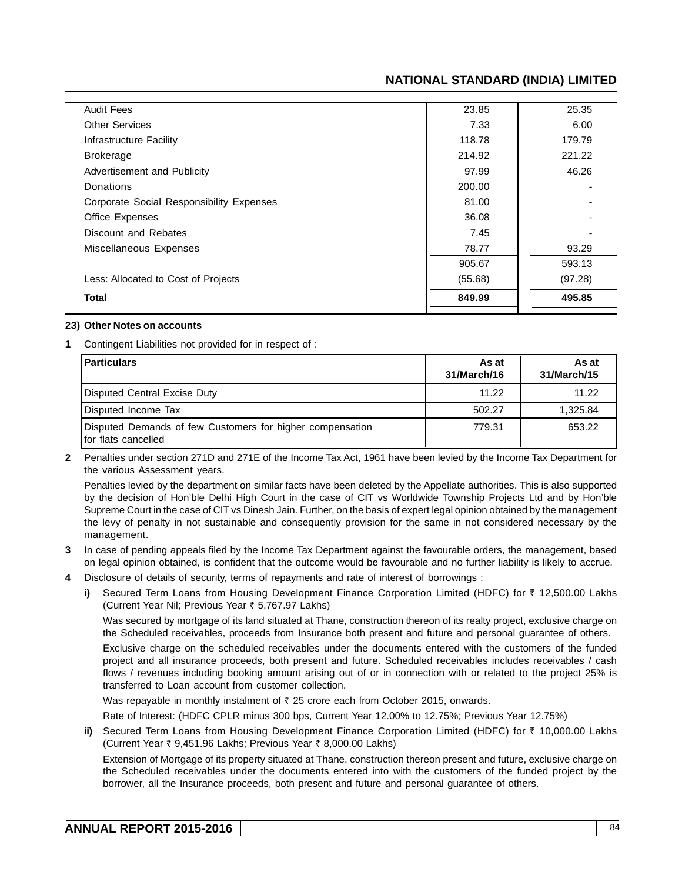| | | |
|---|---|---|
| Audit Fees | 23.85 | 25.35 |
| Other Services | 7.33 | 6.00 |
| Infrastructure Facility | 118.78 | 179.79 |
| Brokerage | 214.92 | 221.22 |
| Advertisement and Publicity | 97.99 | 46.26 |
| Donations | 200.00 | - |
| Corporate Social Responsibility Expenses | 81.00 | - |
| Office Expenses | 36.08 | - |
| Discount and Rebates | 7.45 | - |
| Miscellaneous Expenses | 78.77 | 93.29 |
| | 905.67 | 593.13 |
| Less: Allocated to Cost of Projects | (55.68) | (97.28) |
| **Total** | **849.99** | **495.85** |

**23) Other Notes on accounts**

**1** Contingent Liabilities not provided for in respect of :

| Particulars | As at 31/March/16 | As at 31/March/15 |
|---|---|---|
| Disputed Central Excise Duty | 11.22 | 11.22 |
| Disputed Income Tax | 502.27 | 1,325.84 |
| Disputed Demands of few Customers for higher compensation for flats cancelled | 779.31 | 653.22 |

**2** Penalties under section 271D and 271E of the Income Tax Act, 1961 have been levied by the Income Tax Department for the various Assessment years.

Penalties levied by the department on similar facts have been deleted by the Appellate authorities. This is also supported by the decision of Hon'ble Delhi High Court in the case of CIT vs Worldwide Township Projects Ltd and by Hon'ble Supreme Court in the case of CIT vs Dinesh Jain. Further, on the basis of expert legal opinion obtained by the management the levy of penalty in not sustainable and consequently provision for the same in not considered necessary by the management.

**3** In case of pending appeals filed by the Income Tax Department against the favourable orders, the management, based on legal opinion obtained, is confident that the outcome would be favourable and no further liability is likely to accrue.

**4** Disclosure of details of security, terms of repayments and rate of interest of borrowings :

**i)** Secured Term Loans from Housing Development Finance Corporation Limited (HDFC) for ₹ 12,500.00 Lakhs (Current Year Nil; Previous Year ₹ 5,767.97 Lakhs)

Was secured by mortgage of its land situated at Thane, construction thereon of its realty project, exclusive charge on the Scheduled receivables, proceeds from Insurance both present and future and personal guarantee of others.

Exclusive charge on the scheduled receivables under the documents entered with the customers of the funded project and all insurance proceeds, both present and future. Scheduled receivables includes receivables / cash flows / revenues including booking amount arising out of or in connection with or related to the project 25% is transferred to Loan account from customer collection.

Was repayable in monthly instalment of ₹ 25 crore each from October 2015, onwards.

Rate of Interest: (HDFC CPLR minus 300 bps, Current Year 12.00% to 12.75%; Previous Year 12.75%)

**ii)** Secured Term Loans from Housing Development Finance Corporation Limited (HDFC) for ₹ 10,000.00 Lakhs (Current Year ₹ 9,451.96 Lakhs; Previous Year ₹ 8,000.00 Lakhs)

Extension of Mortgage of its property situated at Thane, construction thereon present and future, exclusive charge on the Scheduled receivables under the documents entered into with the customers of the funded project by the borrower, all the Insurance proceeds, both present and future and personal guarantee of others.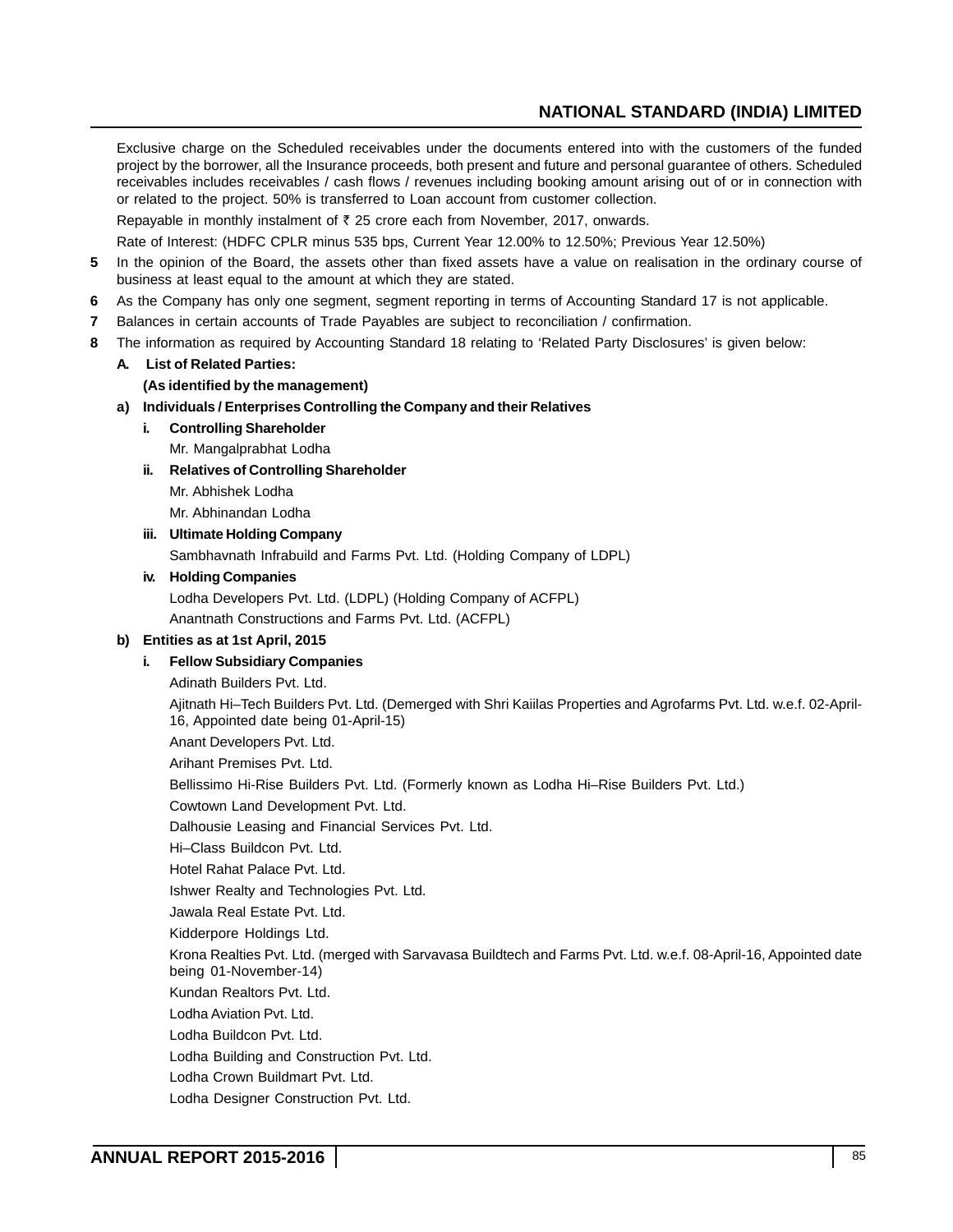Exclusive charge on the Scheduled receivables under the documents entered into with the customers of the funded project by the borrower, all the Insurance proceeds, both present and future and personal guarantee of others. Scheduled receivables includes receivables / cash flows / revenues including booking amount arising out of or in connection with or related to the project. 50% is transferred to Loan account from customer collection.

Repayable in monthly instalment of ₹ 25 crore each from November, 2017, onwards.

Rate of Interest: (HDFC CPLR minus 535 bps, Current Year 12.00% to 12.50%; Previous Year 12.50%)

**5** In the opinion of the Board, the assets other than fixed assets have a value on realisation in the ordinary course of business at least equal to the amount at which they are stated.

**6** As the Company has only one segment, segment reporting in terms of Accounting Standard 17 is not applicable.

**7** Balances in certain accounts of Trade Payables are subject to reconciliation / confirmation.

**8** The information as required by Accounting Standard 18 relating to 'Related Party Disclosures' is given below:

**A. List of Related Parties:**

**(As identified by the management)**

**a) Individuals / Enterprises Controlling the Company and their Relatives**

**i. Controlling Shareholder**

Mr. Mangalprabhat Lodha

**ii. Relatives of Controlling Shareholder**

Mr. Abhishek Lodha

Mr. Abhinandan Lodha

**iii. Ultimate Holding Company**

Sambhavnath Infrabuild and Farms Pvt. Ltd. (Holding Company of LDPL)

**iv. Holding Companies**

Lodha Developers Pvt. Ltd. (LDPL) (Holding Company of ACFPL)

Anantnath Constructions and Farms Pvt. Ltd. (ACFPL)

**b) Entities as at 1st April, 2015**

**i. Fellow Subsidiary Companies**

Adinath Builders Pvt. Ltd.

Ajitnath Hi–Tech Builders Pvt. Ltd. (Demerged with Shri Kaiilas Properties and Agrofarms Pvt. Ltd. w.e.f. 02-April-16, Appointed date being 01-April-15)

Anant Developers Pvt. Ltd.

Arihant Premises Pvt. Ltd.

Bellissimo Hi-Rise Builders Pvt. Ltd. (Formerly known as Lodha Hi–Rise Builders Pvt. Ltd.)

Cowtown Land Development Pvt. Ltd.

Dalhousie Leasing and Financial Services Pvt. Ltd.

Hi–Class Buildcon Pvt. Ltd.

Hotel Rahat Palace Pvt. Ltd.

Ishwer Realty and Technologies Pvt. Ltd.

Jawala Real Estate Pvt. Ltd.

Kidderpore Holdings Ltd.

Krona Realties Pvt. Ltd. (merged with Sarvavasa Buildtech and Farms Pvt. Ltd. w.e.f. 08-April-16, Appointed date being 01-November-14)

Kundan Realtors Pvt. Ltd.

Lodha Aviation Pvt. Ltd.

Lodha Buildcon Pvt. Ltd.

Lodha Building and Construction Pvt. Ltd.

Lodha Crown Buildmart Pvt. Ltd.

Lodha Designer Construction Pvt. Ltd.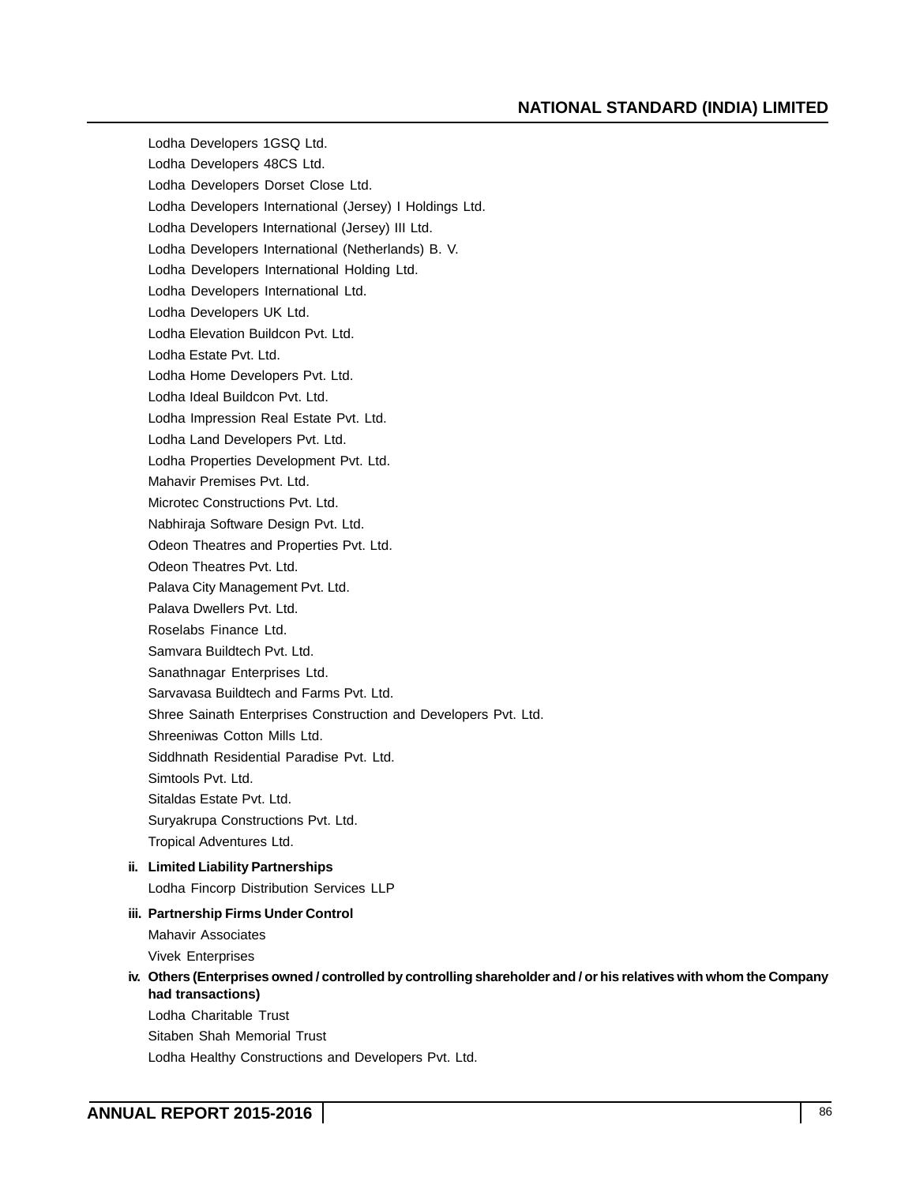Lodha Developers 1GSQ Ltd.

Lodha Developers 48CS Ltd.

Lodha Developers Dorset Close Ltd.

Lodha Developers International (Jersey) I Holdings Ltd.

Lodha Developers International (Jersey) III Ltd.

Lodha Developers International (Netherlands) B. V.

Lodha Developers International Holding Ltd.

Lodha Developers International Ltd.

Lodha Developers UK Ltd.

Lodha Elevation Buildcon Pvt. Ltd.

Lodha Estate Pvt. Ltd.

Lodha Home Developers Pvt. Ltd.

Lodha Ideal Buildcon Pvt. Ltd.

Lodha Impression Real Estate Pvt. Ltd.

Lodha Land Developers Pvt. Ltd.

Lodha Properties Development Pvt. Ltd.

Mahavir Premises Pvt. Ltd.

Microtec Constructions Pvt. Ltd.

Nabhiraja Software Design Pvt. Ltd.

Odeon Theatres and Properties Pvt. Ltd.

Odeon Theatres Pvt. Ltd.

Palava City Management Pvt. Ltd.

Palava Dwellers Pvt. Ltd.

Roselabs Finance Ltd.

Samvara Buildtech Pvt. Ltd.

Sanathnagar Enterprises Ltd.

Sarvavasa Buildtech and Farms Pvt. Ltd.

Shree Sainath Enterprises Construction and Developers Pvt. Ltd.

Shreeniwas Cotton Mills Ltd.

Siddhnath Residential Paradise Pvt. Ltd.

Simtools Pvt. Ltd.

Sitaldas Estate Pvt. Ltd.

Suryakrupa Constructions Pvt. Ltd.

Tropical Adventures Ltd.

**ii. Limited Liability Partnerships**

Lodha Fincorp Distribution Services LLP

**iii. Partnership Firms Under Control**

Mahavir Associates

Vivek Enterprises

**iv. Others (Enterprises owned / controlled by controlling shareholder and / or his relatives with whom the Company had transactions)**

Lodha Charitable Trust

Sitaben Shah Memorial Trust

Lodha Healthy Constructions and Developers Pvt. Ltd.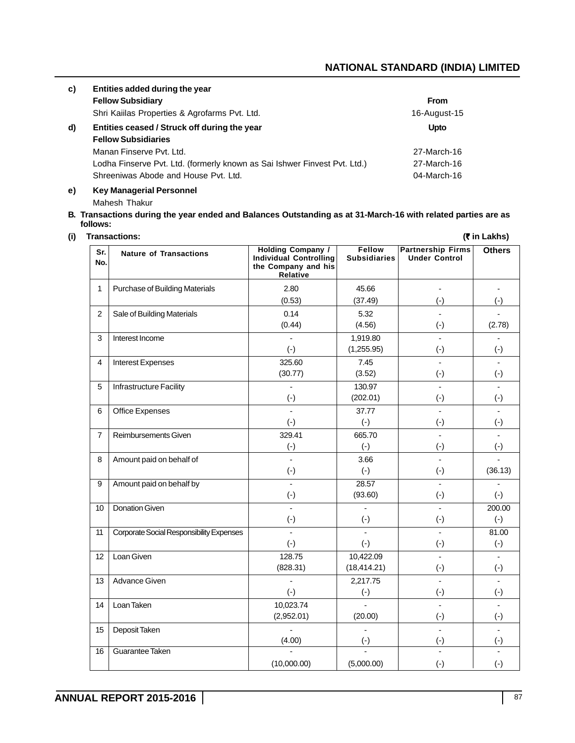**c) Entities added during the year**

| **Fellow Subsidiary** | **From** |
|---|---|
| Shri Kaiilas Properties & Agrofarms Pvt. Ltd. | 16-August-15 |

**d) Entities ceased / Struck off during the year**

| **Fellow Subsidiaries** | **Upto** |
|---|---|
| Manan Finserve Pvt. Ltd. | 27-March-16 |
| Lodha Finserve Pvt. Ltd. (formerly known as Sai Ishwer Finvest Pvt. Ltd.) | 27-March-16 |
| Shreeniwas Abode and House Pvt. Ltd. | 04-March-16 |

**e) Key Managerial Personnel**

Mahesh Thakur

**B. Transactions during the year ended and Balances Outstanding as at 31-March-16 with related parties are as follows:**

**(i) Transactions:** **(₹ in Lakhs)**

| Sr. No. | Nature of Transactions | Holding Company / Individual Controlling the Company and his Relative | Fellow Subsidiaries | Partnership Firms Under Control | Others |
|---|---|---|---|---|---|
| 1 | Purchase of Building Materials | 2.80 | 45.66 | - | - |
| | | (0.53) | (37.49) | (-) | (-) |
| 2 | Sale of Building Materials | 0.14 | 5.32 | - | - |
| | | (0.44) | (4.56) | (-) | (2.78) |
| 3 | Interest Income | - | 1,919.80 | - | - |
| | | (-) | (1,255.95) | (-) | (-) |
| 4 | Interest Expenses | 325.60 | 7.45 | - | - |
| | | (30.77) | (3.52) | (-) | (-) |
| 5 | Infrastructure Facility | - | 130.97 | - | - |
| | | (-) | (202.01) | (-) | (-) |
| 6 | Office Expenses | - | 37.77 | - | - |
| | | (-) | (-) | (-) | (-) |
| 7 | Reimbursements Given | 329.41 | 665.70 | - | - |
| | | (-) | (-) | (-) | (-) |
| 8 | Amount paid on behalf of | - | 3.66 | - | - |
| | | (-) | (-) | (-) | (36.13) |
| 9 | Amount paid on behalf by | - | 28.57 | - | - |
| | | (-) | (93.60) | (-) | (-) |
| 10 | Donation Given | - | - | - | 200.00 |
| | | (-) | (-) | (-) | (-) |
| 11 | Corporate Social Responsibility Expenses | - | - | - | 81.00 |
| | | (-) | (-) | (-) | (-) |
| 12 | Loan Given | 128.75 | 10,422.09 | - | - |
| | | (828.31) | (18,414.21) | (-) | (-) |
| 13 | Advance Given | - | 2,217.75 | - | - |
| | | (-) | (-) | (-) | (-) |
| 14 | Loan Taken | 10,023.74 | - | - | - |
| | | (2,952.01) | (20.00) | (-) | (-) |
| 15 | Deposit Taken | - | - | - | - |
| | | (4.00) | (-) | (-) | (-) |
| 16 | Guarantee Taken | - | - | - | - |
| | | (10,000.00) | (5,000.00) | (-) | (-) |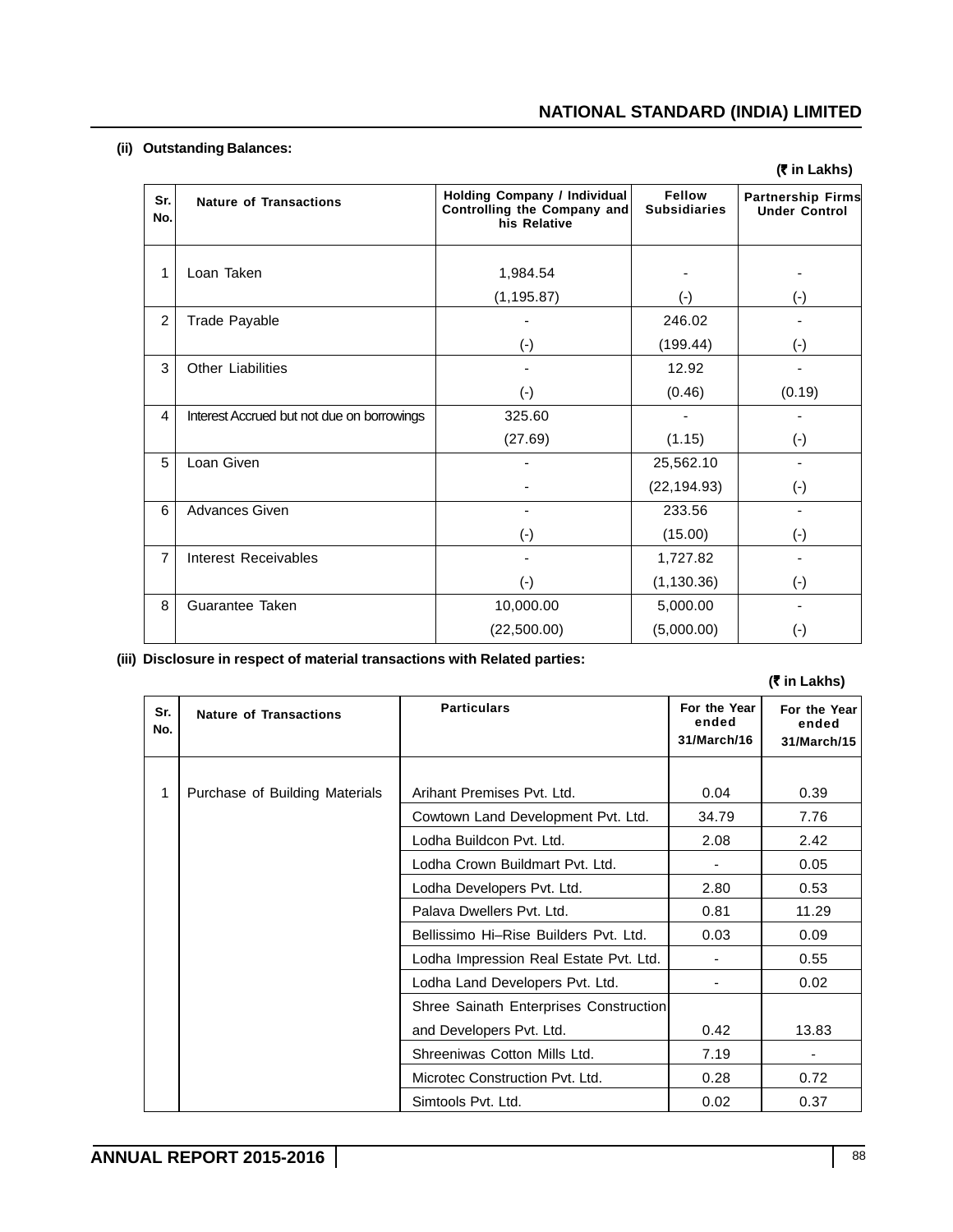**(ii) Outstanding Balances:**

**(₹ in Lakhs)**

| Sr. No. | Nature of Transactions | Holding Company / Individual Controlling the Company and his Relative | Fellow Subsidiaries | Partnership Firms Under Control |
|---|---|---|---|---|
| 1 | Loan Taken | 1,984.54 | - | - |
| | | (1,195.87) | (-) | (-) |
| 2 | Trade Payable | - | 246.02 | - |
| | | (-) | (199.44) | (-) |
| 3 | Other Liabilities | - | 12.92 | - |
| | | (-) | (0.46) | (0.19) |
| 4 | Interest Accrued but not due on borrowings | 325.60 | - | - |
| | | (27.69) | (1.15) | (-) |
| 5 | Loan Given | - | 25,562.10 | - |
| | | - | (22,194.93) | (-) |
| 6 | Advances Given | - | 233.56 | - |
| | | (-) | (15.00) | (-) |
| 7 | Interest Receivables | - | 1,727.82 | - |
| | | (-) | (1,130.36) | (-) |
| 8 | Guarantee Taken | 10,000.00 | 5,000.00 | - |
| | | (22,500.00) | (5,000.00) | (-) |

**(iii) Disclosure in respect of material transactions with Related parties:**

**(₹ in Lakhs)**

| Sr. No. | Nature of Transactions | Particulars | For the Year ended 31/March/16 | For the Year ended 31/March/15 |
|---|---|---|---|---|
| 1 | Purchase of Building Materials | Arihant Premises Pvt. Ltd. | 0.04 | 0.39 |
| | | Cowtown Land Development Pvt. Ltd. | 34.79 | 7.76 |
| | | Lodha Buildcon Pvt. Ltd. | 2.08 | 2.42 |
| | | Lodha Crown Buildmart Pvt. Ltd. | - | 0.05 |
| | | Lodha Developers Pvt. Ltd. | 2.80 | 0.53 |
| | | Palava Dwellers Pvt. Ltd. | 0.81 | 11.29 |
| | | Bellissimo Hi–Rise Builders Pvt. Ltd. | 0.03 | 0.09 |
| | | Lodha Impression Real Estate Pvt. Ltd. | - | 0.55 |
| | | Lodha Land Developers Pvt. Ltd. | - | 0.02 |
| | | Shree Sainath Enterprises Construction and Developers Pvt. Ltd. | 0.42 | 13.83 |
| | | Shreeniwas Cotton Mills Ltd. | 7.19 | - |
| | | Microtec Construction Pvt. Ltd. | 0.28 | 0.72 |
| | | Simtools Pvt. Ltd. | 0.02 | 0.37 |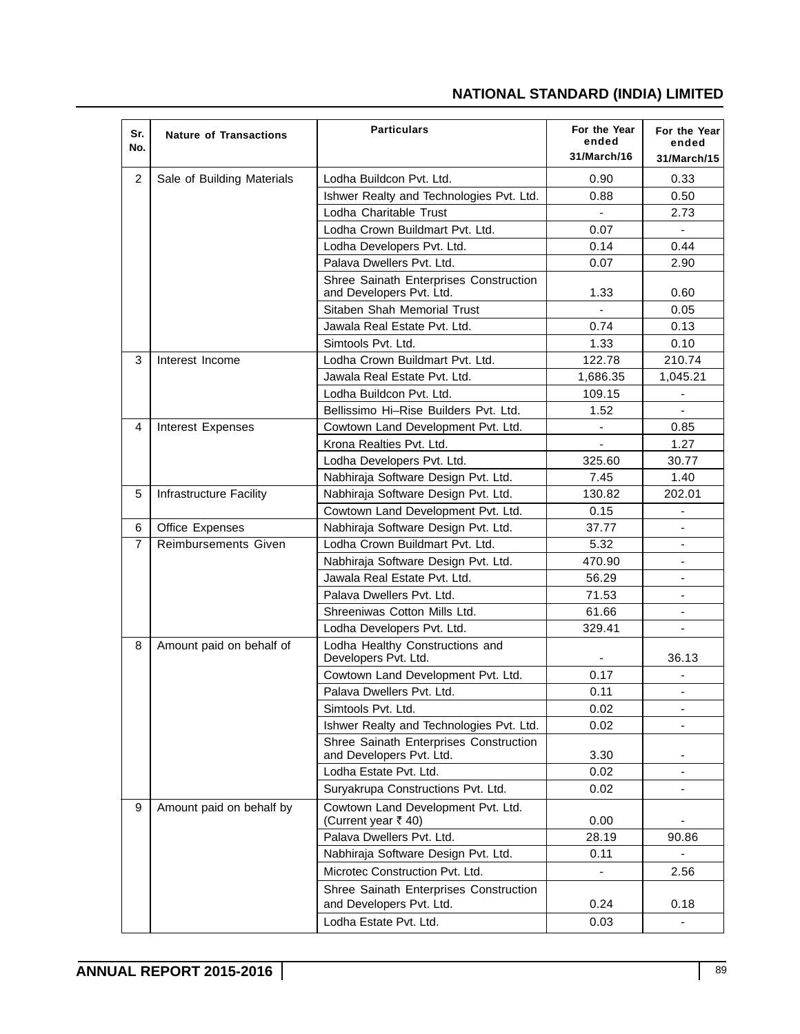| Sr. No. | Nature of Transactions | Particulars | For the Year ended 31/March/16 | For the Year ended 31/March/15 |
|---|---|---|---|---|
| 2 | Sale of Building Materials | Lodha Buildcon Pvt. Ltd. | 0.90 | 0.33 |
| | | Ishwer Realty and Technologies Pvt. Ltd. | 0.88 | 0.50 |
| | | Lodha Charitable Trust | - | 2.73 |
| | | Lodha Crown Buildmart Pvt. Ltd. | 0.07 | - |
| | | Lodha Developers Pvt. Ltd. | 0.14 | 0.44 |
| | | Palava Dwellers Pvt. Ltd. | 0.07 | 2.90 |
| | | Shree Sainath Enterprises Construction and Developers Pvt. Ltd. | 1.33 | 0.60 |
| | | Sitaben Shah Memorial Trust | - | 0.05 |
| | | Jawala Real Estate Pvt. Ltd. | 0.74 | 0.13 |
| | | Simtools Pvt. Ltd. | 1.33 | 0.10 |
| 3 | Interest Income | Lodha Crown Buildmart Pvt. Ltd. | 122.78 | 210.74 |
| | | Jawala Real Estate Pvt. Ltd. | 1,686.35 | 1,045.21 |
| | | Lodha Buildcon Pvt. Ltd. | 109.15 | - |
| | | Bellissimo Hi–Rise Builders Pvt. Ltd. | 1.52 | - |
| 4 | Interest Expenses | Cowtown Land Development Pvt. Ltd. | - | 0.85 |
| | | Krona Realties Pvt. Ltd. | - | 1.27 |
| | | Lodha Developers Pvt. Ltd. | 325.60 | 30.77 |
| | | Nabhiraja Software Design Pvt. Ltd. | 7.45 | 1.40 |
| 5 | Infrastructure Facility | Nabhiraja Software Design Pvt. Ltd. | 130.82 | 202.01 |
| | | Cowtown Land Development Pvt. Ltd. | 0.15 | - |
| 6 | Office Expenses | Nabhiraja Software Design Pvt. Ltd. | 37.77 | - |
| 7 | Reimbursements Given | Lodha Crown Buildmart Pvt. Ltd. | 5.32 | - |
| | | Nabhiraja Software Design Pvt. Ltd. | 470.90 | - |
| | | Jawala Real Estate Pvt. Ltd. | 56.29 | - |
| | | Palava Dwellers Pvt. Ltd. | 71.53 | - |
| | | Shreeniwas Cotton Mills Ltd. | 61.66 | - |
| | | Lodha Developers Pvt. Ltd. | 329.41 | - |
| 8 | Amount paid on behalf of | Lodha Healthy Constructions and Developers Pvt. Ltd. | - | 36.13 |
| | | Cowtown Land Development Pvt. Ltd. | 0.17 | - |
| | | Palava Dwellers Pvt. Ltd. | 0.11 | - |
| | | Simtools Pvt. Ltd. | 0.02 | - |
| | | Ishwer Realty and Technologies Pvt. Ltd. | 0.02 | - |
| | | Shree Sainath Enterprises Construction and Developers Pvt. Ltd. | 3.30 | - |
| | | Lodha Estate Pvt. Ltd. | 0.02 | - |
| | | Suryakrupa Constructions Pvt. Ltd. | 0.02 | - |
| 9 | Amount paid on behalf by | Cowtown Land Development Pvt. Ltd. (Current year ₹ 40) | 0.00 | - |
| | | Palava Dwellers Pvt. Ltd. | 28.19 | 90.86 |
| | | Nabhiraja Software Design Pvt. Ltd. | 0.11 | - |
| | | Microtec Construction Pvt. Ltd. | - | 2.56 |
| | | Shree Sainath Enterprises Construction and Developers Pvt. Ltd. | 0.24 | 0.18 |
| | | Lodha Estate Pvt. Ltd. | 0.03 | - |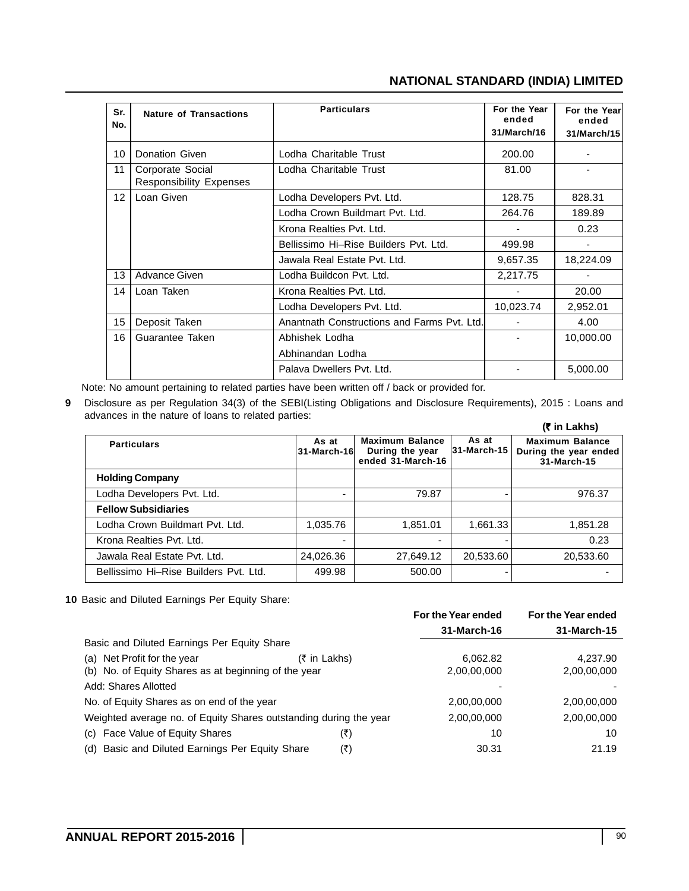| Sr. No. | Nature of Transactions | Particulars | For the Year ended 31/March/16 | For the Year ended 31/March/15 |
|---|---|---|---|---|
| 10 | Donation Given | Lodha Charitable Trust | 200.00 | - |
| 11 | Corporate Social Responsibility Expenses | Lodha Charitable Trust | 81.00 | - |
| 12 | Loan Given | Lodha Developers Pvt. Ltd. | 128.75 | 828.31 |
| | | Lodha Crown Buildmart Pvt. Ltd. | 264.76 | 189.89 |
| | | Krona Realties Pvt. Ltd. | - | 0.23 |
| | | Bellissimo Hi–Rise Builders Pvt. Ltd. | 499.98 | - |
| | | Jawala Real Estate Pvt. Ltd. | 9,657.35 | 18,224.09 |
| 13 | Advance Given | Lodha Buildcon Pvt. Ltd. | 2,217.75 | - |
| 14 | Loan Taken | Krona Realties Pvt. Ltd. | - | 20.00 |
| | | Lodha Developers Pvt. Ltd. | 10,023.74 | 2,952.01 |
| 15 | Deposit Taken | Anantnath Constructions and Farms Pvt. Ltd. | - | 4.00 |
| 16 | Guarantee Taken | Abhishek Lodha<br>Abhinandan Lodha | - | 10,000.00 |
| | | Palava Dwellers Pvt. Ltd. | - | 5,000.00 |

Note: No amount pertaining to related parties have been written off / back or provided for.

**9** Disclosure as per Regulation 34(3) of the SEBI(Listing Obligations and Disclosure Requirements), 2015 : Loans and advances in the nature of loans to related parties:

**(₹ in Lakhs)**

| Particulars | As at 31-March-16 | Maximum Balance During the year ended 31-March-16 | As at 31-March-15 | Maximum Balance During the year ended 31-March-15 |
|---|---|---|---|---|
| **Holding Company** | | | | |
| Lodha Developers Pvt. Ltd. | - | 79.87 | - | 976.37 |
| **Fellow Subsidiaries** | | | | |
| Lodha Crown Buildmart Pvt. Ltd. | 1,035.76 | 1,851.01 | 1,661.33 | 1,851.28 |
| Krona Realties Pvt. Ltd. | - | - | - | 0.23 |
| Jawala Real Estate Pvt. Ltd. | 24,026.36 | 27,649.12 | 20,533.60 | 20,533.60 |
| Bellissimo Hi–Rise Builders Pvt. Ltd. | 499.98 | 500.00 | - | - |

**10** Basic and Diluted Earnings Per Equity Share:

| | | For the Year ended 31-March-16 | For the Year ended 31-March-15 |
|---|---|---|---|
| Basic and Diluted Earnings Per Equity Share | | | |
| (a) Net Profit for the year | (₹ in Lakhs) | 6,062.82 | 4,237.90 |
| (b) No. of Equity Shares as at beginning of the year | | 2,00,00,000 | 2,00,00,000 |
| Add: Shares Allotted | | - | - |
| No. of Equity Shares as on end of the year | | 2,00,00,000 | 2,00,00,000 |
| Weighted average no. of Equity Shares outstanding during the year | | 2,00,00,000 | 2,00,00,000 |
| (c) Face Value of Equity Shares | (₹) | 10 | 10 |
| (d) Basic and Diluted Earnings Per Equity Share | (₹) | 30.31 | 21.19 |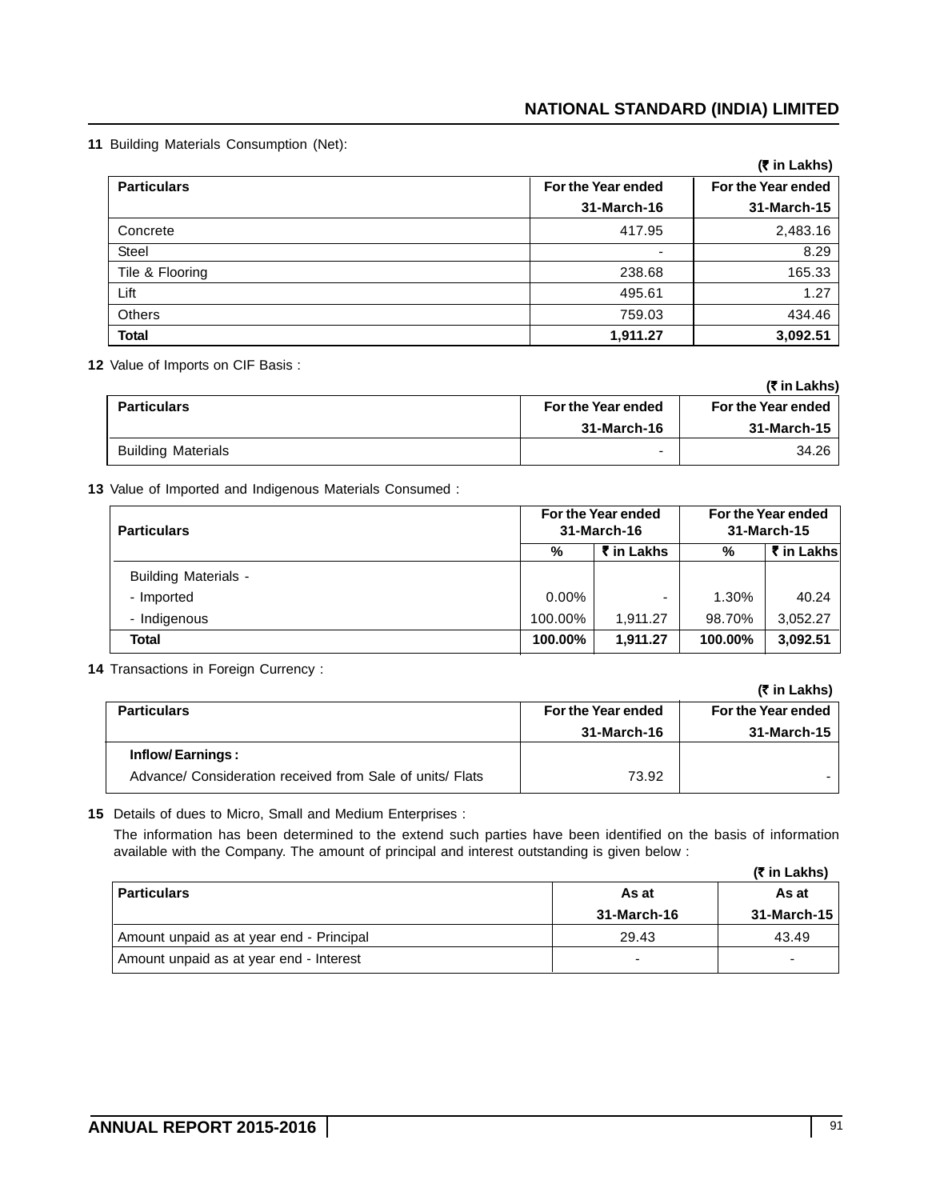**11** Building Materials Consumption (Net):

(₹ in Lakhs)

| Particulars | For the Year ended 31-March-16 | For the Year ended 31-March-15 |
|---|---|---|
| Concrete | 417.95 | 2,483.16 |
| Steel | - | 8.29 |
| Tile & Flooring | 238.68 | 165.33 |
| Lift | 495.61 | 1.27 |
| Others | 759.03 | 434.46 |
| **Total** | **1,911.27** | **3,092.51** |

**12** Value of Imports on CIF Basis :

(₹ in Lakhs)

| Particulars | For the Year ended 31-March-16 | For the Year ended 31-March-15 |
|---|---|---|
| Building Materials | - | 34.26 |

**13** Value of Imported and Indigenous Materials Consumed :

| Particulars | For the Year ended 31-March-16 | | For the Year ended 31-March-15 | |
|---|---|---|---|---|
| | % | ₹ in Lakhs | % | ₹ in Lakhs |
| Building Materials - | | | | |
| - Imported | 0.00% | - | 1.30% | 40.24 |
| - Indigenous | 100.00% | 1,911.27 | 98.70% | 3,052.27 |
| **Total** | **100.00%** | **1,911.27** | **100.00%** | **3,092.51** |

**14** Transactions in Foreign Currency :

(₹ in Lakhs)

| Particulars | For the Year ended 31-March-16 | For the Year ended 31-March-15 |
|---|---|---|
| **Inflow/ Earnings :** | | |
| Advance/ Consideration received from Sale of units/ Flats | 73.92 | - |

**15** Details of dues to Micro, Small and Medium Enterprises :

The information has been determined to the extend such parties have been identified on the basis of information available with the Company. The amount of principal and interest outstanding is given below :

(₹ in Lakhs)

| Particulars | As at 31-March-16 | As at 31-March-15 |
|---|---|---|
| Amount unpaid as at year end - Principal | 29.43 | 43.49 |
| Amount unpaid as at year end - Interest | - | - |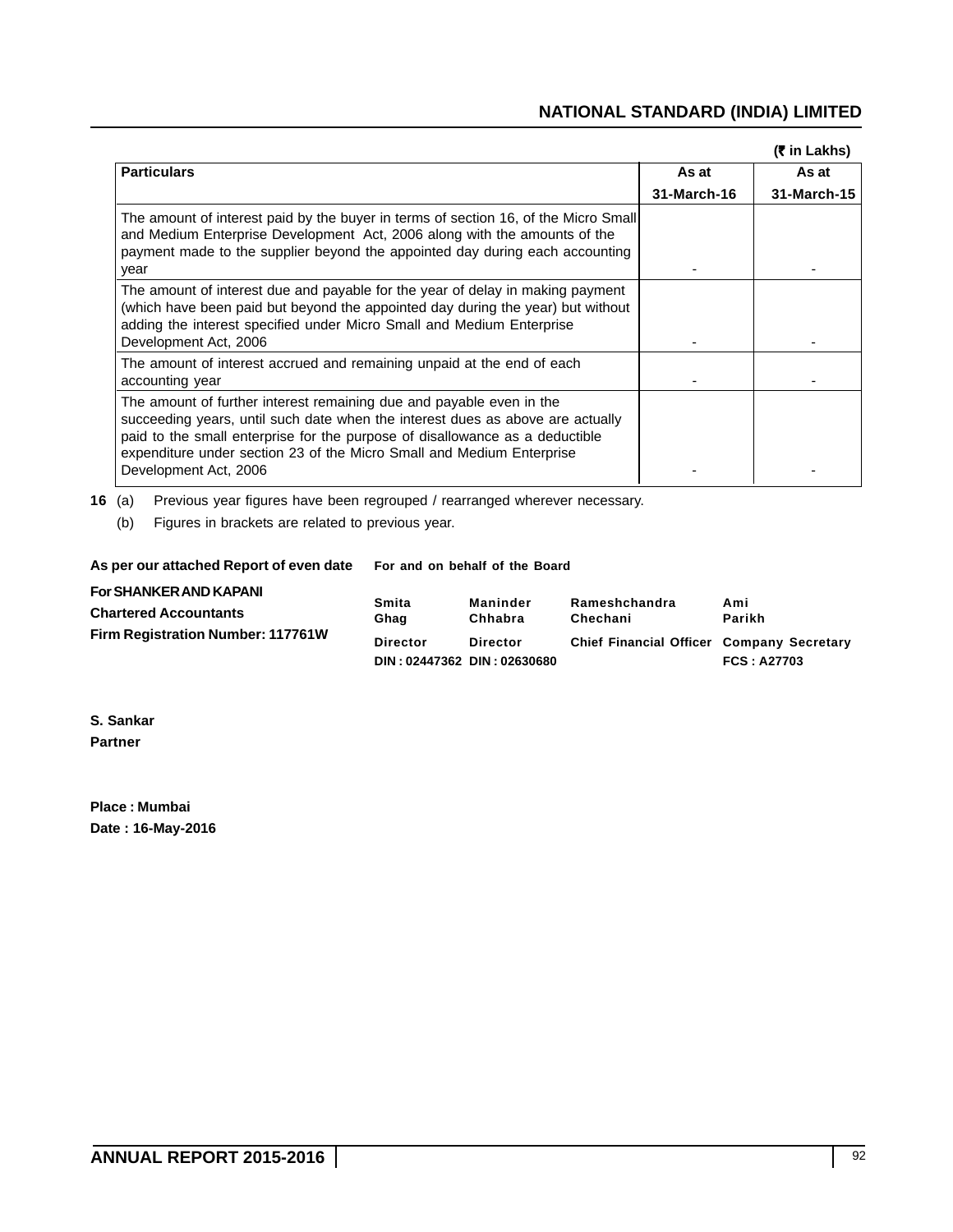(₹ in Lakhs)

| Particulars | As at 31-March-16 | As at 31-March-15 |
|---|---|---|
| The amount of interest paid by the buyer in terms of section 16, of the Micro Small and Medium Enterprise Development Act, 2006 along with the amounts of the payment made to the supplier beyond the appointed day during each accounting year | - | - |
| The amount of interest due and payable for the year of delay in making payment (which have been paid but beyond the appointed day during the year) but without adding the interest specified under Micro Small and Medium Enterprise Development Act, 2006 | - | - |
| The amount of interest accrued and remaining unpaid at the end of each accounting year | - | - |
| The amount of further interest remaining due and payable even in the succeeding years, until such date when the interest dues as above are actually paid to the small enterprise for the purpose of disallowance as a deductible expenditure under section 23 of the Micro Small and Medium Enterprise Development Act, 2006 | - | - |

**16** (a) Previous year figures have been regrouped / rearranged wherever necessary.

(b) Figures in brackets are related to previous year.

**As per our attached Report of even date**

**For SHANKER AND KAPANI**
**Chartered Accountants**
**Firm Registration Number: 117761W**

**S. Sankar**
**Partner**

**Place : Mumbai**
**Date : 16-May-2016**

**For and on behalf of the Board**

| Smita Ghag | Maninder Chhabra | Rameshchandra Chechani | Ami Parikh |
|---|---|---|---|
| Director | Director | Chief Financial Officer | Company Secretary |
| DIN : 02447362 | DIN : 02630680 | | FCS : A27703 |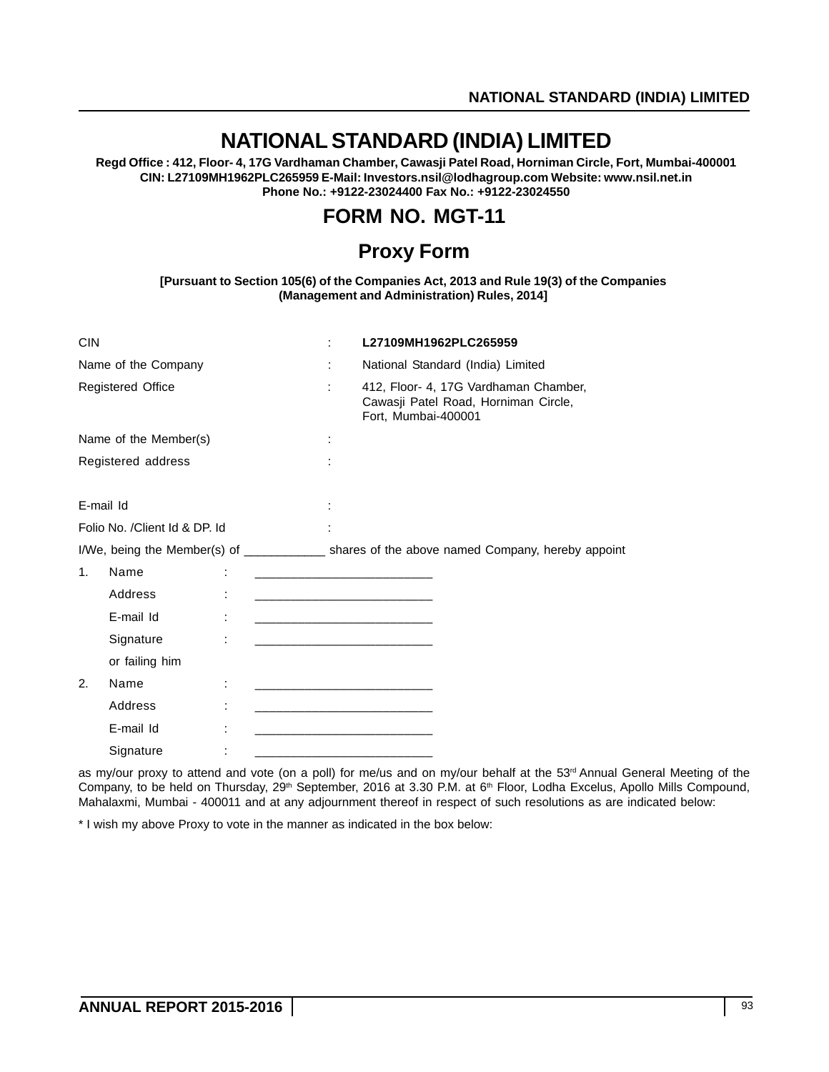# NATIONAL STANDARD (INDIA) LIMITED

**Regd Office : 412, Floor- 4, 17G Vardhaman Chamber, Cawasji Patel Road, Horniman Circle, Fort, Mumbai-400001**
**CIN: L27109MH1962PLC265959 E-Mail: Investors.nsil@lodhagroup.com Website: www.nsil.net.in**
**Phone No.: +9122-23024400 Fax No.: +9122-23024550**

## FORM NO. MGT-11

## Proxy Form

**[Pursuant to Section 105(6) of the Companies Act, 2013 and Rule 19(3) of the Companies (Management and Administration) Rules, 2014]**

| | | |
|---|---|---|
| CIN | : | **L27109MH1962PLC265959** |
| Name of the Company | : | National Standard (India) Limited |
| Registered Office | : | 412, Floor- 4, 17G Vardhaman Chamber, Cawasji Patel Road, Horniman Circle, Fort, Mumbai-400001 |
| Name of the Member(s) | : | |
| Registered address | : | |
| E-mail Id | : | |
| Folio No. /Client Id & DP. Id | : | |

I/We, being the Member(s) of ____________ shares of the above named Company, hereby appoint

1. Name : __________________________
   Address : __________________________
   E-mail Id : __________________________
   Signature : __________________________
   or failing him
2. Name : __________________________
   Address : __________________________
   E-mail Id : __________________________
   Signature : __________________________

as my/our proxy to attend and vote (on a poll) for me/us and on my/our behalf at the 53rd Annual General Meeting of the Company, to be held on Thursday, 29th September, 2016 at 3.30 P.M. at 6th Floor, Lodha Excelus, Apollo Mills Compound, Mahalaxmi, Mumbai - 400011 and at any adjournment thereof in respect of such resolutions as are indicated below:

* I wish my above Proxy to vote in the manner as indicated in the box below: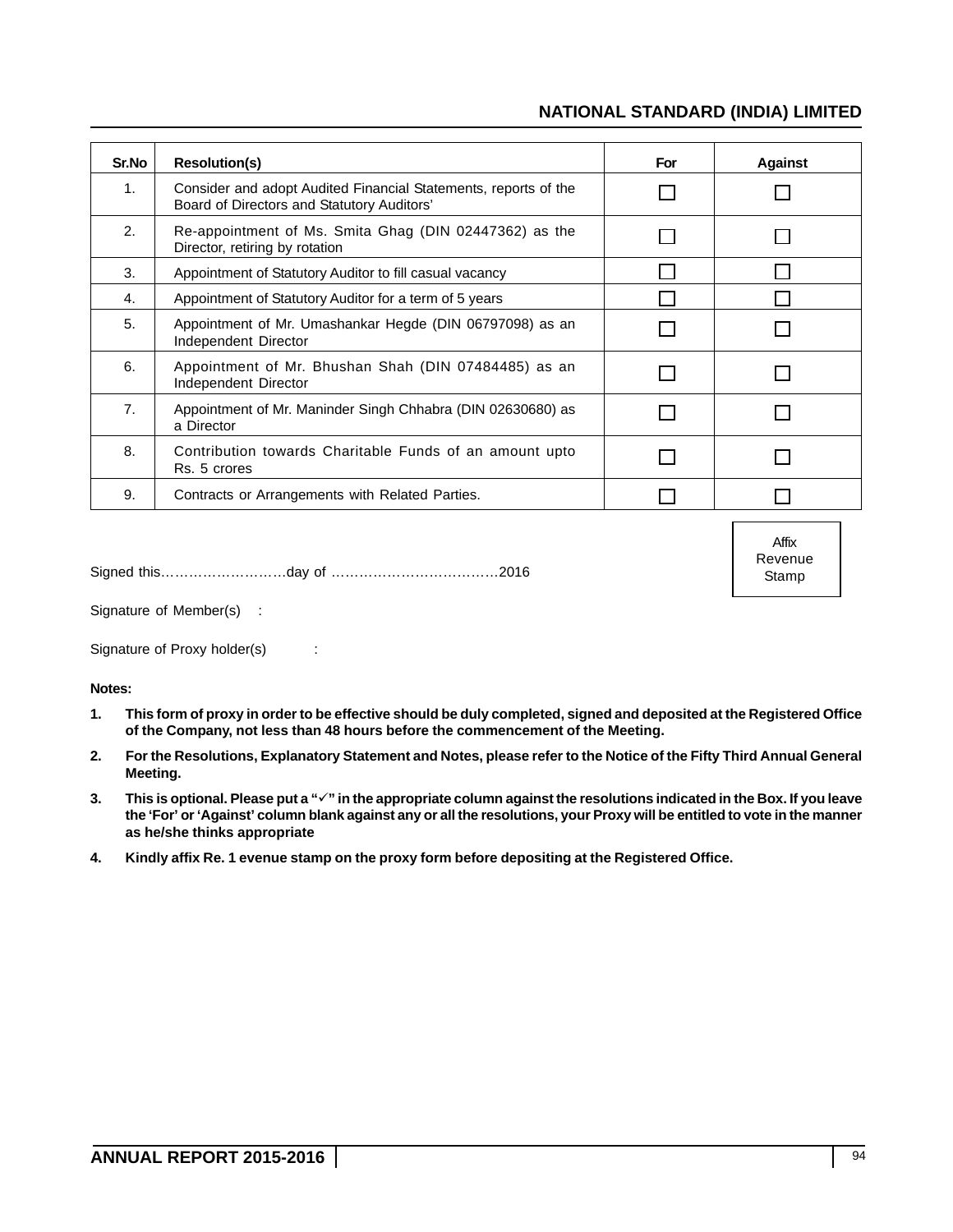| Sr.No | Resolution(s) | For | Against |
|---|---|---|---|
| 1. | Consider and adopt Audited Financial Statements, reports of the Board of Directors and Statutory Auditors' | ☐ | ☐ |
| 2. | Re-appointment of Ms. Smita Ghag (DIN 02447362) as the Director, retiring by rotation | ☐ | ☐ |
| 3. | Appointment of Statutory Auditor to fill casual vacancy | ☐ | ☐ |
| 4. | Appointment of Statutory Auditor for a term of 5 years | ☐ | ☐ |
| 5. | Appointment of Mr. Umashankar Hegde (DIN 06797098) as an Independent Director | ☐ | ☐ |
| 6. | Appointment of Mr. Bhushan Shah (DIN 07484485) as an Independent Director | ☐ | ☐ |
| 7. | Appointment of Mr. Maninder Singh Chhabra (DIN 02630680) as a Director | ☐ | ☐ |
| 8. | Contribution towards Charitable Funds of an amount upto Rs. 5 crores | ☐ | ☐ |
| 9. | Contracts or Arrangements with Related Parties. | ☐ | ☐ |

Signed this………………………day of ………………………………2016

Affix Revenue Stamp

Signature of Member(s) :

Signature of Proxy holder(s) :

**Notes:**

1. **This form of proxy in order to be effective should be duly completed, signed and deposited at the Registered Office of the Company, not less than 48 hours before the commencement of the Meeting.**
2. **For the Resolutions, Explanatory Statement and Notes, please refer to the Notice of the Fifty Third Annual General Meeting.**
3. **This is optional. Please put a "✓" in the appropriate column against the resolutions indicated in the Box. If you leave the 'For' or 'Against' column blank against any or all the resolutions, your Proxy will be entitled to vote in the manner as he/she thinks appropriate**
4. **Kindly affix Re. 1 evenue stamp on the proxy form before depositing at the Registered Office.**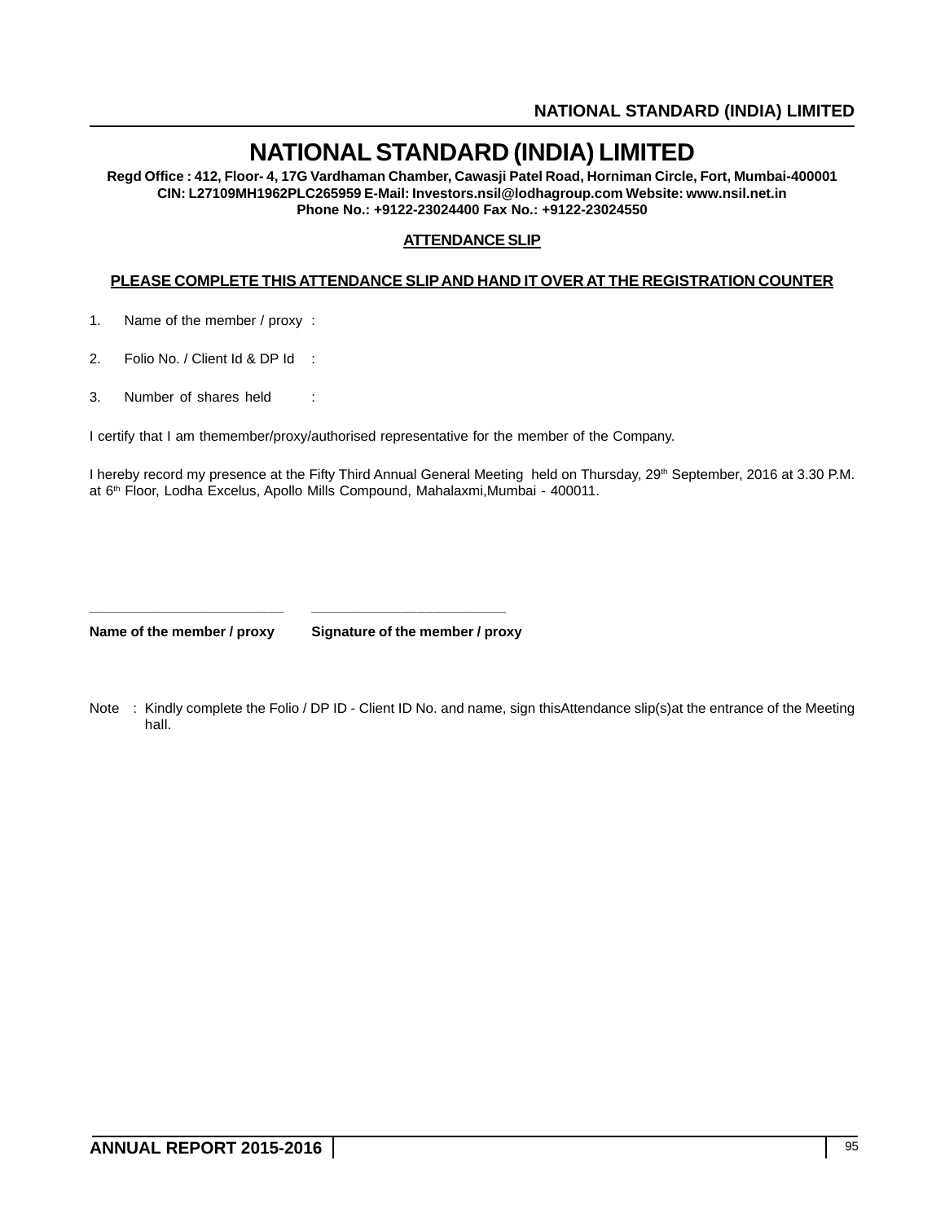# NATIONAL STANDARD (INDIA) LIMITED

**Regd Office : 412, Floor- 4, 17G Vardhaman Chamber, Cawasji Patel Road, Horniman Circle, Fort, Mumbai-400001**
**CIN: L27109MH1962PLC265959 E-Mail: Investors.nsil@lodhagroup.com Website: www.nsil.net.in**
**Phone No.: +9122-23024400 Fax No.: +9122-23024550**

## ATTENDANCE SLIP

**PLEASE COMPLETE THIS ATTENDANCE SLIP AND HAND IT OVER AT THE REGISTRATION COUNTER**

1. Name of the member / proxy :
2. Folio No. / Client Id & DP Id :
3. Number of shares held :

I certify that I am themember/proxy/authorised representative for the member of the Company.

I hereby record my presence at the Fifty Third Annual General Meeting held on Thursday, 29th September, 2016 at 3.30 P.M. at 6th Floor, Lodha Excelus, Apollo Mills Compound, Mahalaxmi,Mumbai - 400011.

\_\_\_\_\_\_\_\_\_\_\_\_\_\_\_\_\_\_\_\_\_\_\_\_ &nbsp;&nbsp;&nbsp;&nbsp; \_\_\_\_\_\_\_\_\_\_\_\_\_\_\_\_\_\_\_\_\_\_\_\_

**Name of the member / proxy** &nbsp;&nbsp;&nbsp;&nbsp; **Signature of the member / proxy**

Note : Kindly complete the Folio / DP ID - Client ID No. and name, sign thisAttendance slip(s)at the entrance of the Meeting hall.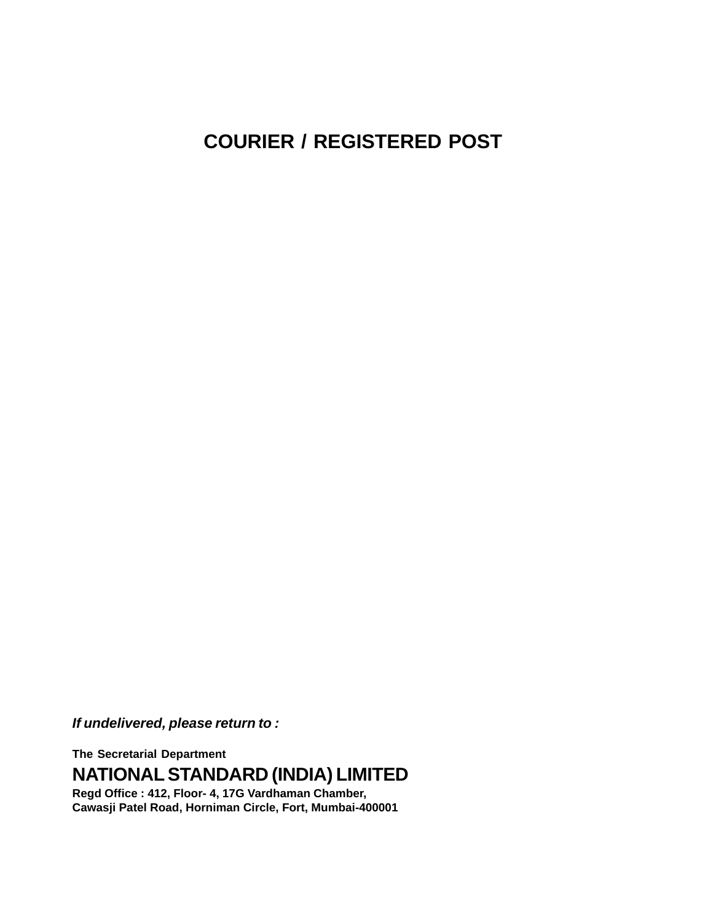# COURIER / REGISTERED POST

***If undelivered, please return to :***

**The Secretarial Department**

**NATIONAL STANDARD (INDIA) LIMITED**

**Regd Office : 412, Floor- 4, 17G Vardhaman Chamber,**
**Cawasji Patel Road, Horniman Circle, Fort, Mumbai-400001**